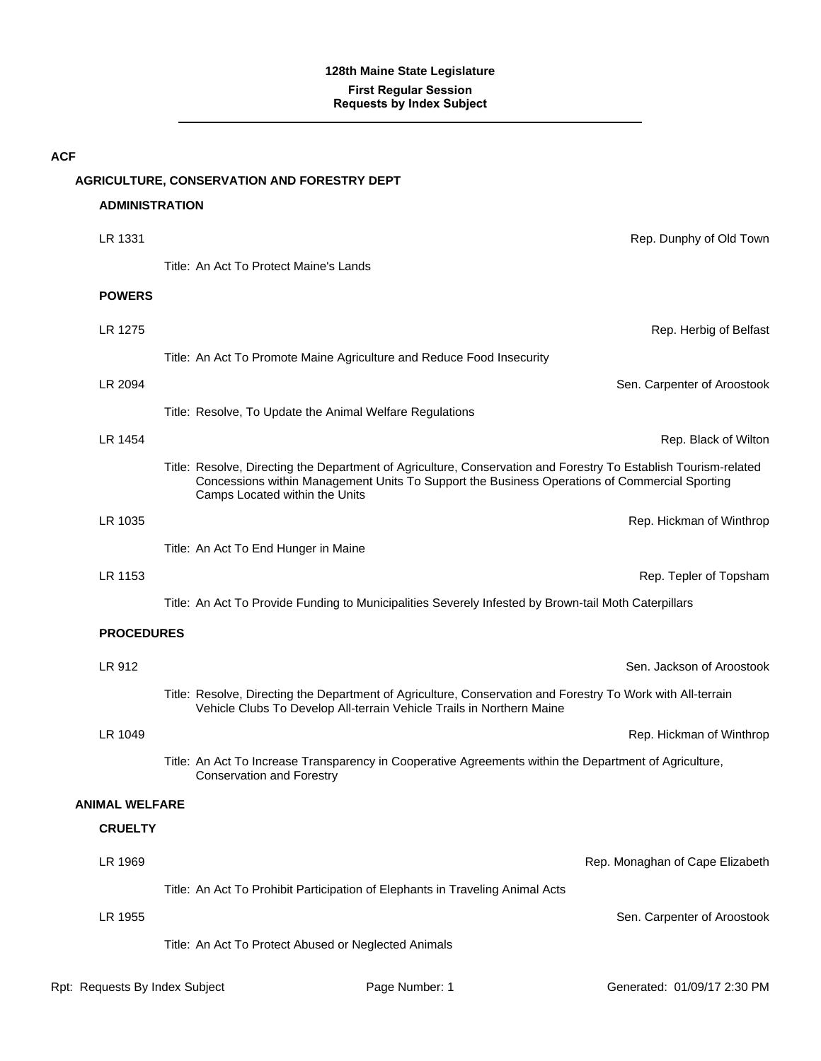# 128th Maine State Legislature

## First Regular Session
## Requests by Index Subject

---

**ACF**

**AGRICULTURE, CONSERVATION AND FORESTRY DEPT**

**ADMINISTRATION**

LR 1331 — Rep. Dunphy of Old Town

Title: An Act To Protect Maine's Lands

**POWERS**

LR 1275 — Rep. Herbig of Belfast

Title: An Act To Promote Maine Agriculture and Reduce Food Insecurity

LR 2094 — Sen. Carpenter of Aroostook

Title: Resolve, To Update the Animal Welfare Regulations

LR 1454 — Rep. Black of Wilton

Title: Resolve, Directing the Department of Agriculture, Conservation and Forestry To Establish Tourism-related Concessions within Management Units To Support the Business Operations of Commercial Sporting Camps Located within the Units

LR 1035 — Rep. Hickman of Winthrop

Title: An Act To End Hunger in Maine

LR 1153 — Rep. Tepler of Topsham

Title: An Act To Provide Funding to Municipalities Severely Infested by Brown-tail Moth Caterpillars

**PROCEDURES**

LR 912 — Sen. Jackson of Aroostook

Title: Resolve, Directing the Department of Agriculture, Conservation and Forestry To Work with All-terrain Vehicle Clubs To Develop All-terrain Vehicle Trails in Northern Maine

LR 1049 — Rep. Hickman of Winthrop

Title: An Act To Increase Transparency in Cooperative Agreements within the Department of Agriculture, Conservation and Forestry

**ANIMAL WELFARE**

**CRUELTY**

LR 1969 — Rep. Monaghan of Cape Elizabeth

Title: An Act To Prohibit Participation of Elephants in Traveling Animal Acts

LR 1955 — Sen. Carpenter of Aroostook

Title: An Act To Protect Abused or Neglected Animals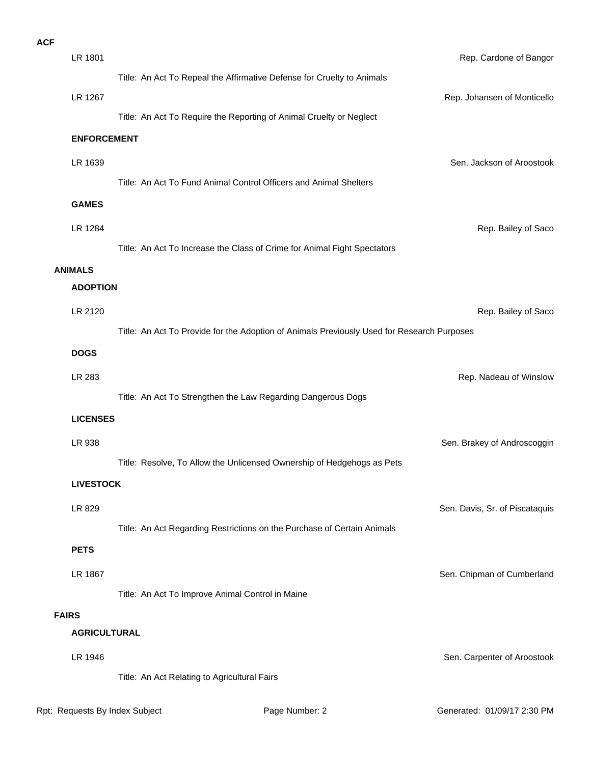**ACF**

LR 1801 — Rep. Cardone of Bangor

Title: An Act To Repeal the Affirmative Defense for Cruelty to Animals

LR 1267 — Rep. Johansen of Monticello

Title: An Act To Require the Reporting of Animal Cruelty or Neglect

**ENFORCEMENT**

LR 1639 — Sen. Jackson of Aroostook

Title: An Act To Fund Animal Control Officers and Animal Shelters

**GAMES**

LR 1284 — Rep. Bailey of Saco

Title: An Act To Increase the Class of Crime for Animal Fight Spectators

## ANIMALS

**ADOPTION**

LR 2120 — Rep. Bailey of Saco

Title: An Act To Provide for the Adoption of Animals Previously Used for Research Purposes

**DOGS**

LR 283 — Rep. Nadeau of Winslow

Title: An Act To Strengthen the Law Regarding Dangerous Dogs

**LICENSES**

LR 938 — Sen. Brakey of Androscoggin

Title: Resolve, To Allow the Unlicensed Ownership of Hedgehogs as Pets

**LIVESTOCK**

LR 829 — Sen. Davis, Sr. of Piscataquis

Title: An Act Regarding Restrictions on the Purchase of Certain Animals

**PETS**

LR 1867 — Sen. Chipman of Cumberland

Title: An Act To Improve Animal Control in Maine

## FAIRS

**AGRICULTURAL**

LR 1946 — Sen. Carpenter of Aroostook

Title: An Act Relating to Agricultural Fairs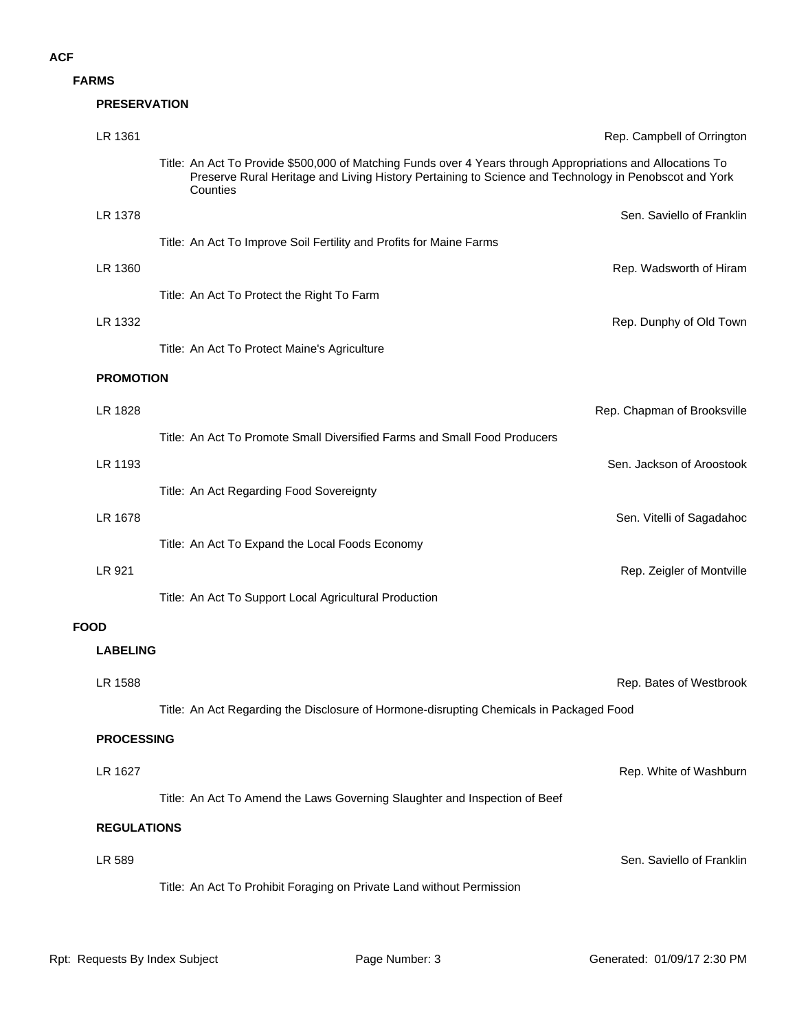# ACF

## FARMS

### PRESERVATION

LR 1361 — Rep. Campbell of Orrington

Title: An Act To Provide $500,000 of Matching Funds over 4 Years through Appropriations and Allocations To Preserve Rural Heritage and Living History Pertaining to Science and Technology in Penobscot and York Counties

LR 1378 — Sen. Saviello of Franklin

Title: An Act To Improve Soil Fertility and Profits for Maine Farms

LR 1360 — Rep. Wadsworth of Hiram

Title: An Act To Protect the Right To Farm

LR 1332 — Rep. Dunphy of Old Town

Title: An Act To Protect Maine's Agriculture

### PROMOTION

LR 1828 — Rep. Chapman of Brooksville

Title: An Act To Promote Small Diversified Farms and Small Food Producers

LR 1193 — Sen. Jackson of Aroostook

Title: An Act Regarding Food Sovereignty

LR 1678 — Sen. Vitelli of Sagadahoc

Title: An Act To Expand the Local Foods Economy

LR 921 — Rep. Zeigler of Montville

Title: An Act To Support Local Agricultural Production

## FOOD

### LABELING

LR 1588 — Rep. Bates of Westbrook

Title: An Act Regarding the Disclosure of Hormone-disrupting Chemicals in Packaged Food

### PROCESSING

LR 1627 — Rep. White of Washburn

Title: An Act To Amend the Laws Governing Slaughter and Inspection of Beef

### REGULATIONS

LR 589 — Sen. Saviello of Franklin

Title: An Act To Prohibit Foraging on Private Land without Permission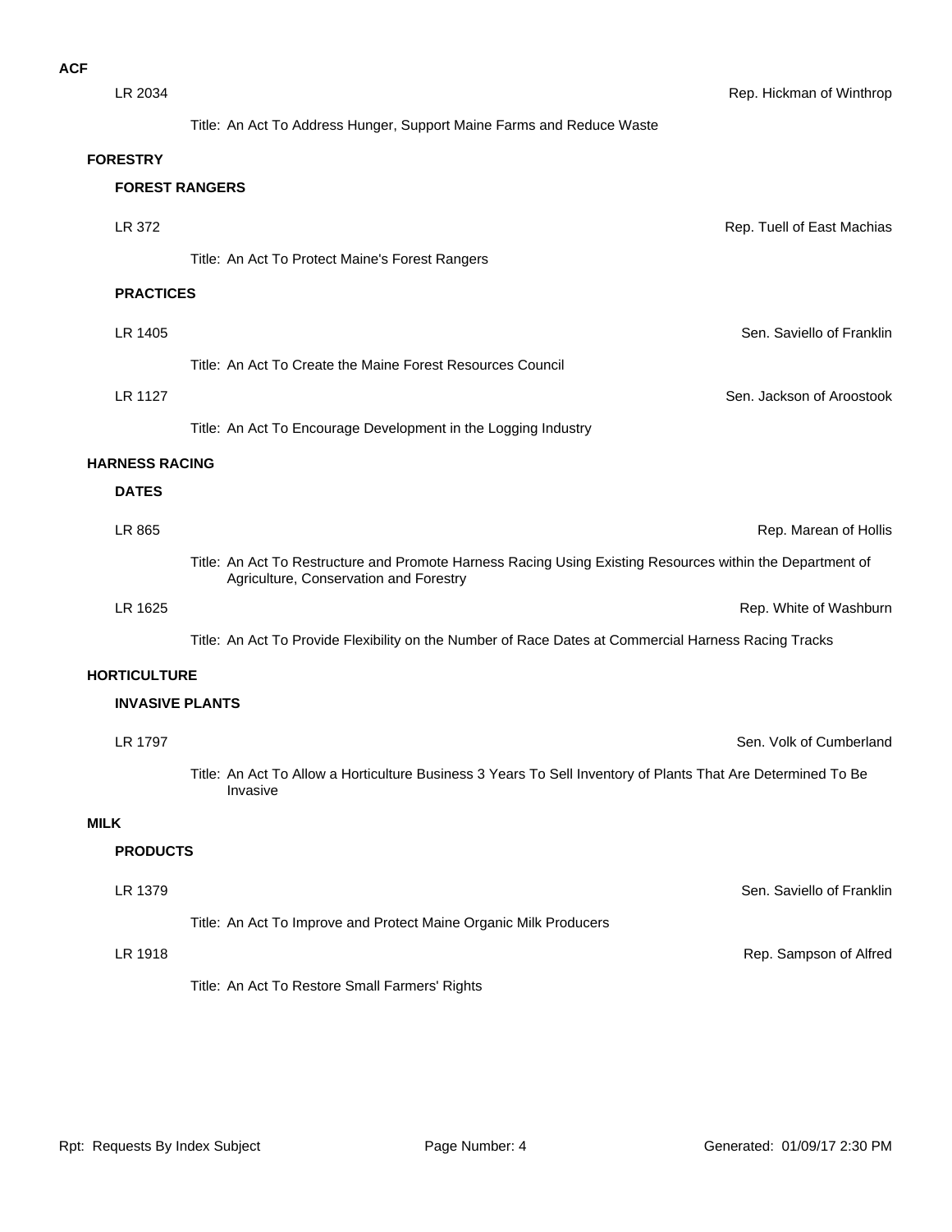**ACF**

LR 2034 — Rep. Hickman of Winthrop

Title: An Act To Address Hunger, Support Maine Farms and Reduce Waste

## FORESTRY

### FOREST RANGERS

LR 372 — Rep. Tuell of East Machias

Title: An Act To Protect Maine's Forest Rangers

### PRACTICES

LR 1405 — Sen. Saviello of Franklin

Title: An Act To Create the Maine Forest Resources Council

LR 1127 — Sen. Jackson of Aroostook

Title: An Act To Encourage Development in the Logging Industry

## HARNESS RACING

### DATES

LR 865 — Rep. Marean of Hollis

Title: An Act To Restructure and Promote Harness Racing Using Existing Resources within the Department of Agriculture, Conservation and Forestry

LR 1625 — Rep. White of Washburn

Title: An Act To Provide Flexibility on the Number of Race Dates at Commercial Harness Racing Tracks

## HORTICULTURE

### INVASIVE PLANTS

LR 1797 — Sen. Volk of Cumberland

Title: An Act To Allow a Horticulture Business 3 Years To Sell Inventory of Plants That Are Determined To Be Invasive

## MILK

### PRODUCTS

LR 1379 — Sen. Saviello of Franklin

Title: An Act To Improve and Protect Maine Organic Milk Producers

LR 1918 — Rep. Sampson of Alfred

Title: An Act To Restore Small Farmers' Rights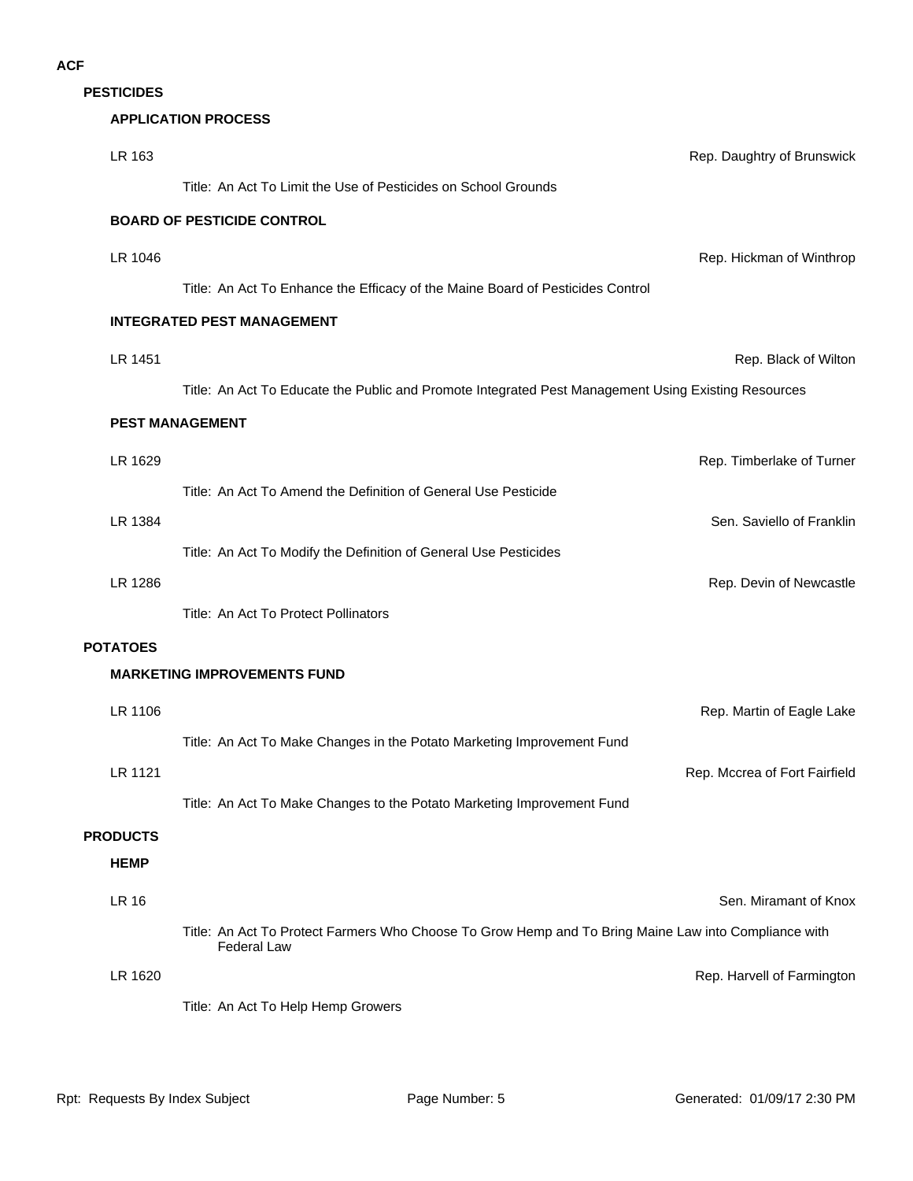# ACF

## PESTICIDES

### APPLICATION PROCESS

LR 163 — Rep. Daughtry of Brunswick

Title: An Act To Limit the Use of Pesticides on School Grounds

### BOARD OF PESTICIDE CONTROL

LR 1046 — Rep. Hickman of Winthrop

Title: An Act To Enhance the Efficacy of the Maine Board of Pesticides Control

### INTEGRATED PEST MANAGEMENT

LR 1451 — Rep. Black of Wilton

Title: An Act To Educate the Public and Promote Integrated Pest Management Using Existing Resources

### PEST MANAGEMENT

LR 1629 — Rep. Timberlake of Turner

Title: An Act To Amend the Definition of General Use Pesticide

LR 1384 — Sen. Saviello of Franklin

Title: An Act To Modify the Definition of General Use Pesticides

LR 1286 — Rep. Devin of Newcastle

Title: An Act To Protect Pollinators

## POTATOES

### MARKETING IMPROVEMENTS FUND

LR 1106 — Rep. Martin of Eagle Lake

Title: An Act To Make Changes in the Potato Marketing Improvement Fund

LR 1121 — Rep. Mccrea of Fort Fairfield

Title: An Act To Make Changes to the Potato Marketing Improvement Fund

## PRODUCTS

### HEMP

LR 16 — Sen. Miramant of Knox

Title: An Act To Protect Farmers Who Choose To Grow Hemp and To Bring Maine Law into Compliance with Federal Law

LR 1620 — Rep. Harvell of Farmington

Title: An Act To Help Hemp Growers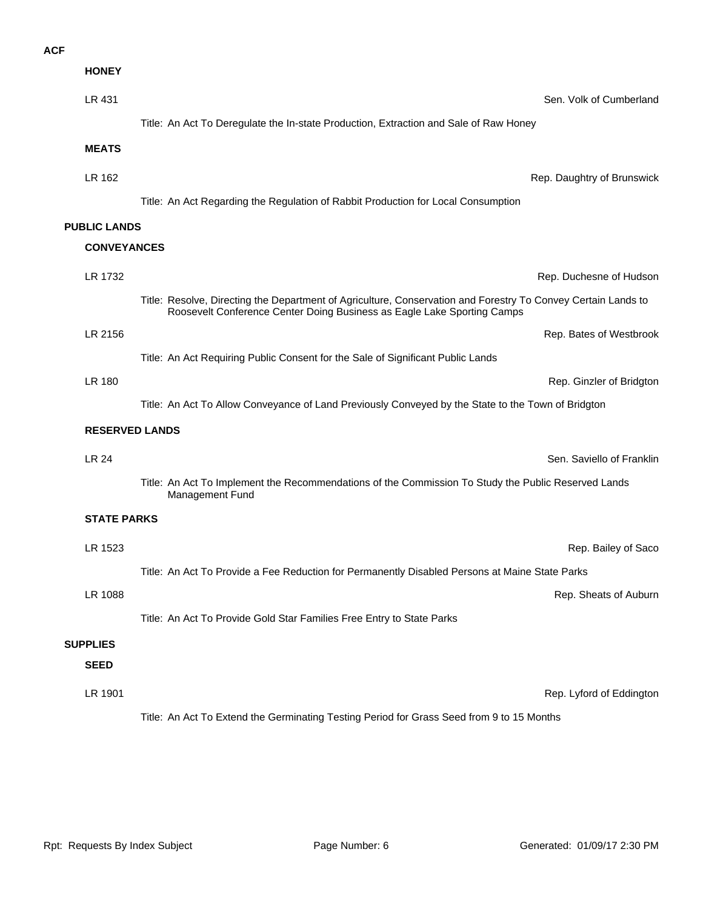**ACF**

**HONEY**

LR 431 — Sen. Volk of Cumberland

Title: An Act To Deregulate the In-state Production, Extraction and Sale of Raw Honey

**MEATS**

LR 162 — Rep. Daughtry of Brunswick

Title: An Act Regarding the Regulation of Rabbit Production for Local Consumption

**PUBLIC LANDS**

**CONVEYANCES**

LR 1732 — Rep. Duchesne of Hudson

Title: Resolve, Directing the Department of Agriculture, Conservation and Forestry To Convey Certain Lands to Roosevelt Conference Center Doing Business as Eagle Lake Sporting Camps

LR 2156 — Rep. Bates of Westbrook

Title: An Act Requiring Public Consent for the Sale of Significant Public Lands

LR 180 — Rep. Ginzler of Bridgton

Title: An Act To Allow Conveyance of Land Previously Conveyed by the State to the Town of Bridgton

**RESERVED LANDS**

LR 24 — Sen. Saviello of Franklin

Title: An Act To Implement the Recommendations of the Commission To Study the Public Reserved Lands Management Fund

**STATE PARKS**

LR 1523 — Rep. Bailey of Saco

Title: An Act To Provide a Fee Reduction for Permanently Disabled Persons at Maine State Parks

LR 1088 — Rep. Sheats of Auburn

Title: An Act To Provide Gold Star Families Free Entry to State Parks

**SUPPLIES**

**SEED**

LR 1901 — Rep. Lyford of Eddington

Title: An Act To Extend the Germinating Testing Period for Grass Seed from 9 to 15 Months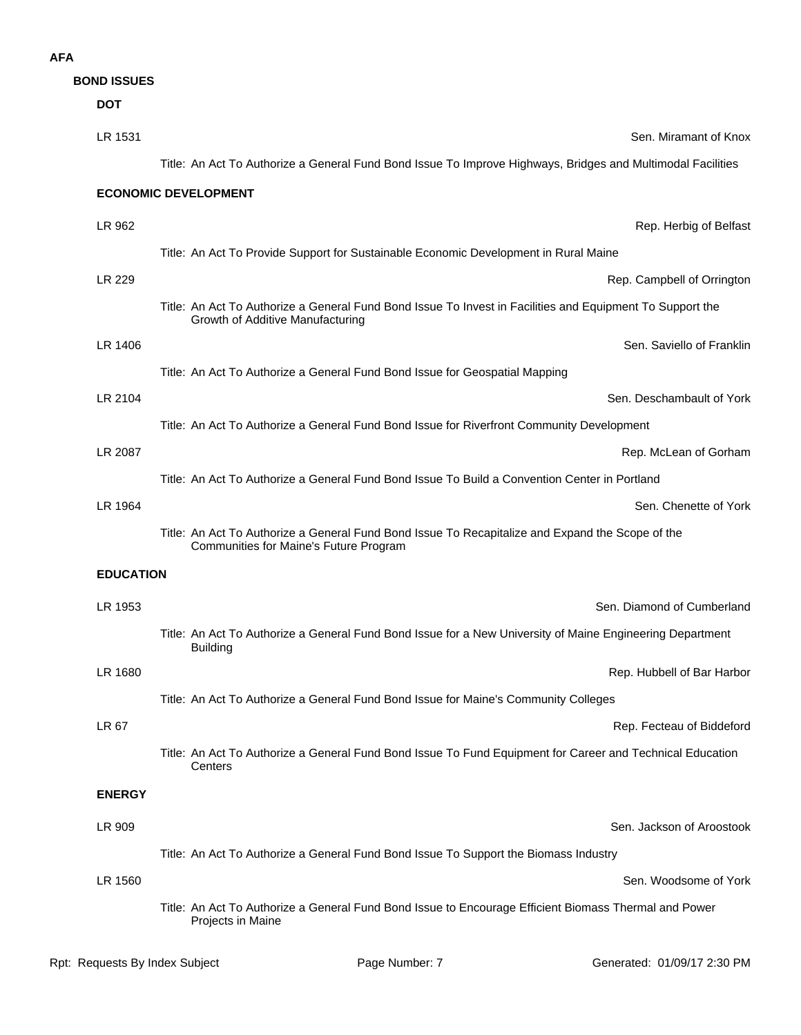# AFA

## BOND ISSUES

### DOT

LR 1531 — Sen. Miramant of Knox

Title: An Act To Authorize a General Fund Bond Issue To Improve Highways, Bridges and Multimodal Facilities

### ECONOMIC DEVELOPMENT

LR 962 — Rep. Herbig of Belfast

Title: An Act To Provide Support for Sustainable Economic Development in Rural Maine

LR 229 — Rep. Campbell of Orrington

Title: An Act To Authorize a General Fund Bond Issue To Invest in Facilities and Equipment To Support the Growth of Additive Manufacturing

LR 1406 — Sen. Saviello of Franklin

Title: An Act To Authorize a General Fund Bond Issue for Geospatial Mapping

LR 2104 — Sen. Deschambault of York

Title: An Act To Authorize a General Fund Bond Issue for Riverfront Community Development

LR 2087 — Rep. McLean of Gorham

Title: An Act To Authorize a General Fund Bond Issue To Build a Convention Center in Portland

LR 1964 — Sen. Chenette of York

Title: An Act To Authorize a General Fund Bond Issue To Recapitalize and Expand the Scope of the Communities for Maine's Future Program

### EDUCATION

LR 1953 — Sen. Diamond of Cumberland

Title: An Act To Authorize a General Fund Bond Issue for a New University of Maine Engineering Department Building

LR 1680 — Rep. Hubbell of Bar Harbor

Title: An Act To Authorize a General Fund Bond Issue for Maine's Community Colleges

LR 67 — Rep. Fecteau of Biddeford

Title: An Act To Authorize a General Fund Bond Issue To Fund Equipment for Career and Technical Education Centers

### ENERGY

LR 909 — Sen. Jackson of Aroostook

Title: An Act To Authorize a General Fund Bond Issue To Support the Biomass Industry

LR 1560 — Sen. Woodsome of York

Title: An Act To Authorize a General Fund Bond Issue to Encourage Efficient Biomass Thermal and Power Projects in Maine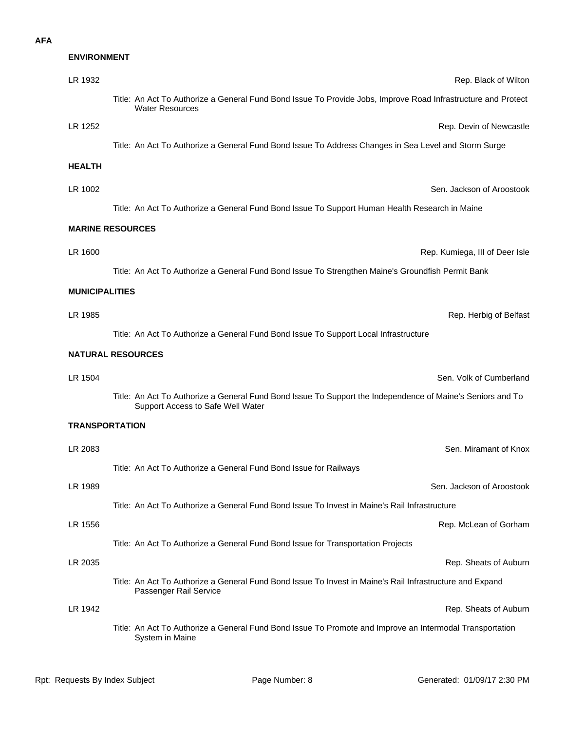**AFA**

## ENVIRONMENT

LR 1932 — Rep. Black of Wilton

Title: An Act To Authorize a General Fund Bond Issue To Provide Jobs, Improve Road Infrastructure and Protect Water Resources

LR 1252 — Rep. Devin of Newcastle

Title: An Act To Authorize a General Fund Bond Issue To Address Changes in Sea Level and Storm Surge

## HEALTH

LR 1002 — Sen. Jackson of Aroostook

Title: An Act To Authorize a General Fund Bond Issue To Support Human Health Research in Maine

## MARINE RESOURCES

LR 1600 — Rep. Kumiega, III of Deer Isle

Title: An Act To Authorize a General Fund Bond Issue To Strengthen Maine's Groundfish Permit Bank

## MUNICIPALITIES

LR 1985 — Rep. Herbig of Belfast

Title: An Act To Authorize a General Fund Bond Issue To Support Local Infrastructure

## NATURAL RESOURCES

LR 1504 — Sen. Volk of Cumberland

Title: An Act To Authorize a General Fund Bond Issue To Support the Independence of Maine's Seniors and To Support Access to Safe Well Water

## TRANSPORTATION

LR 2083 — Sen. Miramant of Knox

Title: An Act To Authorize a General Fund Bond Issue for Railways

LR 1989 — Sen. Jackson of Aroostook

Title: An Act To Authorize a General Fund Bond Issue To Invest in Maine's Rail Infrastructure

LR 1556 — Rep. McLean of Gorham

Title: An Act To Authorize a General Fund Bond Issue for Transportation Projects

LR 2035 — Rep. Sheats of Auburn

Title: An Act To Authorize a General Fund Bond Issue To Invest in Maine's Rail Infrastructure and Expand Passenger Rail Service

LR 1942 — Rep. Sheats of Auburn

Title: An Act To Authorize a General Fund Bond Issue To Promote and Improve an Intermodal Transportation System in Maine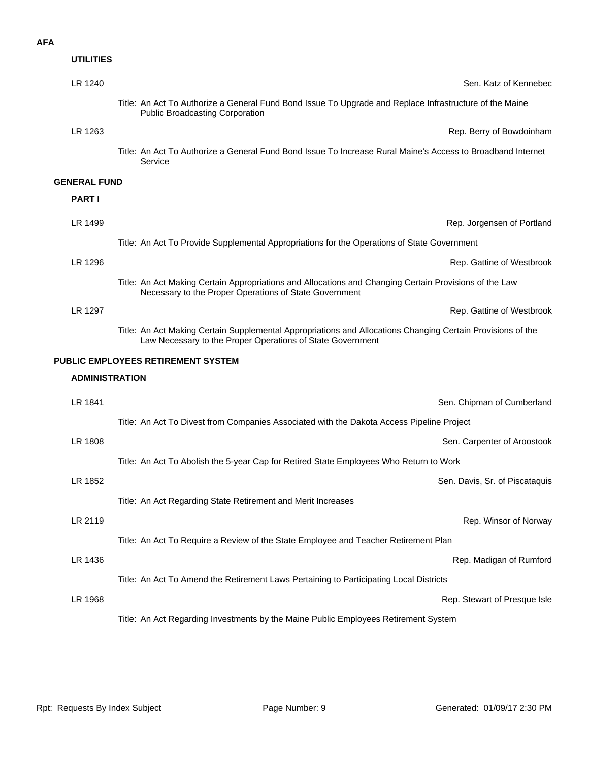## AFA

### UTILITIES

LR 1240 — Sen. Katz of Kennebec

Title: An Act To Authorize a General Fund Bond Issue To Upgrade and Replace Infrastructure of the Maine Public Broadcasting Corporation

LR 1263 — Rep. Berry of Bowdoinham

Title: An Act To Authorize a General Fund Bond Issue To Increase Rural Maine's Access to Broadband Internet Service

## GENERAL FUND

### PART I

LR 1499 — Rep. Jorgensen of Portland

Title: An Act To Provide Supplemental Appropriations for the Operations of State Government

LR 1296 — Rep. Gattine of Westbrook

Title: An Act Making Certain Appropriations and Allocations and Changing Certain Provisions of the Law Necessary to the Proper Operations of State Government

LR 1297 — Rep. Gattine of Westbrook

Title: An Act Making Certain Supplemental Appropriations and Allocations Changing Certain Provisions of the Law Necessary to the Proper Operations of State Government

## PUBLIC EMPLOYEES RETIREMENT SYSTEM

### ADMINISTRATION

LR 1841 — Sen. Chipman of Cumberland

Title: An Act To Divest from Companies Associated with the Dakota Access Pipeline Project

LR 1808 — Sen. Carpenter of Aroostook

Title: An Act To Abolish the 5-year Cap for Retired State Employees Who Return to Work

LR 1852 — Sen. Davis, Sr. of Piscataquis

Title: An Act Regarding State Retirement and Merit Increases

LR 2119 — Rep. Winsor of Norway

Title: An Act To Require a Review of the State Employee and Teacher Retirement Plan

LR 1436 — Rep. Madigan of Rumford

Title: An Act To Amend the Retirement Laws Pertaining to Participating Local Districts

LR 1968 — Rep. Stewart of Presque Isle

Title: An Act Regarding Investments by the Maine Public Employees Retirement System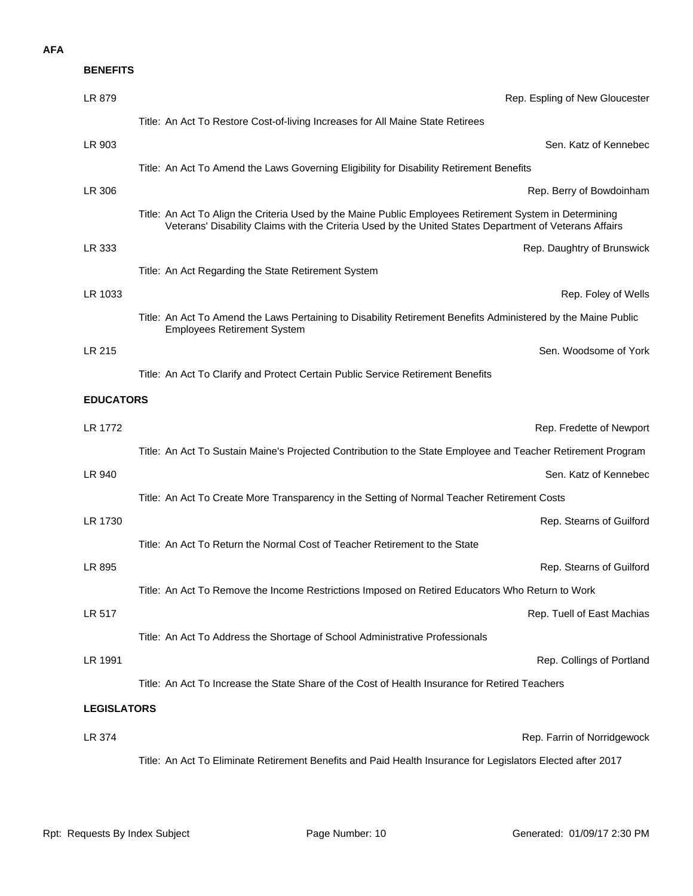# AFA

## BENEFITS

**LR 879** — Rep. Espling of New Gloucester

Title: An Act To Restore Cost-of-living Increases for All Maine State Retirees

**LR 903** — Sen. Katz of Kennebec

Title: An Act To Amend the Laws Governing Eligibility for Disability Retirement Benefits

**LR 306** — Rep. Berry of Bowdoinham

Title: An Act To Align the Criteria Used by the Maine Public Employees Retirement System in Determining Veterans' Disability Claims with the Criteria Used by the United States Department of Veterans Affairs

**LR 333** — Rep. Daughtry of Brunswick

Title: An Act Regarding the State Retirement System

**LR 1033** — Rep. Foley of Wells

Title: An Act To Amend the Laws Pertaining to Disability Retirement Benefits Administered by the Maine Public Employees Retirement System

**LR 215** — Sen. Woodsome of York

Title: An Act To Clarify and Protect Certain Public Service Retirement Benefits

## EDUCATORS

**LR 1772** — Rep. Fredette of Newport

Title: An Act To Sustain Maine's Projected Contribution to the State Employee and Teacher Retirement Program

**LR 940** — Sen. Katz of Kennebec

Title: An Act To Create More Transparency in the Setting of Normal Teacher Retirement Costs

**LR 1730** — Rep. Stearns of Guilford

Title: An Act To Return the Normal Cost of Teacher Retirement to the State

**LR 895** — Rep. Stearns of Guilford

Title: An Act To Remove the Income Restrictions Imposed on Retired Educators Who Return to Work

**LR 517** — Rep. Tuell of East Machias

Title: An Act To Address the Shortage of School Administrative Professionals

**LR 1991** — Rep. Collings of Portland

Title: An Act To Increase the State Share of the Cost of Health Insurance for Retired Teachers

## LEGISLATORS

**LR 374** — Rep. Farrin of Norridgewock

Title: An Act To Eliminate Retirement Benefits and Paid Health Insurance for Legislators Elected after 2017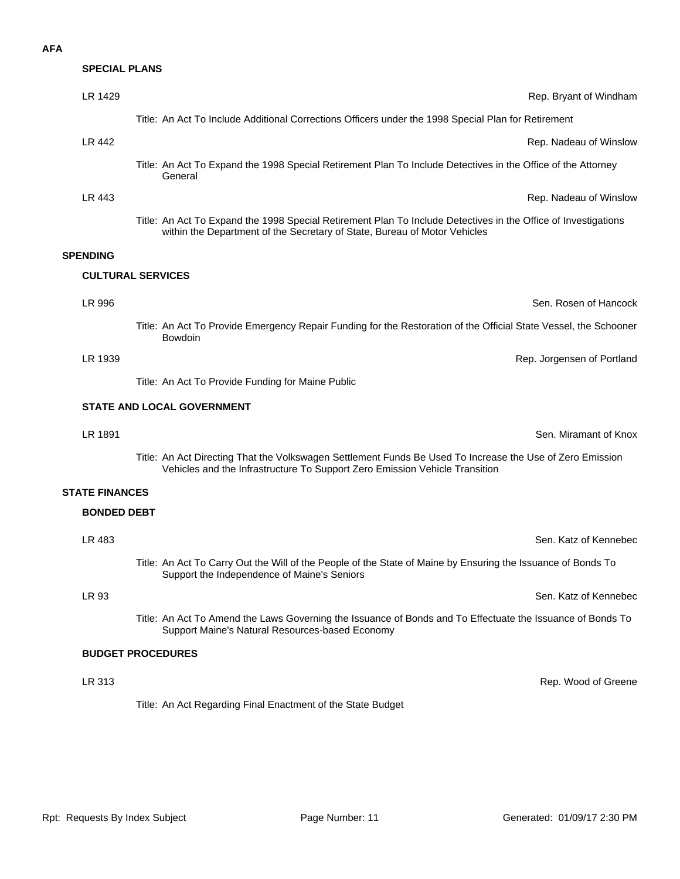**AFA**

### SPECIAL PLANS

LR 1429 — Rep. Bryant of Windham

Title: An Act To Include Additional Corrections Officers under the 1998 Special Plan for Retirement

LR 442 — Rep. Nadeau of Winslow

Title: An Act To Expand the 1998 Special Retirement Plan To Include Detectives in the Office of the Attorney General

LR 443 — Rep. Nadeau of Winslow

Title: An Act To Expand the 1998 Special Retirement Plan To Include Detectives in the Office of Investigations within the Department of the Secretary of State, Bureau of Motor Vehicles

## SPENDING

### CULTURAL SERVICES

LR 996 — Sen. Rosen of Hancock

Title: An Act To Provide Emergency Repair Funding for the Restoration of the Official State Vessel, the Schooner Bowdoin

LR 1939 — Rep. Jorgensen of Portland

Title: An Act To Provide Funding for Maine Public

### STATE AND LOCAL GOVERNMENT

LR 1891 — Sen. Miramant of Knox

Title: An Act Directing That the Volkswagen Settlement Funds Be Used To Increase the Use of Zero Emission Vehicles and the Infrastructure To Support Zero Emission Vehicle Transition

## STATE FINANCES

### BONDED DEBT

LR 483 — Sen. Katz of Kennebec

Title: An Act To Carry Out the Will of the People of the State of Maine by Ensuring the Issuance of Bonds To Support the Independence of Maine's Seniors

LR 93 — Sen. Katz of Kennebec

Title: An Act To Amend the Laws Governing the Issuance of Bonds and To Effectuate the Issuance of Bonds To Support Maine's Natural Resources-based Economy

### BUDGET PROCEDURES

LR 313 — Rep. Wood of Greene

Title: An Act Regarding Final Enactment of the State Budget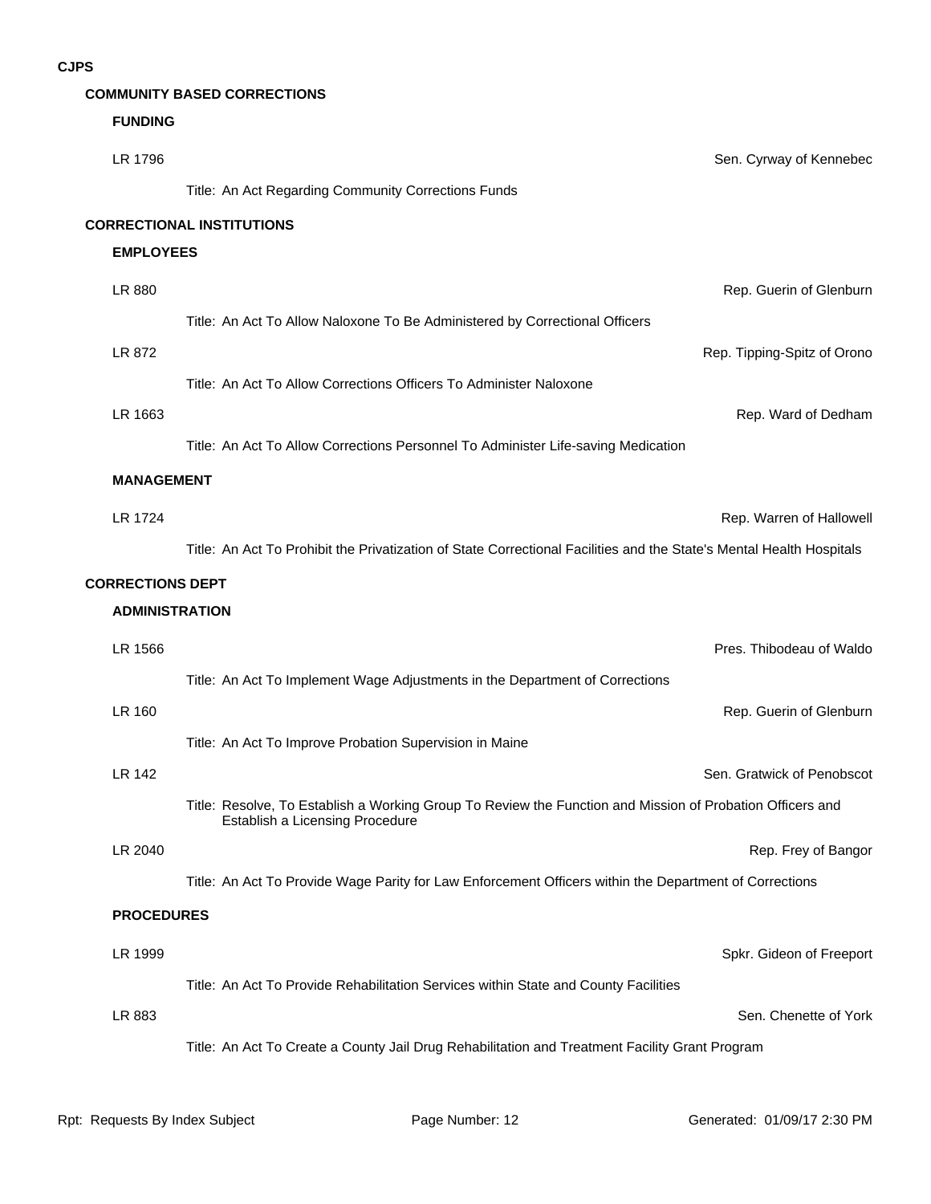# CJPS

## COMMUNITY BASED CORRECTIONS

### FUNDING

LR 1796 — Sen. Cyrway of Kennebec

Title: An Act Regarding Community Corrections Funds

## CORRECTIONAL INSTITUTIONS

### EMPLOYEES

LR 880 — Rep. Guerin of Glenburn

Title: An Act To Allow Naloxone To Be Administered by Correctional Officers

LR 872 — Rep. Tipping-Spitz of Orono

Title: An Act To Allow Corrections Officers To Administer Naloxone

LR 1663 — Rep. Ward of Dedham

Title: An Act To Allow Corrections Personnel To Administer Life-saving Medication

### MANAGEMENT

LR 1724 — Rep. Warren of Hallowell

Title: An Act To Prohibit the Privatization of State Correctional Facilities and the State's Mental Health Hospitals

## CORRECTIONS DEPT

### ADMINISTRATION

LR 1566 — Pres. Thibodeau of Waldo

Title: An Act To Implement Wage Adjustments in the Department of Corrections

LR 160 — Rep. Guerin of Glenburn

Title: An Act To Improve Probation Supervision in Maine

LR 142 — Sen. Gratwick of Penobscot

Title: Resolve, To Establish a Working Group To Review the Function and Mission of Probation Officers and Establish a Licensing Procedure

LR 2040 — Rep. Frey of Bangor

Title: An Act To Provide Wage Parity for Law Enforcement Officers within the Department of Corrections

### PROCEDURES

LR 1999 — Spkr. Gideon of Freeport

Title: An Act To Provide Rehabilitation Services within State and County Facilities

LR 883 — Sen. Chenette of York

Title: An Act To Create a County Jail Drug Rehabilitation and Treatment Facility Grant Program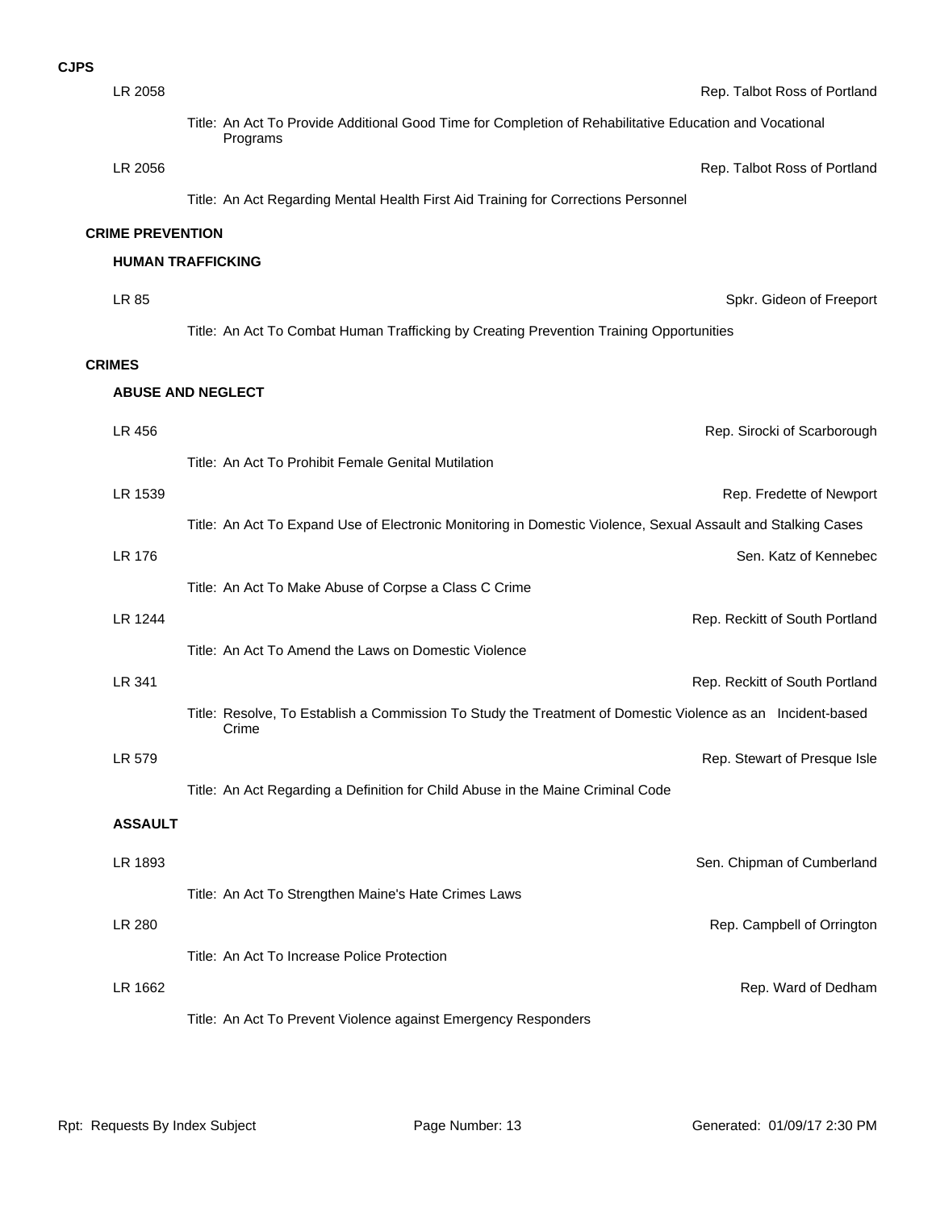**CJPS**

LR 2058 — Rep. Talbot Ross of Portland

Title: An Act To Provide Additional Good Time for Completion of Rehabilitative Education and Vocational Programs

LR 2056 — Rep. Talbot Ross of Portland

Title: An Act Regarding Mental Health First Aid Training for Corrections Personnel

## CRIME PREVENTION

### HUMAN TRAFFICKING

LR 85 — Spkr. Gideon of Freeport

Title: An Act To Combat Human Trafficking by Creating Prevention Training Opportunities

## CRIMES

### ABUSE AND NEGLECT

LR 456 — Rep. Sirocki of Scarborough

Title: An Act To Prohibit Female Genital Mutilation

LR 1539 — Rep. Fredette of Newport

Title: An Act To Expand Use of Electronic Monitoring in Domestic Violence, Sexual Assault and Stalking Cases

LR 176 — Sen. Katz of Kennebec

Title: An Act To Make Abuse of Corpse a Class C Crime

LR 1244 — Rep. Reckitt of South Portland

Title: An Act To Amend the Laws on Domestic Violence

LR 341 — Rep. Reckitt of South Portland

Title: Resolve, To Establish a Commission To Study the Treatment of Domestic Violence as an Incident-based Crime

LR 579 — Rep. Stewart of Presque Isle

Title: An Act Regarding a Definition for Child Abuse in the Maine Criminal Code

### ASSAULT

LR 1893 — Sen. Chipman of Cumberland

Title: An Act To Strengthen Maine's Hate Crimes Laws

LR 280 — Rep. Campbell of Orrington

Title: An Act To Increase Police Protection

LR 1662 — Rep. Ward of Dedham

Title: An Act To Prevent Violence against Emergency Responders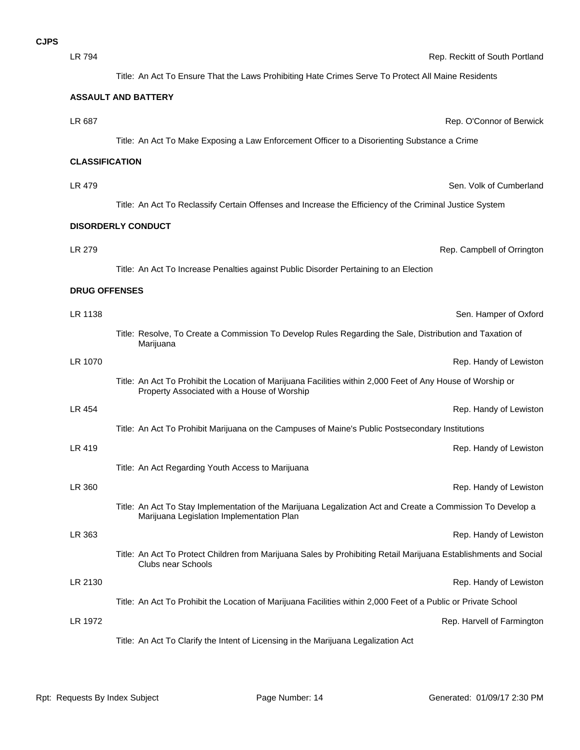**CJPS**

LR 794 — Rep. Reckitt of South Portland

Title: An Act To Ensure That the Laws Prohibiting Hate Crimes Serve To Protect All Maine Residents

**ASSAULT AND BATTERY**

LR 687 — Rep. O'Connor of Berwick

Title: An Act To Make Exposing a Law Enforcement Officer to a Disorienting Substance a Crime

**CLASSIFICATION**

LR 479 — Sen. Volk of Cumberland

Title: An Act To Reclassify Certain Offenses and Increase the Efficiency of the Criminal Justice System

**DISORDERLY CONDUCT**

LR 279 — Rep. Campbell of Orrington

Title: An Act To Increase Penalties against Public Disorder Pertaining to an Election

**DRUG OFFENSES**

LR 1138 — Sen. Hamper of Oxford

Title: Resolve, To Create a Commission To Develop Rules Regarding the Sale, Distribution and Taxation of Marijuana

LR 1070 — Rep. Handy of Lewiston

Title: An Act To Prohibit the Location of Marijuana Facilities within 2,000 Feet of Any House of Worship or Property Associated with a House of Worship

LR 454 — Rep. Handy of Lewiston

Title: An Act To Prohibit Marijuana on the Campuses of Maine's Public Postsecondary Institutions

LR 419 — Rep. Handy of Lewiston

Title: An Act Regarding Youth Access to Marijuana

LR 360 — Rep. Handy of Lewiston

Title: An Act To Stay Implementation of the Marijuana Legalization Act and Create a Commission To Develop a Marijuana Legislation Implementation Plan

LR 363 — Rep. Handy of Lewiston

Title: An Act To Protect Children from Marijuana Sales by Prohibiting Retail Marijuana Establishments and Social Clubs near Schools

LR 2130 — Rep. Handy of Lewiston

Title: An Act To Prohibit the Location of Marijuana Facilities within 2,000 Feet of a Public or Private School

LR 1972 — Rep. Harvell of Farmington

Title: An Act To Clarify the Intent of Licensing in the Marijuana Legalization Act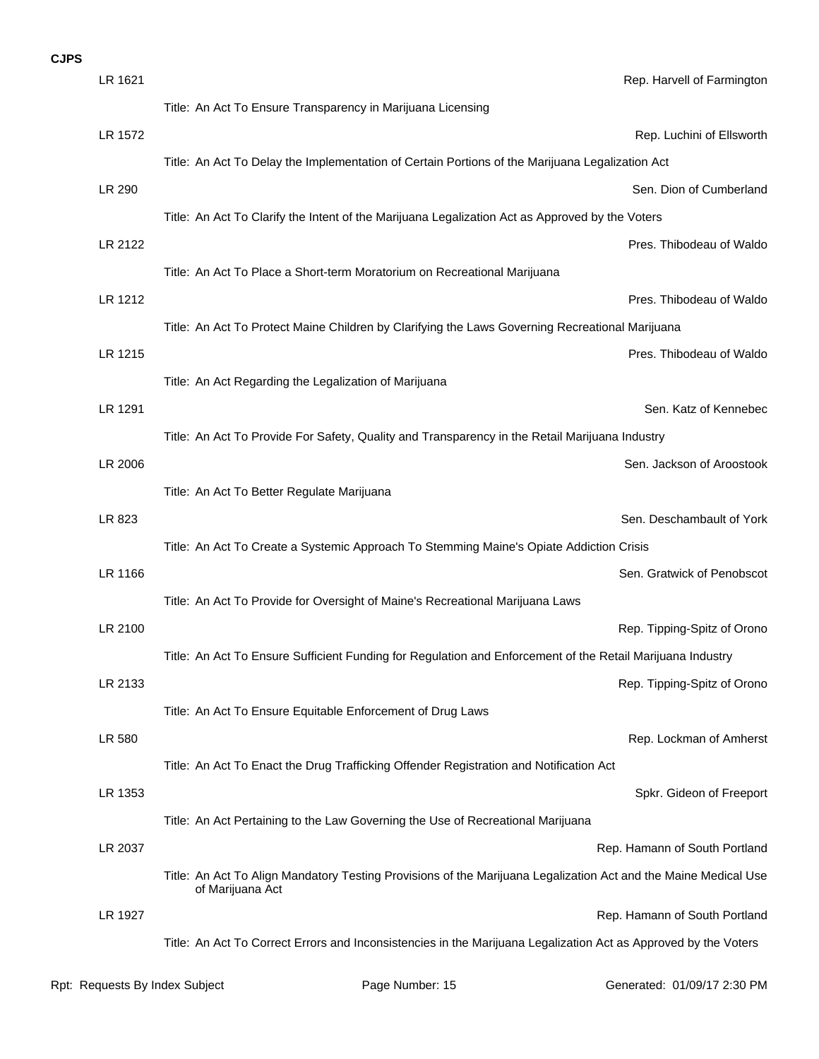**CJPS**

LR 1621 — Rep. Harvell of Farmington

Title: An Act To Ensure Transparency in Marijuana Licensing

LR 1572 — Rep. Luchini of Ellsworth

Title: An Act To Delay the Implementation of Certain Portions of the Marijuana Legalization Act

LR 290 — Sen. Dion of Cumberland

Title: An Act To Clarify the Intent of the Marijuana Legalization Act as Approved by the Voters

LR 2122 — Pres. Thibodeau of Waldo

Title: An Act To Place a Short-term Moratorium on Recreational Marijuana

LR 1212 — Pres. Thibodeau of Waldo

Title: An Act To Protect Maine Children by Clarifying the Laws Governing Recreational Marijuana

LR 1215 — Pres. Thibodeau of Waldo

Title: An Act Regarding the Legalization of Marijuana

LR 1291 — Sen. Katz of Kennebec

Title: An Act To Provide For Safety, Quality and Transparency in the Retail Marijuana Industry

LR 2006 — Sen. Jackson of Aroostook

Title: An Act To Better Regulate Marijuana

LR 823 — Sen. Deschambault of York

Title: An Act To Create a Systemic Approach To Stemming Maine's Opiate Addiction Crisis

LR 1166 — Sen. Gratwick of Penobscot

Title: An Act To Provide for Oversight of Maine's Recreational Marijuana Laws

LR 2100 — Rep. Tipping-Spitz of Orono

Title: An Act To Ensure Sufficient Funding for Regulation and Enforcement of the Retail Marijuana Industry

LR 2133 — Rep. Tipping-Spitz of Orono

Title: An Act To Ensure Equitable Enforcement of Drug Laws

LR 580 — Rep. Lockman of Amherst

Title: An Act To Enact the Drug Trafficking Offender Registration and Notification Act

LR 1353 — Spkr. Gideon of Freeport

Title: An Act Pertaining to the Law Governing the Use of Recreational Marijuana

LR 2037 — Rep. Hamann of South Portland

Title: An Act To Align Mandatory Testing Provisions of the Marijuana Legalization Act and the Maine Medical Use of Marijuana Act

LR 1927 — Rep. Hamann of South Portland

Title: An Act To Correct Errors and Inconsistencies in the Marijuana Legalization Act as Approved by the Voters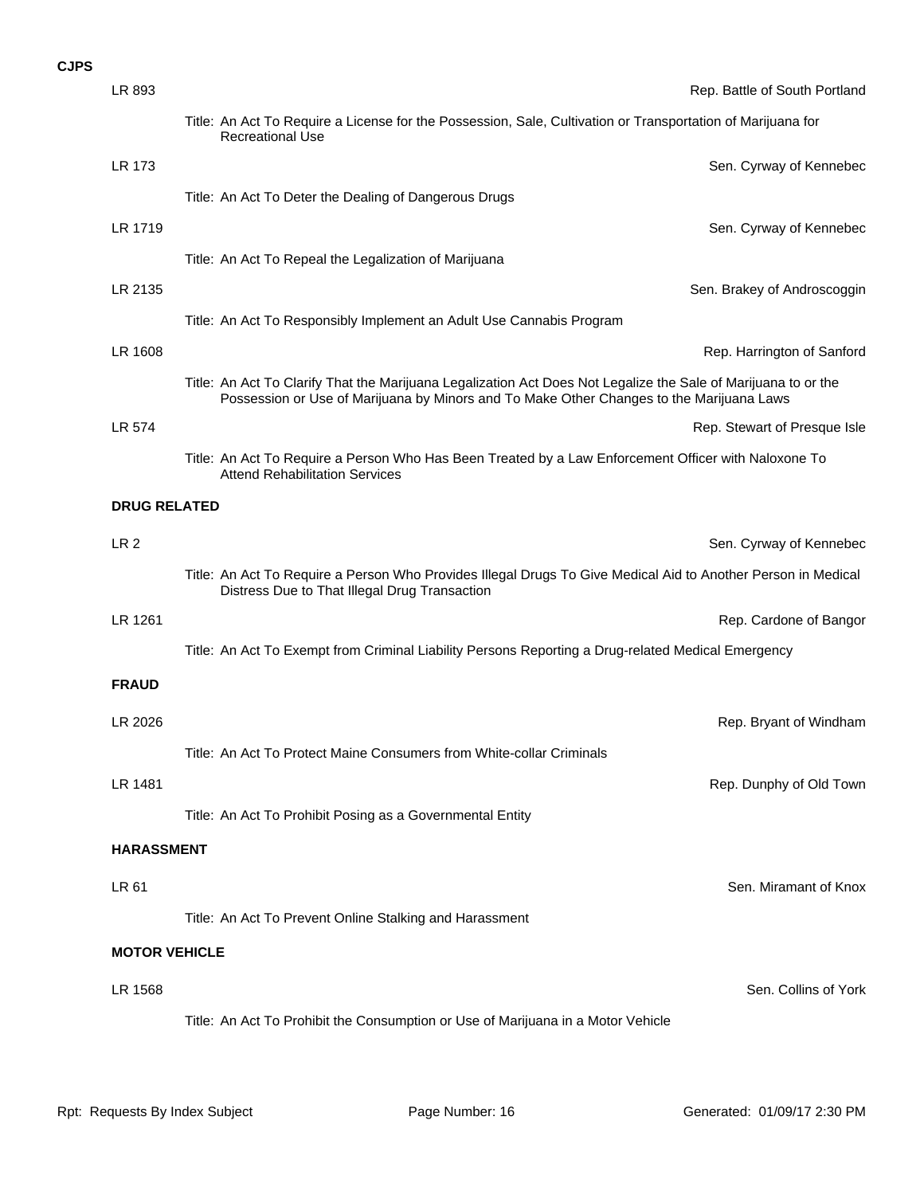**CJPS**

LR 893 — Rep. Battle of South Portland

Title: An Act To Require a License for the Possession, Sale, Cultivation or Transportation of Marijuana for Recreational Use

LR 173 — Sen. Cyrway of Kennebec

Title: An Act To Deter the Dealing of Dangerous Drugs

LR 1719 — Sen. Cyrway of Kennebec

Title: An Act To Repeal the Legalization of Marijuana

LR 2135 — Sen. Brakey of Androscoggin

Title: An Act To Responsibly Implement an Adult Use Cannabis Program

LR 1608 — Rep. Harrington of Sanford

Title: An Act To Clarify That the Marijuana Legalization Act Does Not Legalize the Sale of Marijuana to or the Possession or Use of Marijuana by Minors and To Make Other Changes to the Marijuana Laws

LR 574 — Rep. Stewart of Presque Isle

Title: An Act To Require a Person Who Has Been Treated by a Law Enforcement Officer with Naloxone To Attend Rehabilitation Services

**DRUG RELATED**

LR 2 — Sen. Cyrway of Kennebec

Title: An Act To Require a Person Who Provides Illegal Drugs To Give Medical Aid to Another Person in Medical Distress Due to That Illegal Drug Transaction

LR 1261 — Rep. Cardone of Bangor

Title: An Act To Exempt from Criminal Liability Persons Reporting a Drug-related Medical Emergency

**FRAUD**

LR 2026 — Rep. Bryant of Windham

Title: An Act To Protect Maine Consumers from White-collar Criminals

LR 1481 — Rep. Dunphy of Old Town

Title: An Act To Prohibit Posing as a Governmental Entity

**HARASSMENT**

LR 61 — Sen. Miramant of Knox

Title: An Act To Prevent Online Stalking and Harassment

**MOTOR VEHICLE**

LR 1568 — Sen. Collins of York

Title: An Act To Prohibit the Consumption or Use of Marijuana in a Motor Vehicle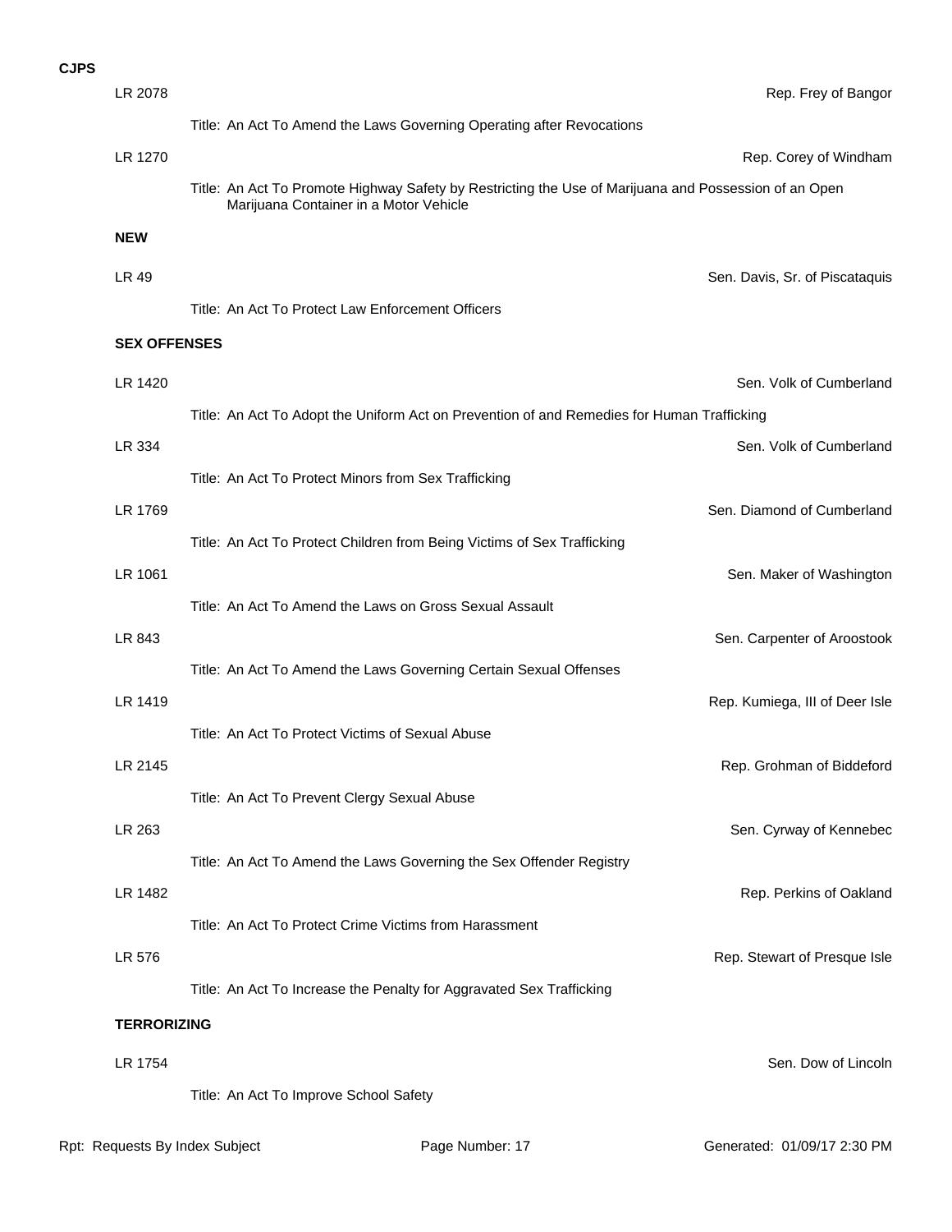**CJPS**

LR 2078 — Rep. Frey of Bangor

Title: An Act To Amend the Laws Governing Operating after Revocations

LR 1270 — Rep. Corey of Windham

Title: An Act To Promote Highway Safety by Restricting the Use of Marijuana and Possession of an Open Marijuana Container in a Motor Vehicle

**NEW**

LR 49 — Sen. Davis, Sr. of Piscataquis

Title: An Act To Protect Law Enforcement Officers

**SEX OFFENSES**

LR 1420 — Sen. Volk of Cumberland

Title: An Act To Adopt the Uniform Act on Prevention of and Remedies for Human Trafficking

LR 334 — Sen. Volk of Cumberland

Title: An Act To Protect Minors from Sex Trafficking

LR 1769 — Sen. Diamond of Cumberland

Title: An Act To Protect Children from Being Victims of Sex Trafficking

LR 1061 — Sen. Maker of Washington

Title: An Act To Amend the Laws on Gross Sexual Assault

LR 843 — Sen. Carpenter of Aroostook

Title: An Act To Amend the Laws Governing Certain Sexual Offenses

LR 1419 — Rep. Kumiega, III of Deer Isle

Title: An Act To Protect Victims of Sexual Abuse

LR 2145 — Rep. Grohman of Biddeford

Title: An Act To Prevent Clergy Sexual Abuse

LR 263 — Sen. Cyrway of Kennebec

Title: An Act To Amend the Laws Governing the Sex Offender Registry

LR 1482 — Rep. Perkins of Oakland

Title: An Act To Protect Crime Victims from Harassment

LR 576 — Rep. Stewart of Presque Isle

Title: An Act To Increase the Penalty for Aggravated Sex Trafficking

**TERRORIZING**

LR 1754 — Sen. Dow of Lincoln

Title: An Act To Improve School Safety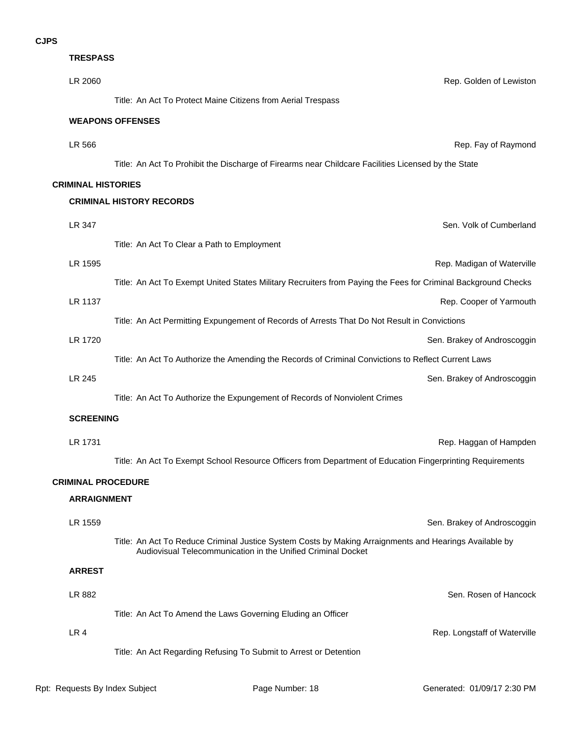# CJPS

## TRESPASS

LR 2060 — Rep. Golden of Lewiston

Title: An Act To Protect Maine Citizens from Aerial Trespass

## WEAPONS OFFENSES

LR 566 — Rep. Fay of Raymond

Title: An Act To Prohibit the Discharge of Firearms near Childcare Facilities Licensed by the State

# CRIMINAL HISTORIES

## CRIMINAL HISTORY RECORDS

LR 347 — Sen. Volk of Cumberland

Title: An Act To Clear a Path to Employment

LR 1595 — Rep. Madigan of Waterville

Title: An Act To Exempt United States Military Recruiters from Paying the Fees for Criminal Background Checks

LR 1137 — Rep. Cooper of Yarmouth

Title: An Act Permitting Expungement of Records of Arrests That Do Not Result in Convictions

LR 1720 — Sen. Brakey of Androscoggin

Title: An Act To Authorize the Amending the Records of Criminal Convictions to Reflect Current Laws

LR 245 — Sen. Brakey of Androscoggin

Title: An Act To Authorize the Expungement of Records of Nonviolent Crimes

## SCREENING

LR 1731 — Rep. Haggan of Hampden

Title: An Act To Exempt School Resource Officers from Department of Education Fingerprinting Requirements

# CRIMINAL PROCEDURE

## ARRAIGNMENT

LR 1559 — Sen. Brakey of Androscoggin

Title: An Act To Reduce Criminal Justice System Costs by Making Arraignments and Hearings Available by Audiovisual Telecommunication in the Unified Criminal Docket

## ARREST

LR 882 — Sen. Rosen of Hancock

Title: An Act To Amend the Laws Governing Eluding an Officer

LR 4 — Rep. Longstaff of Waterville

Title: An Act Regarding Refusing To Submit to Arrest or Detention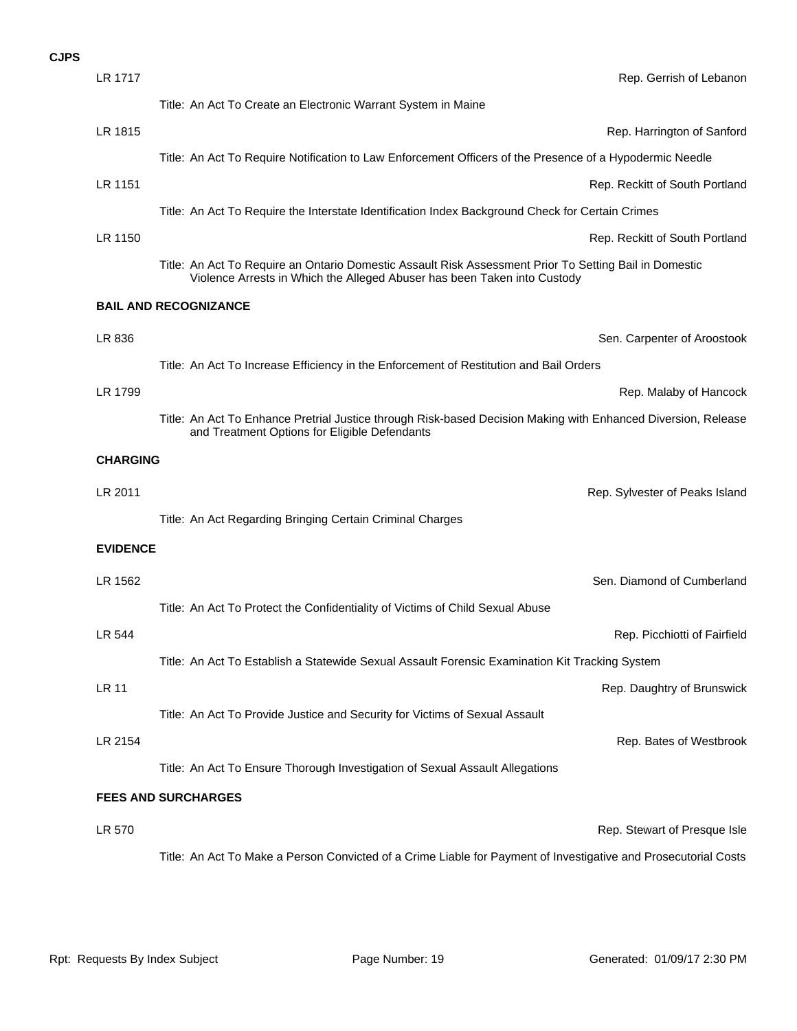**CJPS**

LR 1717 — Rep. Gerrish of Lebanon

Title: An Act To Create an Electronic Warrant System in Maine

LR 1815 — Rep. Harrington of Sanford

Title: An Act To Require Notification to Law Enforcement Officers of the Presence of a Hypodermic Needle

LR 1151 — Rep. Reckitt of South Portland

Title: An Act To Require the Interstate Identification Index Background Check for Certain Crimes

LR 1150 — Rep. Reckitt of South Portland

Title: An Act To Require an Ontario Domestic Assault Risk Assessment Prior To Setting Bail in Domestic Violence Arrests in Which the Alleged Abuser has been Taken into Custody

**BAIL AND RECOGNIZANCE**

LR 836 — Sen. Carpenter of Aroostook

Title: An Act To Increase Efficiency in the Enforcement of Restitution and Bail Orders

LR 1799 — Rep. Malaby of Hancock

Title: An Act To Enhance Pretrial Justice through Risk-based Decision Making with Enhanced Diversion, Release and Treatment Options for Eligible Defendants

**CHARGING**

LR 2011 — Rep. Sylvester of Peaks Island

Title: An Act Regarding Bringing Certain Criminal Charges

**EVIDENCE**

LR 1562 — Sen. Diamond of Cumberland

Title: An Act To Protect the Confidentiality of Victims of Child Sexual Abuse

LR 544 — Rep. Picchiotti of Fairfield

Title: An Act To Establish a Statewide Sexual Assault Forensic Examination Kit Tracking System

LR 11 — Rep. Daughtry of Brunswick

Title: An Act To Provide Justice and Security for Victims of Sexual Assault

LR 2154 — Rep. Bates of Westbrook

Title: An Act To Ensure Thorough Investigation of Sexual Assault Allegations

**FEES AND SURCHARGES**

LR 570 — Rep. Stewart of Presque Isle

Title: An Act To Make a Person Convicted of a Crime Liable for Payment of Investigative and Prosecutorial Costs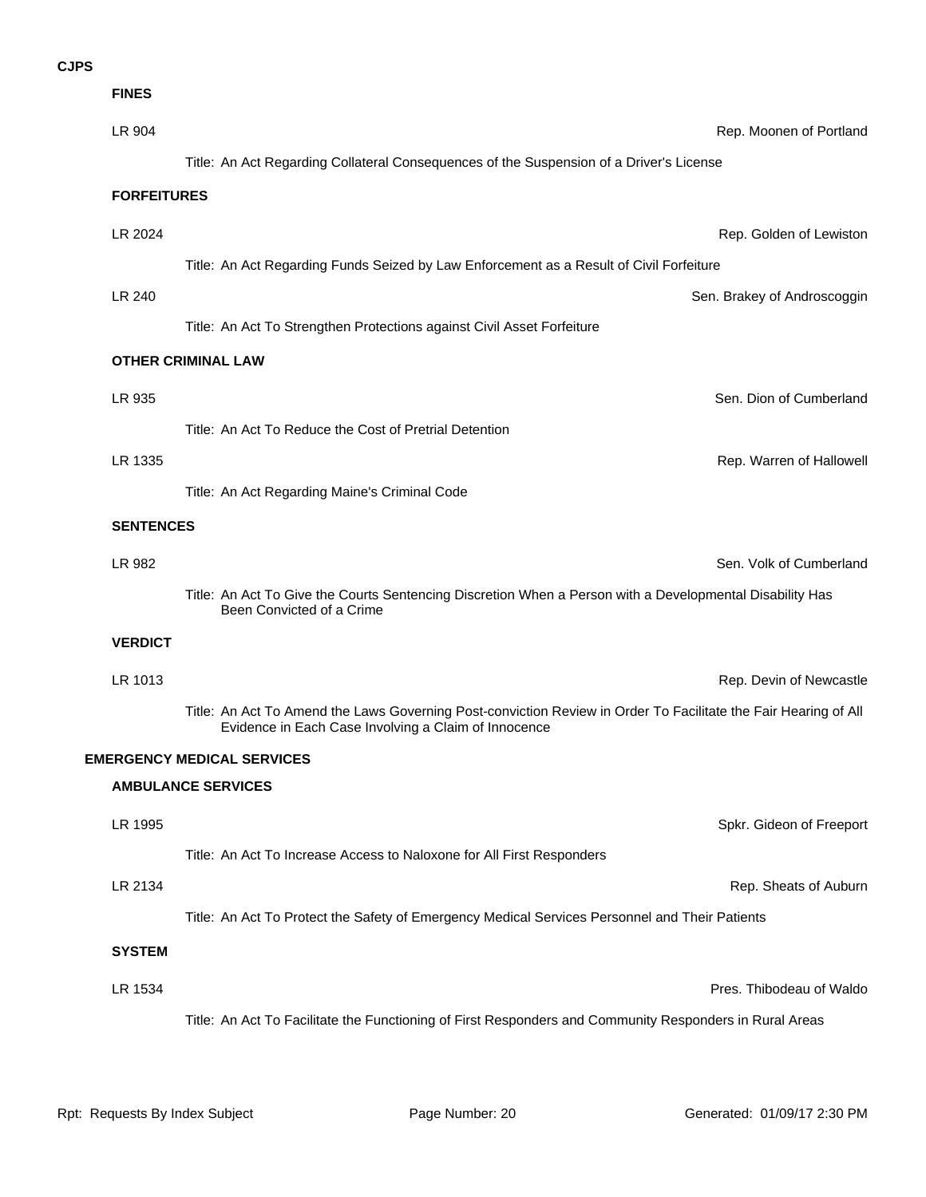**CJPS**

**FINES**

LR 904 — Rep. Moonen of Portland

Title: An Act Regarding Collateral Consequences of the Suspension of a Driver's License

**FORFEITURES**

LR 2024 — Rep. Golden of Lewiston

Title: An Act Regarding Funds Seized by Law Enforcement as a Result of Civil Forfeiture

LR 240 — Sen. Brakey of Androscoggin

Title: An Act To Strengthen Protections against Civil Asset Forfeiture

**OTHER CRIMINAL LAW**

LR 935 — Sen. Dion of Cumberland

Title: An Act To Reduce the Cost of Pretrial Detention

LR 1335 — Rep. Warren of Hallowell

Title: An Act Regarding Maine's Criminal Code

**SENTENCES**

LR 982 — Sen. Volk of Cumberland

Title: An Act To Give the Courts Sentencing Discretion When a Person with a Developmental Disability Has Been Convicted of a Crime

**VERDICT**

LR 1013 — Rep. Devin of Newcastle

Title: An Act To Amend the Laws Governing Post-conviction Review in Order To Facilitate the Fair Hearing of All Evidence in Each Case Involving a Claim of Innocence

**EMERGENCY MEDICAL SERVICES**

**AMBULANCE SERVICES**

LR 1995 — Spkr. Gideon of Freeport

Title: An Act To Increase Access to Naloxone for All First Responders

LR 2134 — Rep. Sheats of Auburn

Title: An Act To Protect the Safety of Emergency Medical Services Personnel and Their Patients

**SYSTEM**

LR 1534 — Pres. Thibodeau of Waldo

Title: An Act To Facilitate the Functioning of First Responders and Community Responders in Rural Areas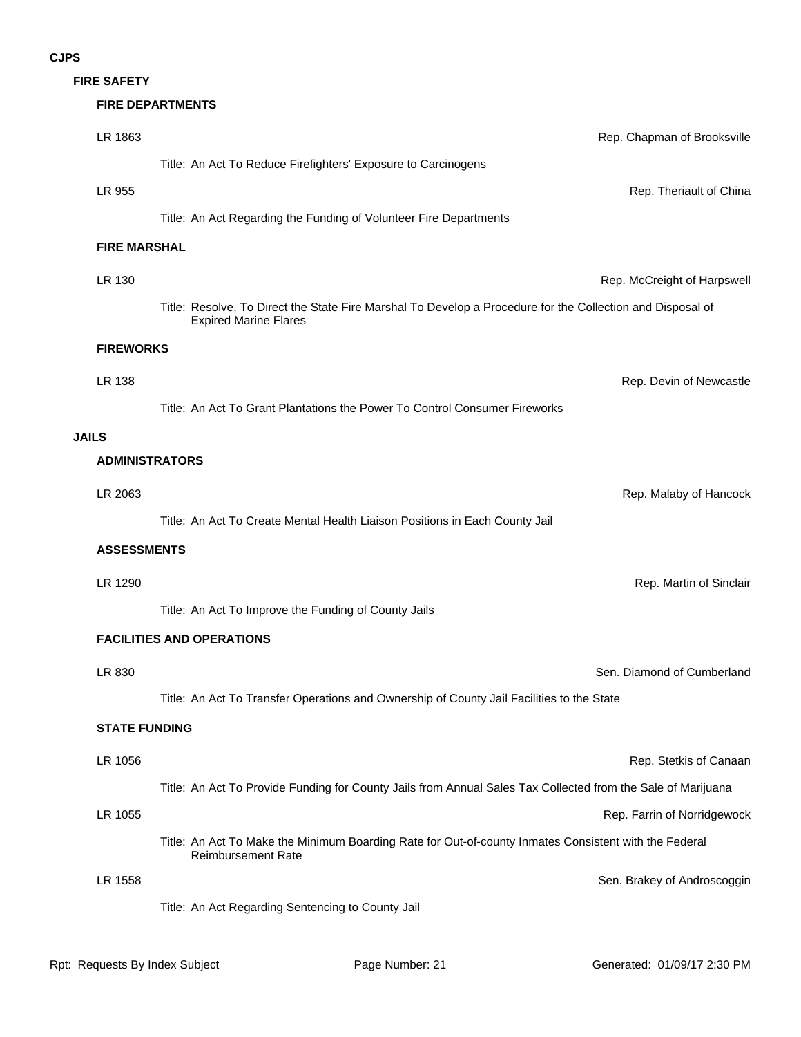# CJPS

## FIRE SAFETY

### FIRE DEPARTMENTS

LR 1863 — Rep. Chapman of Brooksville

Title: An Act To Reduce Firefighters' Exposure to Carcinogens

LR 955 — Rep. Theriault of China

Title: An Act Regarding the Funding of Volunteer Fire Departments

### FIRE MARSHAL

LR 130 — Rep. McCreight of Harpswell

Title: Resolve, To Direct the State Fire Marshal To Develop a Procedure for the Collection and Disposal of Expired Marine Flares

### FIREWORKS

LR 138 — Rep. Devin of Newcastle

Title: An Act To Grant Plantations the Power To Control Consumer Fireworks

## JAILS

### ADMINISTRATORS

LR 2063 — Rep. Malaby of Hancock

Title: An Act To Create Mental Health Liaison Positions in Each County Jail

### ASSESSMENTS

LR 1290 — Rep. Martin of Sinclair

Title: An Act To Improve the Funding of County Jails

### FACILITIES AND OPERATIONS

LR 830 — Sen. Diamond of Cumberland

Title: An Act To Transfer Operations and Ownership of County Jail Facilities to the State

### STATE FUNDING

LR 1056 — Rep. Stetkis of Canaan

Title: An Act To Provide Funding for County Jails from Annual Sales Tax Collected from the Sale of Marijuana

LR 1055 — Rep. Farrin of Norridgewock

Title: An Act To Make the Minimum Boarding Rate for Out-of-county Inmates Consistent with the Federal Reimbursement Rate

LR 1558 — Sen. Brakey of Androscoggin

Title: An Act Regarding Sentencing to County Jail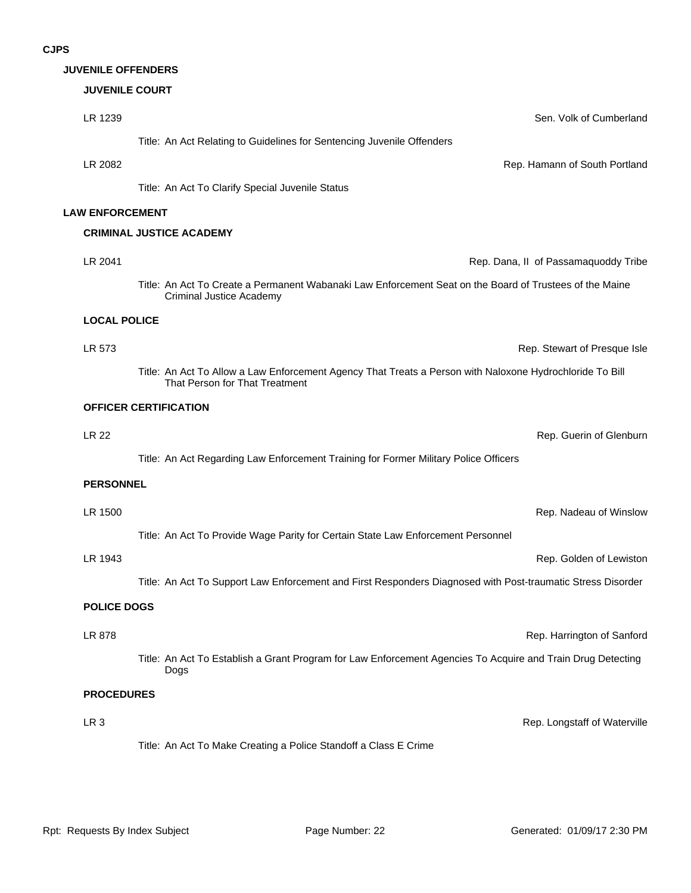# CJPS

## JUVENILE OFFENDERS

### JUVENILE COURT

LR 1239 — Sen. Volk of Cumberland

Title: An Act Relating to Guidelines for Sentencing Juvenile Offenders

LR 2082 — Rep. Hamann of South Portland

Title: An Act To Clarify Special Juvenile Status

## LAW ENFORCEMENT

### CRIMINAL JUSTICE ACADEMY

LR 2041 — Rep. Dana, II of Passamaquoddy Tribe

Title: An Act To Create a Permanent Wabanaki Law Enforcement Seat on the Board of Trustees of the Maine Criminal Justice Academy

### LOCAL POLICE

LR 573 — Rep. Stewart of Presque Isle

Title: An Act To Allow a Law Enforcement Agency That Treats a Person with Naloxone Hydrochloride To Bill That Person for That Treatment

### OFFICER CERTIFICATION

LR 22 — Rep. Guerin of Glenburn

Title: An Act Regarding Law Enforcement Training for Former Military Police Officers

### PERSONNEL

LR 1500 — Rep. Nadeau of Winslow

Title: An Act To Provide Wage Parity for Certain State Law Enforcement Personnel

LR 1943 — Rep. Golden of Lewiston

Title: An Act To Support Law Enforcement and First Responders Diagnosed with Post-traumatic Stress Disorder

### POLICE DOGS

LR 878 — Rep. Harrington of Sanford

Title: An Act To Establish a Grant Program for Law Enforcement Agencies To Acquire and Train Drug Detecting Dogs

### PROCEDURES

LR 3 — Rep. Longstaff of Waterville

Title: An Act To Make Creating a Police Standoff a Class E Crime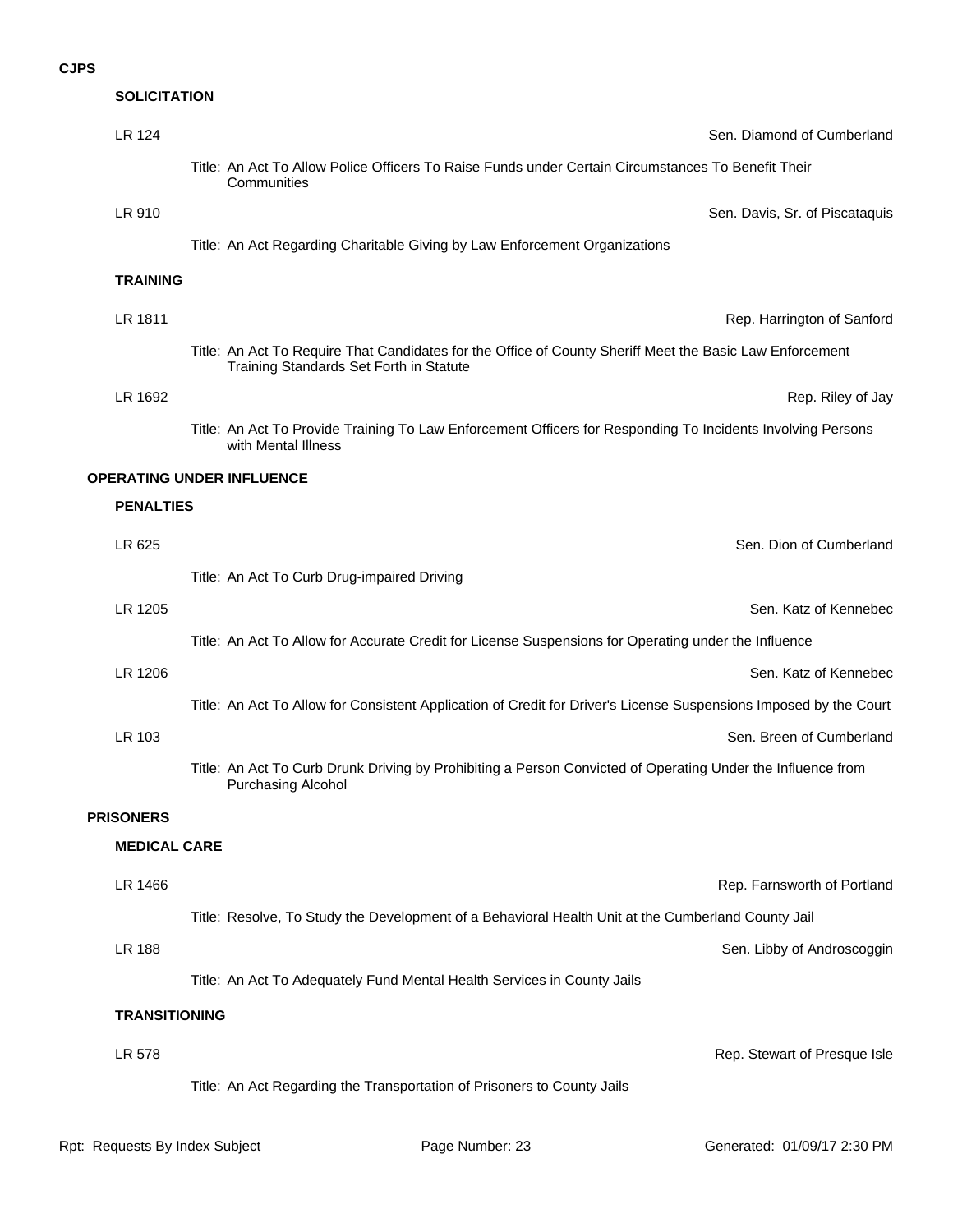# CJPS

### SOLICITATION

**LR 124** — Sen. Diamond of Cumberland

Title: An Act To Allow Police Officers To Raise Funds under Certain Circumstances To Benefit Their Communities

**LR 910** — Sen. Davis, Sr. of Piscataquis

Title: An Act Regarding Charitable Giving by Law Enforcement Organizations

### TRAINING

**LR 1811** — Rep. Harrington of Sanford

Title: An Act To Require That Candidates for the Office of County Sheriff Meet the Basic Law Enforcement Training Standards Set Forth in Statute

**LR 1692** — Rep. Riley of Jay

Title: An Act To Provide Training To Law Enforcement Officers for Responding To Incidents Involving Persons with Mental Illness

## OPERATING UNDER INFLUENCE

### PENALTIES

**LR 625** — Sen. Dion of Cumberland

Title: An Act To Curb Drug-impaired Driving

**LR 1205** — Sen. Katz of Kennebec

Title: An Act To Allow for Accurate Credit for License Suspensions for Operating under the Influence

**LR 1206** — Sen. Katz of Kennebec

Title: An Act To Allow for Consistent Application of Credit for Driver's License Suspensions Imposed by the Court

**LR 103** — Sen. Breen of Cumberland

Title: An Act To Curb Drunk Driving by Prohibiting a Person Convicted of Operating Under the Influence from Purchasing Alcohol

## PRISONERS

### MEDICAL CARE

**LR 1466** — Rep. Farnsworth of Portland

Title: Resolve, To Study the Development of a Behavioral Health Unit at the Cumberland County Jail

**LR 188** — Sen. Libby of Androscoggin

Title: An Act To Adequately Fund Mental Health Services in County Jails

### TRANSITIONING

**LR 578** — Rep. Stewart of Presque Isle

Title: An Act Regarding the Transportation of Prisoners to County Jails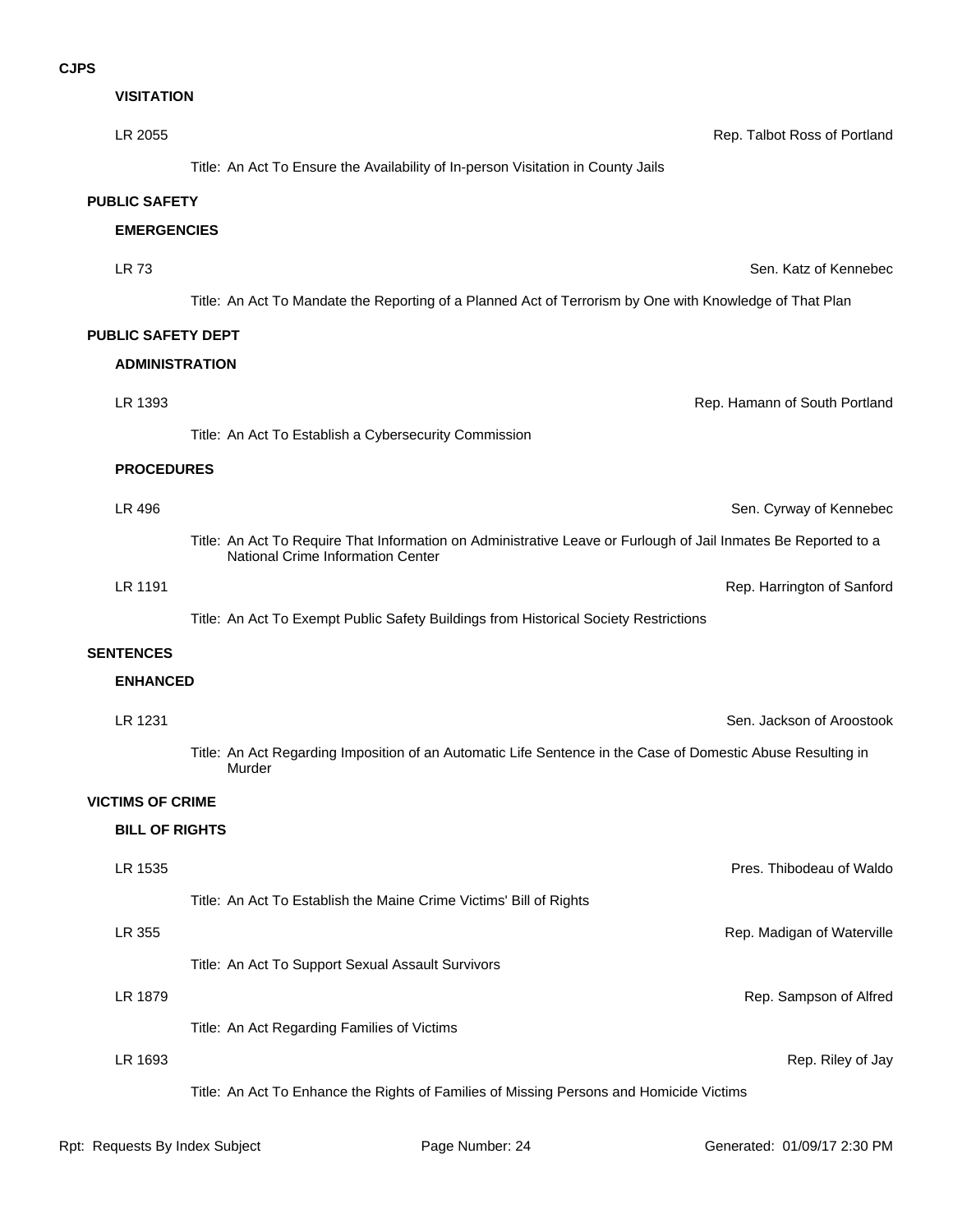**CJPS**

**VISITATION**

LR 2055 — Rep. Talbot Ross of Portland

Title: An Act To Ensure the Availability of In-person Visitation in County Jails

**PUBLIC SAFETY**

**EMERGENCIES**

LR 73 — Sen. Katz of Kennebec

Title: An Act To Mandate the Reporting of a Planned Act of Terrorism by One with Knowledge of That Plan

**PUBLIC SAFETY DEPT**

**ADMINISTRATION**

LR 1393 — Rep. Hamann of South Portland

Title: An Act To Establish a Cybersecurity Commission

**PROCEDURES**

LR 496 — Sen. Cyrway of Kennebec

Title: An Act To Require That Information on Administrative Leave or Furlough of Jail Inmates Be Reported to a National Crime Information Center

LR 1191 — Rep. Harrington of Sanford

Title: An Act To Exempt Public Safety Buildings from Historical Society Restrictions

**SENTENCES**

**ENHANCED**

LR 1231 — Sen. Jackson of Aroostook

Title: An Act Regarding Imposition of an Automatic Life Sentence in the Case of Domestic Abuse Resulting in Murder

**VICTIMS OF CRIME**

**BILL OF RIGHTS**

LR 1535 — Pres. Thibodeau of Waldo

Title: An Act To Establish the Maine Crime Victims' Bill of Rights

LR 355 — Rep. Madigan of Waterville

Title: An Act To Support Sexual Assault Survivors

LR 1879 — Rep. Sampson of Alfred

Title: An Act Regarding Families of Victims

LR 1693 — Rep. Riley of Jay

Title: An Act To Enhance the Rights of Families of Missing Persons and Homicide Victims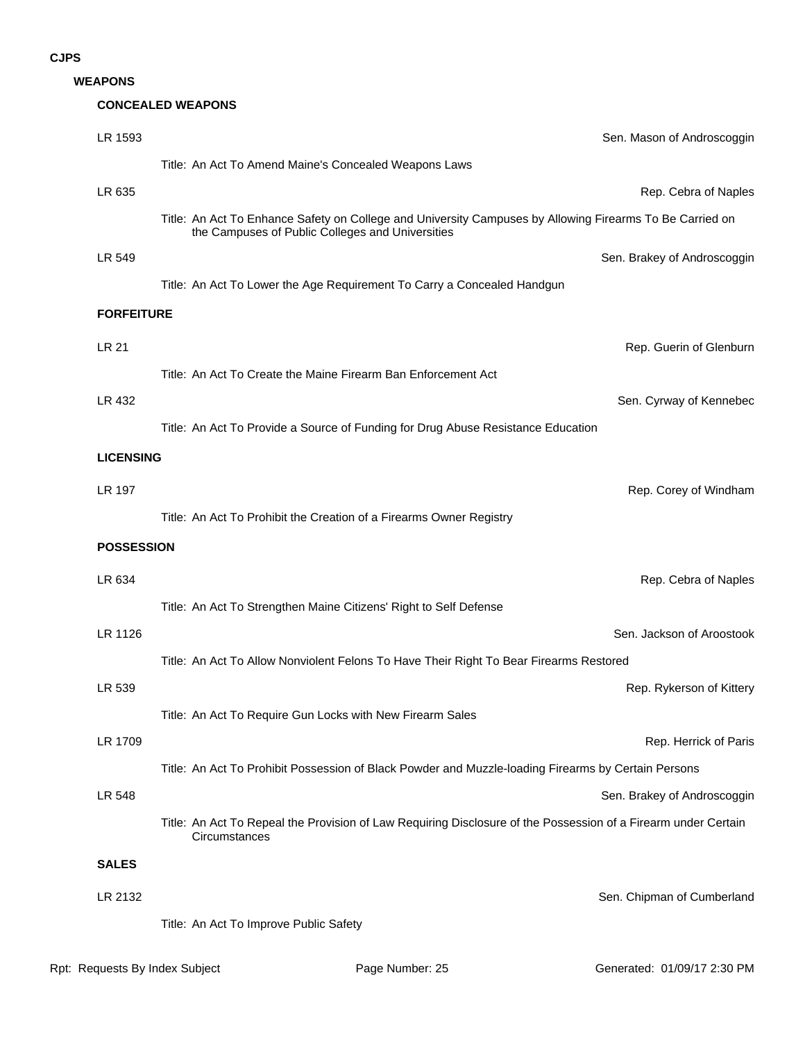**CJPS**

## WEAPONS

### CONCEALED WEAPONS

LR 1593 — Sen. Mason of Androscoggin

Title: An Act To Amend Maine's Concealed Weapons Laws

LR 635 — Rep. Cebra of Naples

Title: An Act To Enhance Safety on College and University Campuses by Allowing Firearms To Be Carried on the Campuses of Public Colleges and Universities

LR 549 — Sen. Brakey of Androscoggin

Title: An Act To Lower the Age Requirement To Carry a Concealed Handgun

### FORFEITURE

LR 21 — Rep. Guerin of Glenburn

Title: An Act To Create the Maine Firearm Ban Enforcement Act

LR 432 — Sen. Cyrway of Kennebec

Title: An Act To Provide a Source of Funding for Drug Abuse Resistance Education

### LICENSING

LR 197 — Rep. Corey of Windham

Title: An Act To Prohibit the Creation of a Firearms Owner Registry

### POSSESSION

LR 634 — Rep. Cebra of Naples

Title: An Act To Strengthen Maine Citizens' Right to Self Defense

LR 1126 — Sen. Jackson of Aroostook

Title: An Act To Allow Nonviolent Felons To Have Their Right To Bear Firearms Restored

LR 539 — Rep. Rykerson of Kittery

Title: An Act To Require Gun Locks with New Firearm Sales

LR 1709 — Rep. Herrick of Paris

Title: An Act To Prohibit Possession of Black Powder and Muzzle-loading Firearms by Certain Persons

LR 548 — Sen. Brakey of Androscoggin

Title: An Act To Repeal the Provision of Law Requiring Disclosure of the Possession of a Firearm under Certain Circumstances

### SALES

LR 2132 — Sen. Chipman of Cumberland

Title: An Act To Improve Public Safety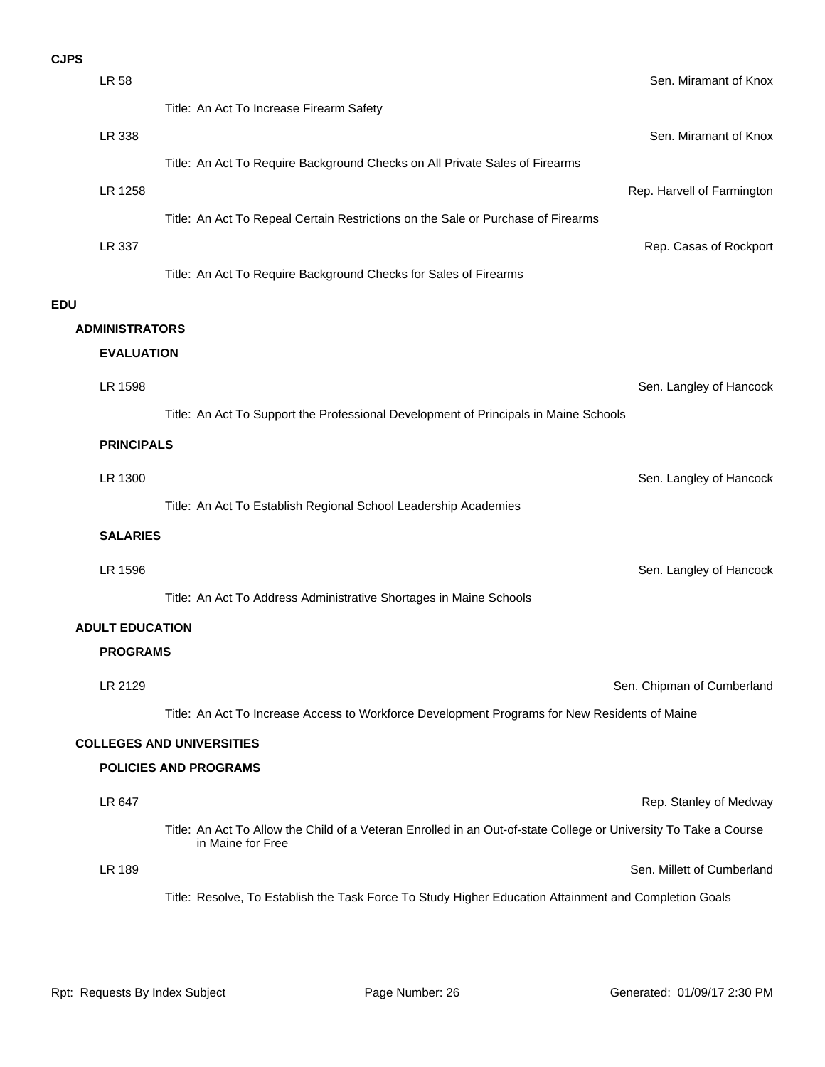**CJPS**

LR 58 — Sen. Miramant of Knox

Title: An Act To Increase Firearm Safety

LR 338 — Sen. Miramant of Knox

Title: An Act To Require Background Checks on All Private Sales of Firearms

LR 1258 — Rep. Harvell of Farmington

Title: An Act To Repeal Certain Restrictions on the Sale or Purchase of Firearms

LR 337 — Rep. Casas of Rockport

Title: An Act To Require Background Checks for Sales of Firearms

**EDU**

**ADMINISTRATORS**

**EVALUATION**

LR 1598 — Sen. Langley of Hancock

Title: An Act To Support the Professional Development of Principals in Maine Schools

**PRINCIPALS**

LR 1300 — Sen. Langley of Hancock

Title: An Act To Establish Regional School Leadership Academies

**SALARIES**

LR 1596 — Sen. Langley of Hancock

Title: An Act To Address Administrative Shortages in Maine Schools

**ADULT EDUCATION**

**PROGRAMS**

LR 2129 — Sen. Chipman of Cumberland

Title: An Act To Increase Access to Workforce Development Programs for New Residents of Maine

**COLLEGES AND UNIVERSITIES**

**POLICIES AND PROGRAMS**

LR 647 — Rep. Stanley of Medway

Title: An Act To Allow the Child of a Veteran Enrolled in an Out-of-state College or University To Take a Course in Maine for Free

LR 189 — Sen. Millett of Cumberland

Title: Resolve, To Establish the Task Force To Study Higher Education Attainment and Completion Goals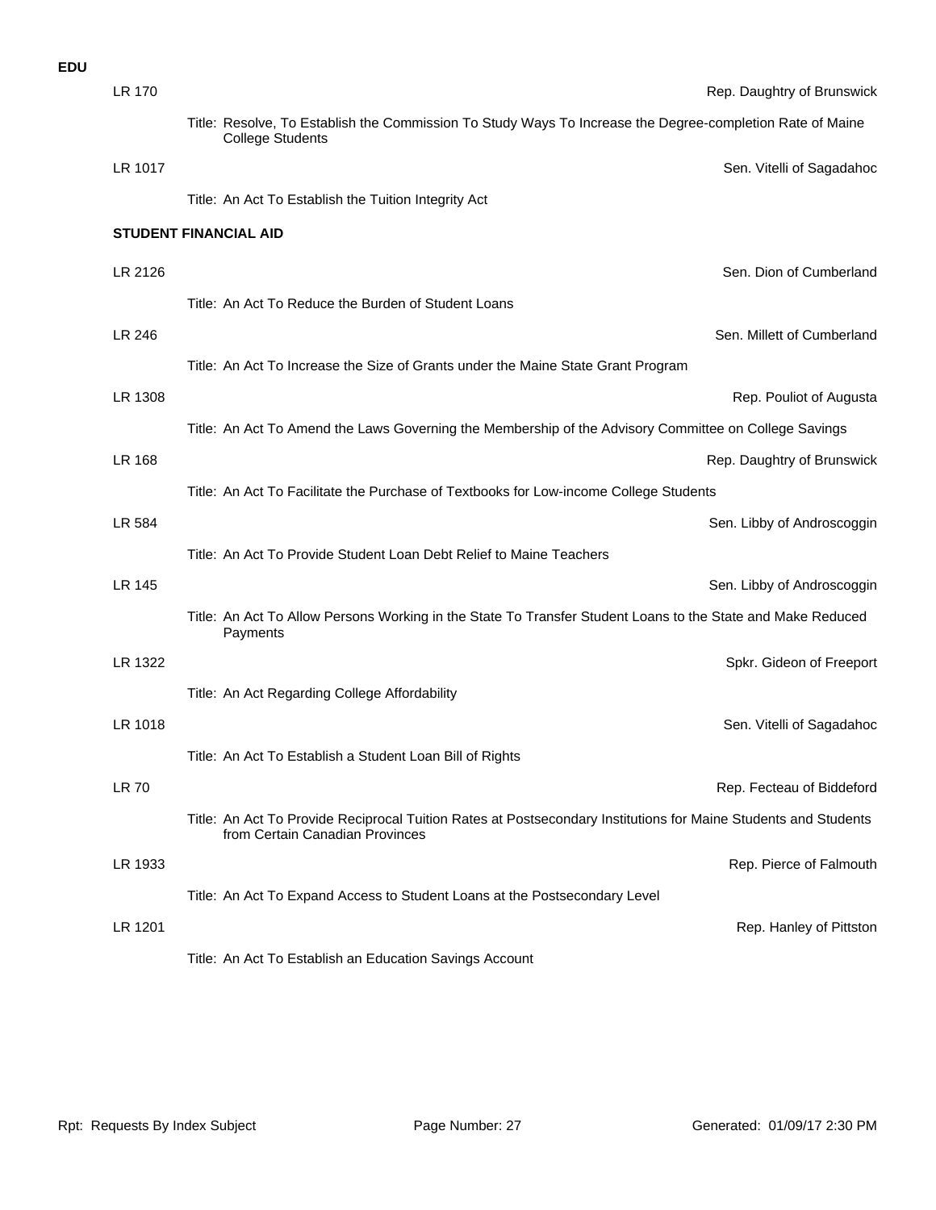**EDU**

LR 170 — Rep. Daughtry of Brunswick

Title: Resolve, To Establish the Commission To Study Ways To Increase the Degree-completion Rate of Maine College Students

LR 1017 — Sen. Vitelli of Sagadahoc

Title: An Act To Establish the Tuition Integrity Act

**STUDENT FINANCIAL AID**

LR 2126 — Sen. Dion of Cumberland

Title: An Act To Reduce the Burden of Student Loans

LR 246 — Sen. Millett of Cumberland

Title: An Act To Increase the Size of Grants under the Maine State Grant Program

LR 1308 — Rep. Pouliot of Augusta

Title: An Act To Amend the Laws Governing the Membership of the Advisory Committee on College Savings

LR 168 — Rep. Daughtry of Brunswick

Title: An Act To Facilitate the Purchase of Textbooks for Low-income College Students

LR 584 — Sen. Libby of Androscoggin

Title: An Act To Provide Student Loan Debt Relief to Maine Teachers

LR 145 — Sen. Libby of Androscoggin

Title: An Act To Allow Persons Working in the State To Transfer Student Loans to the State and Make Reduced Payments

LR 1322 — Spkr. Gideon of Freeport

Title: An Act Regarding College Affordability

LR 1018 — Sen. Vitelli of Sagadahoc

Title: An Act To Establish a Student Loan Bill of Rights

LR 70 — Rep. Fecteau of Biddeford

Title: An Act To Provide Reciprocal Tuition Rates at Postsecondary Institutions for Maine Students and Students from Certain Canadian Provinces

LR 1933 — Rep. Pierce of Falmouth

Title: An Act To Expand Access to Student Loans at the Postsecondary Level

LR 1201 — Rep. Hanley of Pittston

Title: An Act To Establish an Education Savings Account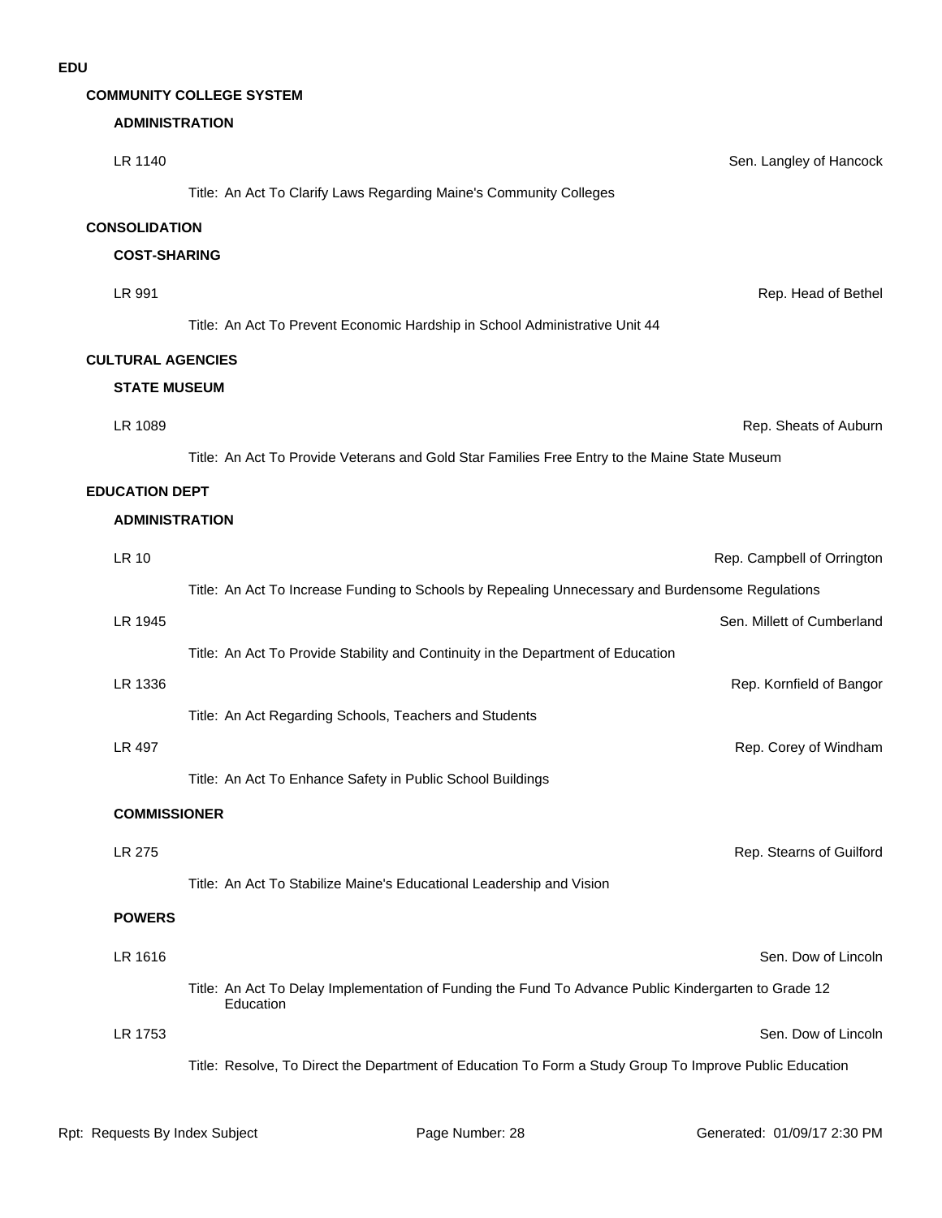# EDU

## COMMUNITY COLLEGE SYSTEM

### ADMINISTRATION

LR 1140 — Sen. Langley of Hancock

Title: An Act To Clarify Laws Regarding Maine's Community Colleges

## CONSOLIDATION

### COST-SHARING

LR 991 — Rep. Head of Bethel

Title: An Act To Prevent Economic Hardship in School Administrative Unit 44

## CULTURAL AGENCIES

### STATE MUSEUM

LR 1089 — Rep. Sheats of Auburn

Title: An Act To Provide Veterans and Gold Star Families Free Entry to the Maine State Museum

## EDUCATION DEPT

### ADMINISTRATION

LR 10 — Rep. Campbell of Orrington

Title: An Act To Increase Funding to Schools by Repealing Unnecessary and Burdensome Regulations

LR 1945 — Sen. Millett of Cumberland

Title: An Act To Provide Stability and Continuity in the Department of Education

LR 1336 — Rep. Kornfield of Bangor

Title: An Act Regarding Schools, Teachers and Students

LR 497 — Rep. Corey of Windham

Title: An Act To Enhance Safety in Public School Buildings

### COMMISSIONER

LR 275 — Rep. Stearns of Guilford

Title: An Act To Stabilize Maine's Educational Leadership and Vision

### POWERS

LR 1616 — Sen. Dow of Lincoln

Title: An Act To Delay Implementation of Funding the Fund To Advance Public Kindergarten to Grade 12 Education

LR 1753 — Sen. Dow of Lincoln

Title: Resolve, To Direct the Department of Education To Form a Study Group To Improve Public Education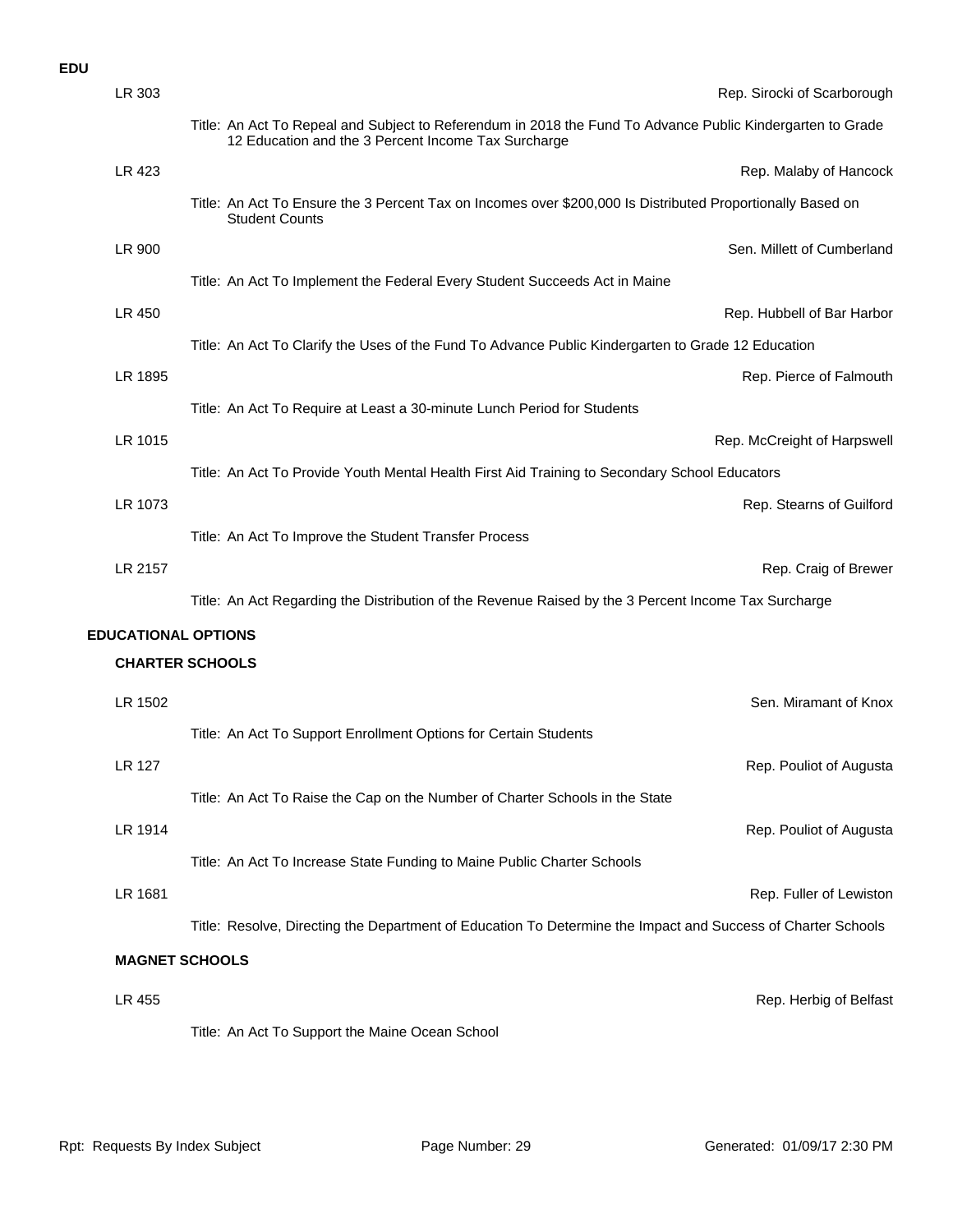**EDU**

LR 303 — Rep. Sirocki of Scarborough

Title: An Act To Repeal and Subject to Referendum in 2018 the Fund To Advance Public Kindergarten to Grade 12 Education and the 3 Percent Income Tax Surcharge

LR 423 — Rep. Malaby of Hancock

Title: An Act To Ensure the 3 Percent Tax on Incomes over $200,000 Is Distributed Proportionally Based on Student Counts

LR 900 — Sen. Millett of Cumberland

Title: An Act To Implement the Federal Every Student Succeeds Act in Maine

LR 450 — Rep. Hubbell of Bar Harbor

Title: An Act To Clarify the Uses of the Fund To Advance Public Kindergarten to Grade 12 Education

LR 1895 — Rep. Pierce of Falmouth

Title: An Act To Require at Least a 30-minute Lunch Period for Students

LR 1015 — Rep. McCreight of Harpswell

Title: An Act To Provide Youth Mental Health First Aid Training to Secondary School Educators

LR 1073 — Rep. Stearns of Guilford

Title: An Act To Improve the Student Transfer Process

LR 2157 — Rep. Craig of Brewer

Title: An Act Regarding the Distribution of the Revenue Raised by the 3 Percent Income Tax Surcharge

## EDUCATIONAL OPTIONS

### CHARTER SCHOOLS

LR 1502 — Sen. Miramant of Knox

Title: An Act To Support Enrollment Options for Certain Students

LR 127 — Rep. Pouliot of Augusta

Title: An Act To Raise the Cap on the Number of Charter Schools in the State

LR 1914 — Rep. Pouliot of Augusta

Title: An Act To Increase State Funding to Maine Public Charter Schools

LR 1681 — Rep. Fuller of Lewiston

Title: Resolve, Directing the Department of Education To Determine the Impact and Success of Charter Schools

### MAGNET SCHOOLS

LR 455 — Rep. Herbig of Belfast

Title: An Act To Support the Maine Ocean School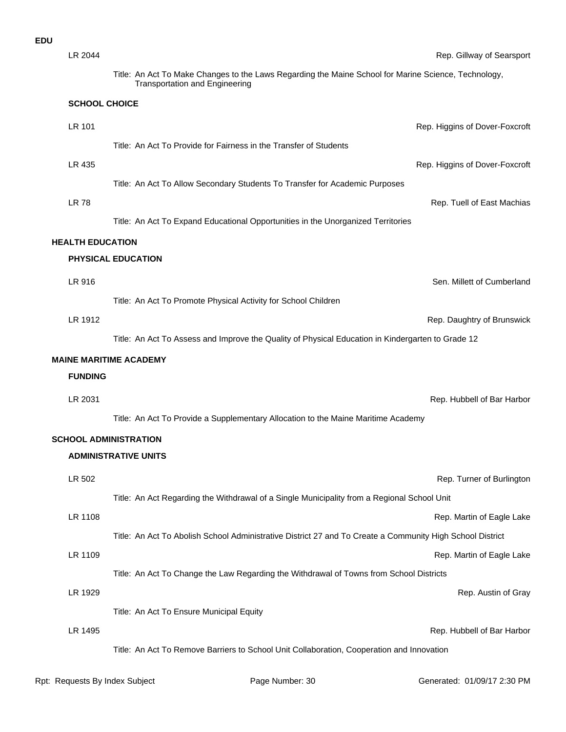**EDU**

LR 2044 — Rep. Gillway of Searsport

Title: An Act To Make Changes to the Laws Regarding the Maine School for Marine Science, Technology, Transportation and Engineering

### SCHOOL CHOICE

LR 101 — Rep. Higgins of Dover-Foxcroft

Title: An Act To Provide for Fairness in the Transfer of Students

LR 435 — Rep. Higgins of Dover-Foxcroft

Title: An Act To Allow Secondary Students To Transfer for Academic Purposes

LR 78 — Rep. Tuell of East Machias

Title: An Act To Expand Educational Opportunities in the Unorganized Territories

## HEALTH EDUCATION

### PHYSICAL EDUCATION

LR 916 — Sen. Millett of Cumberland

Title: An Act To Promote Physical Activity for School Children

LR 1912 — Rep. Daughtry of Brunswick

Title: An Act To Assess and Improve the Quality of Physical Education in Kindergarten to Grade 12

## MAINE MARITIME ACADEMY

### FUNDING

LR 2031 — Rep. Hubbell of Bar Harbor

Title: An Act To Provide a Supplementary Allocation to the Maine Maritime Academy

## SCHOOL ADMINISTRATION

### ADMINISTRATIVE UNITS

LR 502 — Rep. Turner of Burlington

Title: An Act Regarding the Withdrawal of a Single Municipality from a Regional School Unit

LR 1108 — Rep. Martin of Eagle Lake

Title: An Act To Abolish School Administrative District 27 and To Create a Community High School District

LR 1109 — Rep. Martin of Eagle Lake

Title: An Act To Change the Law Regarding the Withdrawal of Towns from School Districts

LR 1929 — Rep. Austin of Gray

Title: An Act To Ensure Municipal Equity

LR 1495 — Rep. Hubbell of Bar Harbor

Title: An Act To Remove Barriers to School Unit Collaboration, Cooperation and Innovation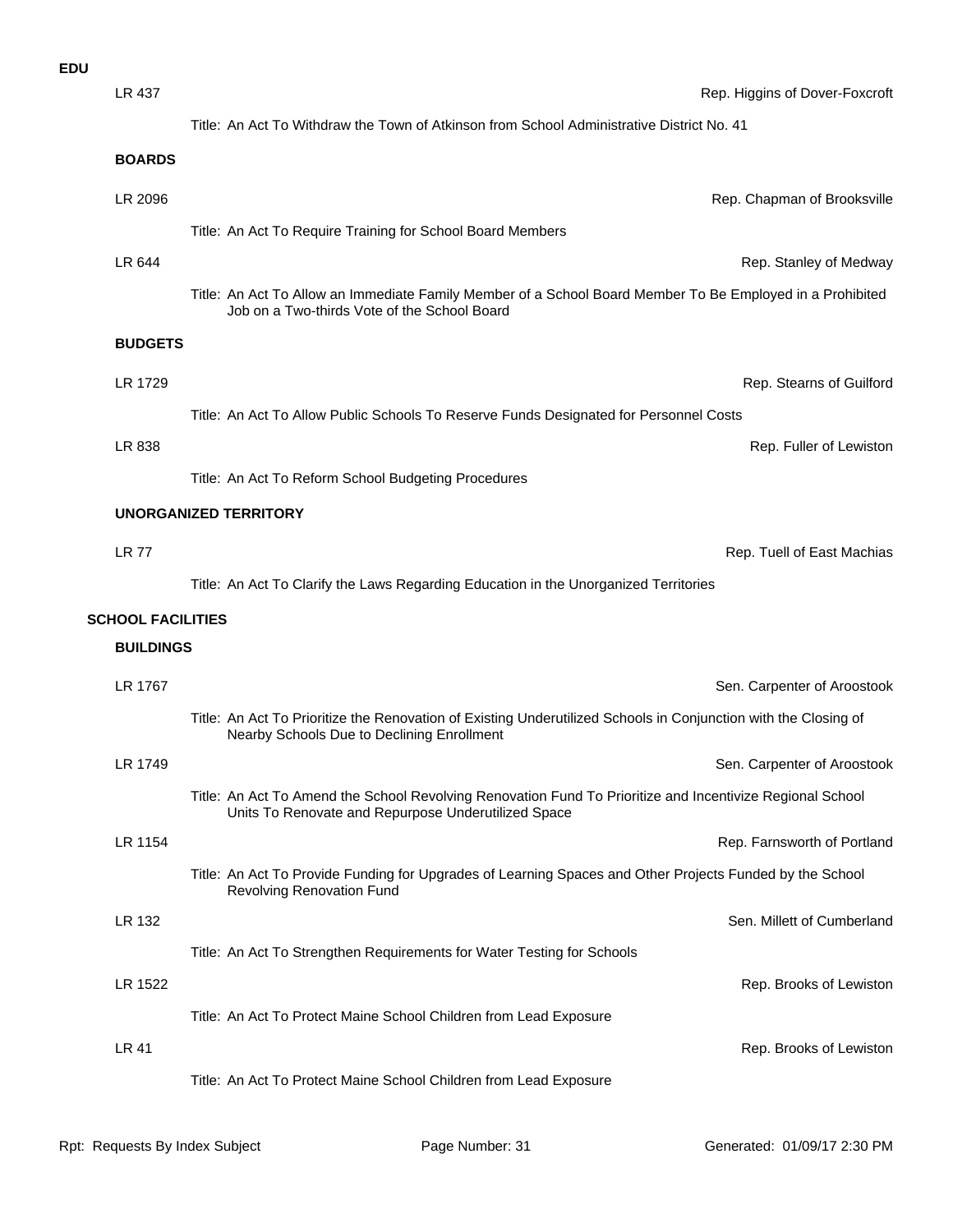**EDU**

LR 437 — Rep. Higgins of Dover-Foxcroft

Title: An Act To Withdraw the Town of Atkinson from School Administrative District No. 41

### BOARDS

LR 2096 — Rep. Chapman of Brooksville

Title: An Act To Require Training for School Board Members

LR 644 — Rep. Stanley of Medway

Title: An Act To Allow an Immediate Family Member of a School Board Member To Be Employed in a Prohibited Job on a Two-thirds Vote of the School Board

### BUDGETS

LR 1729 — Rep. Stearns of Guilford

Title: An Act To Allow Public Schools To Reserve Funds Designated for Personnel Costs

LR 838 — Rep. Fuller of Lewiston

Title: An Act To Reform School Budgeting Procedures

### UNORGANIZED TERRITORY

LR 77 — Rep. Tuell of East Machias

Title: An Act To Clarify the Laws Regarding Education in the Unorganized Territories

## SCHOOL FACILITIES

### BUILDINGS

LR 1767 — Sen. Carpenter of Aroostook

Title: An Act To Prioritize the Renovation of Existing Underutilized Schools in Conjunction with the Closing of Nearby Schools Due to Declining Enrollment

LR 1749 — Sen. Carpenter of Aroostook

Title: An Act To Amend the School Revolving Renovation Fund To Prioritize and Incentivize Regional School Units To Renovate and Repurpose Underutilized Space

LR 1154 — Rep. Farnsworth of Portland

Title: An Act To Provide Funding for Upgrades of Learning Spaces and Other Projects Funded by the School Revolving Renovation Fund

LR 132 — Sen. Millett of Cumberland

Title: An Act To Strengthen Requirements for Water Testing for Schools

LR 1522 — Rep. Brooks of Lewiston

Title: An Act To Protect Maine School Children from Lead Exposure

LR 41 — Rep. Brooks of Lewiston

Title: An Act To Protect Maine School Children from Lead Exposure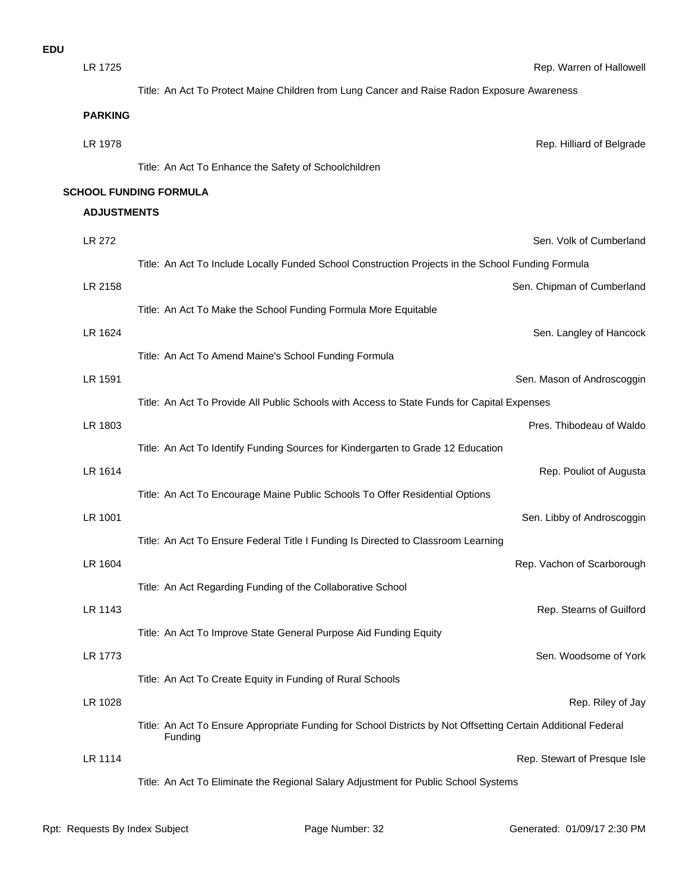**EDU**

LR 1725 — Rep. Warren of Hallowell

Title: An Act To Protect Maine Children from Lung Cancer and Raise Radon Exposure Awareness

**PARKING**

LR 1978 — Rep. Hilliard of Belgrade

Title: An Act To Enhance the Safety of Schoolchildren

**SCHOOL FUNDING FORMULA**

**ADJUSTMENTS**

LR 272 — Sen. Volk of Cumberland

Title: An Act To Include Locally Funded School Construction Projects in the School Funding Formula

LR 2158 — Sen. Chipman of Cumberland

Title: An Act To Make the School Funding Formula More Equitable

LR 1624 — Sen. Langley of Hancock

Title: An Act To Amend Maine's School Funding Formula

LR 1591 — Sen. Mason of Androscoggin

Title: An Act To Provide All Public Schools with Access to State Funds for Capital Expenses

LR 1803 — Pres. Thibodeau of Waldo

Title: An Act To Identify Funding Sources for Kindergarten to Grade 12 Education

LR 1614 — Rep. Pouliot of Augusta

Title: An Act To Encourage Maine Public Schools To Offer Residential Options

LR 1001 — Sen. Libby of Androscoggin

Title: An Act To Ensure Federal Title I Funding Is Directed to Classroom Learning

LR 1604 — Rep. Vachon of Scarborough

Title: An Act Regarding Funding of the Collaborative School

LR 1143 — Rep. Stearns of Guilford

Title: An Act To Improve State General Purpose Aid Funding Equity

LR 1773 — Sen. Woodsome of York

Title: An Act To Create Equity in Funding of Rural Schools

LR 1028 — Rep. Riley of Jay

Title: An Act To Ensure Appropriate Funding for School Districts by Not Offsetting Certain Additional Federal Funding

LR 1114 — Rep. Stewart of Presque Isle

Title: An Act To Eliminate the Regional Salary Adjustment for Public School Systems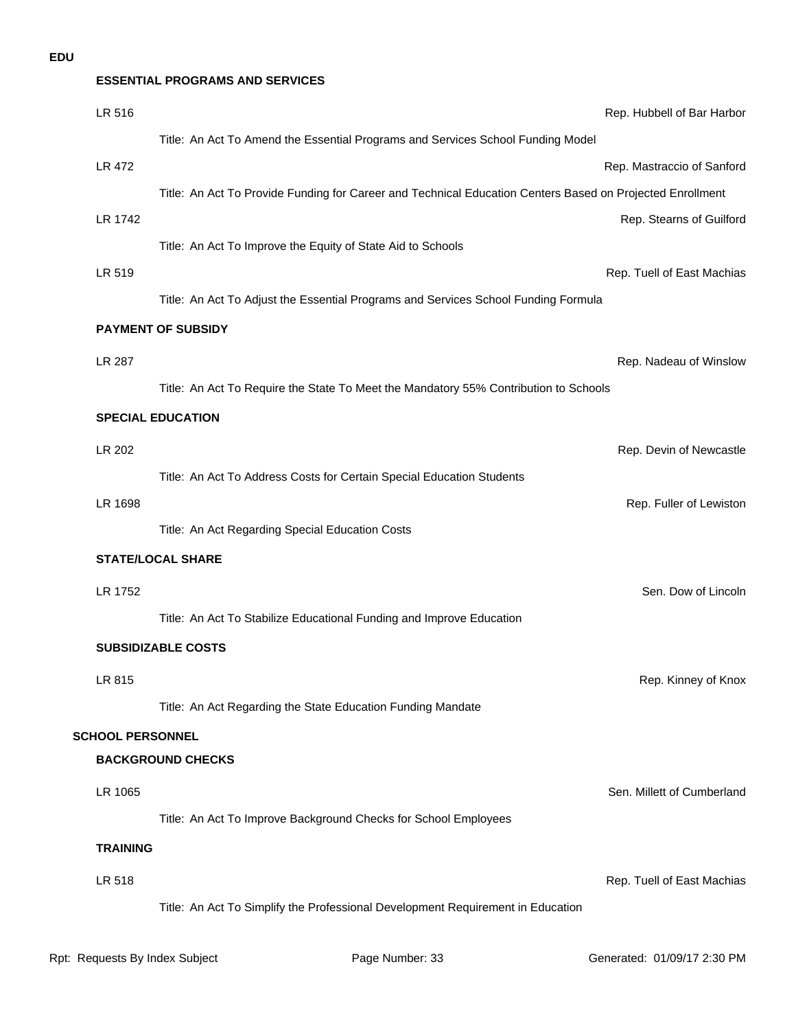**EDU**

### ESSENTIAL PROGRAMS AND SERVICES

LR 516 — Rep. Hubbell of Bar Harbor

Title: An Act To Amend the Essential Programs and Services School Funding Model

LR 472 — Rep. Mastraccio of Sanford

Title: An Act To Provide Funding for Career and Technical Education Centers Based on Projected Enrollment

LR 1742 — Rep. Stearns of Guilford

Title: An Act To Improve the Equity of State Aid to Schools

LR 519 — Rep. Tuell of East Machias

Title: An Act To Adjust the Essential Programs and Services School Funding Formula

### PAYMENT OF SUBSIDY

LR 287 — Rep. Nadeau of Winslow

Title: An Act To Require the State To Meet the Mandatory 55% Contribution to Schools

### SPECIAL EDUCATION

LR 202 — Rep. Devin of Newcastle

Title: An Act To Address Costs for Certain Special Education Students

LR 1698 — Rep. Fuller of Lewiston

Title: An Act Regarding Special Education Costs

### STATE/LOCAL SHARE

LR 1752 — Sen. Dow of Lincoln

Title: An Act To Stabilize Educational Funding and Improve Education

### SUBSIDIZABLE COSTS

LR 815 — Rep. Kinney of Knox

Title: An Act Regarding the State Education Funding Mandate

## SCHOOL PERSONNEL

### BACKGROUND CHECKS

LR 1065 — Sen. Millett of Cumberland

Title: An Act To Improve Background Checks for School Employees

### TRAINING

LR 518 — Rep. Tuell of East Machias

Title: An Act To Simplify the Professional Development Requirement in Education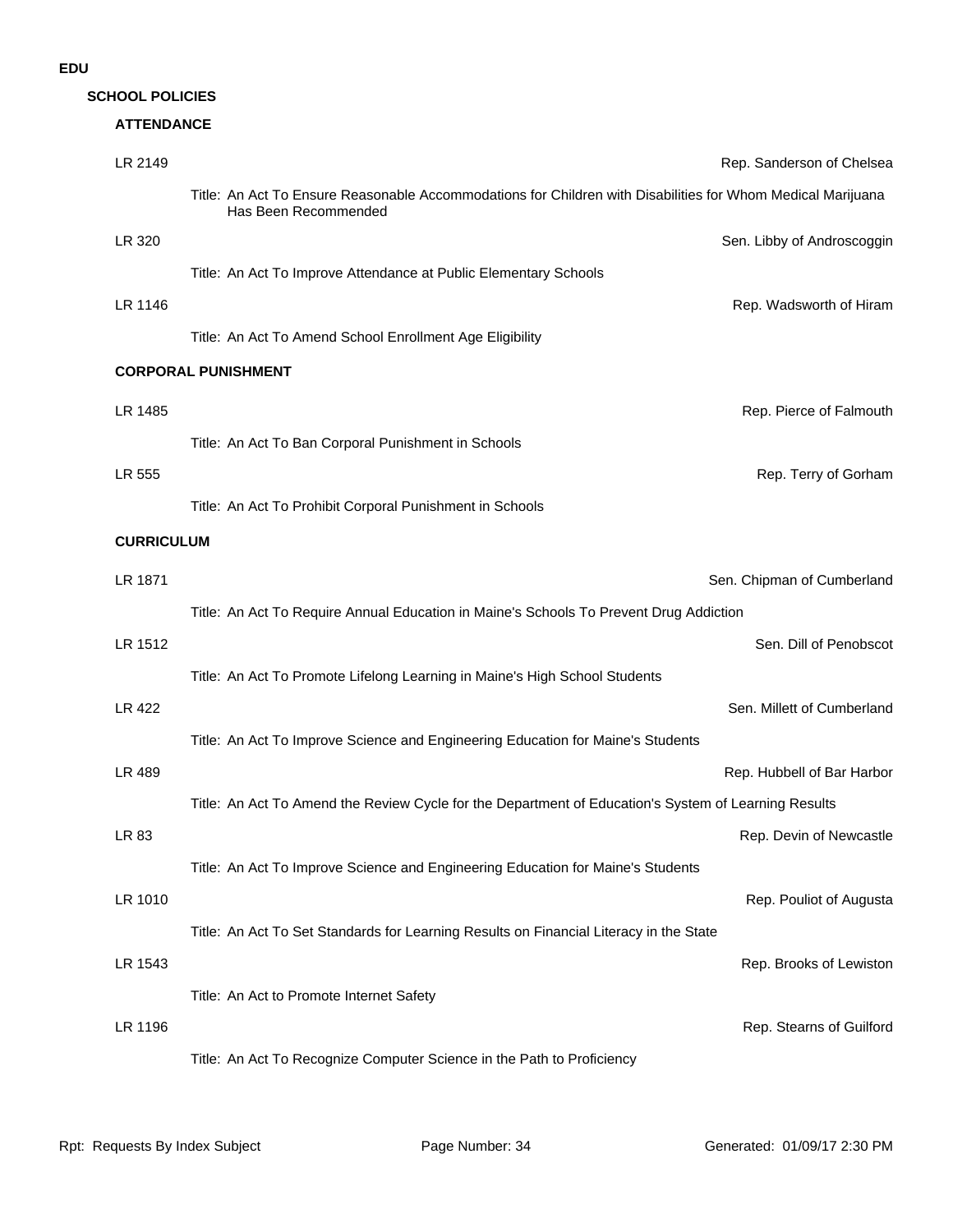# EDU

## SCHOOL POLICIES

### ATTENDANCE

LR 2149 — Rep. Sanderson of Chelsea

Title: An Act To Ensure Reasonable Accommodations for Children with Disabilities for Whom Medical Marijuana Has Been Recommended

LR 320 — Sen. Libby of Androscoggin

Title: An Act To Improve Attendance at Public Elementary Schools

LR 1146 — Rep. Wadsworth of Hiram

Title: An Act To Amend School Enrollment Age Eligibility

### CORPORAL PUNISHMENT

LR 1485 — Rep. Pierce of Falmouth

Title: An Act To Ban Corporal Punishment in Schools

LR 555 — Rep. Terry of Gorham

Title: An Act To Prohibit Corporal Punishment in Schools

### CURRICULUM

LR 1871 — Sen. Chipman of Cumberland

Title: An Act To Require Annual Education in Maine's Schools To Prevent Drug Addiction

LR 1512 — Sen. Dill of Penobscot

Title: An Act To Promote Lifelong Learning in Maine's High School Students

LR 422 — Sen. Millett of Cumberland

Title: An Act To Improve Science and Engineering Education for Maine's Students

LR 489 — Rep. Hubbell of Bar Harbor

Title: An Act To Amend the Review Cycle for the Department of Education's System of Learning Results

LR 83 — Rep. Devin of Newcastle

Title: An Act To Improve Science and Engineering Education for Maine's Students

LR 1010 — Rep. Pouliot of Augusta

Title: An Act To Set Standards for Learning Results on Financial Literacy in the State

LR 1543 — Rep. Brooks of Lewiston

Title: An Act to Promote Internet Safety

LR 1196 — Rep. Stearns of Guilford

Title: An Act To Recognize Computer Science in the Path to Proficiency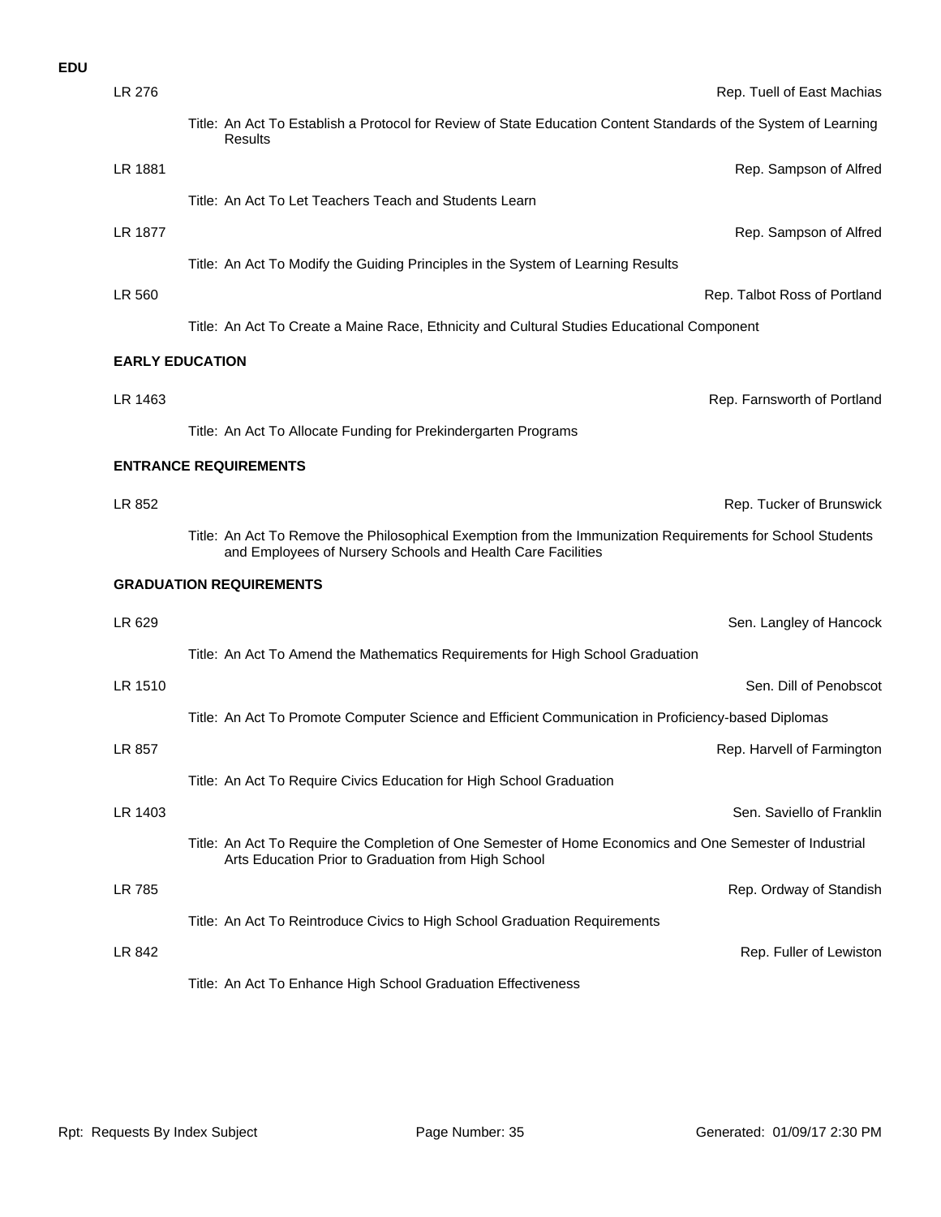**EDU**

LR 276 — Rep. Tuell of East Machias

Title: An Act To Establish a Protocol for Review of State Education Content Standards of the System of Learning Results

LR 1881 — Rep. Sampson of Alfred

Title: An Act To Let Teachers Teach and Students Learn

LR 1877 — Rep. Sampson of Alfred

Title: An Act To Modify the Guiding Principles in the System of Learning Results

LR 560 — Rep. Talbot Ross of Portland

Title: An Act To Create a Maine Race, Ethnicity and Cultural Studies Educational Component

### EARLY EDUCATION

LR 1463 — Rep. Farnsworth of Portland

Title: An Act To Allocate Funding for Prekindergarten Programs

### ENTRANCE REQUIREMENTS

LR 852 — Rep. Tucker of Brunswick

Title: An Act To Remove the Philosophical Exemption from the Immunization Requirements for School Students and Employees of Nursery Schools and Health Care Facilities

### GRADUATION REQUIREMENTS

LR 629 — Sen. Langley of Hancock

Title: An Act To Amend the Mathematics Requirements for High School Graduation

LR 1510 — Sen. Dill of Penobscot

Title: An Act To Promote Computer Science and Efficient Communication in Proficiency-based Diplomas

LR 857 — Rep. Harvell of Farmington

Title: An Act To Require Civics Education for High School Graduation

LR 1403 — Sen. Saviello of Franklin

Title: An Act To Require the Completion of One Semester of Home Economics and One Semester of Industrial Arts Education Prior to Graduation from High School

LR 785 — Rep. Ordway of Standish

Title: An Act To Reintroduce Civics to High School Graduation Requirements

LR 842 — Rep. Fuller of Lewiston

Title: An Act To Enhance High School Graduation Effectiveness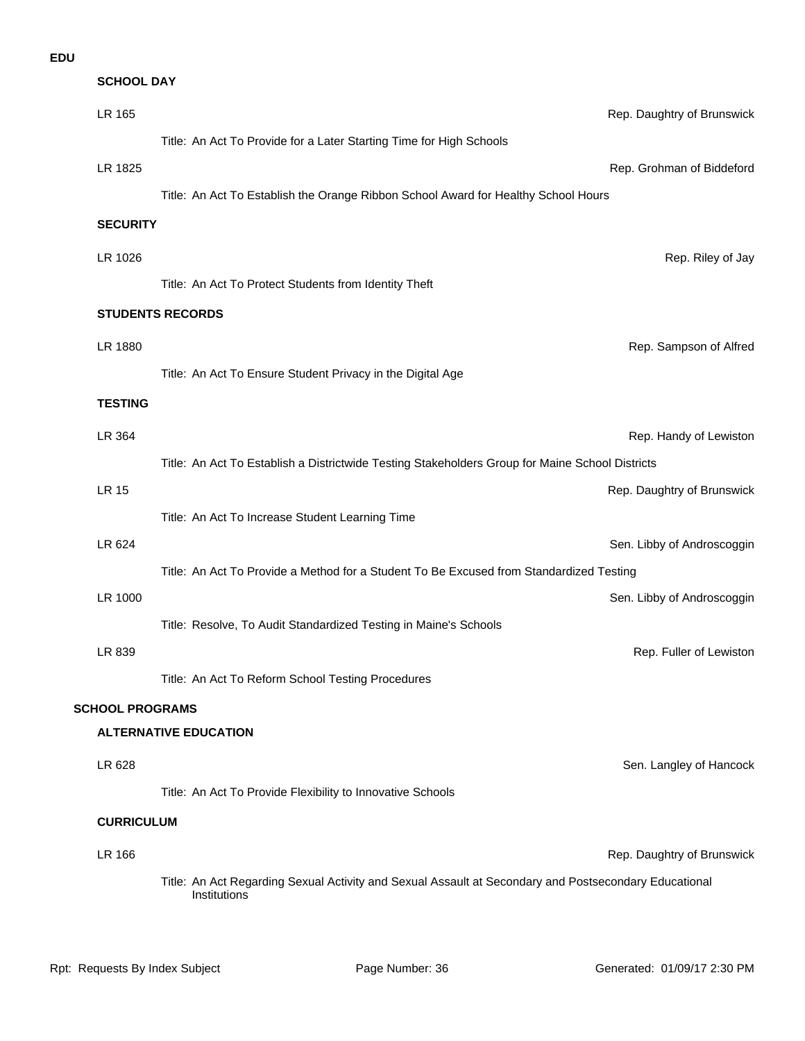# EDU

### SCHOOL DAY

LR 165 — Rep. Daughtry of Brunswick

Title: An Act To Provide for a Later Starting Time for High Schools

LR 1825 — Rep. Grohman of Biddeford

Title: An Act To Establish the Orange Ribbon School Award for Healthy School Hours

### SECURITY

LR 1026 — Rep. Riley of Jay

Title: An Act To Protect Students from Identity Theft

### STUDENTS RECORDS

LR 1880 — Rep. Sampson of Alfred

Title: An Act To Ensure Student Privacy in the Digital Age

### TESTING

LR 364 — Rep. Handy of Lewiston

Title: An Act To Establish a Districtwide Testing Stakeholders Group for Maine School Districts

LR 15 — Rep. Daughtry of Brunswick

Title: An Act To Increase Student Learning Time

LR 624 — Sen. Libby of Androscoggin

Title: An Act To Provide a Method for a Student To Be Excused from Standardized Testing

LR 1000 — Sen. Libby of Androscoggin

Title: Resolve, To Audit Standardized Testing in Maine's Schools

LR 839 — Rep. Fuller of Lewiston

Title: An Act To Reform School Testing Procedures

## SCHOOL PROGRAMS

### ALTERNATIVE EDUCATION

LR 628 — Sen. Langley of Hancock

Title: An Act To Provide Flexibility to Innovative Schools

### CURRICULUM

LR 166 — Rep. Daughtry of Brunswick

Title: An Act Regarding Sexual Activity and Sexual Assault at Secondary and Postsecondary Educational Institutions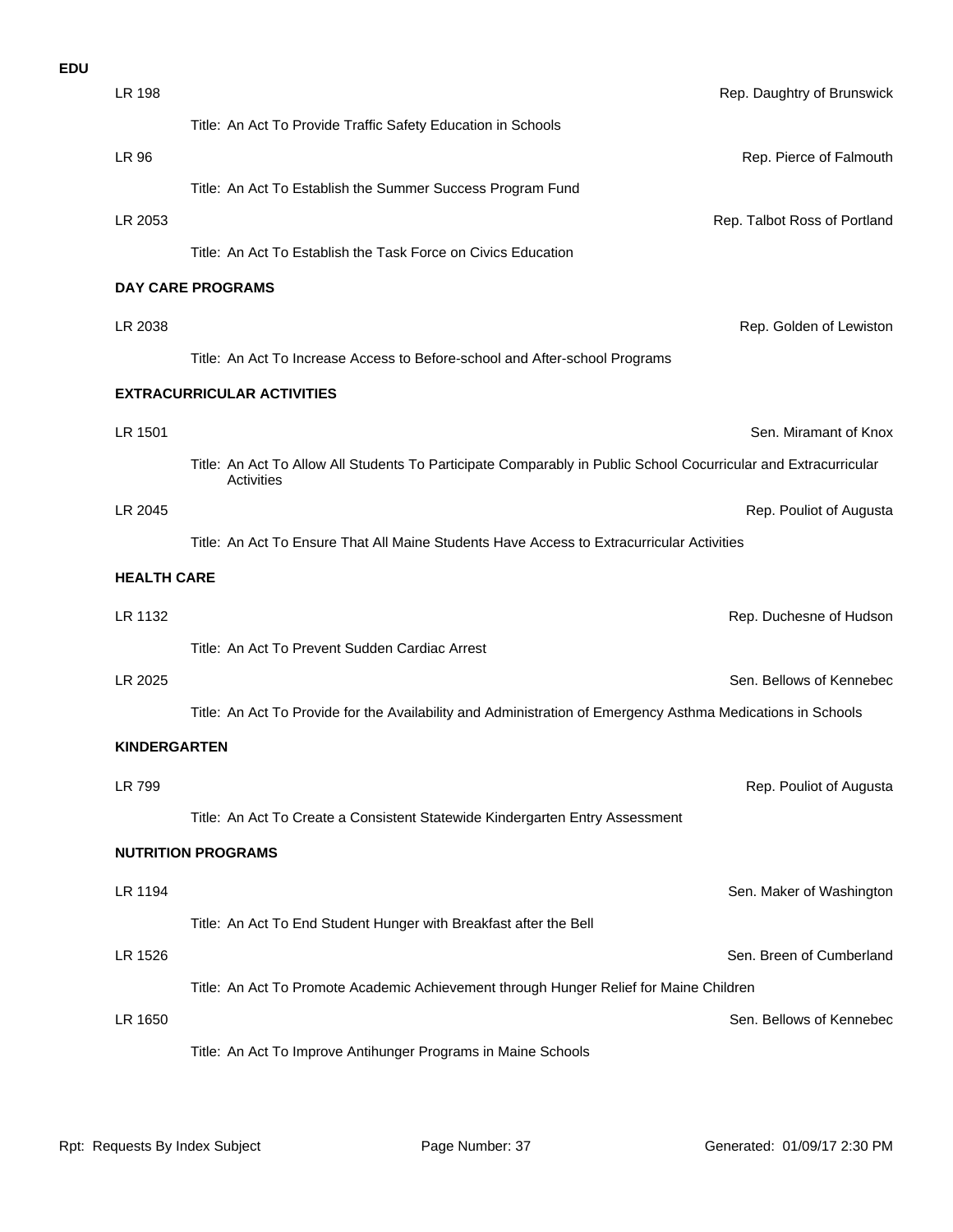**EDU**

LR 198 — Rep. Daughtry of Brunswick

Title: An Act To Provide Traffic Safety Education in Schools

LR 96 — Rep. Pierce of Falmouth

Title: An Act To Establish the Summer Success Program Fund

LR 2053 — Rep. Talbot Ross of Portland

Title: An Act To Establish the Task Force on Civics Education

**DAY CARE PROGRAMS**

LR 2038 — Rep. Golden of Lewiston

Title: An Act To Increase Access to Before-school and After-school Programs

**EXTRACURRICULAR ACTIVITIES**

LR 1501 — Sen. Miramant of Knox

Title: An Act To Allow All Students To Participate Comparably in Public School Cocurricular and Extracurricular Activities

LR 2045 — Rep. Pouliot of Augusta

Title: An Act To Ensure That All Maine Students Have Access to Extracurricular Activities

**HEALTH CARE**

LR 1132 — Rep. Duchesne of Hudson

Title: An Act To Prevent Sudden Cardiac Arrest

LR 2025 — Sen. Bellows of Kennebec

Title: An Act To Provide for the Availability and Administration of Emergency Asthma Medications in Schools

**KINDERGARTEN**

LR 799 — Rep. Pouliot of Augusta

Title: An Act To Create a Consistent Statewide Kindergarten Entry Assessment

**NUTRITION PROGRAMS**

LR 1194 — Sen. Maker of Washington

Title: An Act To End Student Hunger with Breakfast after the Bell

LR 1526 — Sen. Breen of Cumberland

Title: An Act To Promote Academic Achievement through Hunger Relief for Maine Children

LR 1650 — Sen. Bellows of Kennebec

Title: An Act To Improve Antihunger Programs in Maine Schools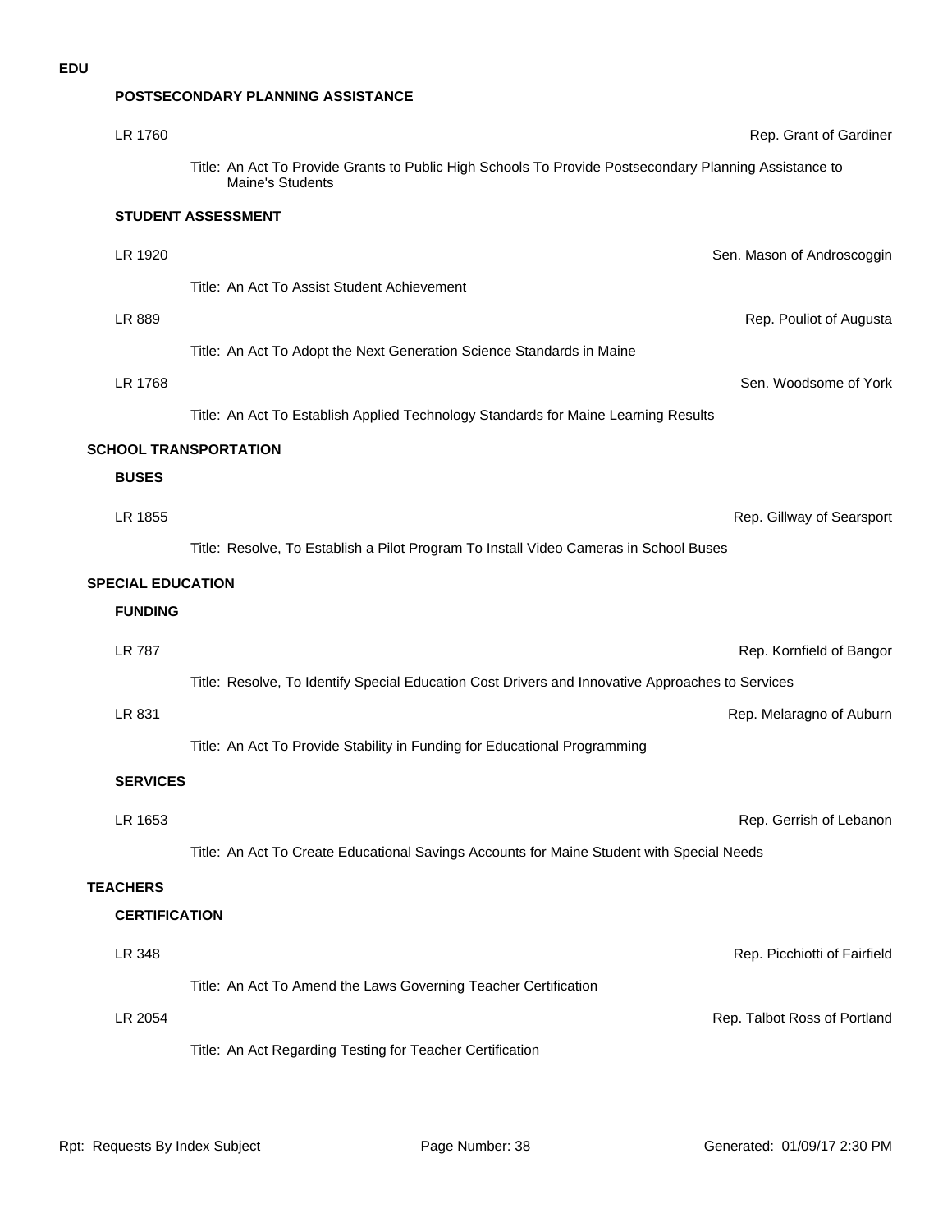**EDU**

### POSTSECONDARY PLANNING ASSISTANCE

LR 1760 — Rep. Grant of Gardiner

Title: An Act To Provide Grants to Public High Schools To Provide Postsecondary Planning Assistance to Maine's Students

### STUDENT ASSESSMENT

LR 1920 — Sen. Mason of Androscoggin

Title: An Act To Assist Student Achievement

LR 889 — Rep. Pouliot of Augusta

Title: An Act To Adopt the Next Generation Science Standards in Maine

LR 1768 — Sen. Woodsome of York

Title: An Act To Establish Applied Technology Standards for Maine Learning Results

## SCHOOL TRANSPORTATION

### BUSES

LR 1855 — Rep. Gillway of Searsport

Title: Resolve, To Establish a Pilot Program To Install Video Cameras in School Buses

## SPECIAL EDUCATION

### FUNDING

LR 787 — Rep. Kornfield of Bangor

Title: Resolve, To Identify Special Education Cost Drivers and Innovative Approaches to Services

LR 831 — Rep. Melaragno of Auburn

Title: An Act To Provide Stability in Funding for Educational Programming

### SERVICES

LR 1653 — Rep. Gerrish of Lebanon

Title: An Act To Create Educational Savings Accounts for Maine Student with Special Needs

## TEACHERS

### CERTIFICATION

LR 348 — Rep. Picchiotti of Fairfield

Title: An Act To Amend the Laws Governing Teacher Certification

LR 2054 — Rep. Talbot Ross of Portland

Title: An Act Regarding Testing for Teacher Certification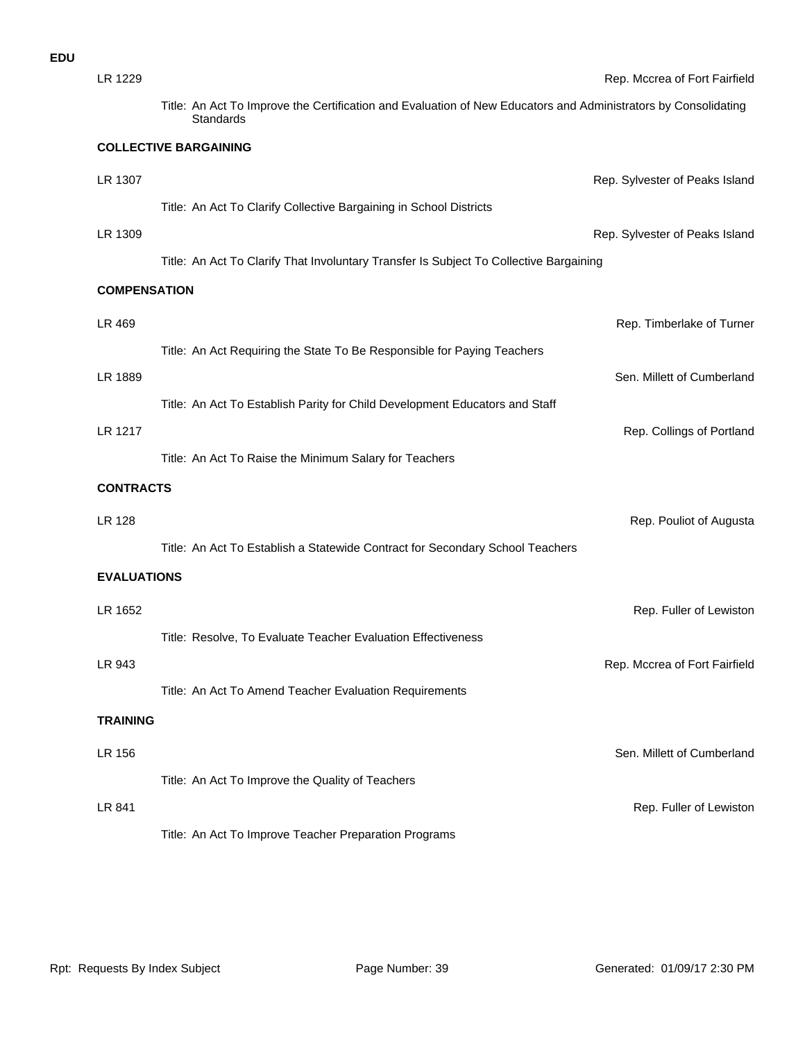**EDU**

LR 1229 — Rep. Mccrea of Fort Fairfield

Title: An Act To Improve the Certification and Evaluation of New Educators and Administrators by Consolidating Standards

**COLLECTIVE BARGAINING**

LR 1307 — Rep. Sylvester of Peaks Island

Title: An Act To Clarify Collective Bargaining in School Districts

LR 1309 — Rep. Sylvester of Peaks Island

Title: An Act To Clarify That Involuntary Transfer Is Subject To Collective Bargaining

**COMPENSATION**

LR 469 — Rep. Timberlake of Turner

Title: An Act Requiring the State To Be Responsible for Paying Teachers

LR 1889 — Sen. Millett of Cumberland

Title: An Act To Establish Parity for Child Development Educators and Staff

LR 1217 — Rep. Collings of Portland

Title: An Act To Raise the Minimum Salary for Teachers

**CONTRACTS**

LR 128 — Rep. Pouliot of Augusta

Title: An Act To Establish a Statewide Contract for Secondary School Teachers

**EVALUATIONS**

LR 1652 — Rep. Fuller of Lewiston

Title: Resolve, To Evaluate Teacher Evaluation Effectiveness

LR 943 — Rep. Mccrea of Fort Fairfield

Title: An Act To Amend Teacher Evaluation Requirements

**TRAINING**

LR 156 — Sen. Millett of Cumberland

Title: An Act To Improve the Quality of Teachers

LR 841 — Rep. Fuller of Lewiston

Title: An Act To Improve Teacher Preparation Programs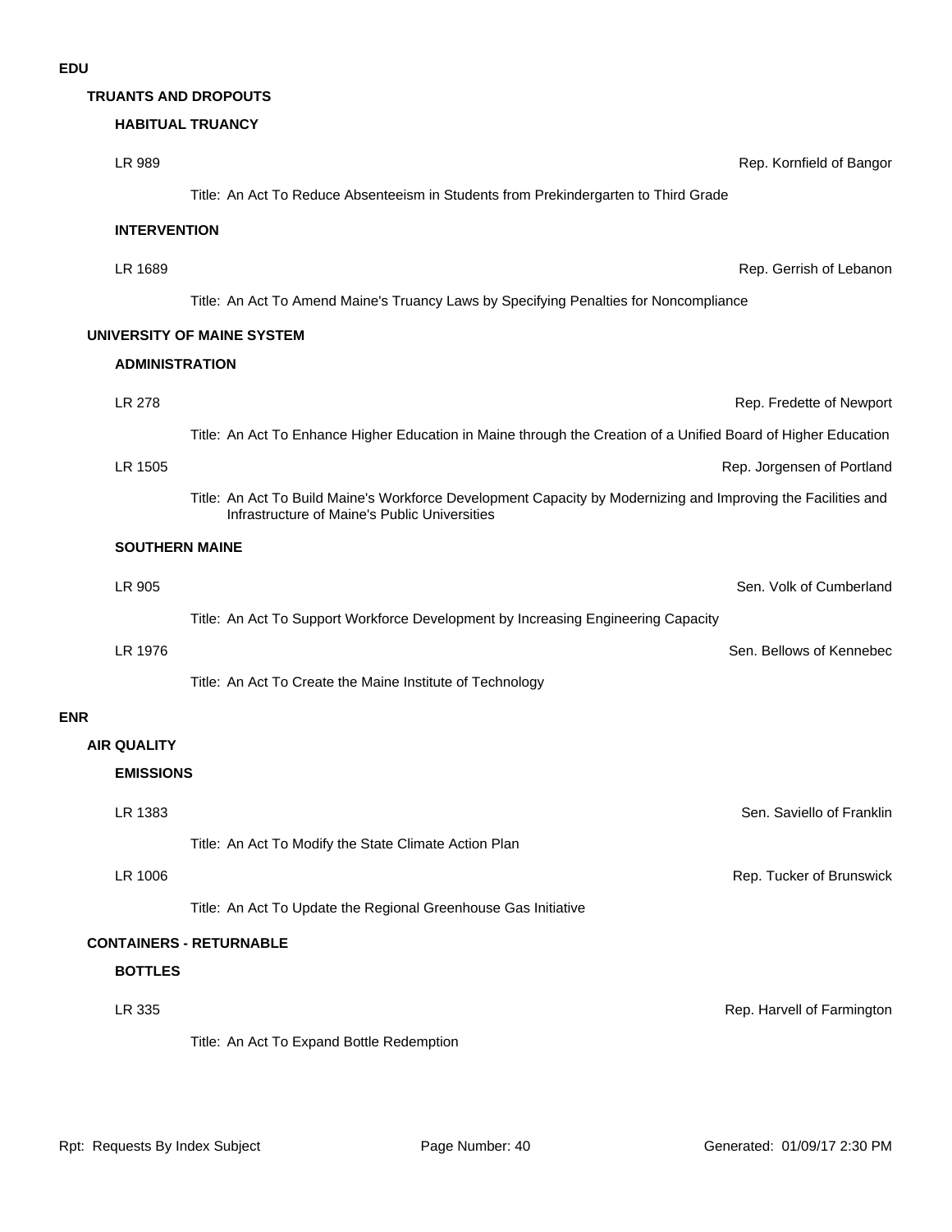# EDU

## TRUANTS AND DROPOUTS

### HABITUAL TRUANCY

LR 989 — Rep. Kornfield of Bangor

Title: An Act To Reduce Absenteeism in Students from Prekindergarten to Third Grade

### INTERVENTION

LR 1689 — Rep. Gerrish of Lebanon

Title: An Act To Amend Maine's Truancy Laws by Specifying Penalties for Noncompliance

## UNIVERSITY OF MAINE SYSTEM

### ADMINISTRATION

LR 278 — Rep. Fredette of Newport

Title: An Act To Enhance Higher Education in Maine through the Creation of a Unified Board of Higher Education

LR 1505 — Rep. Jorgensen of Portland

Title: An Act To Build Maine's Workforce Development Capacity by Modernizing and Improving the Facilities and Infrastructure of Maine's Public Universities

### SOUTHERN MAINE

LR 905 — Sen. Volk of Cumberland

Title: An Act To Support Workforce Development by Increasing Engineering Capacity

LR 1976 — Sen. Bellows of Kennebec

Title: An Act To Create the Maine Institute of Technology

# ENR

## AIR QUALITY

### EMISSIONS

LR 1383 — Sen. Saviello of Franklin

Title: An Act To Modify the State Climate Action Plan

LR 1006 — Rep. Tucker of Brunswick

Title: An Act To Update the Regional Greenhouse Gas Initiative

## CONTAINERS - RETURNABLE

### BOTTLES

LR 335 — Rep. Harvell of Farmington

Title: An Act To Expand Bottle Redemption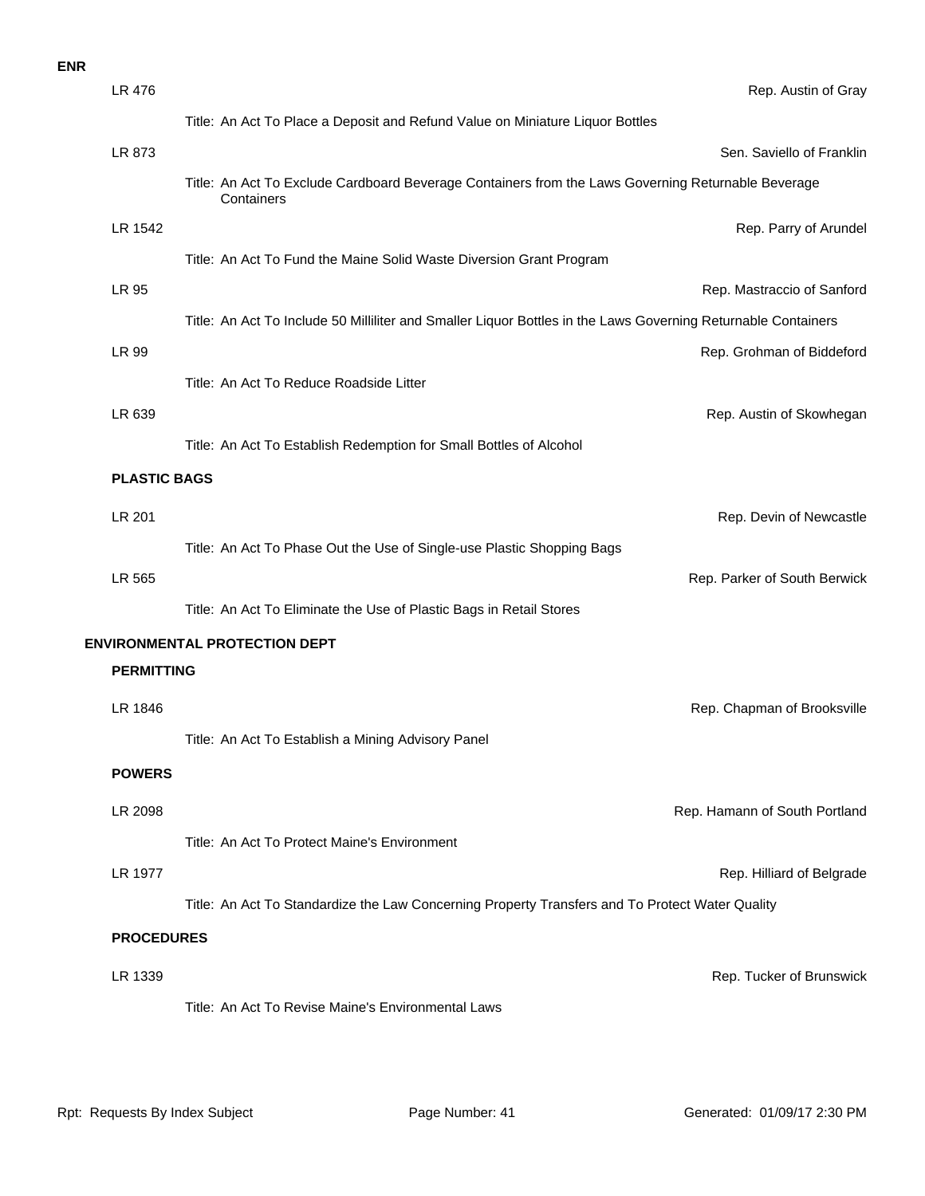**ENR**

LR 476 — Rep. Austin of Gray

Title: An Act To Place a Deposit and Refund Value on Miniature Liquor Bottles

LR 873 — Sen. Saviello of Franklin

Title: An Act To Exclude Cardboard Beverage Containers from the Laws Governing Returnable Beverage Containers

LR 1542 — Rep. Parry of Arundel

Title: An Act To Fund the Maine Solid Waste Diversion Grant Program

LR 95 — Rep. Mastraccio of Sanford

Title: An Act To Include 50 Milliliter and Smaller Liquor Bottles in the Laws Governing Returnable Containers

LR 99 — Rep. Grohman of Biddeford

Title: An Act To Reduce Roadside Litter

LR 639 — Rep. Austin of Skowhegan

Title: An Act To Establish Redemption for Small Bottles of Alcohol

**PLASTIC BAGS**

LR 201 — Rep. Devin of Newcastle

Title: An Act To Phase Out the Use of Single-use Plastic Shopping Bags

LR 565 — Rep. Parker of South Berwick

Title: An Act To Eliminate the Use of Plastic Bags in Retail Stores

**ENVIRONMENTAL PROTECTION DEPT**

**PERMITTING**

LR 1846 — Rep. Chapman of Brooksville

Title: An Act To Establish a Mining Advisory Panel

**POWERS**

LR 2098 — Rep. Hamann of South Portland

Title: An Act To Protect Maine's Environment

LR 1977 — Rep. Hilliard of Belgrade

Title: An Act To Standardize the Law Concerning Property Transfers and To Protect Water Quality

**PROCEDURES**

LR 1339 — Rep. Tucker of Brunswick

Title: An Act To Revise Maine's Environmental Laws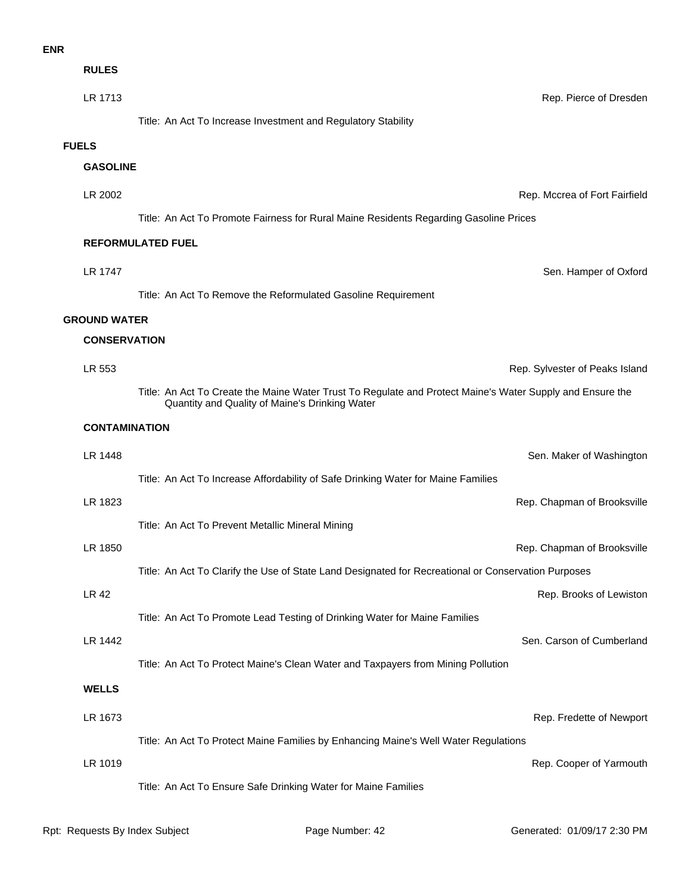**ENR**

**RULES**

LR 1713 — Rep. Pierce of Dresden

Title: An Act To Increase Investment and Regulatory Stability

**FUELS**

**GASOLINE**

LR 2002 — Rep. Mccrea of Fort Fairfield

Title: An Act To Promote Fairness for Rural Maine Residents Regarding Gasoline Prices

**REFORMULATED FUEL**

LR 1747 — Sen. Hamper of Oxford

Title: An Act To Remove the Reformulated Gasoline Requirement

**GROUND WATER**

**CONSERVATION**

LR 553 — Rep. Sylvester of Peaks Island

Title: An Act To Create the Maine Water Trust To Regulate and Protect Maine's Water Supply and Ensure the Quantity and Quality of Maine's Drinking Water

**CONTAMINATION**

LR 1448 — Sen. Maker of Washington

Title: An Act To Increase Affordability of Safe Drinking Water for Maine Families

LR 1823 — Rep. Chapman of Brooksville

Title: An Act To Prevent Metallic Mineral Mining

LR 1850 — Rep. Chapman of Brooksville

Title: An Act To Clarify the Use of State Land Designated for Recreational or Conservation Purposes

LR 42 — Rep. Brooks of Lewiston

Title: An Act To Promote Lead Testing of Drinking Water for Maine Families

LR 1442 — Sen. Carson of Cumberland

Title: An Act To Protect Maine's Clean Water and Taxpayers from Mining Pollution

**WELLS**

LR 1673 — Rep. Fredette of Newport

Title: An Act To Protect Maine Families by Enhancing Maine's Well Water Regulations

LR 1019 — Rep. Cooper of Yarmouth

Title: An Act To Ensure Safe Drinking Water for Maine Families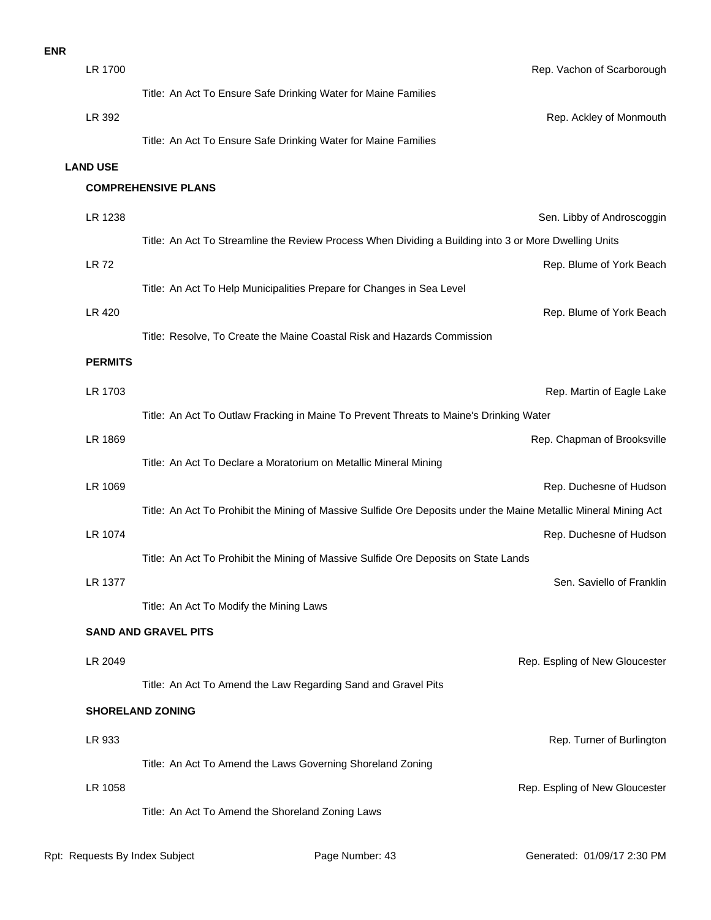**ENR**

LR 1700 — Rep. Vachon of Scarborough

Title: An Act To Ensure Safe Drinking Water for Maine Families

LR 392 — Rep. Ackley of Monmouth

Title: An Act To Ensure Safe Drinking Water for Maine Families

## LAND USE

### COMPREHENSIVE PLANS

LR 1238 — Sen. Libby of Androscoggin

Title: An Act To Streamline the Review Process When Dividing a Building into 3 or More Dwelling Units

LR 72 — Rep. Blume of York Beach

Title: An Act To Help Municipalities Prepare for Changes in Sea Level

LR 420 — Rep. Blume of York Beach

Title: Resolve, To Create the Maine Coastal Risk and Hazards Commission

### PERMITS

LR 1703 — Rep. Martin of Eagle Lake

Title: An Act To Outlaw Fracking in Maine To Prevent Threats to Maine's Drinking Water

LR 1869 — Rep. Chapman of Brooksville

Title: An Act To Declare a Moratorium on Metallic Mineral Mining

LR 1069 — Rep. Duchesne of Hudson

Title: An Act To Prohibit the Mining of Massive Sulfide Ore Deposits under the Maine Metallic Mineral Mining Act

LR 1074 — Rep. Duchesne of Hudson

Title: An Act To Prohibit the Mining of Massive Sulfide Ore Deposits on State Lands

LR 1377 — Sen. Saviello of Franklin

Title: An Act To Modify the Mining Laws

### SAND AND GRAVEL PITS

LR 2049 — Rep. Espling of New Gloucester

Title: An Act To Amend the Law Regarding Sand and Gravel Pits

### SHORELAND ZONING

LR 933 — Rep. Turner of Burlington

Title: An Act To Amend the Laws Governing Shoreland Zoning

LR 1058 — Rep. Espling of New Gloucester

Title: An Act To Amend the Shoreland Zoning Laws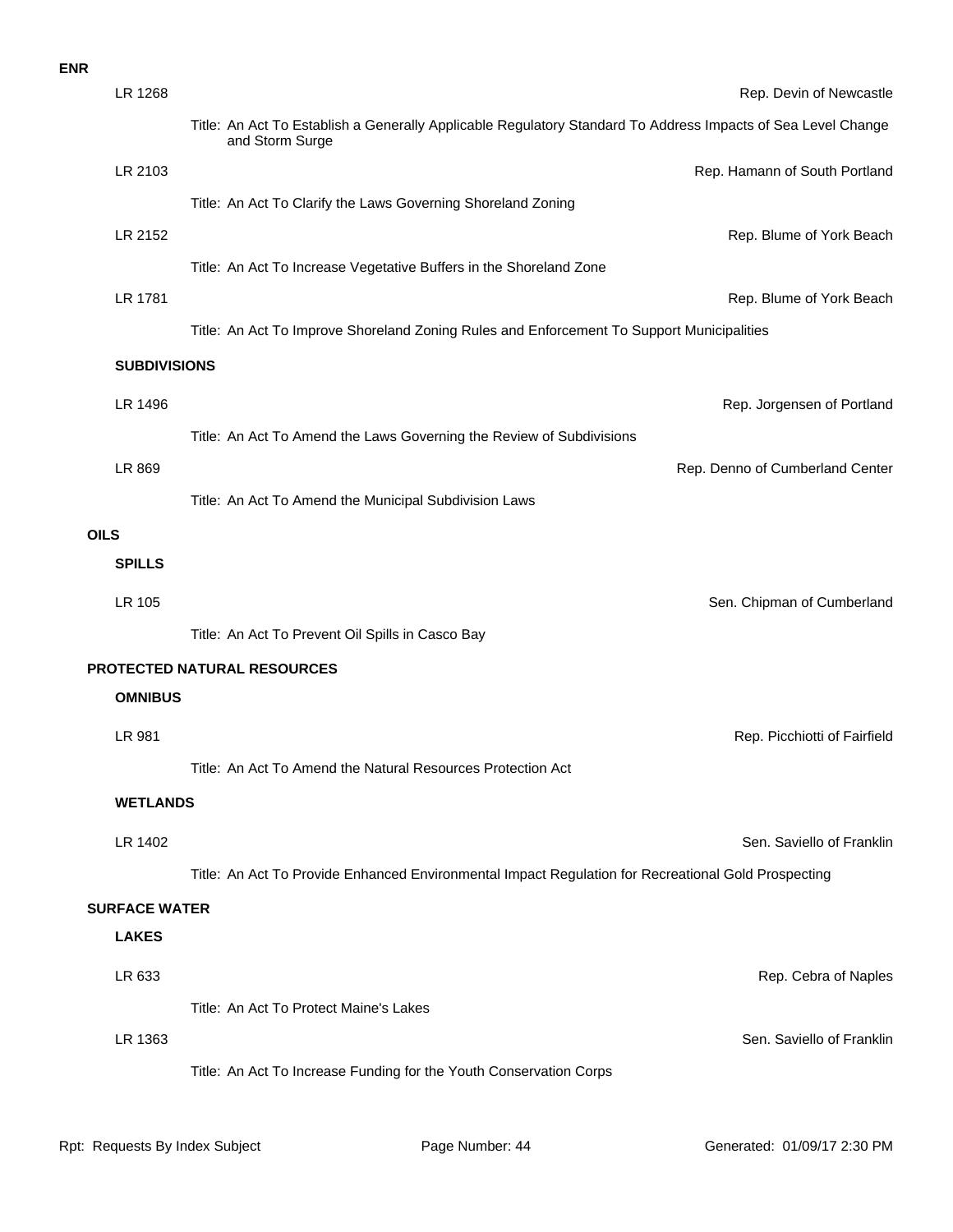**ENR**

LR 1268 — Rep. Devin of Newcastle

Title: An Act To Establish a Generally Applicable Regulatory Standard To Address Impacts of Sea Level Change and Storm Surge

LR 2103 — Rep. Hamann of South Portland

Title: An Act To Clarify the Laws Governing Shoreland Zoning

LR 2152 — Rep. Blume of York Beach

Title: An Act To Increase Vegetative Buffers in the Shoreland Zone

LR 1781 — Rep. Blume of York Beach

Title: An Act To Improve Shoreland Zoning Rules and Enforcement To Support Municipalities

**SUBDIVISIONS**

LR 1496 — Rep. Jorgensen of Portland

Title: An Act To Amend the Laws Governing the Review of Subdivisions

LR 869 — Rep. Denno of Cumberland Center

Title: An Act To Amend the Municipal Subdivision Laws

**OILS**

**SPILLS**

LR 105 — Sen. Chipman of Cumberland

Title: An Act To Prevent Oil Spills in Casco Bay

**PROTECTED NATURAL RESOURCES**

**OMNIBUS**

LR 981 — Rep. Picchiotti of Fairfield

Title: An Act To Amend the Natural Resources Protection Act

**WETLANDS**

LR 1402 — Sen. Saviello of Franklin

Title: An Act To Provide Enhanced Environmental Impact Regulation for Recreational Gold Prospecting

**SURFACE WATER**

**LAKES**

LR 633 — Rep. Cebra of Naples

Title: An Act To Protect Maine's Lakes

LR 1363 — Sen. Saviello of Franklin

Title: An Act To Increase Funding for the Youth Conservation Corps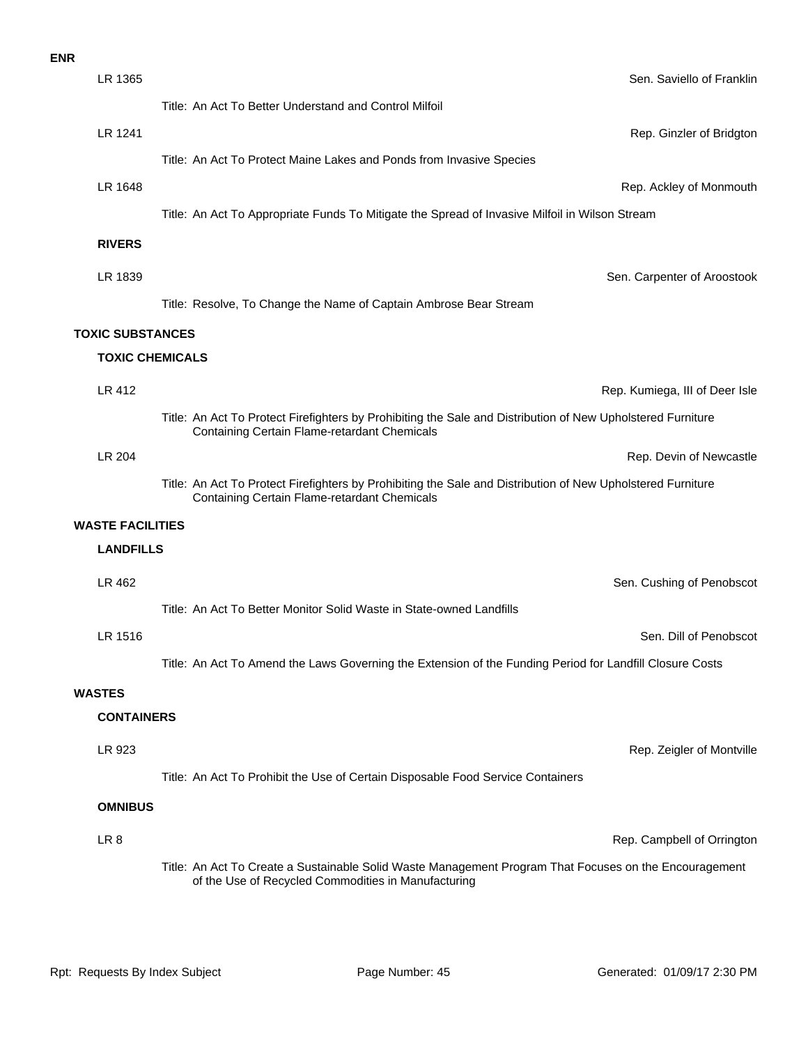**ENR**

LR 1365 — Sen. Saviello of Franklin

Title: An Act To Better Understand and Control Milfoil

LR 1241 — Rep. Ginzler of Bridgton

Title: An Act To Protect Maine Lakes and Ponds from Invasive Species

LR 1648 — Rep. Ackley of Monmouth

Title: An Act To Appropriate Funds To Mitigate the Spread of Invasive Milfoil in Wilson Stream

### RIVERS

LR 1839 — Sen. Carpenter of Aroostook

Title: Resolve, To Change the Name of Captain Ambrose Bear Stream

## TOXIC SUBSTANCES

### TOXIC CHEMICALS

LR 412 — Rep. Kumiega, III of Deer Isle

Title: An Act To Protect Firefighters by Prohibiting the Sale and Distribution of New Upholstered Furniture Containing Certain Flame-retardant Chemicals

LR 204 — Rep. Devin of Newcastle

Title: An Act To Protect Firefighters by Prohibiting the Sale and Distribution of New Upholstered Furniture Containing Certain Flame-retardant Chemicals

## WASTE FACILITIES

### LANDFILLS

LR 462 — Sen. Cushing of Penobscot

Title: An Act To Better Monitor Solid Waste in State-owned Landfills

LR 1516 — Sen. Dill of Penobscot

Title: An Act To Amend the Laws Governing the Extension of the Funding Period for Landfill Closure Costs

## WASTES

### CONTAINERS

LR 923 — Rep. Zeigler of Montville

Title: An Act To Prohibit the Use of Certain Disposable Food Service Containers

### OMNIBUS

LR 8 — Rep. Campbell of Orrington

Title: An Act To Create a Sustainable Solid Waste Management Program That Focuses on the Encouragement of the Use of Recycled Commodities in Manufacturing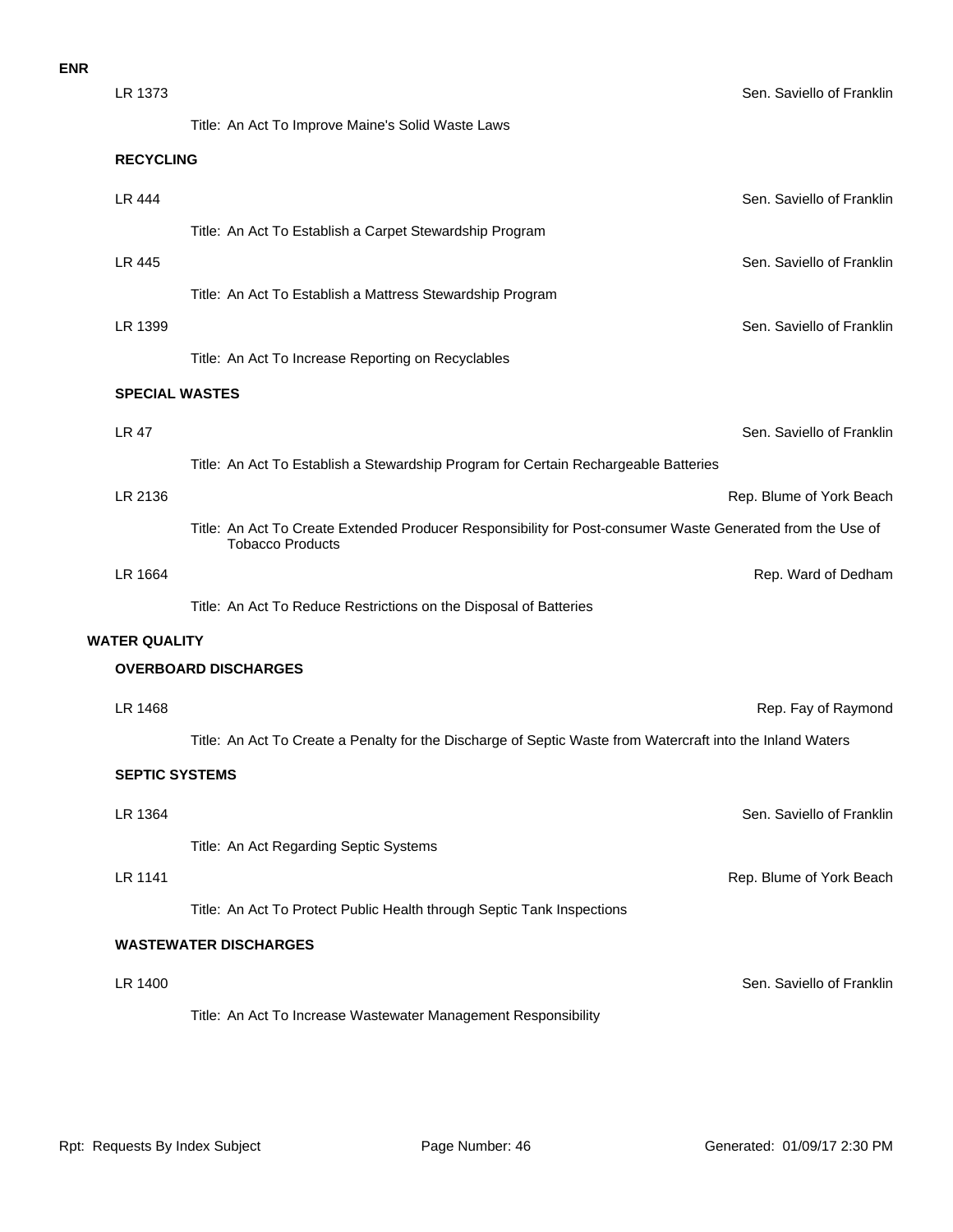**ENR**

LR 1373 — Sen. Saviello of Franklin

Title: An Act To Improve Maine's Solid Waste Laws

**RECYCLING**

LR 444 — Sen. Saviello of Franklin

Title: An Act To Establish a Carpet Stewardship Program

LR 445 — Sen. Saviello of Franklin

Title: An Act To Establish a Mattress Stewardship Program

LR 1399 — Sen. Saviello of Franklin

Title: An Act To Increase Reporting on Recyclables

**SPECIAL WASTES**

LR 47 — Sen. Saviello of Franklin

Title: An Act To Establish a Stewardship Program for Certain Rechargeable Batteries

LR 2136 — Rep. Blume of York Beach

Title: An Act To Create Extended Producer Responsibility for Post-consumer Waste Generated from the Use of Tobacco Products

LR 1664 — Rep. Ward of Dedham

Title: An Act To Reduce Restrictions on the Disposal of Batteries

**WATER QUALITY**

**OVERBOARD DISCHARGES**

LR 1468 — Rep. Fay of Raymond

Title: An Act To Create a Penalty for the Discharge of Septic Waste from Watercraft into the Inland Waters

**SEPTIC SYSTEMS**

LR 1364 — Sen. Saviello of Franklin

Title: An Act Regarding Septic Systems

LR 1141 — Rep. Blume of York Beach

Title: An Act To Protect Public Health through Septic Tank Inspections

**WASTEWATER DISCHARGES**

LR 1400 — Sen. Saviello of Franklin

Title: An Act To Increase Wastewater Management Responsibility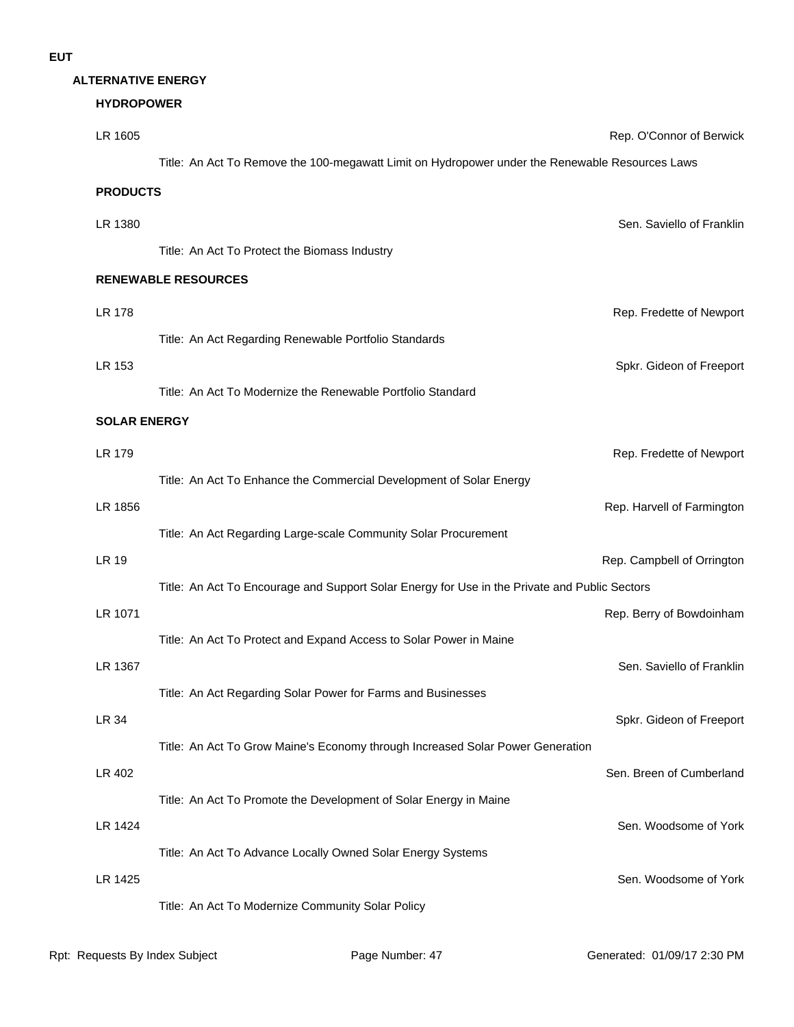# EUT

## ALTERNATIVE ENERGY

### HYDROPOWER

LR 1605 — Rep. O'Connor of Berwick

Title: An Act To Remove the 100-megawatt Limit on Hydropower under the Renewable Resources Laws

### PRODUCTS

LR 1380 — Sen. Saviello of Franklin

Title: An Act To Protect the Biomass Industry

### RENEWABLE RESOURCES

LR 178 — Rep. Fredette of Newport

Title: An Act Regarding Renewable Portfolio Standards

LR 153 — Spkr. Gideon of Freeport

Title: An Act To Modernize the Renewable Portfolio Standard

### SOLAR ENERGY

LR 179 — Rep. Fredette of Newport

Title: An Act To Enhance the Commercial Development of Solar Energy

LR 1856 — Rep. Harvell of Farmington

Title: An Act Regarding Large-scale Community Solar Procurement

LR 19 — Rep. Campbell of Orrington

Title: An Act To Encourage and Support Solar Energy for Use in the Private and Public Sectors

LR 1071 — Rep. Berry of Bowdoinham

Title: An Act To Protect and Expand Access to Solar Power in Maine

LR 1367 — Sen. Saviello of Franklin

Title: An Act Regarding Solar Power for Farms and Businesses

LR 34 — Spkr. Gideon of Freeport

Title: An Act To Grow Maine's Economy through Increased Solar Power Generation

LR 402 — Sen. Breen of Cumberland

Title: An Act To Promote the Development of Solar Energy in Maine

LR 1424 — Sen. Woodsome of York

Title: An Act To Advance Locally Owned Solar Energy Systems

LR 1425 — Sen. Woodsome of York

Title: An Act To Modernize Community Solar Policy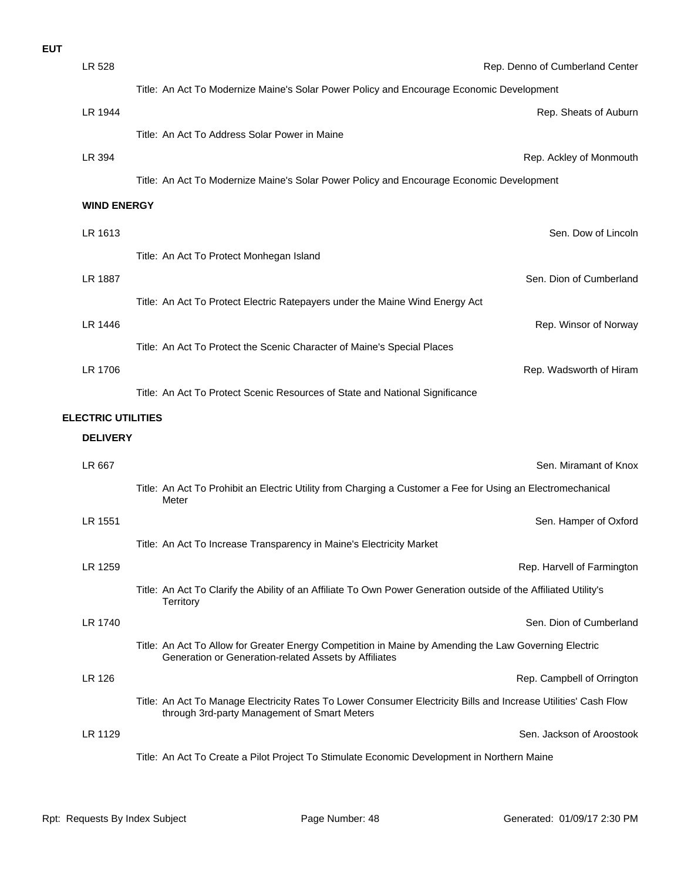**EUT**

LR 528 — Rep. Denno of Cumberland Center

Title: An Act To Modernize Maine's Solar Power Policy and Encourage Economic Development

LR 1944 — Rep. Sheats of Auburn

Title: An Act To Address Solar Power in Maine

LR 394 — Rep. Ackley of Monmouth

Title: An Act To Modernize Maine's Solar Power Policy and Encourage Economic Development

### WIND ENERGY

LR 1613 — Sen. Dow of Lincoln

Title: An Act To Protect Monhegan Island

LR 1887 — Sen. Dion of Cumberland

Title: An Act To Protect Electric Ratepayers under the Maine Wind Energy Act

LR 1446 — Rep. Winsor of Norway

Title: An Act To Protect the Scenic Character of Maine's Special Places

LR 1706 — Rep. Wadsworth of Hiram

Title: An Act To Protect Scenic Resources of State and National Significance

## ELECTRIC UTILITIES

### DELIVERY

LR 667 — Sen. Miramant of Knox

Title: An Act To Prohibit an Electric Utility from Charging a Customer a Fee for Using an Electromechanical Meter

LR 1551 — Sen. Hamper of Oxford

Title: An Act To Increase Transparency in Maine's Electricity Market

LR 1259 — Rep. Harvell of Farmington

Title: An Act To Clarify the Ability of an Affiliate To Own Power Generation outside of the Affiliated Utility's Territory

LR 1740 — Sen. Dion of Cumberland

Title: An Act To Allow for Greater Energy Competition in Maine by Amending the Law Governing Electric Generation or Generation-related Assets by Affiliates

LR 126 — Rep. Campbell of Orrington

Title: An Act To Manage Electricity Rates To Lower Consumer Electricity Bills and Increase Utilities' Cash Flow through 3rd-party Management of Smart Meters

LR 1129 — Sen. Jackson of Aroostook

Title: An Act To Create a Pilot Project To Stimulate Economic Development in Northern Maine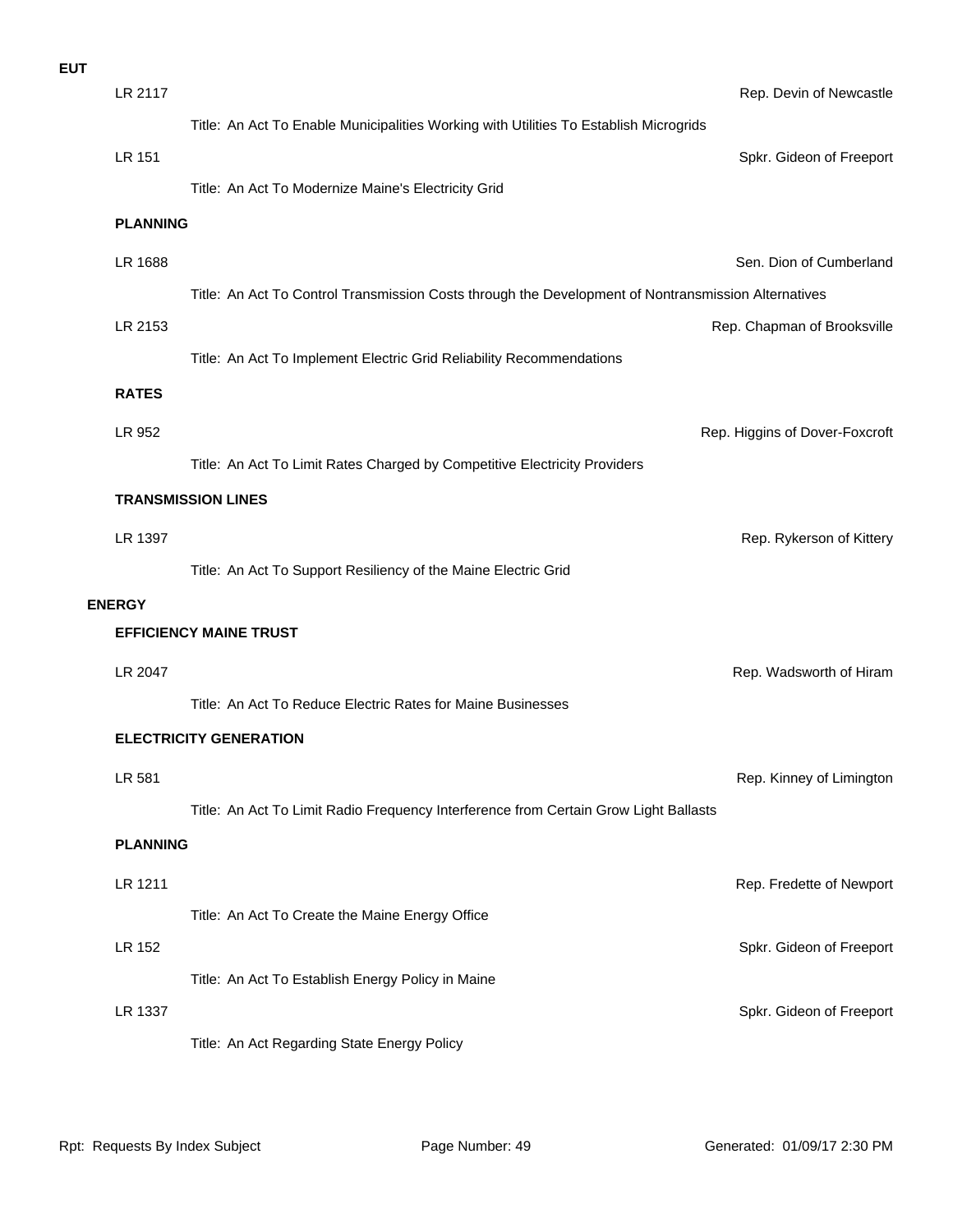**EUT**

LR 2117 — Rep. Devin of Newcastle

Title: An Act To Enable Municipalities Working with Utilities To Establish Microgrids

LR 151 — Spkr. Gideon of Freeport

Title: An Act To Modernize Maine's Electricity Grid

**PLANNING**

LR 1688 — Sen. Dion of Cumberland

Title: An Act To Control Transmission Costs through the Development of Nontransmission Alternatives

LR 2153 — Rep. Chapman of Brooksville

Title: An Act To Implement Electric Grid Reliability Recommendations

**RATES**

LR 952 — Rep. Higgins of Dover-Foxcroft

Title: An Act To Limit Rates Charged by Competitive Electricity Providers

**TRANSMISSION LINES**

LR 1397 — Rep. Rykerson of Kittery

Title: An Act To Support Resiliency of the Maine Electric Grid

**ENERGY**

**EFFICIENCY MAINE TRUST**

LR 2047 — Rep. Wadsworth of Hiram

Title: An Act To Reduce Electric Rates for Maine Businesses

**ELECTRICITY GENERATION**

LR 581 — Rep. Kinney of Limington

Title: An Act To Limit Radio Frequency Interference from Certain Grow Light Ballasts

**PLANNING**

LR 1211 — Rep. Fredette of Newport

Title: An Act To Create the Maine Energy Office

LR 152 — Spkr. Gideon of Freeport

Title: An Act To Establish Energy Policy in Maine

LR 1337 — Spkr. Gideon of Freeport

Title: An Act Regarding State Energy Policy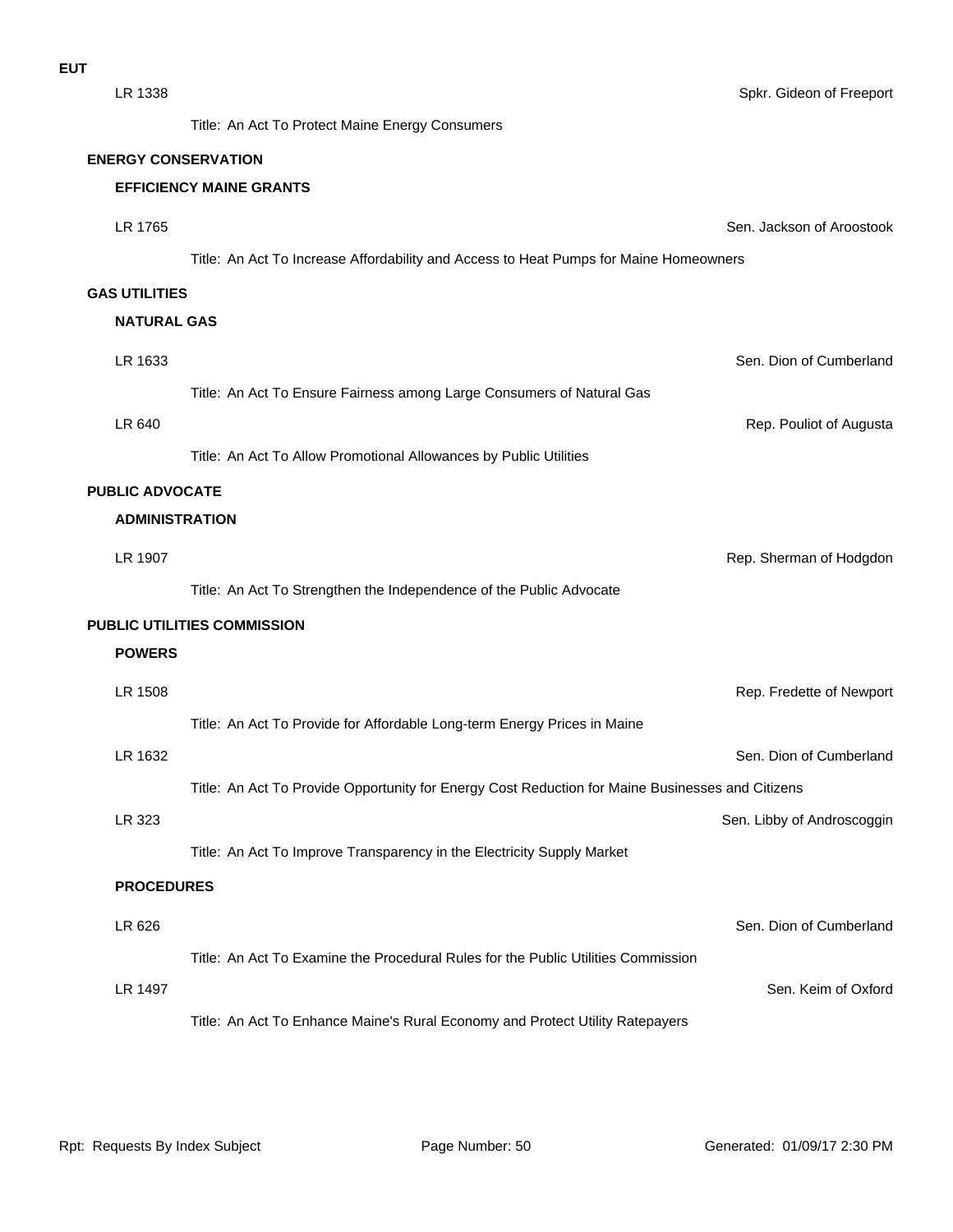**EUT**

LR 1338 — Spkr. Gideon of Freeport

Title: An Act To Protect Maine Energy Consumers

## ENERGY CONSERVATION

### EFFICIENCY MAINE GRANTS

LR 1765 — Sen. Jackson of Aroostook

Title: An Act To Increase Affordability and Access to Heat Pumps for Maine Homeowners

## GAS UTILITIES

### NATURAL GAS

LR 1633 — Sen. Dion of Cumberland

Title: An Act To Ensure Fairness among Large Consumers of Natural Gas

LR 640 — Rep. Pouliot of Augusta

Title: An Act To Allow Promotional Allowances by Public Utilities

## PUBLIC ADVOCATE

### ADMINISTRATION

LR 1907 — Rep. Sherman of Hodgdon

Title: An Act To Strengthen the Independence of the Public Advocate

## PUBLIC UTILITIES COMMISSION

### POWERS

LR 1508 — Rep. Fredette of Newport

Title: An Act To Provide for Affordable Long-term Energy Prices in Maine

LR 1632 — Sen. Dion of Cumberland

Title: An Act To Provide Opportunity for Energy Cost Reduction for Maine Businesses and Citizens

LR 323 — Sen. Libby of Androscoggin

Title: An Act To Improve Transparency in the Electricity Supply Market

### PROCEDURES

LR 626 — Sen. Dion of Cumberland

Title: An Act To Examine the Procedural Rules for the Public Utilities Commission

LR 1497 — Sen. Keim of Oxford

Title: An Act To Enhance Maine's Rural Economy and Protect Utility Ratepayers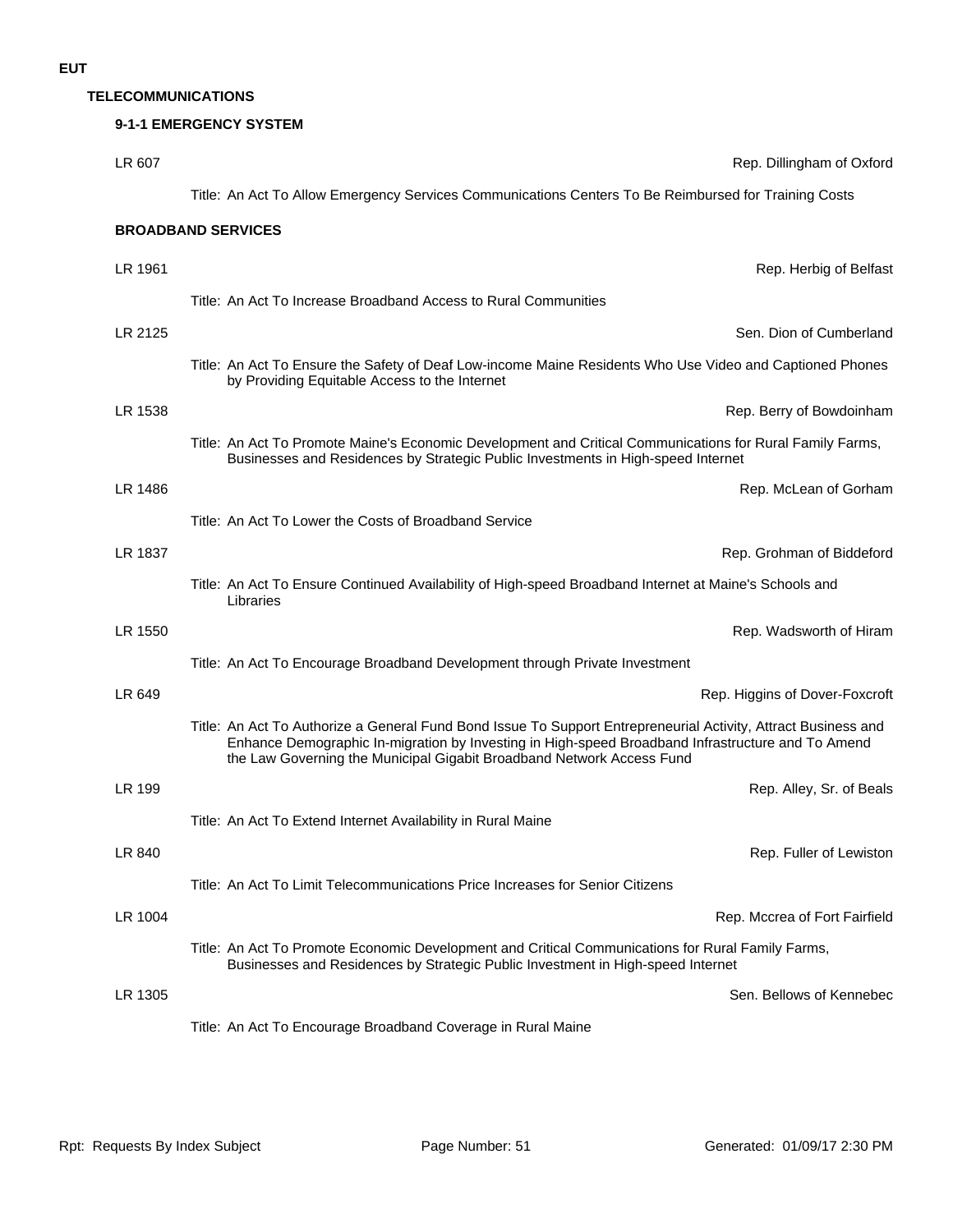**EUT**

## TELECOMMUNICATIONS

### 9-1-1 EMERGENCY SYSTEM

LR 607 — Rep. Dillingham of Oxford

Title: An Act To Allow Emergency Services Communications Centers To Be Reimbursed for Training Costs

### BROADBAND SERVICES

LR 1961 — Rep. Herbig of Belfast

Title: An Act To Increase Broadband Access to Rural Communities

LR 2125 — Sen. Dion of Cumberland

Title: An Act To Ensure the Safety of Deaf Low-income Maine Residents Who Use Video and Captioned Phones by Providing Equitable Access to the Internet

LR 1538 — Rep. Berry of Bowdoinham

Title: An Act To Promote Maine's Economic Development and Critical Communications for Rural Family Farms, Businesses and Residences by Strategic Public Investments in High-speed Internet

LR 1486 — Rep. McLean of Gorham

Title: An Act To Lower the Costs of Broadband Service

LR 1837 — Rep. Grohman of Biddeford

Title: An Act To Ensure Continued Availability of High-speed Broadband Internet at Maine's Schools and Libraries

LR 1550 — Rep. Wadsworth of Hiram

Title: An Act To Encourage Broadband Development through Private Investment

LR 649 — Rep. Higgins of Dover-Foxcroft

Title: An Act To Authorize a General Fund Bond Issue To Support Entrepreneurial Activity, Attract Business and Enhance Demographic In-migration by Investing in High-speed Broadband Infrastructure and To Amend the Law Governing the Municipal Gigabit Broadband Network Access Fund

LR 199 — Rep. Alley, Sr. of Beals

Title: An Act To Extend Internet Availability in Rural Maine

LR 840 — Rep. Fuller of Lewiston

Title: An Act To Limit Telecommunications Price Increases for Senior Citizens

LR 1004 — Rep. Mccrea of Fort Fairfield

Title: An Act To Promote Economic Development and Critical Communications for Rural Family Farms, Businesses and Residences by Strategic Public Investment in High-speed Internet

LR 1305 — Sen. Bellows of Kennebec

Title: An Act To Encourage Broadband Coverage in Rural Maine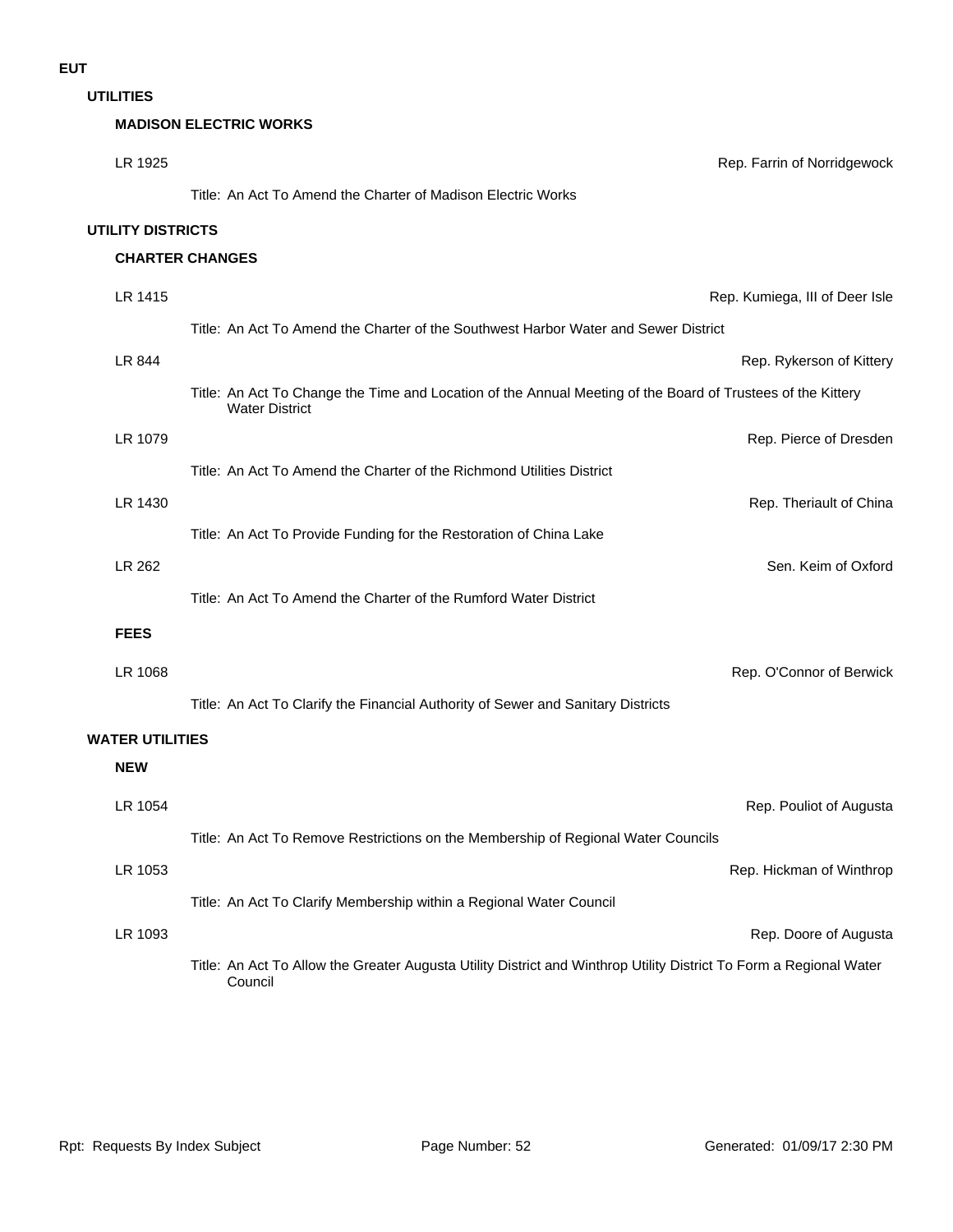# EUT

## UTILITIES

### MADISON ELECTRIC WORKS

LR 1925 — Rep. Farrin of Norridgewock

Title: An Act To Amend the Charter of Madison Electric Works

## UTILITY DISTRICTS

### CHARTER CHANGES

LR 1415 — Rep. Kumiega, III of Deer Isle

Title: An Act To Amend the Charter of the Southwest Harbor Water and Sewer District

LR 844 — Rep. Rykerson of Kittery

Title: An Act To Change the Time and Location of the Annual Meeting of the Board of Trustees of the Kittery Water District

LR 1079 — Rep. Pierce of Dresden

Title: An Act To Amend the Charter of the Richmond Utilities District

LR 1430 — Rep. Theriault of China

Title: An Act To Provide Funding for the Restoration of China Lake

LR 262 — Sen. Keim of Oxford

Title: An Act To Amend the Charter of the Rumford Water District

### FEES

LR 1068 — Rep. O'Connor of Berwick

Title: An Act To Clarify the Financial Authority of Sewer and Sanitary Districts

## WATER UTILITIES

### NEW

LR 1054 — Rep. Pouliot of Augusta

Title: An Act To Remove Restrictions on the Membership of Regional Water Councils

LR 1053 — Rep. Hickman of Winthrop

Title: An Act To Clarify Membership within a Regional Water Council

LR 1093 — Rep. Doore of Augusta

Title: An Act To Allow the Greater Augusta Utility District and Winthrop Utility District To Form a Regional Water Council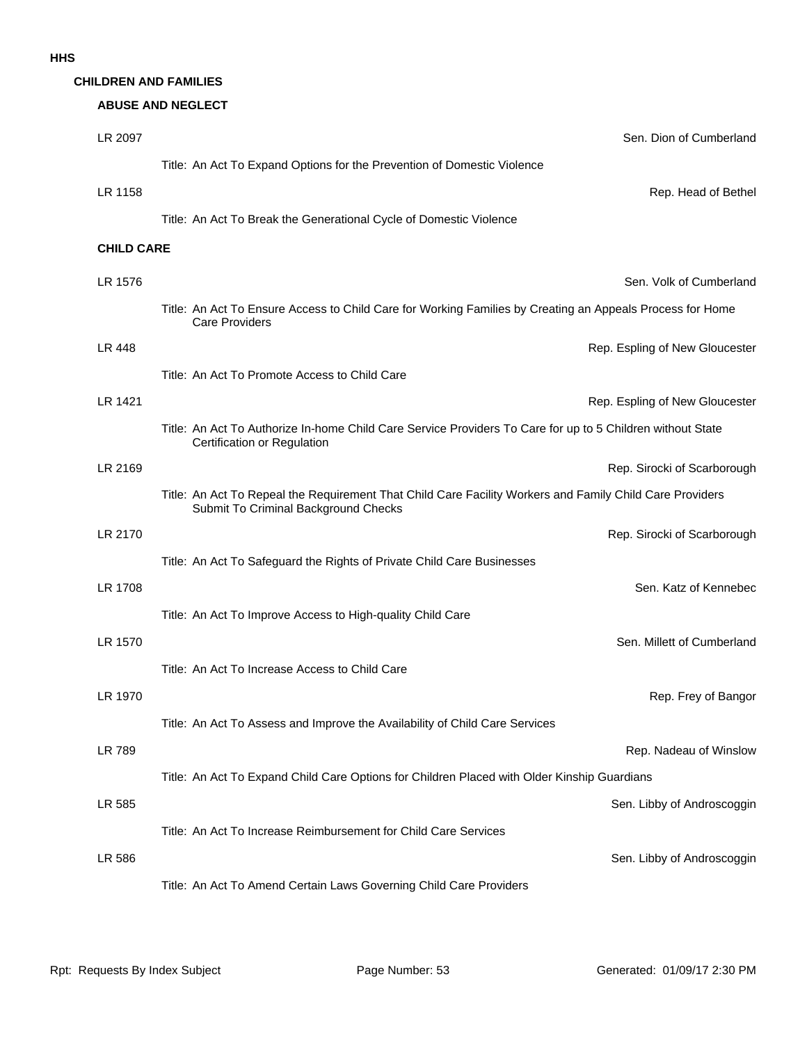**HHS**

**CHILDREN AND FAMILIES**

**ABUSE AND NEGLECT**

LR 2097 — Sen. Dion of Cumberland

Title: An Act To Expand Options for the Prevention of Domestic Violence

LR 1158 — Rep. Head of Bethel

Title: An Act To Break the Generational Cycle of Domestic Violence

**CHILD CARE**

LR 1576 — Sen. Volk of Cumberland

Title: An Act To Ensure Access to Child Care for Working Families by Creating an Appeals Process for Home Care Providers

LR 448 — Rep. Espling of New Gloucester

Title: An Act To Promote Access to Child Care

LR 1421 — Rep. Espling of New Gloucester

Title: An Act To Authorize In-home Child Care Service Providers To Care for up to 5 Children without State Certification or Regulation

LR 2169 — Rep. Sirocki of Scarborough

Title: An Act To Repeal the Requirement That Child Care Facility Workers and Family Child Care Providers Submit To Criminal Background Checks

LR 2170 — Rep. Sirocki of Scarborough

Title: An Act To Safeguard the Rights of Private Child Care Businesses

LR 1708 — Sen. Katz of Kennebec

Title: An Act To Improve Access to High-quality Child Care

LR 1570 — Sen. Millett of Cumberland

Title: An Act To Increase Access to Child Care

LR 1970 — Rep. Frey of Bangor

Title: An Act To Assess and Improve the Availability of Child Care Services

LR 789 — Rep. Nadeau of Winslow

Title: An Act To Expand Child Care Options for Children Placed with Older Kinship Guardians

LR 585 — Sen. Libby of Androscoggin

Title: An Act To Increase Reimbursement for Child Care Services

LR 586 — Sen. Libby of Androscoggin

Title: An Act To Amend Certain Laws Governing Child Care Providers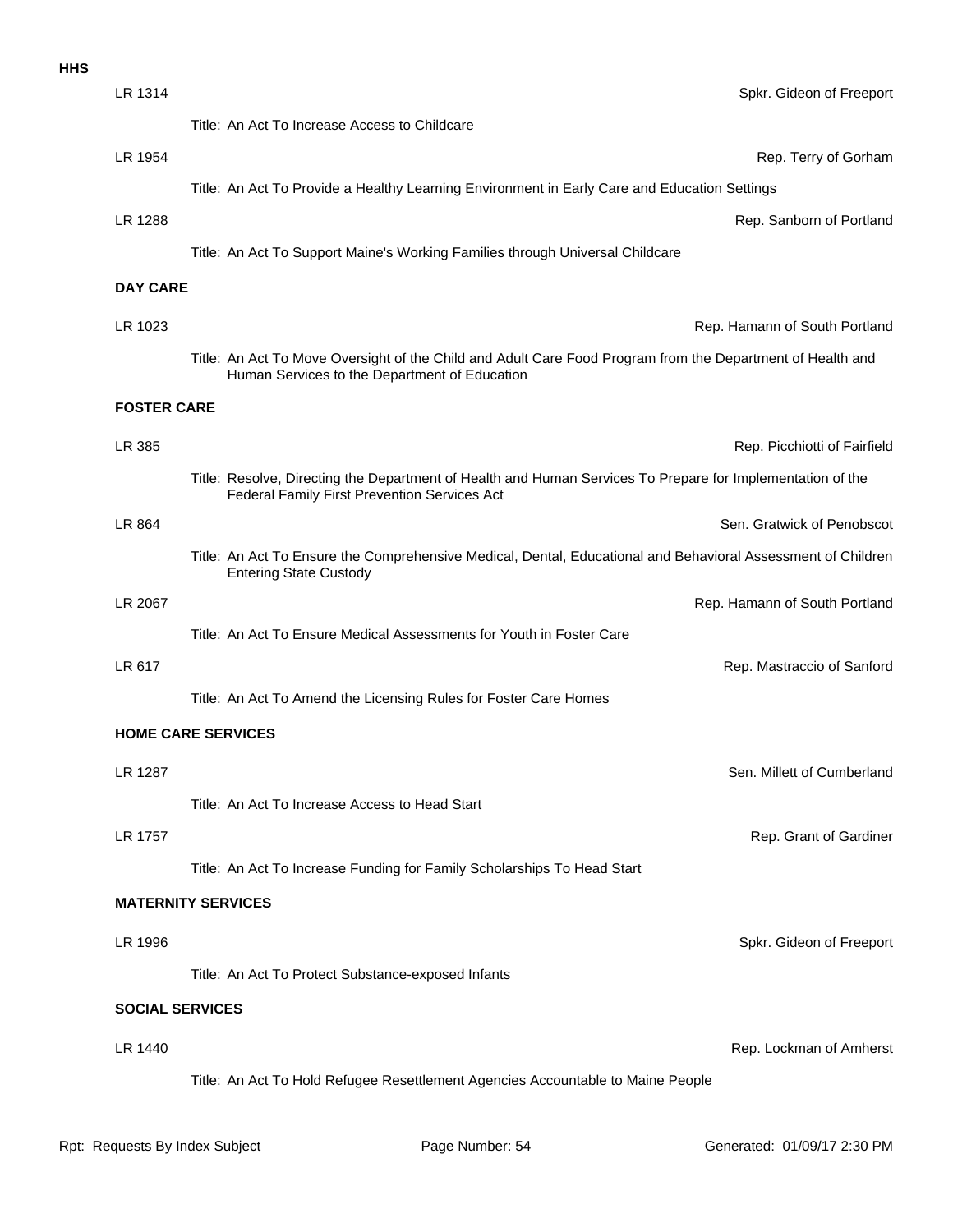**HHS**

LR 1314 — Spkr. Gideon of Freeport

Title: An Act To Increase Access to Childcare

LR 1954 — Rep. Terry of Gorham

Title: An Act To Provide a Healthy Learning Environment in Early Care and Education Settings

LR 1288 — Rep. Sanborn of Portland

Title: An Act To Support Maine's Working Families through Universal Childcare

### DAY CARE

LR 1023 — Rep. Hamann of South Portland

Title: An Act To Move Oversight of the Child and Adult Care Food Program from the Department of Health and Human Services to the Department of Education

### FOSTER CARE

LR 385 — Rep. Picchiotti of Fairfield

Title: Resolve, Directing the Department of Health and Human Services To Prepare for Implementation of the Federal Family First Prevention Services Act

LR 864 — Sen. Gratwick of Penobscot

Title: An Act To Ensure the Comprehensive Medical, Dental, Educational and Behavioral Assessment of Children Entering State Custody

LR 2067 — Rep. Hamann of South Portland

Title: An Act To Ensure Medical Assessments for Youth in Foster Care

LR 617 — Rep. Mastraccio of Sanford

Title: An Act To Amend the Licensing Rules for Foster Care Homes

### HOME CARE SERVICES

LR 1287 — Sen. Millett of Cumberland

Title: An Act To Increase Access to Head Start

LR 1757 — Rep. Grant of Gardiner

Title: An Act To Increase Funding for Family Scholarships To Head Start

### MATERNITY SERVICES

LR 1996 — Spkr. Gideon of Freeport

Title: An Act To Protect Substance-exposed Infants

### SOCIAL SERVICES

LR 1440 — Rep. Lockman of Amherst

Title: An Act To Hold Refugee Resettlement Agencies Accountable to Maine People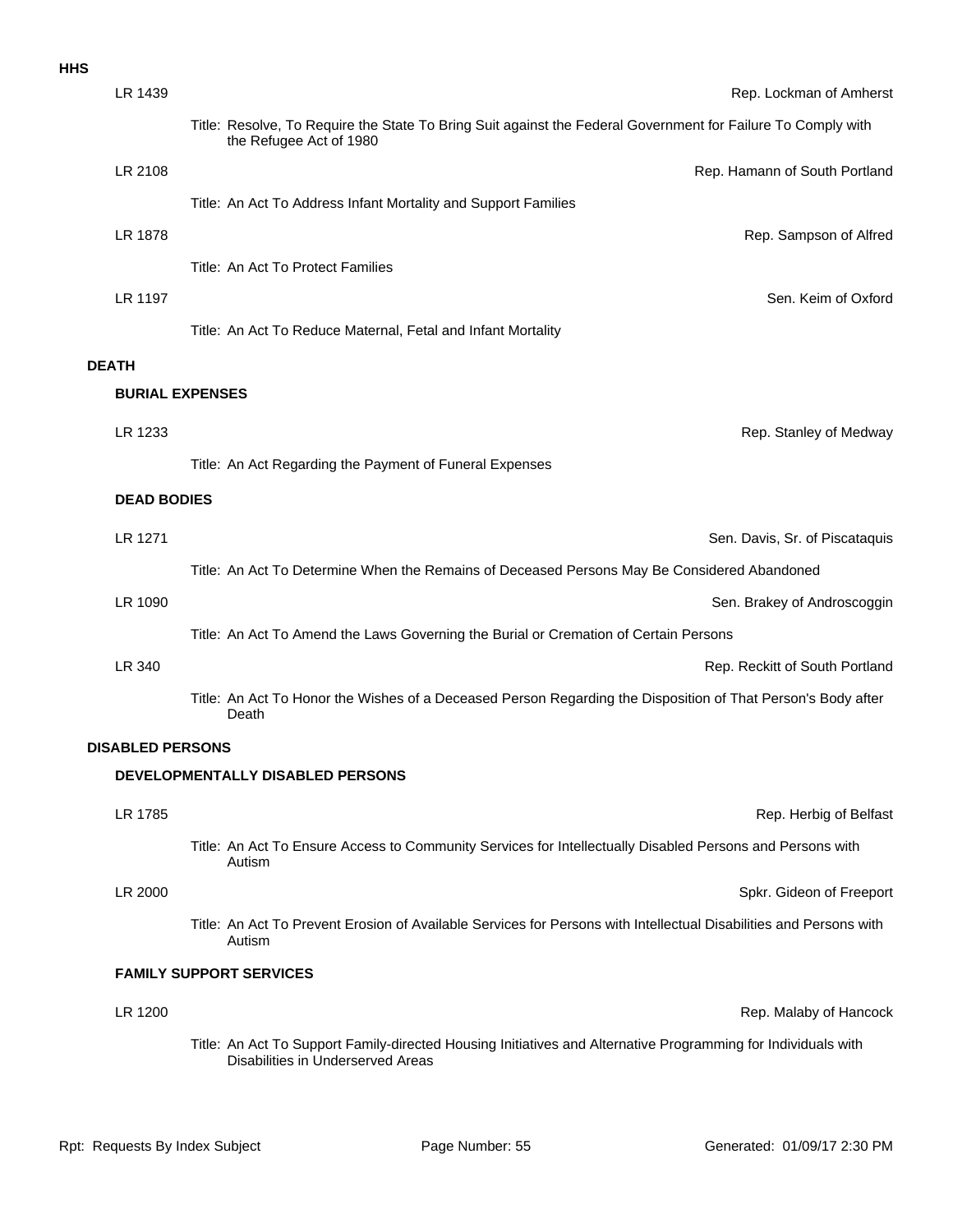**HHS**

LR 1439 — Rep. Lockman of Amherst

Title: Resolve, To Require the State To Bring Suit against the Federal Government for Failure To Comply with the Refugee Act of 1980

LR 2108 — Rep. Hamann of South Portland

Title: An Act To Address Infant Mortality and Support Families

LR 1878 — Rep. Sampson of Alfred

Title: An Act To Protect Families

LR 1197 — Sen. Keim of Oxford

Title: An Act To Reduce Maternal, Fetal and Infant Mortality

## DEATH

### BURIAL EXPENSES

LR 1233 — Rep. Stanley of Medway

Title: An Act Regarding the Payment of Funeral Expenses

### DEAD BODIES

LR 1271 — Sen. Davis, Sr. of Piscataquis

Title: An Act To Determine When the Remains of Deceased Persons May Be Considered Abandoned

LR 1090 — Sen. Brakey of Androscoggin

Title: An Act To Amend the Laws Governing the Burial or Cremation of Certain Persons

LR 340 — Rep. Reckitt of South Portland

Title: An Act To Honor the Wishes of a Deceased Person Regarding the Disposition of That Person's Body after Death

## DISABLED PERSONS

### DEVELOPMENTALLY DISABLED PERSONS

LR 1785 — Rep. Herbig of Belfast

Title: An Act To Ensure Access to Community Services for Intellectually Disabled Persons and Persons with Autism

LR 2000 — Spkr. Gideon of Freeport

Title: An Act To Prevent Erosion of Available Services for Persons with Intellectual Disabilities and Persons with Autism

### FAMILY SUPPORT SERVICES

LR 1200 — Rep. Malaby of Hancock

Title: An Act To Support Family-directed Housing Initiatives and Alternative Programming for Individuals with Disabilities in Underserved Areas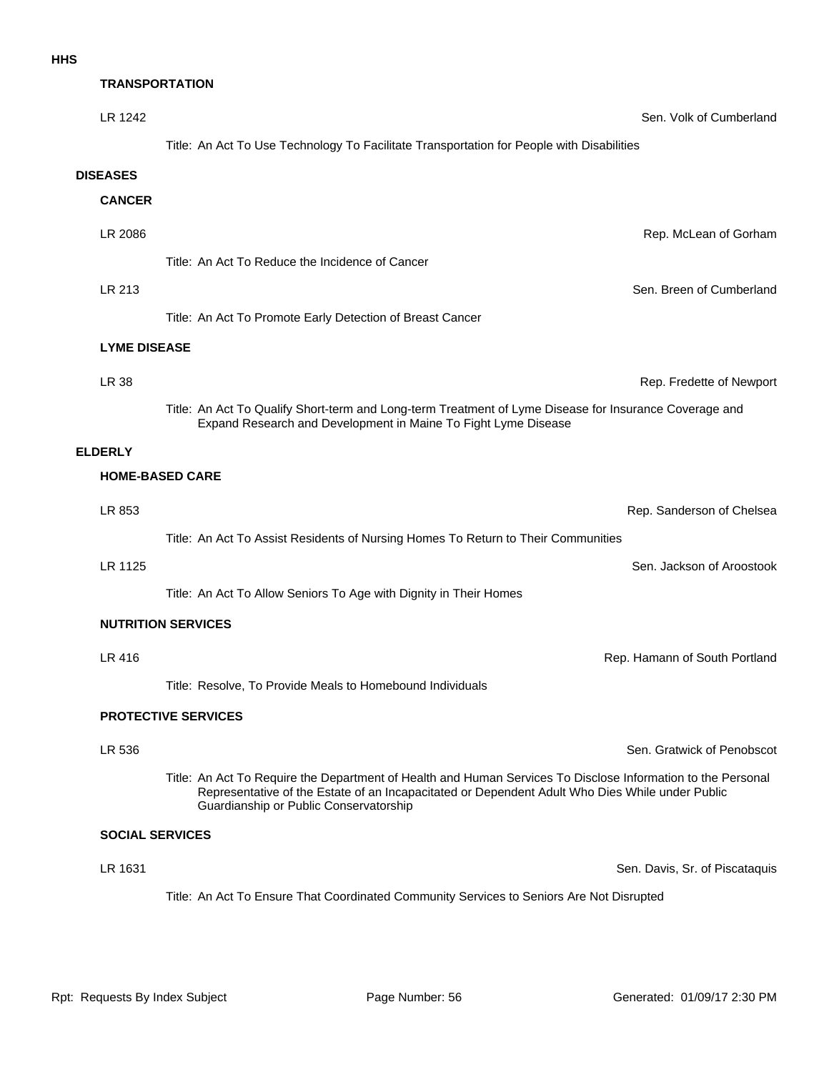# HHS

### TRANSPORTATION

LR 1242 — Sen. Volk of Cumberland

Title: An Act To Use Technology To Facilitate Transportation for People with Disabilities

## DISEASES

### CANCER

LR 2086 — Rep. McLean of Gorham

Title: An Act To Reduce the Incidence of Cancer

LR 213 — Sen. Breen of Cumberland

Title: An Act To Promote Early Detection of Breast Cancer

### LYME DISEASE

LR 38 — Rep. Fredette of Newport

Title: An Act To Qualify Short-term and Long-term Treatment of Lyme Disease for Insurance Coverage and Expand Research and Development in Maine To Fight Lyme Disease

## ELDERLY

### HOME-BASED CARE

LR 853 — Rep. Sanderson of Chelsea

Title: An Act To Assist Residents of Nursing Homes To Return to Their Communities

LR 1125 — Sen. Jackson of Aroostook

Title: An Act To Allow Seniors To Age with Dignity in Their Homes

### NUTRITION SERVICES

LR 416 — Rep. Hamann of South Portland

Title: Resolve, To Provide Meals to Homebound Individuals

### PROTECTIVE SERVICES

LR 536 — Sen. Gratwick of Penobscot

Title: An Act To Require the Department of Health and Human Services To Disclose Information to the Personal Representative of the Estate of an Incapacitated or Dependent Adult Who Dies While under Public Guardianship or Public Conservatorship

### SOCIAL SERVICES

LR 1631 — Sen. Davis, Sr. of Piscataquis

Title: An Act To Ensure That Coordinated Community Services to Seniors Are Not Disrupted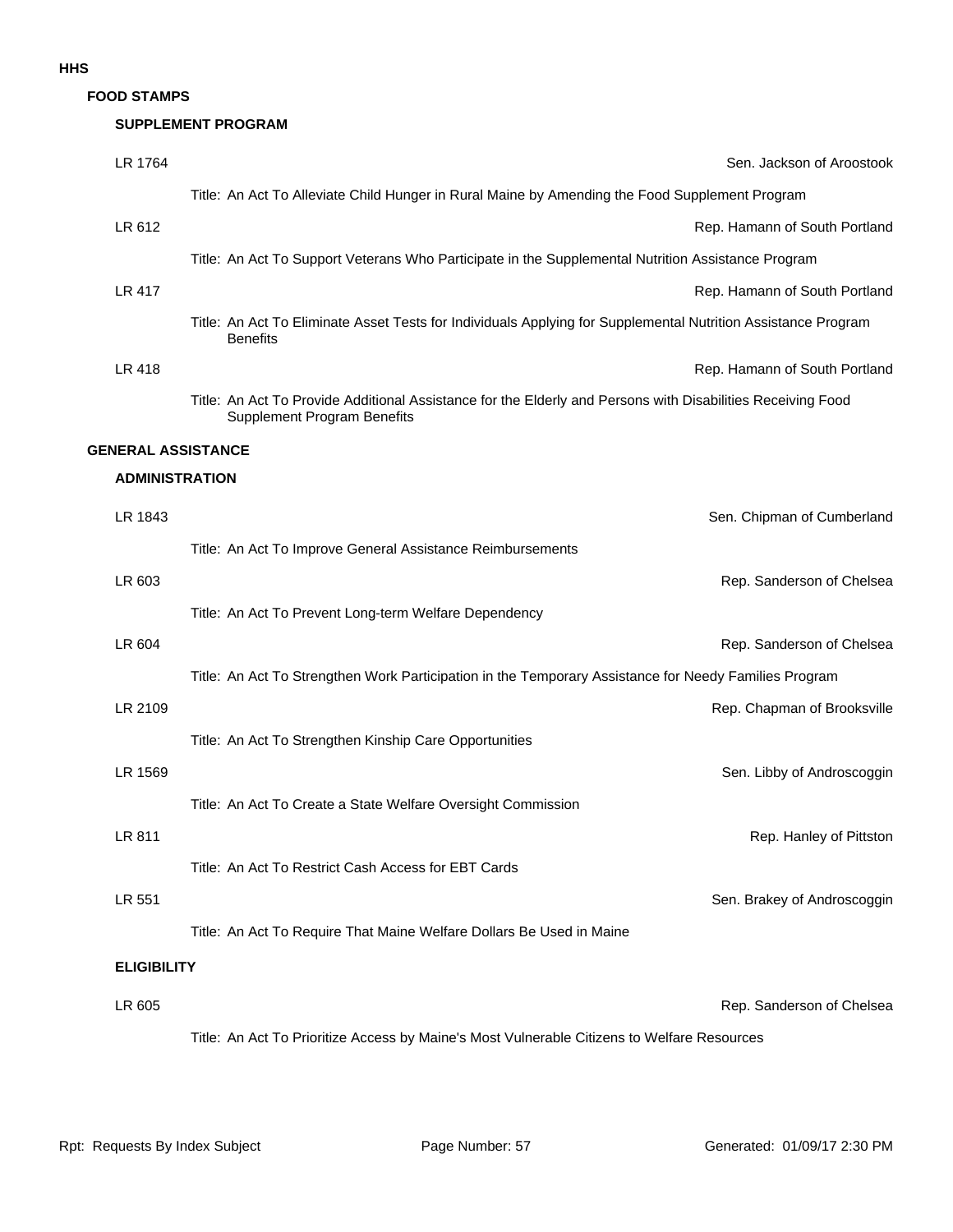# HHS

## FOOD STAMPS

### SUPPLEMENT PROGRAM

**LR 1764** — Sen. Jackson of Aroostook

Title: An Act To Alleviate Child Hunger in Rural Maine by Amending the Food Supplement Program

**LR 612** — Rep. Hamann of South Portland

Title: An Act To Support Veterans Who Participate in the Supplemental Nutrition Assistance Program

**LR 417** — Rep. Hamann of South Portland

Title: An Act To Eliminate Asset Tests for Individuals Applying for Supplemental Nutrition Assistance Program Benefits

**LR 418** — Rep. Hamann of South Portland

Title: An Act To Provide Additional Assistance for the Elderly and Persons with Disabilities Receiving Food Supplement Program Benefits

## GENERAL ASSISTANCE

### ADMINISTRATION

**LR 1843** — Sen. Chipman of Cumberland

Title: An Act To Improve General Assistance Reimbursements

**LR 603** — Rep. Sanderson of Chelsea

Title: An Act To Prevent Long-term Welfare Dependency

**LR 604** — Rep. Sanderson of Chelsea

Title: An Act To Strengthen Work Participation in the Temporary Assistance for Needy Families Program

**LR 2109** — Rep. Chapman of Brooksville

Title: An Act To Strengthen Kinship Care Opportunities

**LR 1569** — Sen. Libby of Androscoggin

Title: An Act To Create a State Welfare Oversight Commission

**LR 811** — Rep. Hanley of Pittston

Title: An Act To Restrict Cash Access for EBT Cards

**LR 551** — Sen. Brakey of Androscoggin

Title: An Act To Require That Maine Welfare Dollars Be Used in Maine

### ELIGIBILITY

**LR 605** — Rep. Sanderson of Chelsea

Title: An Act To Prioritize Access by Maine's Most Vulnerable Citizens to Welfare Resources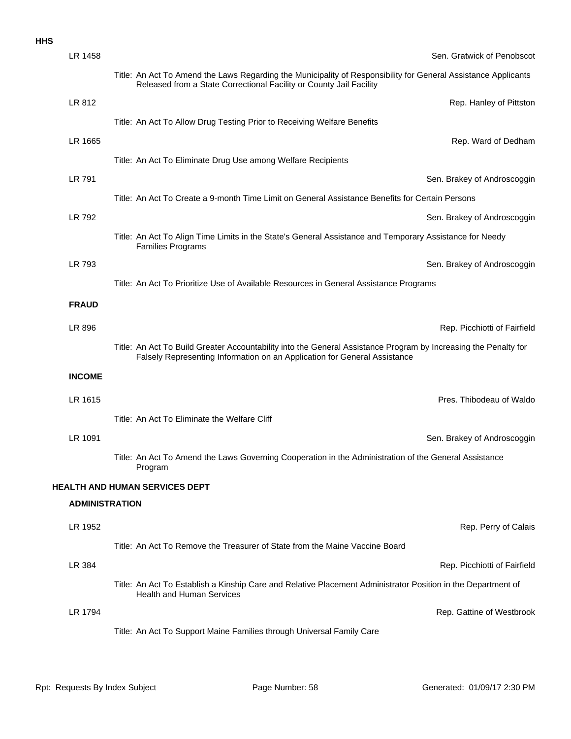**HHS**

LR 1458 — Sen. Gratwick of Penobscot

Title: An Act To Amend the Laws Regarding the Municipality of Responsibility for General Assistance Applicants Released from a State Correctional Facility or County Jail Facility

LR 812 — Rep. Hanley of Pittston

Title: An Act To Allow Drug Testing Prior to Receiving Welfare Benefits

LR 1665 — Rep. Ward of Dedham

Title: An Act To Eliminate Drug Use among Welfare Recipients

LR 791 — Sen. Brakey of Androscoggin

Title: An Act To Create a 9-month Time Limit on General Assistance Benefits for Certain Persons

LR 792 — Sen. Brakey of Androscoggin

Title: An Act To Align Time Limits in the State's General Assistance and Temporary Assistance for Needy Families Programs

LR 793 — Sen. Brakey of Androscoggin

Title: An Act To Prioritize Use of Available Resources in General Assistance Programs

**FRAUD**

LR 896 — Rep. Picchiotti of Fairfield

Title: An Act To Build Greater Accountability into the General Assistance Program by Increasing the Penalty for Falsely Representing Information on an Application for General Assistance

**INCOME**

LR 1615 — Pres. Thibodeau of Waldo

Title: An Act To Eliminate the Welfare Cliff

LR 1091 — Sen. Brakey of Androscoggin

Title: An Act To Amend the Laws Governing Cooperation in the Administration of the General Assistance Program

**HEALTH AND HUMAN SERVICES DEPT**

**ADMINISTRATION**

LR 1952 — Rep. Perry of Calais

Title: An Act To Remove the Treasurer of State from the Maine Vaccine Board

LR 384 — Rep. Picchiotti of Fairfield

Title: An Act To Establish a Kinship Care and Relative Placement Administrator Position in the Department of Health and Human Services

LR 1794 — Rep. Gattine of Westbrook

Title: An Act To Support Maine Families through Universal Family Care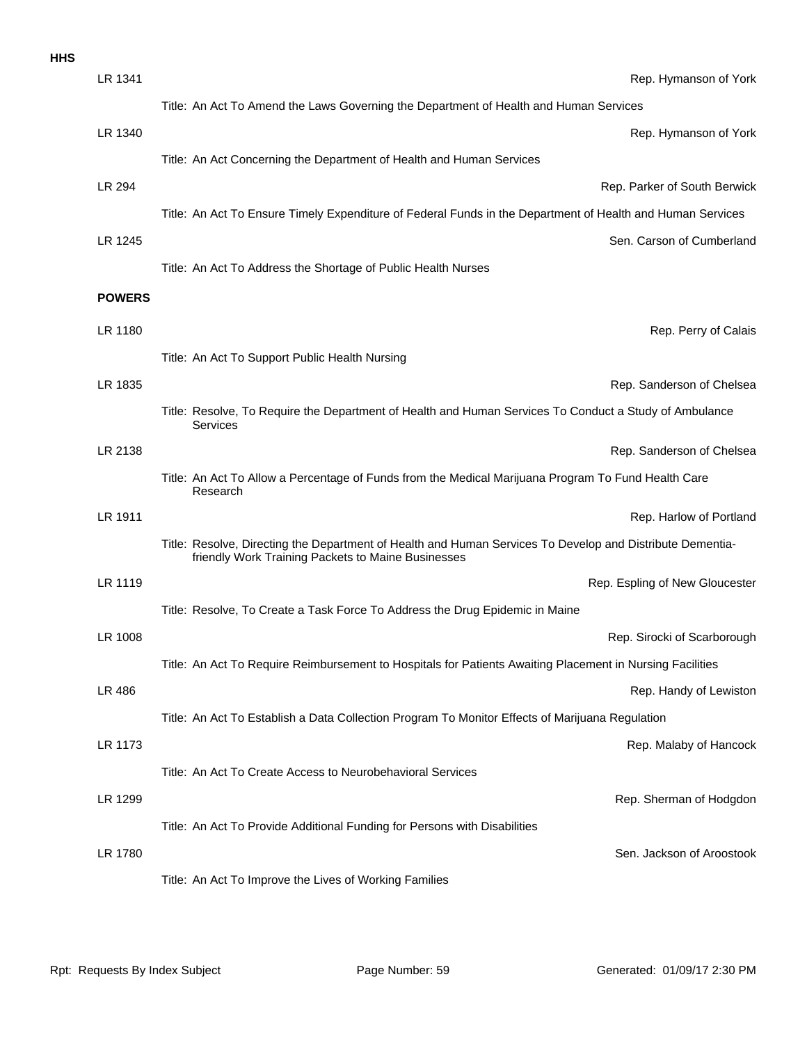**HHS**

LR 1341 — Rep. Hymanson of York

Title: An Act To Amend the Laws Governing the Department of Health and Human Services

LR 1340 — Rep. Hymanson of York

Title: An Act Concerning the Department of Health and Human Services

LR 294 — Rep. Parker of South Berwick

Title: An Act To Ensure Timely Expenditure of Federal Funds in the Department of Health and Human Services

LR 1245 — Sen. Carson of Cumberland

Title: An Act To Address the Shortage of Public Health Nurses

**POWERS**

LR 1180 — Rep. Perry of Calais

Title: An Act To Support Public Health Nursing

LR 1835 — Rep. Sanderson of Chelsea

Title: Resolve, To Require the Department of Health and Human Services To Conduct a Study of Ambulance Services

LR 2138 — Rep. Sanderson of Chelsea

Title: An Act To Allow a Percentage of Funds from the Medical Marijuana Program To Fund Health Care Research

LR 1911 — Rep. Harlow of Portland

Title: Resolve, Directing the Department of Health and Human Services To Develop and Distribute Dementia-friendly Work Training Packets to Maine Businesses

LR 1119 — Rep. Espling of New Gloucester

Title: Resolve, To Create a Task Force To Address the Drug Epidemic in Maine

LR 1008 — Rep. Sirocki of Scarborough

Title: An Act To Require Reimbursement to Hospitals for Patients Awaiting Placement in Nursing Facilities

LR 486 — Rep. Handy of Lewiston

Title: An Act To Establish a Data Collection Program To Monitor Effects of Marijuana Regulation

LR 1173 — Rep. Malaby of Hancock

Title: An Act To Create Access to Neurobehavioral Services

LR 1299 — Rep. Sherman of Hodgdon

Title: An Act To Provide Additional Funding for Persons with Disabilities

LR 1780 — Sen. Jackson of Aroostook

Title: An Act To Improve the Lives of Working Families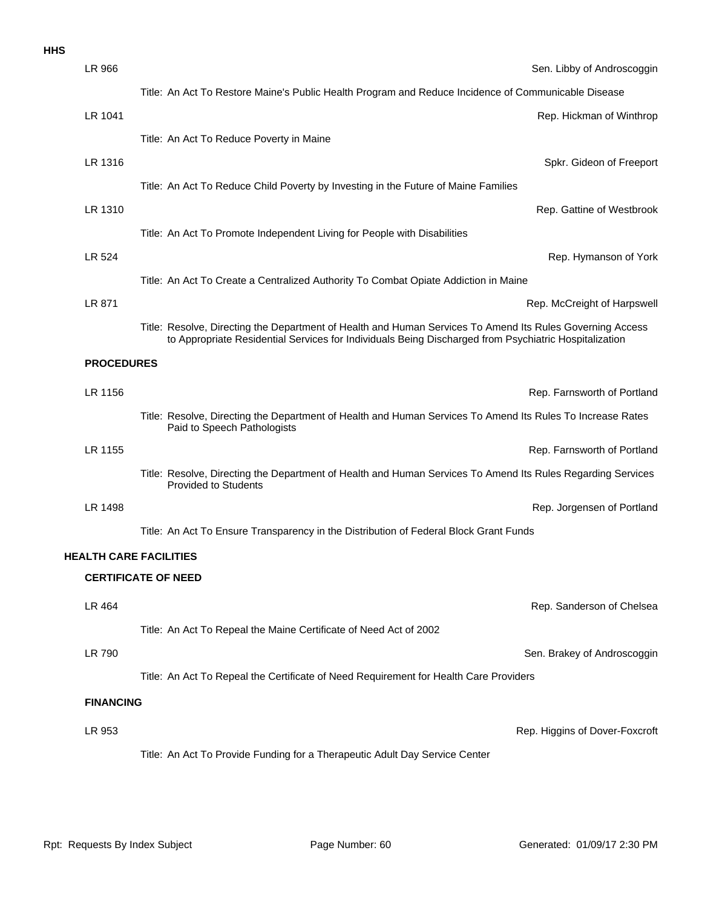**HHS**

LR 966 — Sen. Libby of Androscoggin

Title: An Act To Restore Maine's Public Health Program and Reduce Incidence of Communicable Disease

LR 1041 — Rep. Hickman of Winthrop

Title: An Act To Reduce Poverty in Maine

LR 1316 — Spkr. Gideon of Freeport

Title: An Act To Reduce Child Poverty by Investing in the Future of Maine Families

LR 1310 — Rep. Gattine of Westbrook

Title: An Act To Promote Independent Living for People with Disabilities

LR 524 — Rep. Hymanson of York

Title: An Act To Create a Centralized Authority To Combat Opiate Addiction in Maine

LR 871 — Rep. McCreight of Harpswell

Title: Resolve, Directing the Department of Health and Human Services To Amend Its Rules Governing Access to Appropriate Residential Services for Individuals Being Discharged from Psychiatric Hospitalization

**PROCEDURES**

LR 1156 — Rep. Farnsworth of Portland

Title: Resolve, Directing the Department of Health and Human Services To Amend Its Rules To Increase Rates Paid to Speech Pathologists

LR 1155 — Rep. Farnsworth of Portland

Title: Resolve, Directing the Department of Health and Human Services To Amend Its Rules Regarding Services Provided to Students

LR 1498 — Rep. Jorgensen of Portland

Title: An Act To Ensure Transparency in the Distribution of Federal Block Grant Funds

**HEALTH CARE FACILITIES**

**CERTIFICATE OF NEED**

LR 464 — Rep. Sanderson of Chelsea

Title: An Act To Repeal the Maine Certificate of Need Act of 2002

LR 790 — Sen. Brakey of Androscoggin

Title: An Act To Repeal the Certificate of Need Requirement for Health Care Providers

**FINANCING**

LR 953 — Rep. Higgins of Dover-Foxcroft

Title: An Act To Provide Funding for a Therapeutic Adult Day Service Center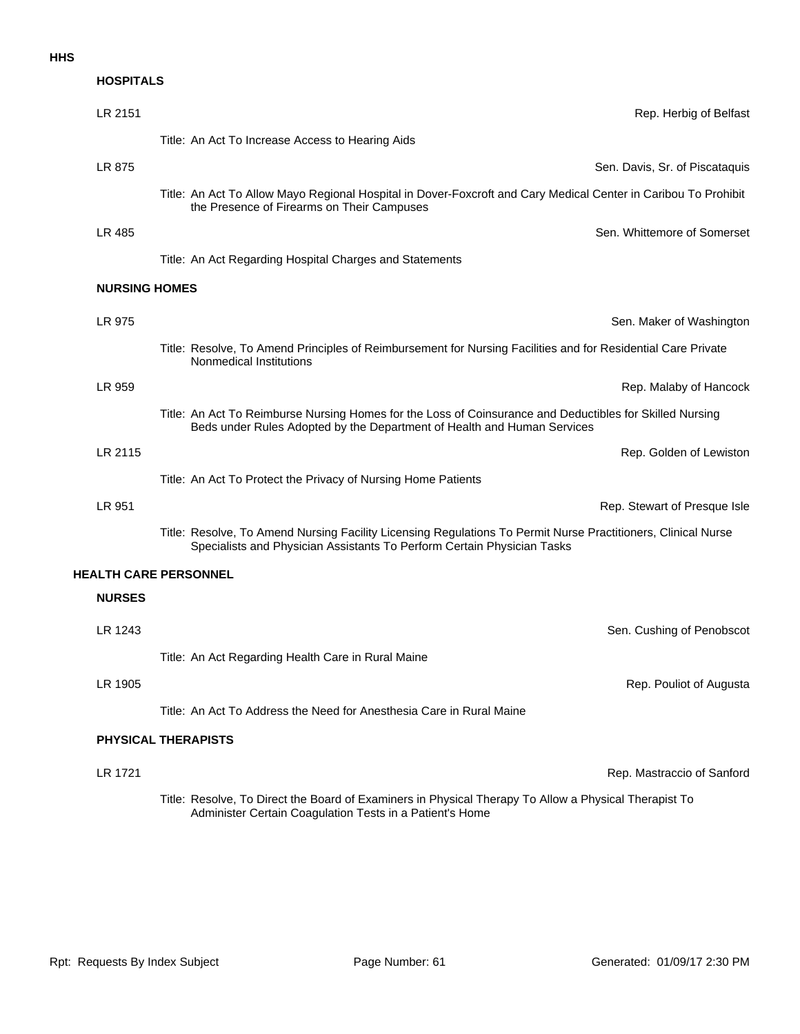# HHS

## HOSPITALS

**LR 2151** — Rep. Herbig of Belfast

Title: An Act To Increase Access to Hearing Aids

**LR 875** — Sen. Davis, Sr. of Piscataquis

Title: An Act To Allow Mayo Regional Hospital in Dover-Foxcroft and Cary Medical Center in Caribou To Prohibit the Presence of Firearms on Their Campuses

**LR 485** — Sen. Whittemore of Somerset

Title: An Act Regarding Hospital Charges and Statements

## NURSING HOMES

**LR 975** — Sen. Maker of Washington

Title: Resolve, To Amend Principles of Reimbursement for Nursing Facilities and for Residential Care Private Nonmedical Institutions

**LR 959** — Rep. Malaby of Hancock

Title: An Act To Reimburse Nursing Homes for the Loss of Coinsurance and Deductibles for Skilled Nursing Beds under Rules Adopted by the Department of Health and Human Services

**LR 2115** — Rep. Golden of Lewiston

Title: An Act To Protect the Privacy of Nursing Home Patients

**LR 951** — Rep. Stewart of Presque Isle

Title: Resolve, To Amend Nursing Facility Licensing Regulations To Permit Nurse Practitioners, Clinical Nurse Specialists and Physician Assistants To Perform Certain Physician Tasks

# HEALTH CARE PERSONNEL

## NURSES

**LR 1243** — Sen. Cushing of Penobscot

Title: An Act Regarding Health Care in Rural Maine

**LR 1905** — Rep. Pouliot of Augusta

Title: An Act To Address the Need for Anesthesia Care in Rural Maine

## PHYSICAL THERAPISTS

**LR 1721** — Rep. Mastraccio of Sanford

Title: Resolve, To Direct the Board of Examiners in Physical Therapy To Allow a Physical Therapist To Administer Certain Coagulation Tests in a Patient's Home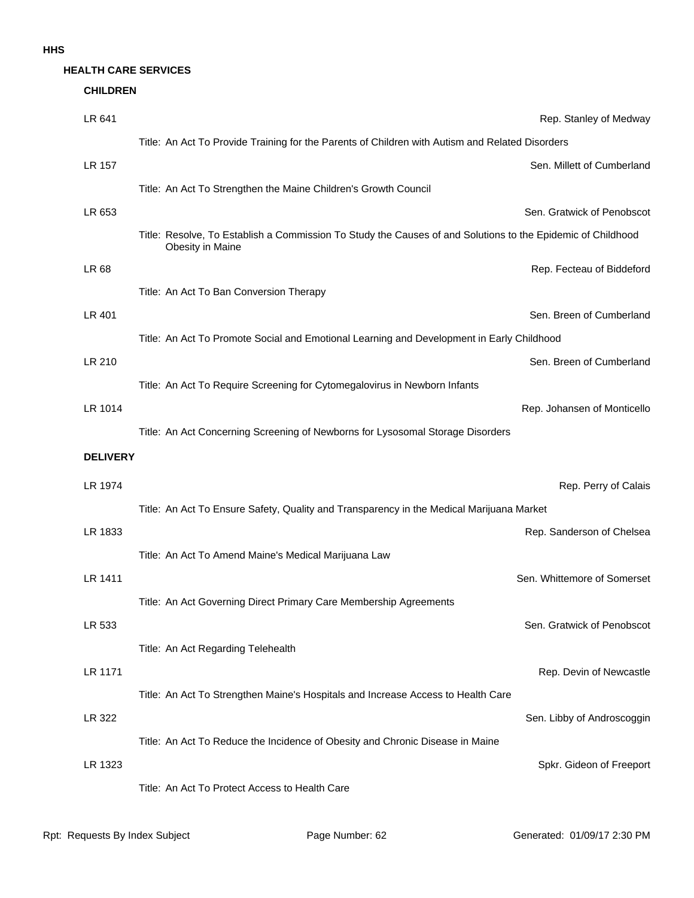# HHS

## HEALTH CARE SERVICES

### CHILDREN

**LR 641** — Rep. Stanley of Medway

Title: An Act To Provide Training for the Parents of Children with Autism and Related Disorders

**LR 157** — Sen. Millett of Cumberland

Title: An Act To Strengthen the Maine Children's Growth Council

**LR 653** — Sen. Gratwick of Penobscot

Title: Resolve, To Establish a Commission To Study the Causes of and Solutions to the Epidemic of Childhood Obesity in Maine

**LR 68** — Rep. Fecteau of Biddeford

Title: An Act To Ban Conversion Therapy

**LR 401** — Sen. Breen of Cumberland

Title: An Act To Promote Social and Emotional Learning and Development in Early Childhood

**LR 210** — Sen. Breen of Cumberland

Title: An Act To Require Screening for Cytomegalovirus in Newborn Infants

**LR 1014** — Rep. Johansen of Monticello

Title: An Act Concerning Screening of Newborns for Lysosomal Storage Disorders

### DELIVERY

**LR 1974** — Rep. Perry of Calais

Title: An Act To Ensure Safety, Quality and Transparency in the Medical Marijuana Market

**LR 1833** — Rep. Sanderson of Chelsea

Title: An Act To Amend Maine's Medical Marijuana Law

**LR 1411** — Sen. Whittemore of Somerset

Title: An Act Governing Direct Primary Care Membership Agreements

**LR 533** — Sen. Gratwick of Penobscot

Title: An Act Regarding Telehealth

**LR 1171** — Rep. Devin of Newcastle

Title: An Act To Strengthen Maine's Hospitals and Increase Access to Health Care

**LR 322** — Sen. Libby of Androscoggin

Title: An Act To Reduce the Incidence of Obesity and Chronic Disease in Maine

**LR 1323** — Spkr. Gideon of Freeport

Title: An Act To Protect Access to Health Care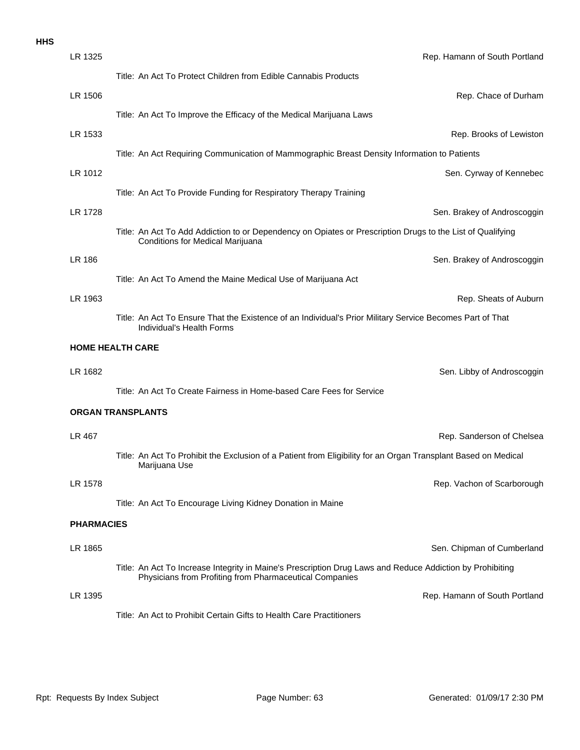**HHS**

LR 1325 — Rep. Hamann of South Portland

Title: An Act To Protect Children from Edible Cannabis Products

LR 1506 — Rep. Chace of Durham

Title: An Act To Improve the Efficacy of the Medical Marijuana Laws

LR 1533 — Rep. Brooks of Lewiston

Title: An Act Requiring Communication of Mammographic Breast Density Information to Patients

LR 1012 — Sen. Cyrway of Kennebec

Title: An Act To Provide Funding for Respiratory Therapy Training

LR 1728 — Sen. Brakey of Androscoggin

Title: An Act To Add Addiction to or Dependency on Opiates or Prescription Drugs to the List of Qualifying Conditions for Medical Marijuana

LR 186 — Sen. Brakey of Androscoggin

Title: An Act To Amend the Maine Medical Use of Marijuana Act

LR 1963 — Rep. Sheats of Auburn

Title: An Act To Ensure That the Existence of an Individual's Prior Military Service Becomes Part of That Individual's Health Forms

**HOME HEALTH CARE**

LR 1682 — Sen. Libby of Androscoggin

Title: An Act To Create Fairness in Home-based Care Fees for Service

**ORGAN TRANSPLANTS**

LR 467 — Rep. Sanderson of Chelsea

Title: An Act To Prohibit the Exclusion of a Patient from Eligibility for an Organ Transplant Based on Medical Marijuana Use

LR 1578 — Rep. Vachon of Scarborough

Title: An Act To Encourage Living Kidney Donation in Maine

**PHARMACIES**

LR 1865 — Sen. Chipman of Cumberland

Title: An Act To Increase Integrity in Maine's Prescription Drug Laws and Reduce Addiction by Prohibiting Physicians from Profiting from Pharmaceutical Companies

LR 1395 — Rep. Hamann of South Portland

Title: An Act to Prohibit Certain Gifts to Health Care Practitioners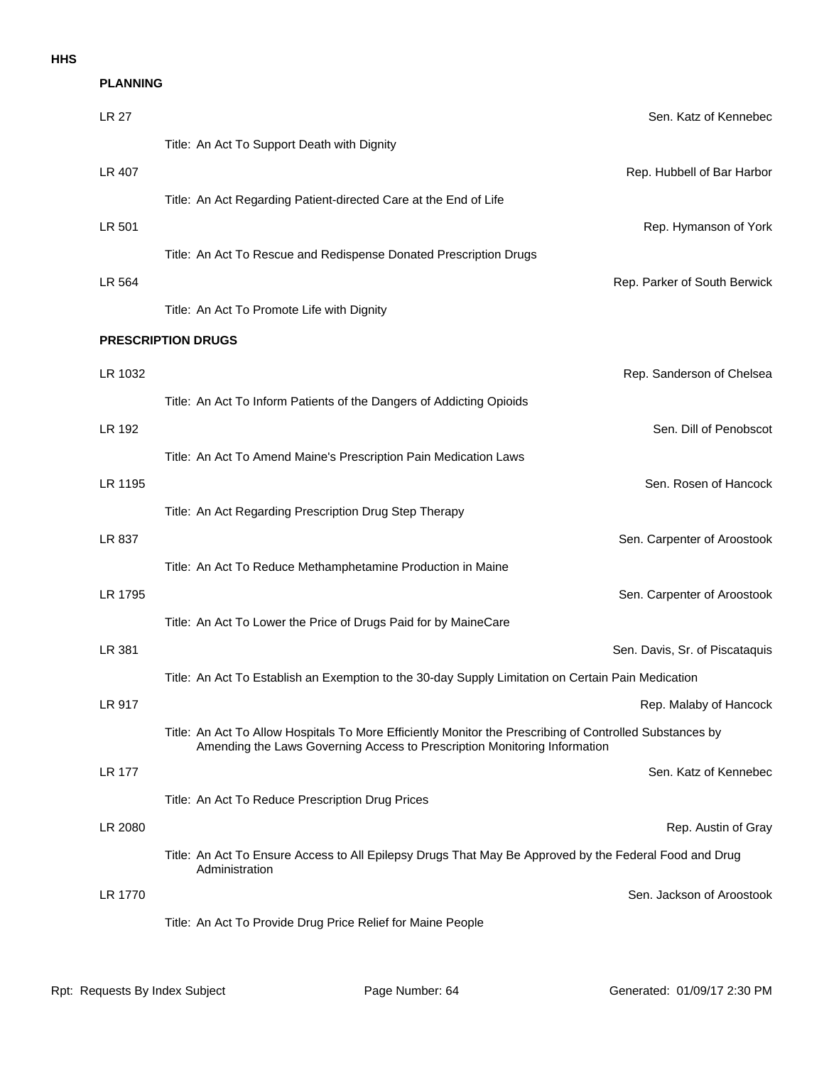**HHS**

**PLANNING**

LR 27 — Sen. Katz of Kennebec

Title: An Act To Support Death with Dignity

LR 407 — Rep. Hubbell of Bar Harbor

Title: An Act Regarding Patient-directed Care at the End of Life

LR 501 — Rep. Hymanson of York

Title: An Act To Rescue and Redispense Donated Prescription Drugs

LR 564 — Rep. Parker of South Berwick

Title: An Act To Promote Life with Dignity

**PRESCRIPTION DRUGS**

LR 1032 — Rep. Sanderson of Chelsea

Title: An Act To Inform Patients of the Dangers of Addicting Opioids

LR 192 — Sen. Dill of Penobscot

Title: An Act To Amend Maine's Prescription Pain Medication Laws

LR 1195 — Sen. Rosen of Hancock

Title: An Act Regarding Prescription Drug Step Therapy

LR 837 — Sen. Carpenter of Aroostook

Title: An Act To Reduce Methamphetamine Production in Maine

LR 1795 — Sen. Carpenter of Aroostook

Title: An Act To Lower the Price of Drugs Paid for by MaineCare

LR 381 — Sen. Davis, Sr. of Piscataquis

Title: An Act To Establish an Exemption to the 30-day Supply Limitation on Certain Pain Medication

LR 917 — Rep. Malaby of Hancock

Title: An Act To Allow Hospitals To More Efficiently Monitor the Prescribing of Controlled Substances by Amending the Laws Governing Access to Prescription Monitoring Information

LR 177 — Sen. Katz of Kennebec

Title: An Act To Reduce Prescription Drug Prices

LR 2080 — Rep. Austin of Gray

Title: An Act To Ensure Access to All Epilepsy Drugs That May Be Approved by the Federal Food and Drug Administration

LR 1770 — Sen. Jackson of Aroostook

Title: An Act To Provide Drug Price Relief for Maine People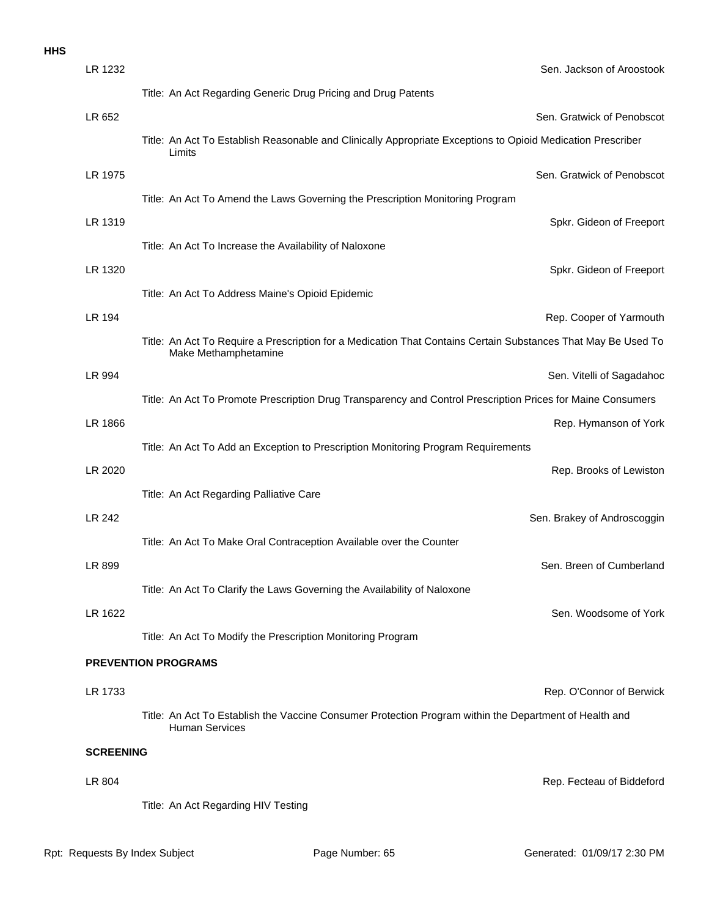**HHS**

LR 1232 — Sen. Jackson of Aroostook

Title: An Act Regarding Generic Drug Pricing and Drug Patents

LR 652 — Sen. Gratwick of Penobscot

Title: An Act To Establish Reasonable and Clinically Appropriate Exceptions to Opioid Medication Prescriber Limits

LR 1975 — Sen. Gratwick of Penobscot

Title: An Act To Amend the Laws Governing the Prescription Monitoring Program

LR 1319 — Spkr. Gideon of Freeport

Title: An Act To Increase the Availability of Naloxone

LR 1320 — Spkr. Gideon of Freeport

Title: An Act To Address Maine's Opioid Epidemic

LR 194 — Rep. Cooper of Yarmouth

Title: An Act To Require a Prescription for a Medication That Contains Certain Substances That May Be Used To Make Methamphetamine

LR 994 — Sen. Vitelli of Sagadahoc

Title: An Act To Promote Prescription Drug Transparency and Control Prescription Prices for Maine Consumers

LR 1866 — Rep. Hymanson of York

Title: An Act To Add an Exception to Prescription Monitoring Program Requirements

LR 2020 — Rep. Brooks of Lewiston

Title: An Act Regarding Palliative Care

LR 242 — Sen. Brakey of Androscoggin

Title: An Act To Make Oral Contraception Available over the Counter

LR 899 — Sen. Breen of Cumberland

Title: An Act To Clarify the Laws Governing the Availability of Naloxone

LR 1622 — Sen. Woodsome of York

Title: An Act To Modify the Prescription Monitoring Program

**PREVENTION PROGRAMS**

LR 1733 — Rep. O'Connor of Berwick

Title: An Act To Establish the Vaccine Consumer Protection Program within the Department of Health and Human Services

**SCREENING**

LR 804 — Rep. Fecteau of Biddeford

Title: An Act Regarding HIV Testing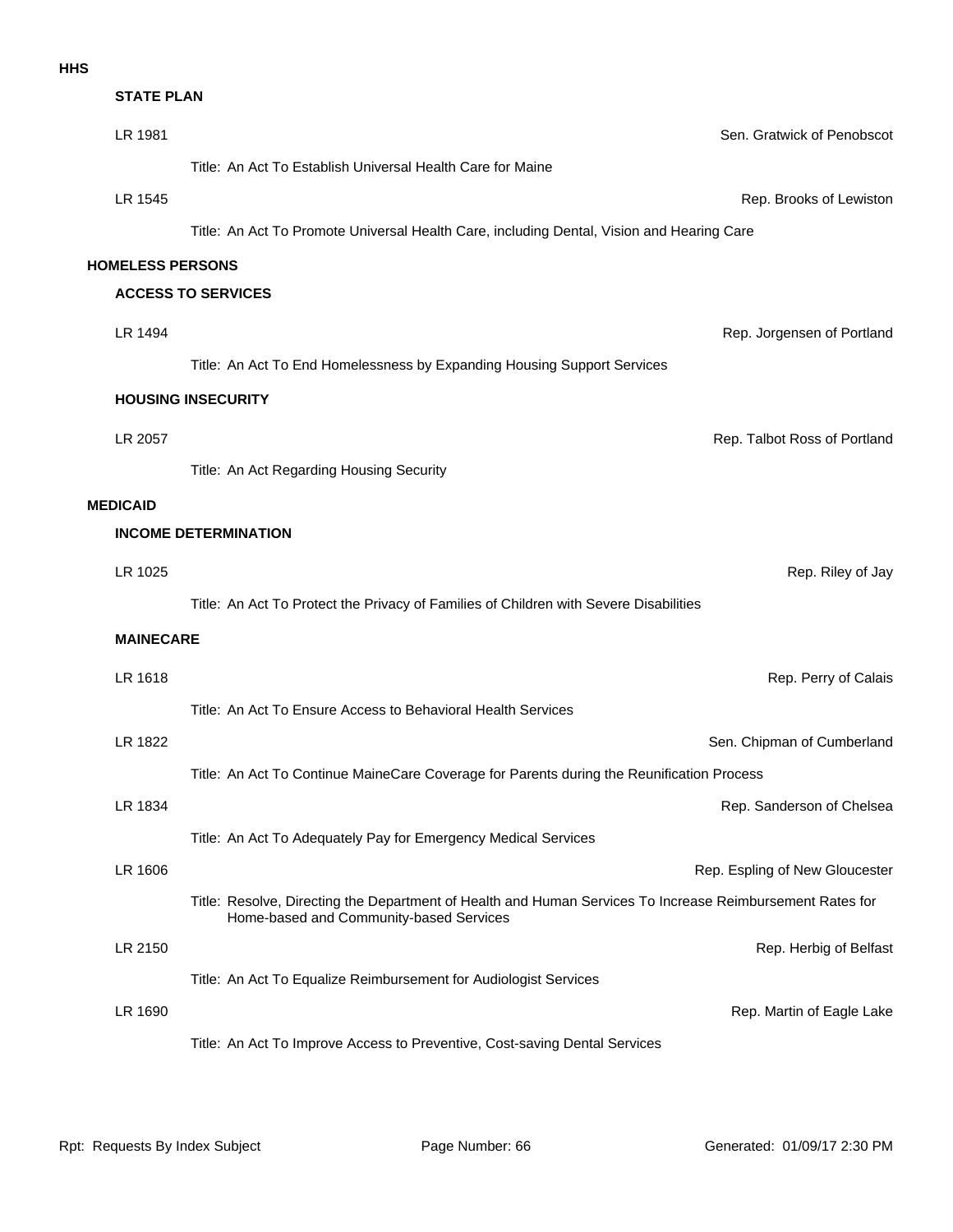**HHS**

**STATE PLAN**

LR 1981 — Sen. Gratwick of Penobscot

Title: An Act To Establish Universal Health Care for Maine

LR 1545 — Rep. Brooks of Lewiston

Title: An Act To Promote Universal Health Care, including Dental, Vision and Hearing Care

## HOMELESS PERSONS

### ACCESS TO SERVICES

LR 1494 — Rep. Jorgensen of Portland

Title: An Act To End Homelessness by Expanding Housing Support Services

### HOUSING INSECURITY

LR 2057 — Rep. Talbot Ross of Portland

Title: An Act Regarding Housing Security

## MEDICAID

### INCOME DETERMINATION

LR 1025 — Rep. Riley of Jay

Title: An Act To Protect the Privacy of Families of Children with Severe Disabilities

### MAINECARE

LR 1618 — Rep. Perry of Calais

Title: An Act To Ensure Access to Behavioral Health Services

LR 1822 — Sen. Chipman of Cumberland

Title: An Act To Continue MaineCare Coverage for Parents during the Reunification Process

LR 1834 — Rep. Sanderson of Chelsea

Title: An Act To Adequately Pay for Emergency Medical Services

LR 1606 — Rep. Espling of New Gloucester

Title: Resolve, Directing the Department of Health and Human Services To Increase Reimbursement Rates for Home-based and Community-based Services

LR 2150 — Rep. Herbig of Belfast

Title: An Act To Equalize Reimbursement for Audiologist Services

LR 1690 — Rep. Martin of Eagle Lake

Title: An Act To Improve Access to Preventive, Cost-saving Dental Services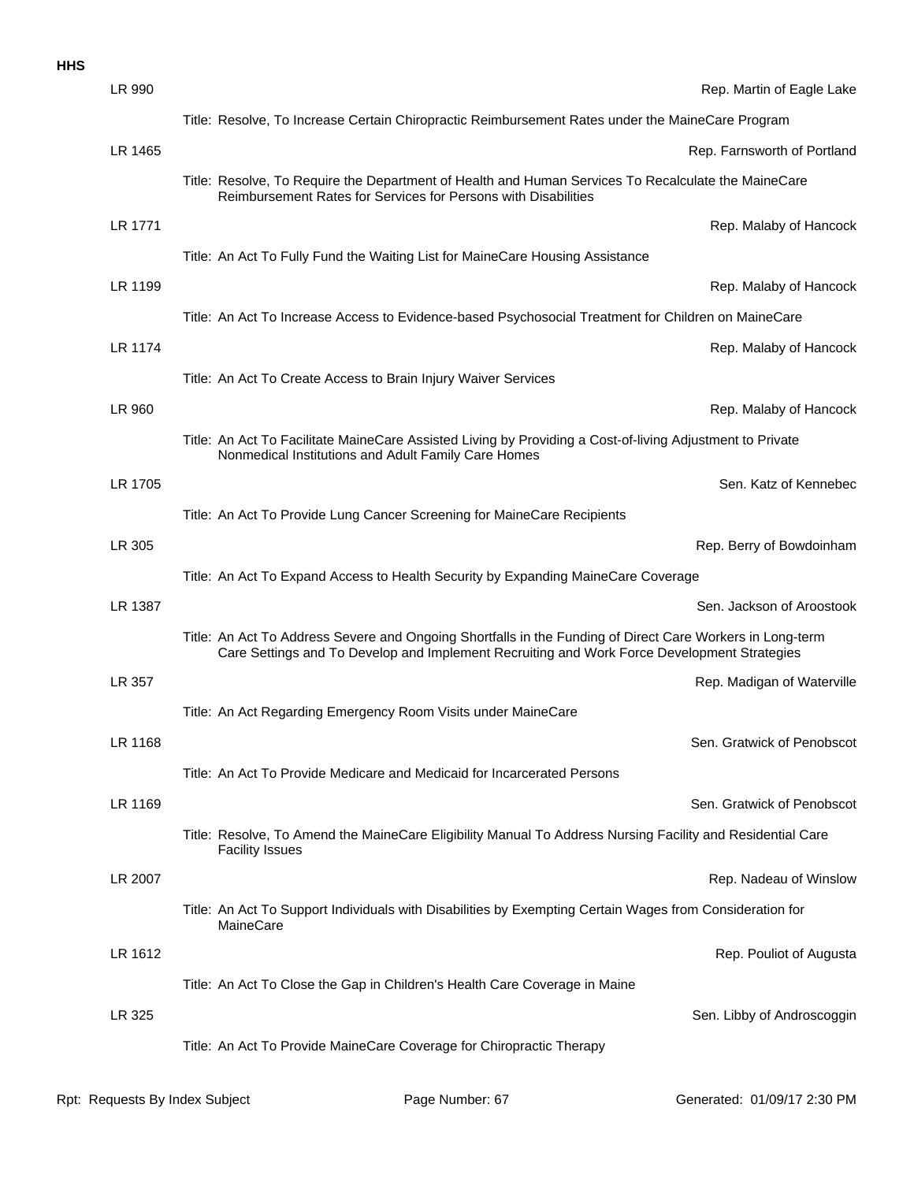**HHS**

**LR 990** — Rep. Martin of Eagle Lake

Title: Resolve, To Increase Certain Chiropractic Reimbursement Rates under the MaineCare Program

**LR 1465** — Rep. Farnsworth of Portland

Title: Resolve, To Require the Department of Health and Human Services To Recalculate the MaineCare Reimbursement Rates for Services for Persons with Disabilities

**LR 1771** — Rep. Malaby of Hancock

Title: An Act To Fully Fund the Waiting List for MaineCare Housing Assistance

**LR 1199** — Rep. Malaby of Hancock

Title: An Act To Increase Access to Evidence-based Psychosocial Treatment for Children on MaineCare

**LR 1174** — Rep. Malaby of Hancock

Title: An Act To Create Access to Brain Injury Waiver Services

**LR 960** — Rep. Malaby of Hancock

Title: An Act To Facilitate MaineCare Assisted Living by Providing a Cost-of-living Adjustment to Private Nonmedical Institutions and Adult Family Care Homes

**LR 1705** — Sen. Katz of Kennebec

Title: An Act To Provide Lung Cancer Screening for MaineCare Recipients

**LR 305** — Rep. Berry of Bowdoinham

Title: An Act To Expand Access to Health Security by Expanding MaineCare Coverage

**LR 1387** — Sen. Jackson of Aroostook

Title: An Act To Address Severe and Ongoing Shortfalls in the Funding of Direct Care Workers in Long-term Care Settings and To Develop and Implement Recruiting and Work Force Development Strategies

**LR 357** — Rep. Madigan of Waterville

Title: An Act Regarding Emergency Room Visits under MaineCare

**LR 1168** — Sen. Gratwick of Penobscot

Title: An Act To Provide Medicare and Medicaid for Incarcerated Persons

**LR 1169** — Sen. Gratwick of Penobscot

Title: Resolve, To Amend the MaineCare Eligibility Manual To Address Nursing Facility and Residential Care Facility Issues

**LR 2007** — Rep. Nadeau of Winslow

Title: An Act To Support Individuals with Disabilities by Exempting Certain Wages from Consideration for MaineCare

**LR 1612** — Rep. Pouliot of Augusta

Title: An Act To Close the Gap in Children's Health Care Coverage in Maine

**LR 325** — Sen. Libby of Androscoggin

Title: An Act To Provide MaineCare Coverage for Chiropractic Therapy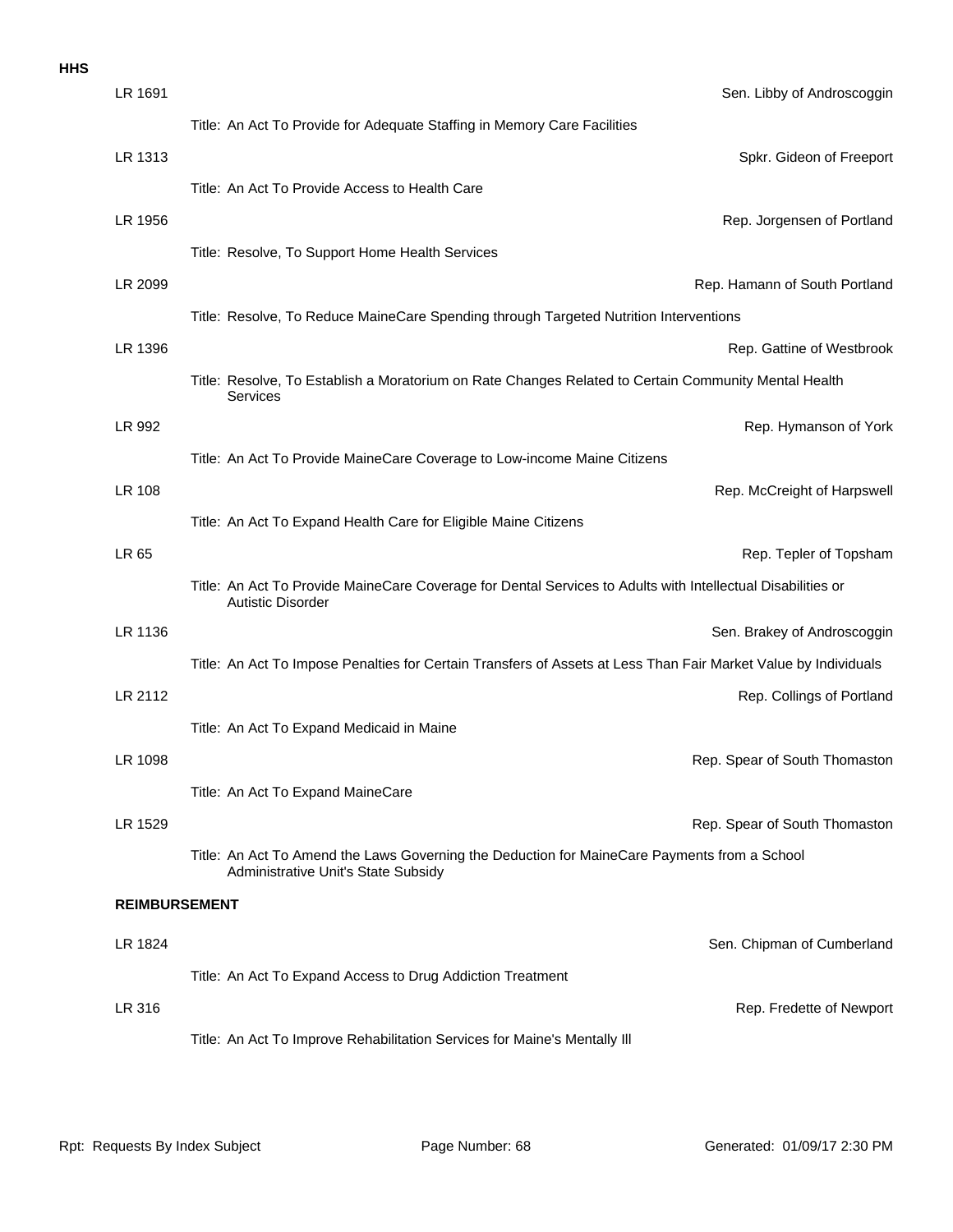**HHS**

LR 1691 — Sen. Libby of Androscoggin

Title: An Act To Provide for Adequate Staffing in Memory Care Facilities

LR 1313 — Spkr. Gideon of Freeport

Title: An Act To Provide Access to Health Care

LR 1956 — Rep. Jorgensen of Portland

Title: Resolve, To Support Home Health Services

LR 2099 — Rep. Hamann of South Portland

Title: Resolve, To Reduce MaineCare Spending through Targeted Nutrition Interventions

LR 1396 — Rep. Gattine of Westbrook

Title: Resolve, To Establish a Moratorium on Rate Changes Related to Certain Community Mental Health Services

LR 992 — Rep. Hymanson of York

Title: An Act To Provide MaineCare Coverage to Low-income Maine Citizens

LR 108 — Rep. McCreight of Harpswell

Title: An Act To Expand Health Care for Eligible Maine Citizens

LR 65 — Rep. Tepler of Topsham

Title: An Act To Provide MaineCare Coverage for Dental Services to Adults with Intellectual Disabilities or Autistic Disorder

LR 1136 — Sen. Brakey of Androscoggin

Title: An Act To Impose Penalties for Certain Transfers of Assets at Less Than Fair Market Value by Individuals

LR 2112 — Rep. Collings of Portland

Title: An Act To Expand Medicaid in Maine

LR 1098 — Rep. Spear of South Thomaston

Title: An Act To Expand MaineCare

LR 1529 — Rep. Spear of South Thomaston

Title: An Act To Amend the Laws Governing the Deduction for MaineCare Payments from a School Administrative Unit's State Subsidy

**REIMBURSEMENT**

LR 1824 — Sen. Chipman of Cumberland

Title: An Act To Expand Access to Drug Addiction Treatment

LR 316 — Rep. Fredette of Newport

Title: An Act To Improve Rehabilitation Services for Maine's Mentally Ill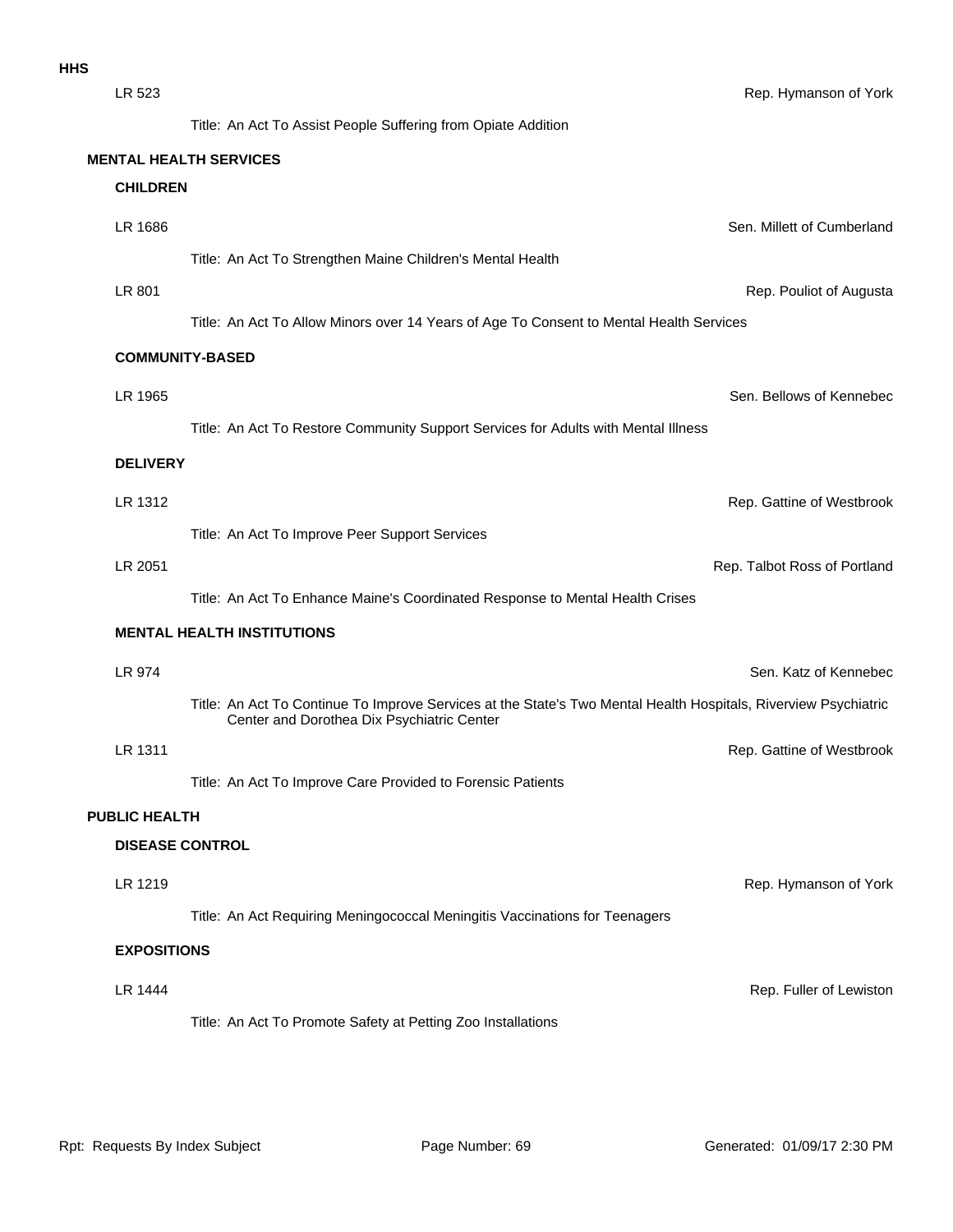**HHS**

LR 523 — Rep. Hymanson of York

Title: An Act To Assist People Suffering from Opiate Addition

## MENTAL HEALTH SERVICES

### CHILDREN

LR 1686 — Sen. Millett of Cumberland

Title: An Act To Strengthen Maine Children's Mental Health

LR 801 — Rep. Pouliot of Augusta

Title: An Act To Allow Minors over 14 Years of Age To Consent to Mental Health Services

### COMMUNITY-BASED

LR 1965 — Sen. Bellows of Kennebec

Title: An Act To Restore Community Support Services for Adults with Mental Illness

### DELIVERY

LR 1312 — Rep. Gattine of Westbrook

Title: An Act To Improve Peer Support Services

LR 2051 — Rep. Talbot Ross of Portland

Title: An Act To Enhance Maine's Coordinated Response to Mental Health Crises

### MENTAL HEALTH INSTITUTIONS

LR 974 — Sen. Katz of Kennebec

Title: An Act To Continue To Improve Services at the State's Two Mental Health Hospitals, Riverview Psychiatric Center and Dorothea Dix Psychiatric Center

LR 1311 — Rep. Gattine of Westbrook

Title: An Act To Improve Care Provided to Forensic Patients

## PUBLIC HEALTH

### DISEASE CONTROL

LR 1219 — Rep. Hymanson of York

Title: An Act Requiring Meningococcal Meningitis Vaccinations for Teenagers

### EXPOSITIONS

LR 1444 — Rep. Fuller of Lewiston

Title: An Act To Promote Safety at Petting Zoo Installations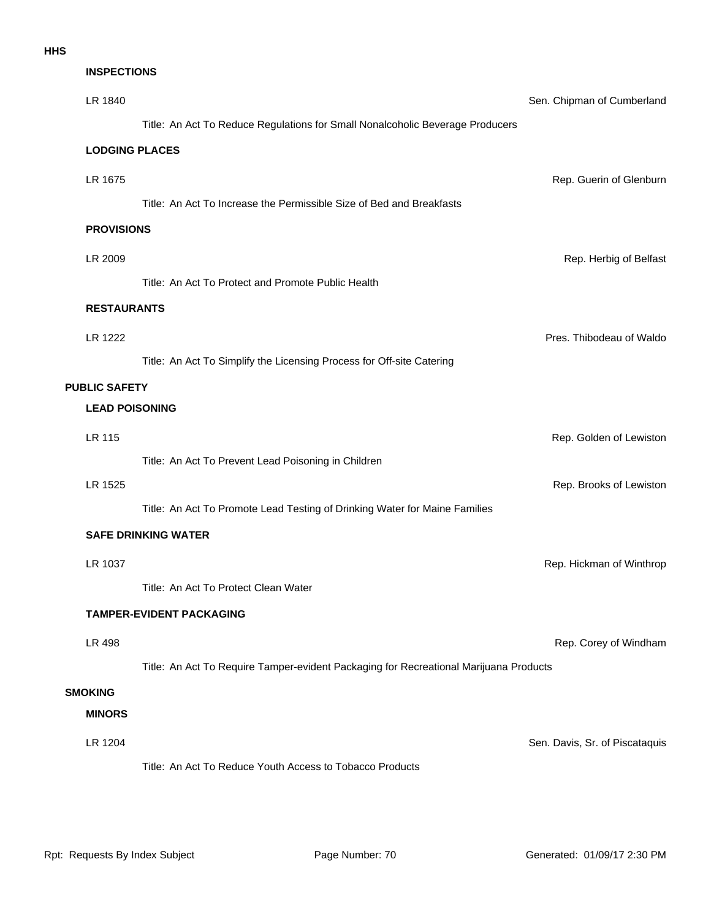**HHS**

**INSPECTIONS**

LR 1840 — Sen. Chipman of Cumberland

Title: An Act To Reduce Regulations for Small Nonalcoholic Beverage Producers

**LODGING PLACES**

LR 1675 — Rep. Guerin of Glenburn

Title: An Act To Increase the Permissible Size of Bed and Breakfasts

**PROVISIONS**

LR 2009 — Rep. Herbig of Belfast

Title: An Act To Protect and Promote Public Health

**RESTAURANTS**

LR 1222 — Pres. Thibodeau of Waldo

Title: An Act To Simplify the Licensing Process for Off-site Catering

**PUBLIC SAFETY**

**LEAD POISONING**

LR 115 — Rep. Golden of Lewiston

Title: An Act To Prevent Lead Poisoning in Children

LR 1525 — Rep. Brooks of Lewiston

Title: An Act To Promote Lead Testing of Drinking Water for Maine Families

**SAFE DRINKING WATER**

LR 1037 — Rep. Hickman of Winthrop

Title: An Act To Protect Clean Water

**TAMPER-EVIDENT PACKAGING**

LR 498 — Rep. Corey of Windham

Title: An Act To Require Tamper-evident Packaging for Recreational Marijuana Products

**SMOKING**

**MINORS**

LR 1204 — Sen. Davis, Sr. of Piscataquis

Title: An Act To Reduce Youth Access to Tobacco Products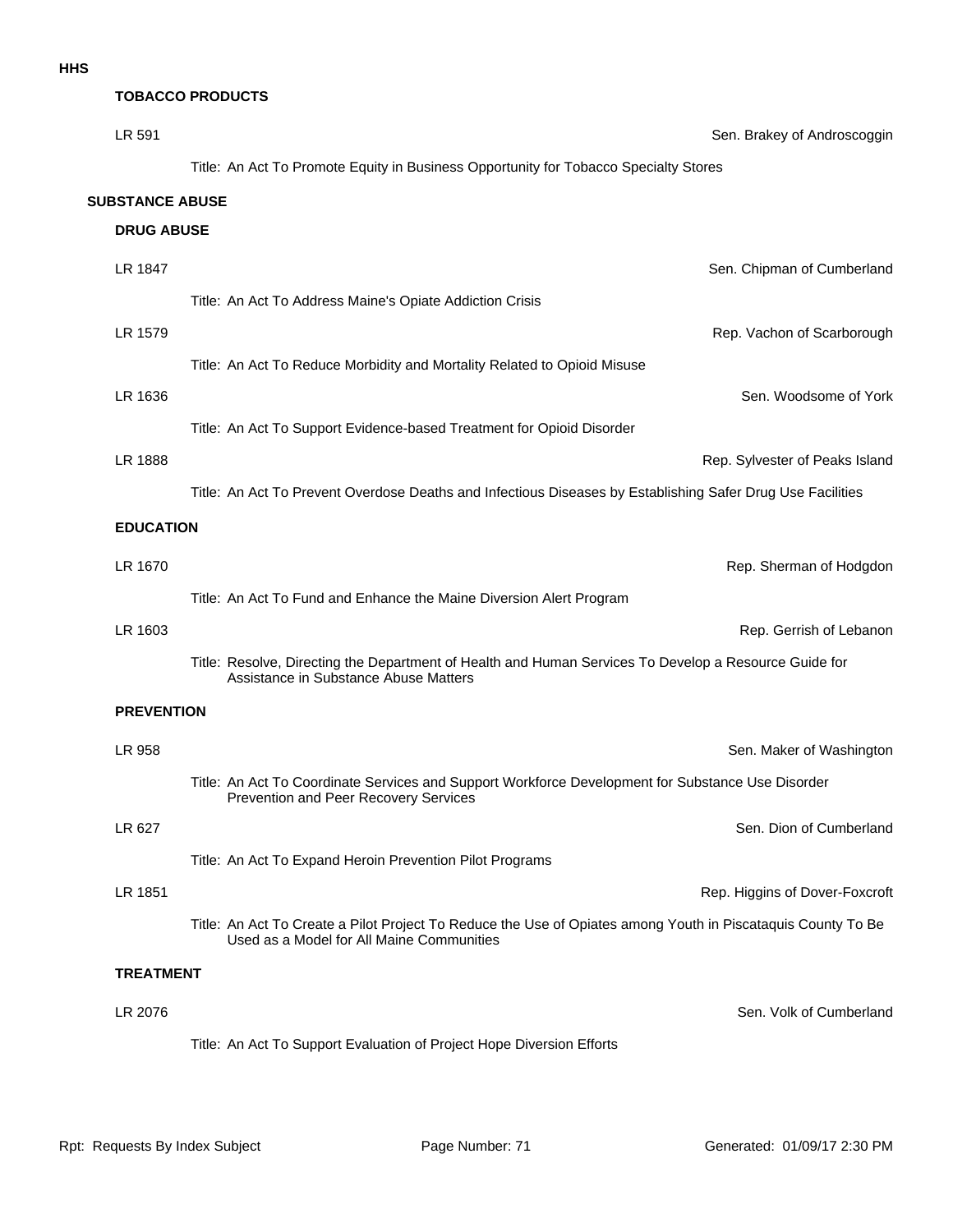# HHS

### TOBACCO PRODUCTS

LR 591 — Sen. Brakey of Androscoggin

Title: An Act To Promote Equity in Business Opportunity for Tobacco Specialty Stores

## SUBSTANCE ABUSE

### DRUG ABUSE

LR 1847 — Sen. Chipman of Cumberland

Title: An Act To Address Maine's Opiate Addiction Crisis

LR 1579 — Rep. Vachon of Scarborough

Title: An Act To Reduce Morbidity and Mortality Related to Opioid Misuse

LR 1636 — Sen. Woodsome of York

Title: An Act To Support Evidence-based Treatment for Opioid Disorder

LR 1888 — Rep. Sylvester of Peaks Island

Title: An Act To Prevent Overdose Deaths and Infectious Diseases by Establishing Safer Drug Use Facilities

### EDUCATION

LR 1670 — Rep. Sherman of Hodgdon

Title: An Act To Fund and Enhance the Maine Diversion Alert Program

LR 1603 — Rep. Gerrish of Lebanon

Title: Resolve, Directing the Department of Health and Human Services To Develop a Resource Guide for Assistance in Substance Abuse Matters

### PREVENTION

LR 958 — Sen. Maker of Washington

Title: An Act To Coordinate Services and Support Workforce Development for Substance Use Disorder Prevention and Peer Recovery Services

LR 627 — Sen. Dion of Cumberland

Title: An Act To Expand Heroin Prevention Pilot Programs

LR 1851 — Rep. Higgins of Dover-Foxcroft

Title: An Act To Create a Pilot Project To Reduce the Use of Opiates among Youth in Piscataquis County To Be Used as a Model for All Maine Communities

### TREATMENT

LR 2076 — Sen. Volk of Cumberland

Title: An Act To Support Evaluation of Project Hope Diversion Efforts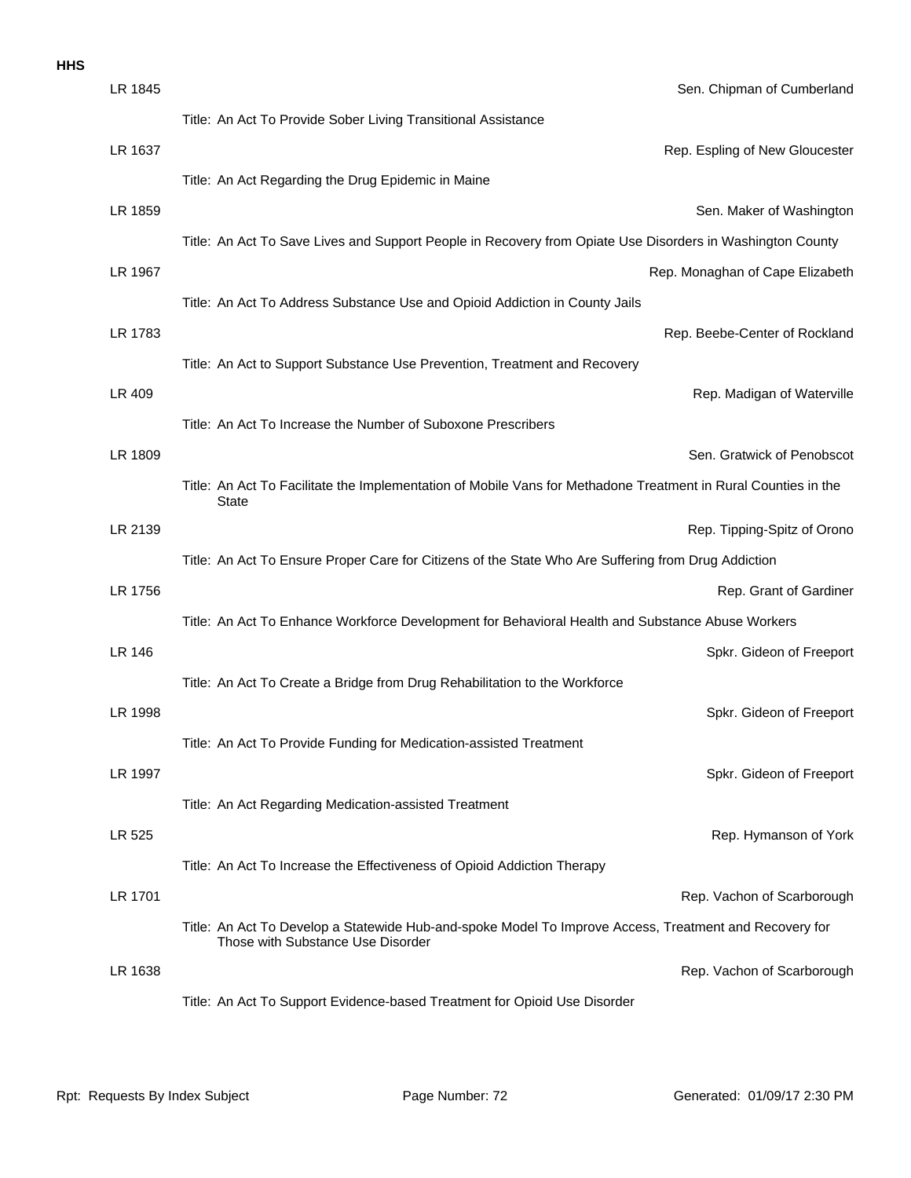**HHS**

| LR | Sponsor | Title |
|---|---|---|
| LR 1845 | Sen. Chipman of Cumberland | An Act To Provide Sober Living Transitional Assistance |
| LR 1637 | Rep. Espling of New Gloucester | An Act Regarding the Drug Epidemic in Maine |
| LR 1859 | Sen. Maker of Washington | An Act To Save Lives and Support People in Recovery from Opiate Use Disorders in Washington County |
| LR 1967 | Rep. Monaghan of Cape Elizabeth | An Act To Address Substance Use and Opioid Addiction in County Jails |
| LR 1783 | Rep. Beebe-Center of Rockland | An Act to Support Substance Use Prevention, Treatment and Recovery |
| LR 409 | Rep. Madigan of Waterville | An Act To Increase the Number of Suboxone Prescribers |
| LR 1809 | Sen. Gratwick of Penobscot | An Act To Facilitate the Implementation of Mobile Vans for Methadone Treatment in Rural Counties in the State |
| LR 2139 | Rep. Tipping-Spitz of Orono | An Act To Ensure Proper Care for Citizens of the State Who Are Suffering from Drug Addiction |
| LR 1756 | Rep. Grant of Gardiner | An Act To Enhance Workforce Development for Behavioral Health and Substance Abuse Workers |
| LR 146 | Spkr. Gideon of Freeport | An Act To Create a Bridge from Drug Rehabilitation to the Workforce |
| LR 1998 | Spkr. Gideon of Freeport | An Act To Provide Funding for Medication-assisted Treatment |
| LR 1997 | Spkr. Gideon of Freeport | An Act Regarding Medication-assisted Treatment |
| LR 525 | Rep. Hymanson of York | An Act To Increase the Effectiveness of Opioid Addiction Therapy |
| LR 1701 | Rep. Vachon of Scarborough | An Act To Develop a Statewide Hub-and-spoke Model To Improve Access, Treatment and Recovery for Those with Substance Use Disorder |
| LR 1638 | Rep. Vachon of Scarborough | An Act To Support Evidence-based Treatment for Opioid Use Disorder |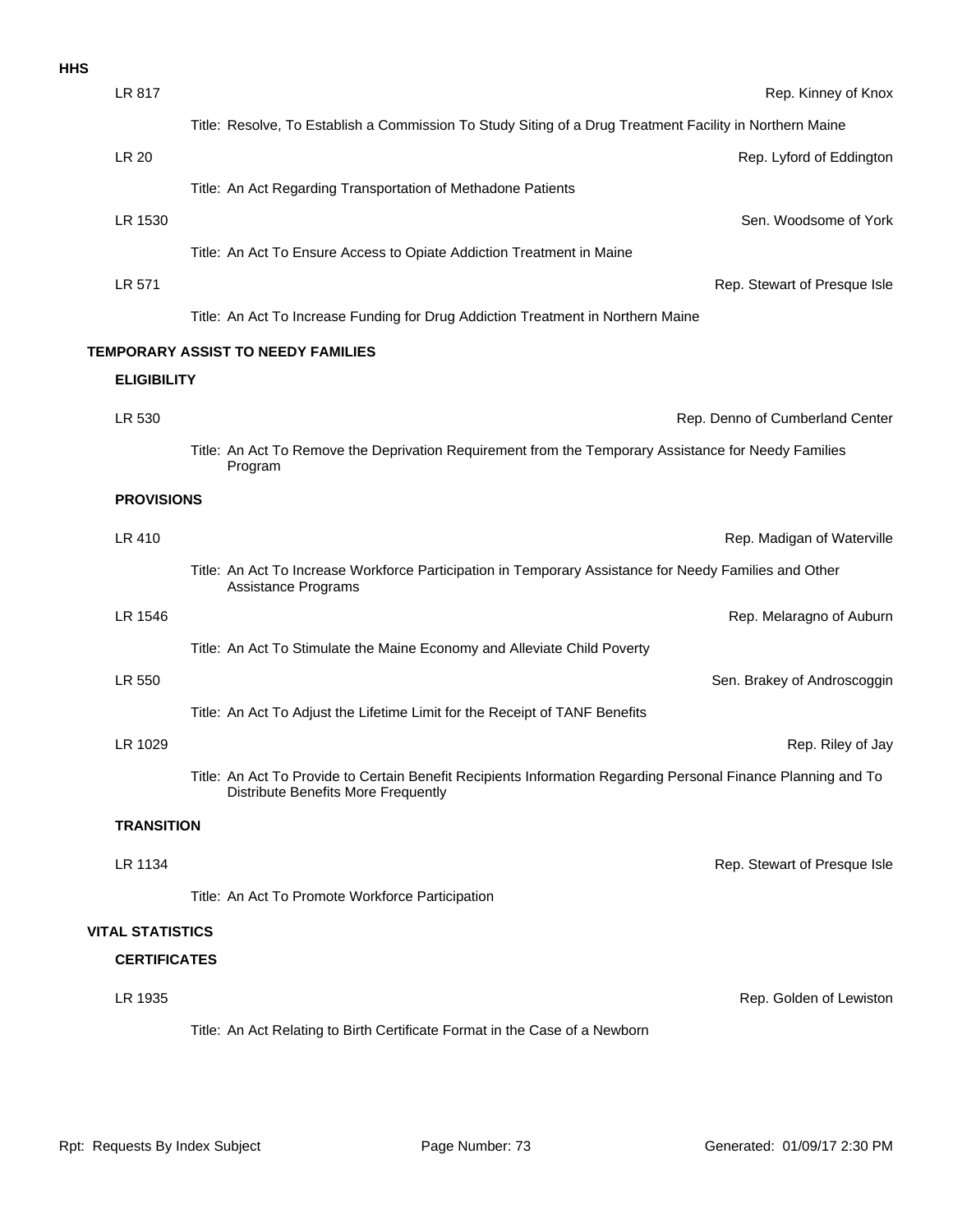**HHS**

LR 817 — Rep. Kinney of Knox

Title: Resolve, To Establish a Commission To Study Siting of a Drug Treatment Facility in Northern Maine

LR 20 — Rep. Lyford of Eddington

Title: An Act Regarding Transportation of Methadone Patients

LR 1530 — Sen. Woodsome of York

Title: An Act To Ensure Access to Opiate Addiction Treatment in Maine

LR 571 — Rep. Stewart of Presque Isle

Title: An Act To Increase Funding for Drug Addiction Treatment in Northern Maine

## TEMPORARY ASSIST TO NEEDY FAMILIES

### ELIGIBILITY

LR 530 — Rep. Denno of Cumberland Center

Title: An Act To Remove the Deprivation Requirement from the Temporary Assistance for Needy Families Program

### PROVISIONS

LR 410 — Rep. Madigan of Waterville

Title: An Act To Increase Workforce Participation in Temporary Assistance for Needy Families and Other Assistance Programs

LR 1546 — Rep. Melaragno of Auburn

Title: An Act To Stimulate the Maine Economy and Alleviate Child Poverty

LR 550 — Sen. Brakey of Androscoggin

Title: An Act To Adjust the Lifetime Limit for the Receipt of TANF Benefits

LR 1029 — Rep. Riley of Jay

Title: An Act To Provide to Certain Benefit Recipients Information Regarding Personal Finance Planning and To Distribute Benefits More Frequently

### TRANSITION

LR 1134 — Rep. Stewart of Presque Isle

Title: An Act To Promote Workforce Participation

## VITAL STATISTICS

### CERTIFICATES

LR 1935 — Rep. Golden of Lewiston

Title: An Act Relating to Birth Certificate Format in the Case of a Newborn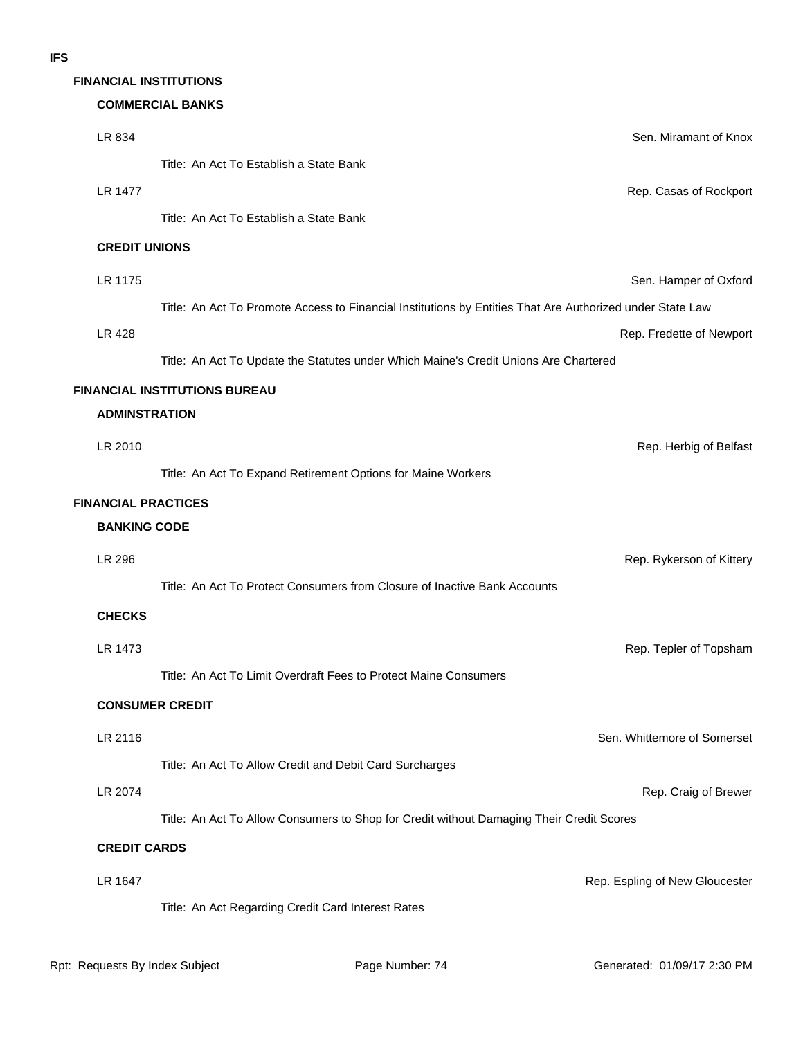# IFS

## FINANCIAL INSTITUTIONS

### COMMERCIAL BANKS

LR 834 — Sen. Miramant of Knox

Title: An Act To Establish a State Bank

LR 1477 — Rep. Casas of Rockport

Title: An Act To Establish a State Bank

### CREDIT UNIONS

LR 1175 — Sen. Hamper of Oxford

Title: An Act To Promote Access to Financial Institutions by Entities That Are Authorized under State Law

LR 428 — Rep. Fredette of Newport

Title: An Act To Update the Statutes under Which Maine's Credit Unions Are Chartered

## FINANCIAL INSTITUTIONS BUREAU

### ADMINSTRATION

LR 2010 — Rep. Herbig of Belfast

Title: An Act To Expand Retirement Options for Maine Workers

## FINANCIAL PRACTICES

### BANKING CODE

LR 296 — Rep. Rykerson of Kittery

Title: An Act To Protect Consumers from Closure of Inactive Bank Accounts

### CHECKS

LR 1473 — Rep. Tepler of Topsham

Title: An Act To Limit Overdraft Fees to Protect Maine Consumers

### CONSUMER CREDIT

LR 2116 — Sen. Whittemore of Somerset

Title: An Act To Allow Credit and Debit Card Surcharges

LR 2074 — Rep. Craig of Brewer

Title: An Act To Allow Consumers to Shop for Credit without Damaging Their Credit Scores

### CREDIT CARDS

LR 1647 — Rep. Espling of New Gloucester

Title: An Act Regarding Credit Card Interest Rates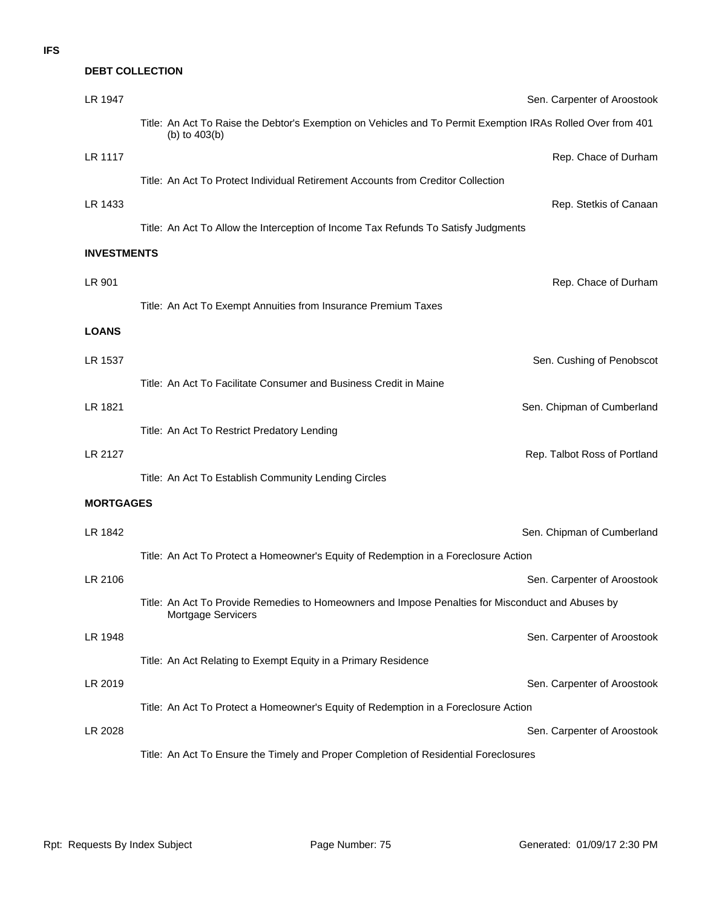**IFS**

## DEBT COLLECTION

LR 1947 — Sen. Carpenter of Aroostook

Title: An Act To Raise the Debtor's Exemption on Vehicles and To Permit Exemption IRAs Rolled Over from 401 (b) to 403(b)

LR 1117 — Rep. Chace of Durham

Title: An Act To Protect Individual Retirement Accounts from Creditor Collection

LR 1433 — Rep. Stetkis of Canaan

Title: An Act To Allow the Interception of Income Tax Refunds To Satisfy Judgments

## INVESTMENTS

LR 901 — Rep. Chace of Durham

Title: An Act To Exempt Annuities from Insurance Premium Taxes

## LOANS

LR 1537 — Sen. Cushing of Penobscot

Title: An Act To Facilitate Consumer and Business Credit in Maine

LR 1821 — Sen. Chipman of Cumberland

Title: An Act To Restrict Predatory Lending

LR 2127 — Rep. Talbot Ross of Portland

Title: An Act To Establish Community Lending Circles

## MORTGAGES

LR 1842 — Sen. Chipman of Cumberland

Title: An Act To Protect a Homeowner's Equity of Redemption in a Foreclosure Action

LR 2106 — Sen. Carpenter of Aroostook

Title: An Act To Provide Remedies to Homeowners and Impose Penalties for Misconduct and Abuses by Mortgage Servicers

LR 1948 — Sen. Carpenter of Aroostook

Title: An Act Relating to Exempt Equity in a Primary Residence

LR 2019 — Sen. Carpenter of Aroostook

Title: An Act To Protect a Homeowner's Equity of Redemption in a Foreclosure Action

LR 2028 — Sen. Carpenter of Aroostook

Title: An Act To Ensure the Timely and Proper Completion of Residential Foreclosures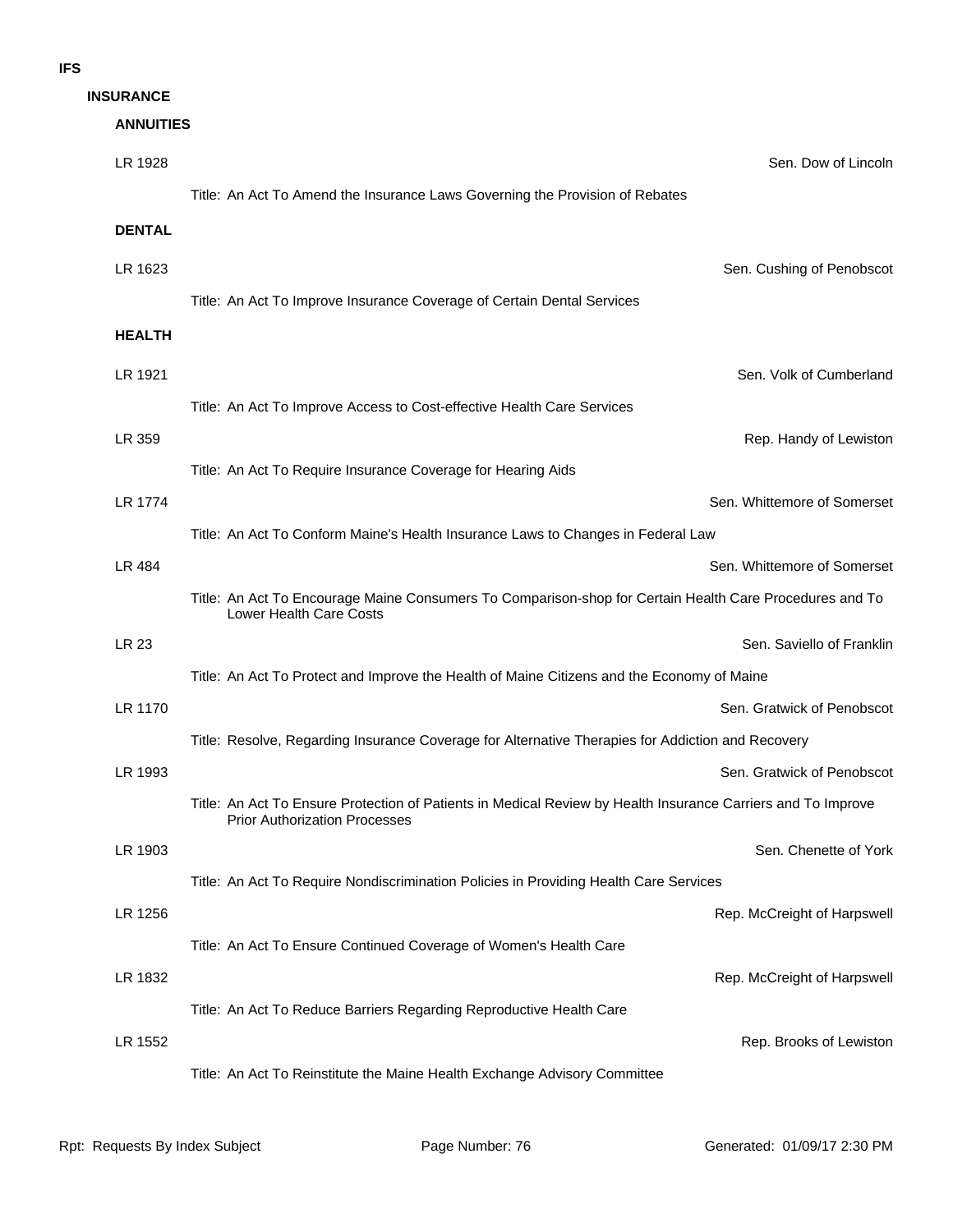# IFS

## INSURANCE

### ANNUITIES

**LR 1928** — Sen. Dow of Lincoln

Title: An Act To Amend the Insurance Laws Governing the Provision of Rebates

### DENTAL

**LR 1623** — Sen. Cushing of Penobscot

Title: An Act To Improve Insurance Coverage of Certain Dental Services

### HEALTH

**LR 1921** — Sen. Volk of Cumberland

Title: An Act To Improve Access to Cost-effective Health Care Services

**LR 359** — Rep. Handy of Lewiston

Title: An Act To Require Insurance Coverage for Hearing Aids

**LR 1774** — Sen. Whittemore of Somerset

Title: An Act To Conform Maine's Health Insurance Laws to Changes in Federal Law

**LR 484** — Sen. Whittemore of Somerset

Title: An Act To Encourage Maine Consumers To Comparison-shop for Certain Health Care Procedures and To Lower Health Care Costs

**LR 23** — Sen. Saviello of Franklin

Title: An Act To Protect and Improve the Health of Maine Citizens and the Economy of Maine

**LR 1170** — Sen. Gratwick of Penobscot

Title: Resolve, Regarding Insurance Coverage for Alternative Therapies for Addiction and Recovery

**LR 1993** — Sen. Gratwick of Penobscot

Title: An Act To Ensure Protection of Patients in Medical Review by Health Insurance Carriers and To Improve Prior Authorization Processes

**LR 1903** — Sen. Chenette of York

Title: An Act To Require Nondiscrimination Policies in Providing Health Care Services

**LR 1256** — Rep. McCreight of Harpswell

Title: An Act To Ensure Continued Coverage of Women's Health Care

**LR 1832** — Rep. McCreight of Harpswell

Title: An Act To Reduce Barriers Regarding Reproductive Health Care

**LR 1552** — Rep. Brooks of Lewiston

Title: An Act To Reinstitute the Maine Health Exchange Advisory Committee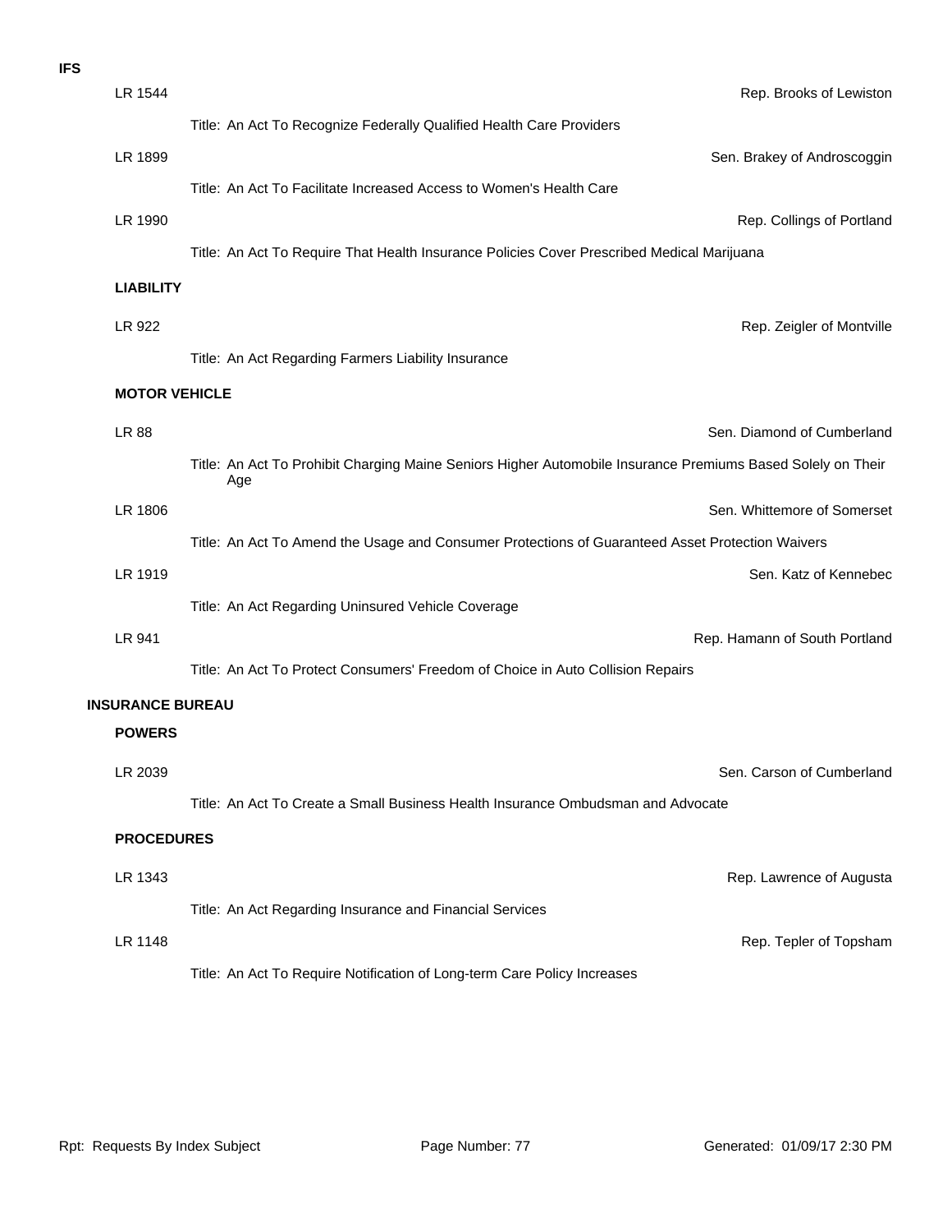**IFS**

LR 1544 — Rep. Brooks of Lewiston

Title: An Act To Recognize Federally Qualified Health Care Providers

LR 1899 — Sen. Brakey of Androscoggin

Title: An Act To Facilitate Increased Access to Women's Health Care

LR 1990 — Rep. Collings of Portland

Title: An Act To Require That Health Insurance Policies Cover Prescribed Medical Marijuana

### LIABILITY

LR 922 — Rep. Zeigler of Montville

Title: An Act Regarding Farmers Liability Insurance

### MOTOR VEHICLE

LR 88 — Sen. Diamond of Cumberland

Title: An Act To Prohibit Charging Maine Seniors Higher Automobile Insurance Premiums Based Solely on Their Age

LR 1806 — Sen. Whittemore of Somerset

Title: An Act To Amend the Usage and Consumer Protections of Guaranteed Asset Protection Waivers

LR 1919 — Sen. Katz of Kennebec

Title: An Act Regarding Uninsured Vehicle Coverage

LR 941 — Rep. Hamann of South Portland

Title: An Act To Protect Consumers' Freedom of Choice in Auto Collision Repairs

## INSURANCE BUREAU

### POWERS

LR 2039 — Sen. Carson of Cumberland

Title: An Act To Create a Small Business Health Insurance Ombudsman and Advocate

### PROCEDURES

LR 1343 — Rep. Lawrence of Augusta

Title: An Act Regarding Insurance and Financial Services

LR 1148 — Rep. Tepler of Topsham

Title: An Act To Require Notification of Long-term Care Policy Increases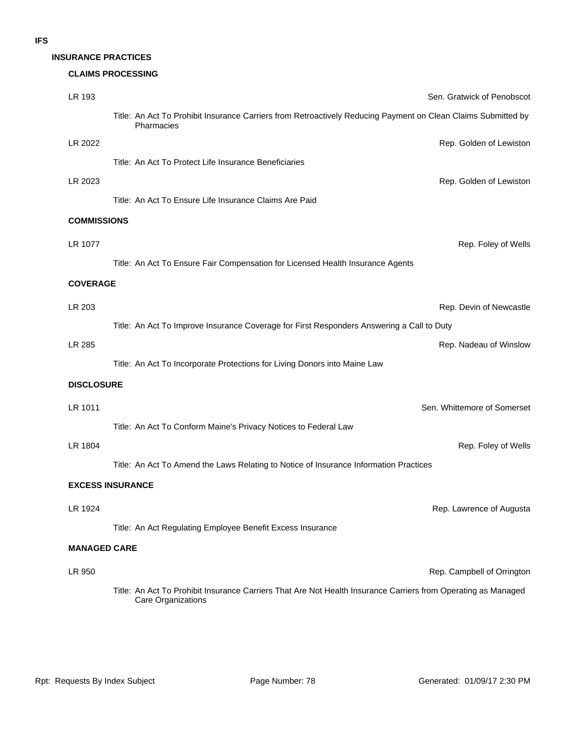**IFS**

## INSURANCE PRACTICES

### CLAIMS PROCESSING

LR 193 — Sen. Gratwick of Penobscot

Title: An Act To Prohibit Insurance Carriers from Retroactively Reducing Payment on Clean Claims Submitted by Pharmacies

LR 2022 — Rep. Golden of Lewiston

Title: An Act To Protect Life Insurance Beneficiaries

LR 2023 — Rep. Golden of Lewiston

Title: An Act To Ensure Life Insurance Claims Are Paid

### COMMISSIONS

LR 1077 — Rep. Foley of Wells

Title: An Act To Ensure Fair Compensation for Licensed Health Insurance Agents

### COVERAGE

LR 203 — Rep. Devin of Newcastle

Title: An Act To Improve Insurance Coverage for First Responders Answering a Call to Duty

LR 285 — Rep. Nadeau of Winslow

Title: An Act To Incorporate Protections for Living Donors into Maine Law

### DISCLOSURE

LR 1011 — Sen. Whittemore of Somerset

Title: An Act To Conform Maine's Privacy Notices to Federal Law

LR 1804 — Rep. Foley of Wells

Title: An Act To Amend the Laws Relating to Notice of Insurance Information Practices

### EXCESS INSURANCE

LR 1924 — Rep. Lawrence of Augusta

Title: An Act Regulating Employee Benefit Excess Insurance

### MANAGED CARE

LR 950 — Rep. Campbell of Orrington

Title: An Act To Prohibit Insurance Carriers That Are Not Health Insurance Carriers from Operating as Managed Care Organizations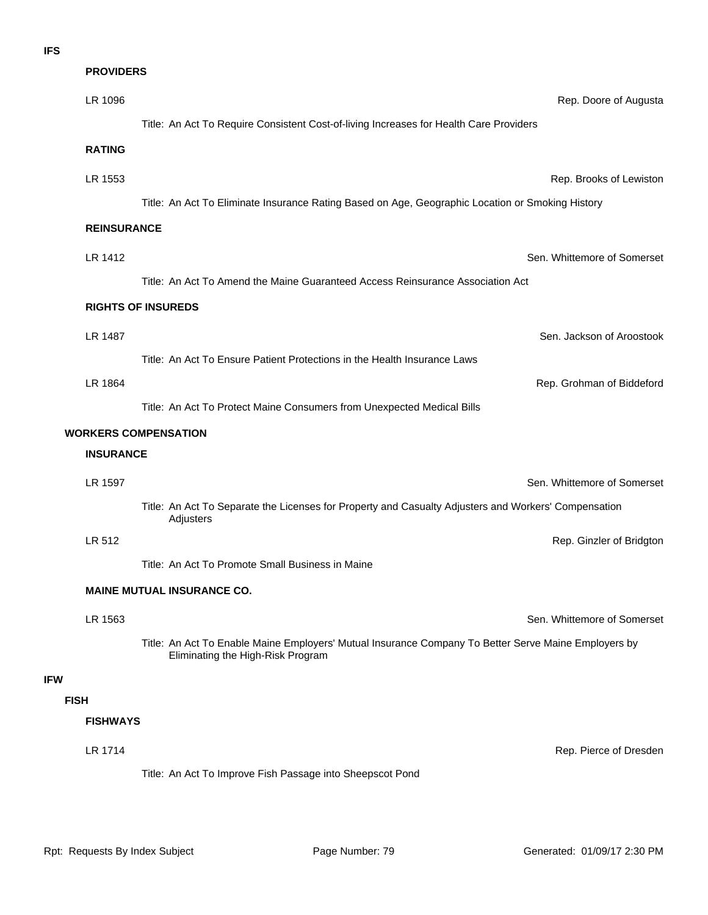**IFS**

**PROVIDERS**

LR 1096 — Rep. Doore of Augusta

Title: An Act To Require Consistent Cost-of-living Increases for Health Care Providers

**RATING**

LR 1553 — Rep. Brooks of Lewiston

Title: An Act To Eliminate Insurance Rating Based on Age, Geographic Location or Smoking History

**REINSURANCE**

LR 1412 — Sen. Whittemore of Somerset

Title: An Act To Amend the Maine Guaranteed Access Reinsurance Association Act

**RIGHTS OF INSUREDS**

LR 1487 — Sen. Jackson of Aroostook

Title: An Act To Ensure Patient Protections in the Health Insurance Laws

LR 1864 — Rep. Grohman of Biddeford

Title: An Act To Protect Maine Consumers from Unexpected Medical Bills

**WORKERS COMPENSATION**

**INSURANCE**

LR 1597 — Sen. Whittemore of Somerset

Title: An Act To Separate the Licenses for Property and Casualty Adjusters and Workers' Compensation Adjusters

LR 512 — Rep. Ginzler of Bridgton

Title: An Act To Promote Small Business in Maine

**MAINE MUTUAL INSURANCE CO.**

LR 1563 — Sen. Whittemore of Somerset

Title: An Act To Enable Maine Employers' Mutual Insurance Company To Better Serve Maine Employers by Eliminating the High-Risk Program

**IFW**

**FISH**

**FISHWAYS**

LR 1714 — Rep. Pierce of Dresden

Title: An Act To Improve Fish Passage into Sheepscot Pond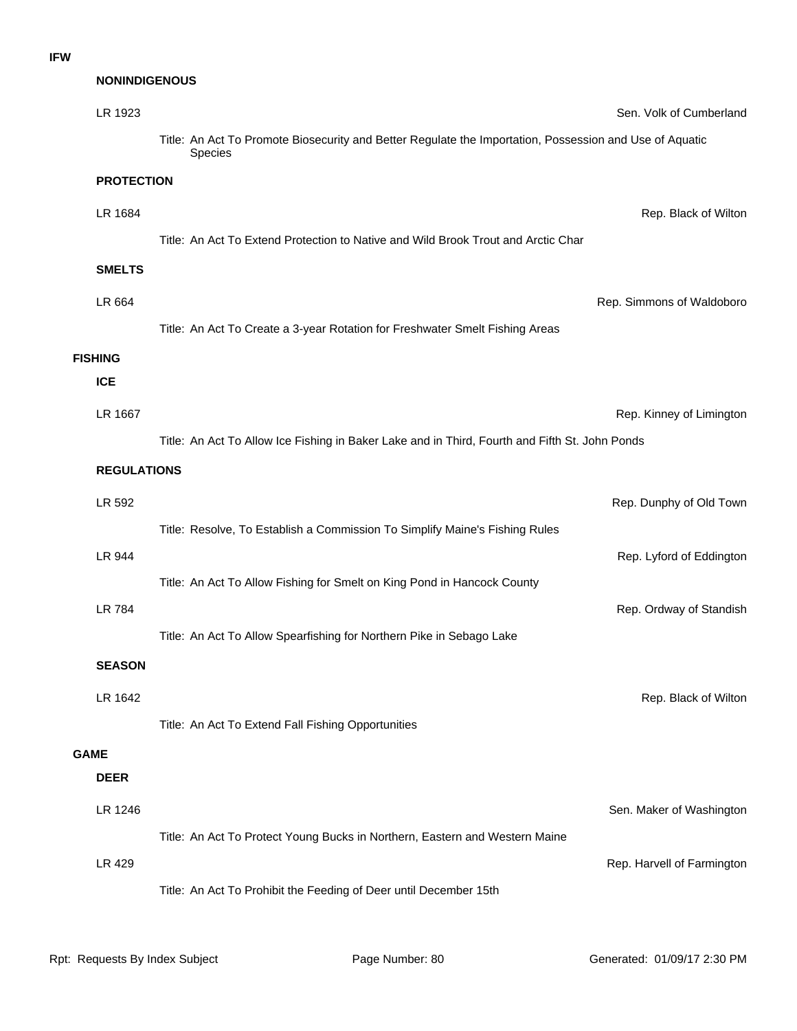# IFW

### NONINDIGENOUS

LR 1923 — Sen. Volk of Cumberland

Title: An Act To Promote Biosecurity and Better Regulate the Importation, Possession and Use of Aquatic Species

### PROTECTION

LR 1684 — Rep. Black of Wilton

Title: An Act To Extend Protection to Native and Wild Brook Trout and Arctic Char

### SMELTS

LR 664 — Rep. Simmons of Waldoboro

Title: An Act To Create a 3-year Rotation for Freshwater Smelt Fishing Areas

## FISHING

### ICE

LR 1667 — Rep. Kinney of Limington

Title: An Act To Allow Ice Fishing in Baker Lake and in Third, Fourth and Fifth St. John Ponds

### REGULATIONS

LR 592 — Rep. Dunphy of Old Town

Title: Resolve, To Establish a Commission To Simplify Maine's Fishing Rules

LR 944 — Rep. Lyford of Eddington

Title: An Act To Allow Fishing for Smelt on King Pond in Hancock County

LR 784 — Rep. Ordway of Standish

Title: An Act To Allow Spearfishing for Northern Pike in Sebago Lake

### SEASON

LR 1642 — Rep. Black of Wilton

Title: An Act To Extend Fall Fishing Opportunities

## GAME

### DEER

LR 1246 — Sen. Maker of Washington

Title: An Act To Protect Young Bucks in Northern, Eastern and Western Maine

LR 429 — Rep. Harvell of Farmington

Title: An Act To Prohibit the Feeding of Deer until December 15th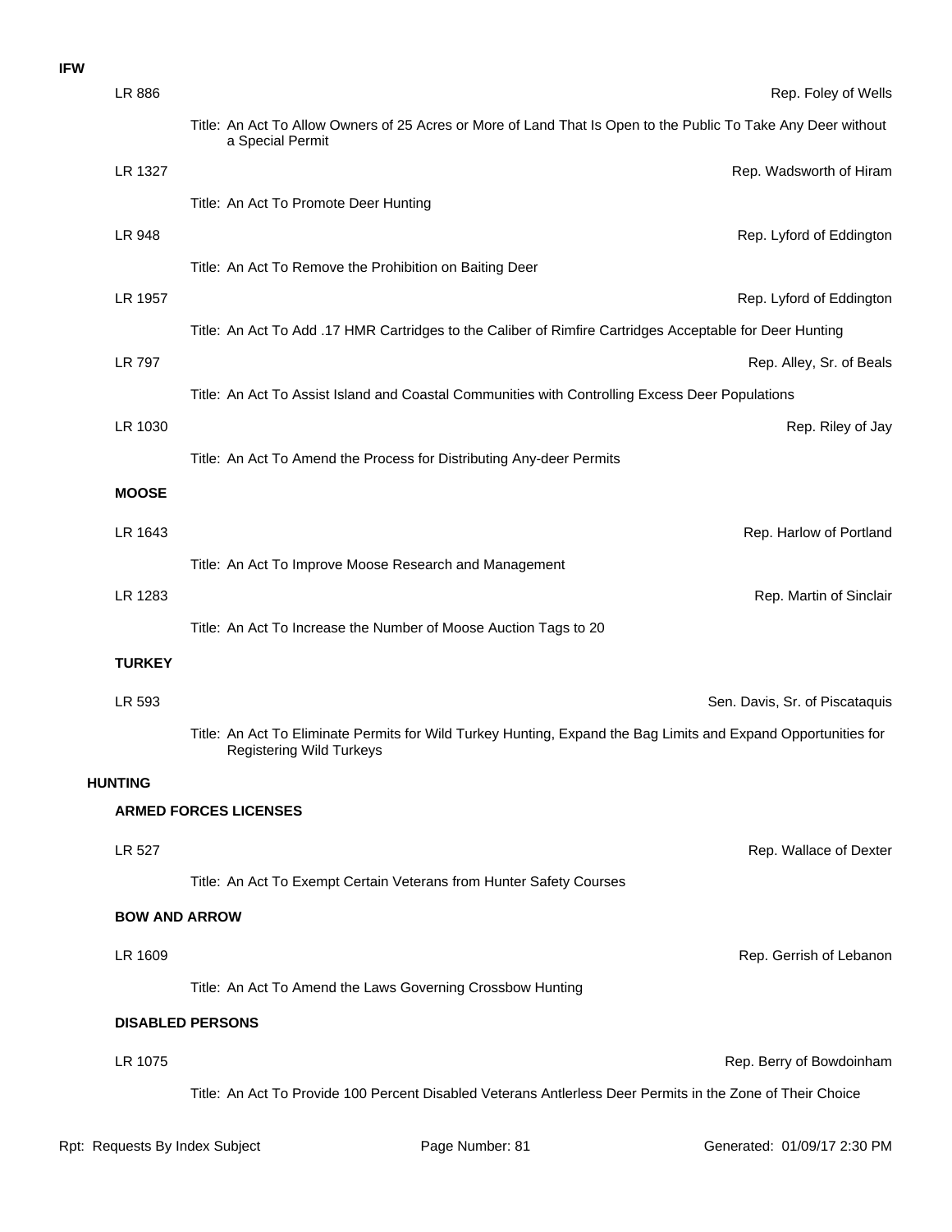**IFW**

LR 886 — Rep. Foley of Wells

Title: An Act To Allow Owners of 25 Acres or More of Land That Is Open to the Public To Take Any Deer without a Special Permit

LR 1327 — Rep. Wadsworth of Hiram

Title: An Act To Promote Deer Hunting

LR 948 — Rep. Lyford of Eddington

Title: An Act To Remove the Prohibition on Baiting Deer

LR 1957 — Rep. Lyford of Eddington

Title: An Act To Add .17 HMR Cartridges to the Caliber of Rimfire Cartridges Acceptable for Deer Hunting

LR 797 — Rep. Alley, Sr. of Beals

Title: An Act To Assist Island and Coastal Communities with Controlling Excess Deer Populations

LR 1030 — Rep. Riley of Jay

Title: An Act To Amend the Process for Distributing Any-deer Permits

**MOOSE**

LR 1643 — Rep. Harlow of Portland

Title: An Act To Improve Moose Research and Management

LR 1283 — Rep. Martin of Sinclair

Title: An Act To Increase the Number of Moose Auction Tags to 20

**TURKEY**

LR 593 — Sen. Davis, Sr. of Piscataquis

Title: An Act To Eliminate Permits for Wild Turkey Hunting, Expand the Bag Limits and Expand Opportunities for Registering Wild Turkeys

**HUNTING**

**ARMED FORCES LICENSES**

LR 527 — Rep. Wallace of Dexter

Title: An Act To Exempt Certain Veterans from Hunter Safety Courses

**BOW AND ARROW**

LR 1609 — Rep. Gerrish of Lebanon

Title: An Act To Amend the Laws Governing Crossbow Hunting

**DISABLED PERSONS**

LR 1075 — Rep. Berry of Bowdoinham

Title: An Act To Provide 100 Percent Disabled Veterans Antlerless Deer Permits in the Zone of Their Choice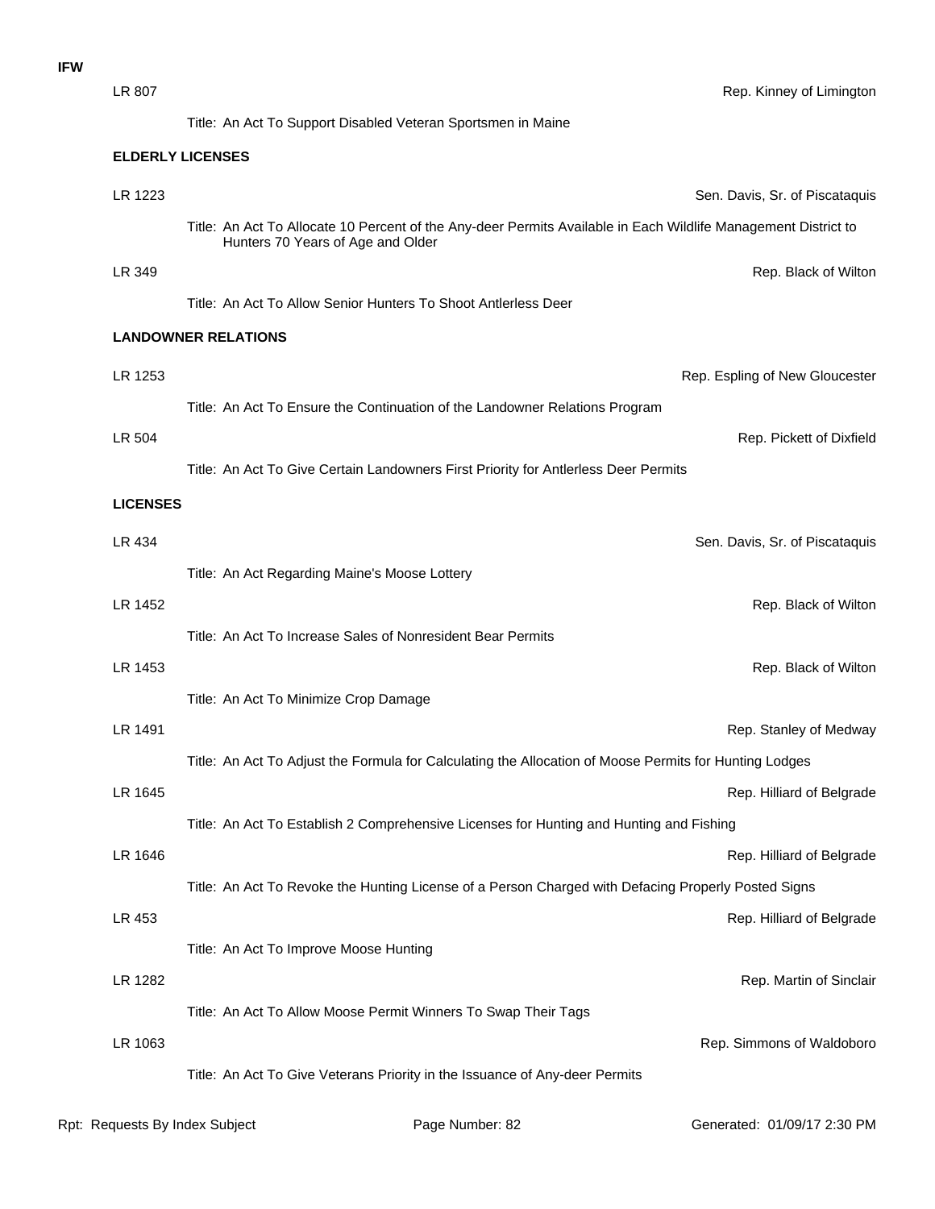**IFW**

LR 807 — Rep. Kinney of Limington

Title: An Act To Support Disabled Veteran Sportsmen in Maine

### ELDERLY LICENSES

LR 1223 — Sen. Davis, Sr. of Piscataquis

Title: An Act To Allocate 10 Percent of the Any-deer Permits Available in Each Wildlife Management District to Hunters 70 Years of Age and Older

LR 349 — Rep. Black of Wilton

Title: An Act To Allow Senior Hunters To Shoot Antlerless Deer

### LANDOWNER RELATIONS

LR 1253 — Rep. Espling of New Gloucester

Title: An Act To Ensure the Continuation of the Landowner Relations Program

LR 504 — Rep. Pickett of Dixfield

Title: An Act To Give Certain Landowners First Priority for Antlerless Deer Permits

### LICENSES

LR 434 — Sen. Davis, Sr. of Piscataquis

Title: An Act Regarding Maine's Moose Lottery

LR 1452 — Rep. Black of Wilton

Title: An Act To Increase Sales of Nonresident Bear Permits

LR 1453 — Rep. Black of Wilton

Title: An Act To Minimize Crop Damage

LR 1491 — Rep. Stanley of Medway

Title: An Act To Adjust the Formula for Calculating the Allocation of Moose Permits for Hunting Lodges

LR 1645 — Rep. Hilliard of Belgrade

Title: An Act To Establish 2 Comprehensive Licenses for Hunting and Hunting and Fishing

LR 1646 — Rep. Hilliard of Belgrade

Title: An Act To Revoke the Hunting License of a Person Charged with Defacing Properly Posted Signs

LR 453 — Rep. Hilliard of Belgrade

Title: An Act To Improve Moose Hunting

LR 1282 — Rep. Martin of Sinclair

Title: An Act To Allow Moose Permit Winners To Swap Their Tags

LR 1063 — Rep. Simmons of Waldoboro

Title: An Act To Give Veterans Priority in the Issuance of Any-deer Permits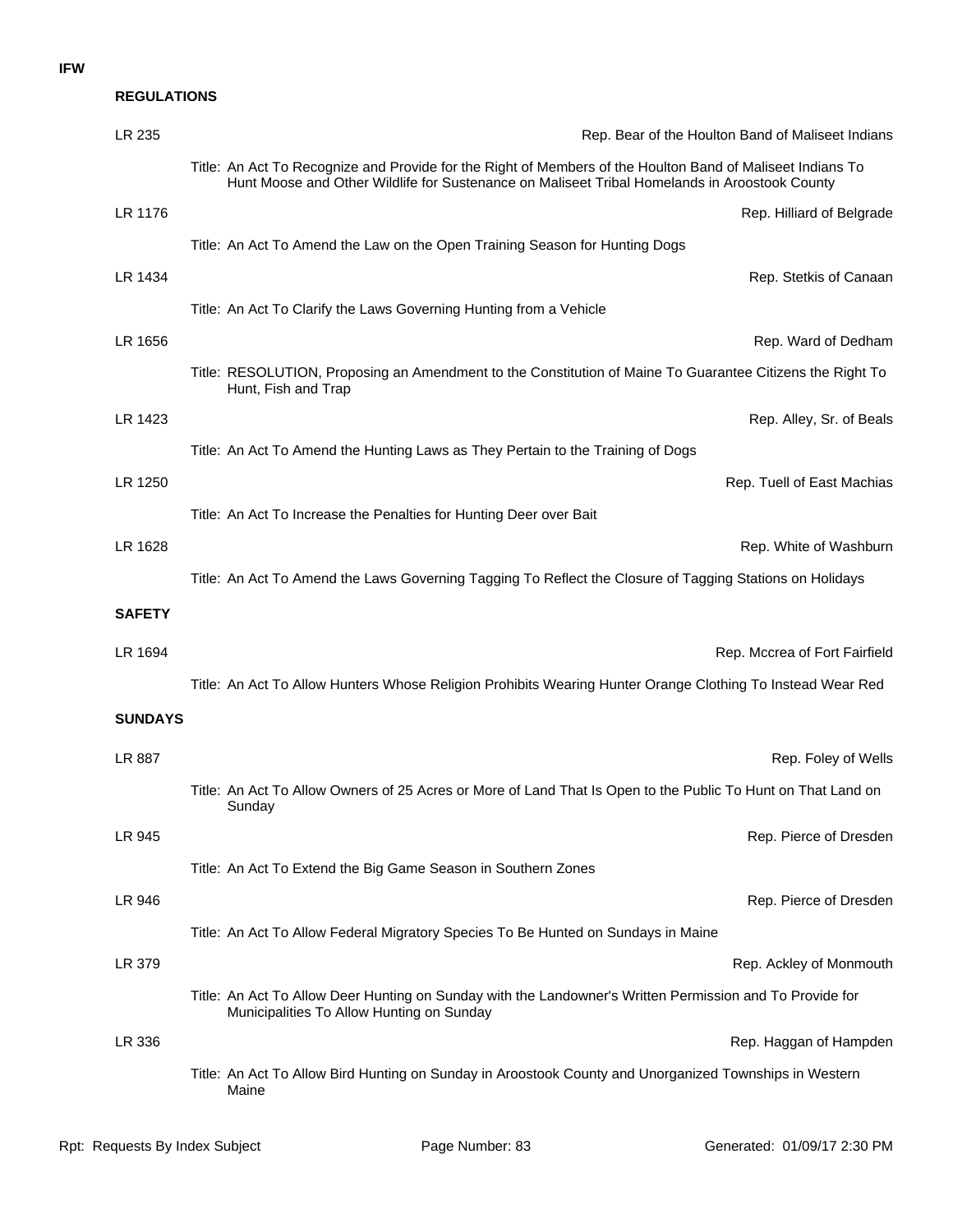**IFW**

## REGULATIONS

**LR 235** — Rep. Bear of the Houlton Band of Maliseet Indians

Title: An Act To Recognize and Provide for the Right of Members of the Houlton Band of Maliseet Indians To Hunt Moose and Other Wildlife for Sustenance on Maliseet Tribal Homelands in Aroostook County

**LR 1176** — Rep. Hilliard of Belgrade

Title: An Act To Amend the Law on the Open Training Season for Hunting Dogs

**LR 1434** — Rep. Stetkis of Canaan

Title: An Act To Clarify the Laws Governing Hunting from a Vehicle

**LR 1656** — Rep. Ward of Dedham

Title: RESOLUTION, Proposing an Amendment to the Constitution of Maine To Guarantee Citizens the Right To Hunt, Fish and Trap

**LR 1423** — Rep. Alley, Sr. of Beals

Title: An Act To Amend the Hunting Laws as They Pertain to the Training of Dogs

**LR 1250** — Rep. Tuell of East Machias

Title: An Act To Increase the Penalties for Hunting Deer over Bait

**LR 1628** — Rep. White of Washburn

Title: An Act To Amend the Laws Governing Tagging To Reflect the Closure of Tagging Stations on Holidays

## SAFETY

**LR 1694** — Rep. Mccrea of Fort Fairfield

Title: An Act To Allow Hunters Whose Religion Prohibits Wearing Hunter Orange Clothing To Instead Wear Red

## SUNDAYS

**LR 887** — Rep. Foley of Wells

Title: An Act To Allow Owners of 25 Acres or More of Land That Is Open to the Public To Hunt on That Land on Sunday

**LR 945** — Rep. Pierce of Dresden

Title: An Act To Extend the Big Game Season in Southern Zones

**LR 946** — Rep. Pierce of Dresden

Title: An Act To Allow Federal Migratory Species To Be Hunted on Sundays in Maine

**LR 379** — Rep. Ackley of Monmouth

Title: An Act To Allow Deer Hunting on Sunday with the Landowner's Written Permission and To Provide for Municipalities To Allow Hunting on Sunday

**LR 336** — Rep. Haggan of Hampden

Title: An Act To Allow Bird Hunting on Sunday in Aroostook County and Unorganized Townships in Western Maine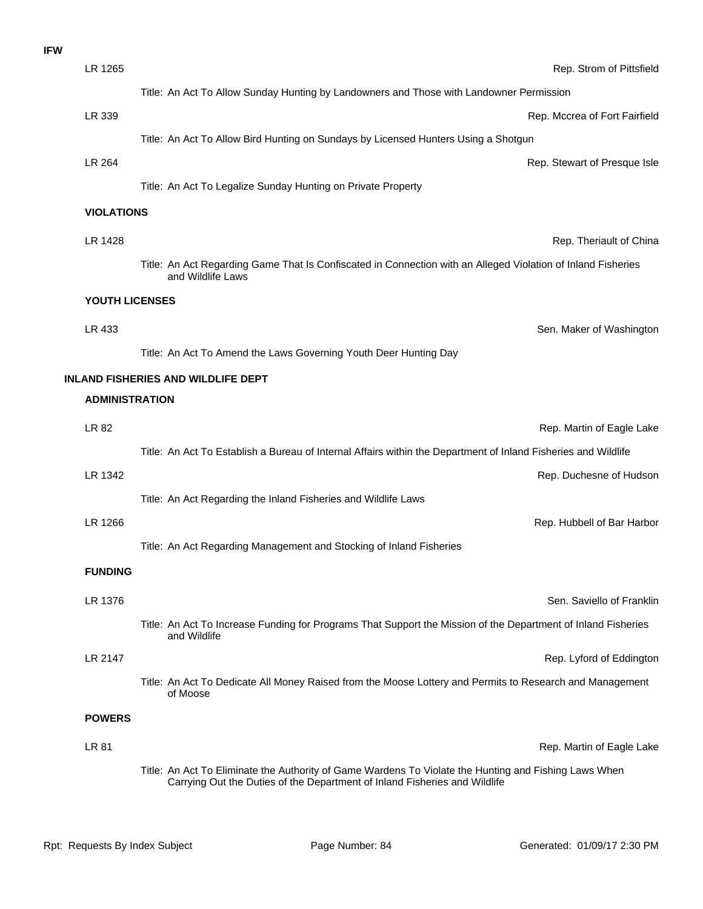**IFW**

LR 1265 — Rep. Strom of Pittsfield

Title: An Act To Allow Sunday Hunting by Landowners and Those with Landowner Permission

LR 339 — Rep. Mccrea of Fort Fairfield

Title: An Act To Allow Bird Hunting on Sundays by Licensed Hunters Using a Shotgun

LR 264 — Rep. Stewart of Presque Isle

Title: An Act To Legalize Sunday Hunting on Private Property

### VIOLATIONS

LR 1428 — Rep. Theriault of China

Title: An Act Regarding Game That Is Confiscated in Connection with an Alleged Violation of Inland Fisheries and Wildlife Laws

### YOUTH LICENSES

LR 433 — Sen. Maker of Washington

Title: An Act To Amend the Laws Governing Youth Deer Hunting Day

## INLAND FISHERIES AND WILDLIFE DEPT

### ADMINISTRATION

LR 82 — Rep. Martin of Eagle Lake

Title: An Act To Establish a Bureau of Internal Affairs within the Department of Inland Fisheries and Wildlife

LR 1342 — Rep. Duchesne of Hudson

Title: An Act Regarding the Inland Fisheries and Wildlife Laws

LR 1266 — Rep. Hubbell of Bar Harbor

Title: An Act Regarding Management and Stocking of Inland Fisheries

### FUNDING

LR 1376 — Sen. Saviello of Franklin

Title: An Act To Increase Funding for Programs That Support the Mission of the Department of Inland Fisheries and Wildlife

LR 2147 — Rep. Lyford of Eddington

Title: An Act To Dedicate All Money Raised from the Moose Lottery and Permits to Research and Management of Moose

### POWERS

LR 81 — Rep. Martin of Eagle Lake

Title: An Act To Eliminate the Authority of Game Wardens To Violate the Hunting and Fishing Laws When Carrying Out the Duties of the Department of Inland Fisheries and Wildlife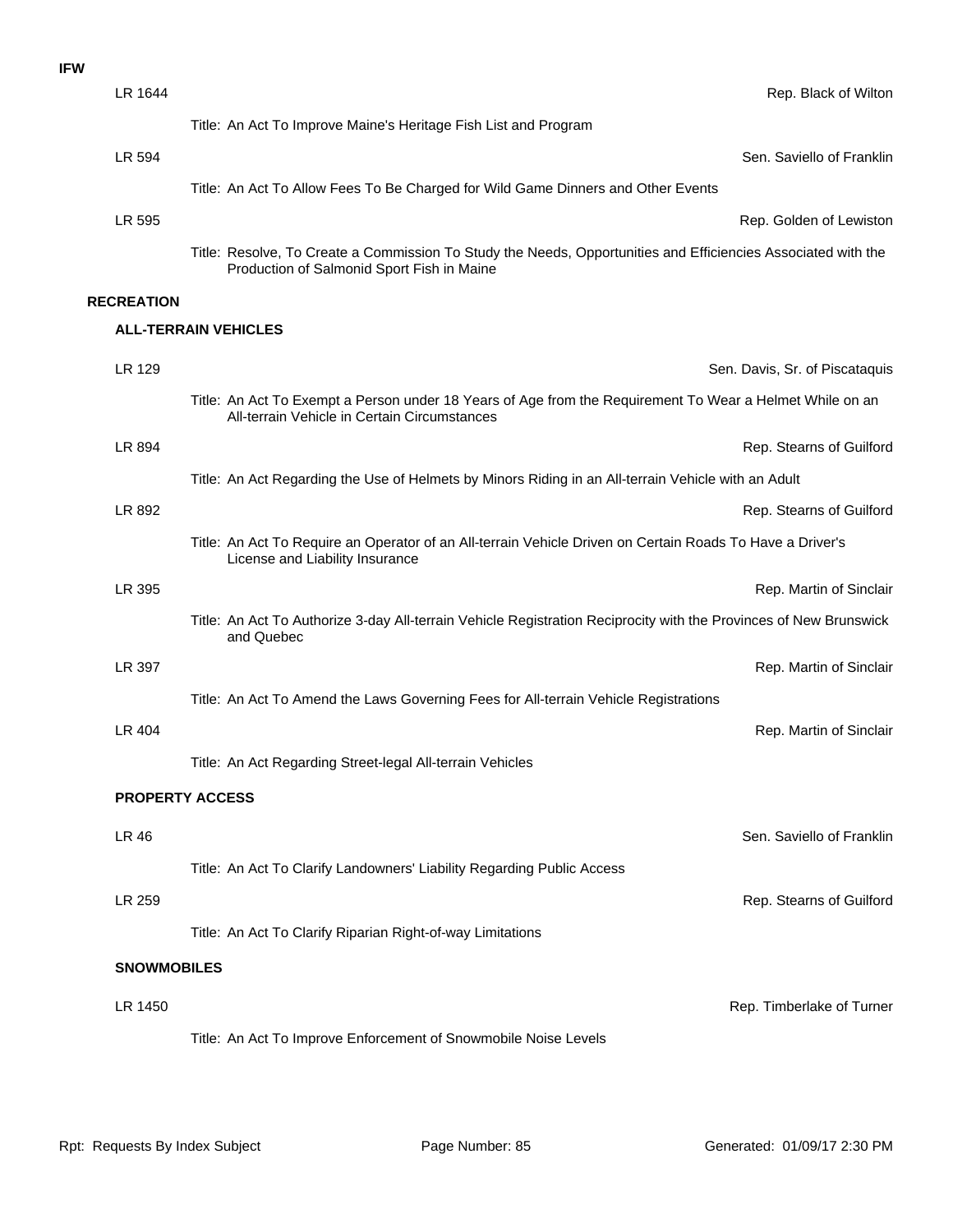**IFW**

LR 1644 — Rep. Black of Wilton

Title: An Act To Improve Maine's Heritage Fish List and Program

LR 594 — Sen. Saviello of Franklin

Title: An Act To Allow Fees To Be Charged for Wild Game Dinners and Other Events

LR 595 — Rep. Golden of Lewiston

Title: Resolve, To Create a Commission To Study the Needs, Opportunities and Efficiencies Associated with the Production of Salmonid Sport Fish in Maine

## RECREATION

### ALL-TERRAIN VEHICLES

LR 129 — Sen. Davis, Sr. of Piscataquis

Title: An Act To Exempt a Person under 18 Years of Age from the Requirement To Wear a Helmet While on an All-terrain Vehicle in Certain Circumstances

LR 894 — Rep. Stearns of Guilford

Title: An Act Regarding the Use of Helmets by Minors Riding in an All-terrain Vehicle with an Adult

LR 892 — Rep. Stearns of Guilford

Title: An Act To Require an Operator of an All-terrain Vehicle Driven on Certain Roads To Have a Driver's License and Liability Insurance

LR 395 — Rep. Martin of Sinclair

Title: An Act To Authorize 3-day All-terrain Vehicle Registration Reciprocity with the Provinces of New Brunswick and Quebec

LR 397 — Rep. Martin of Sinclair

Title: An Act To Amend the Laws Governing Fees for All-terrain Vehicle Registrations

LR 404 — Rep. Martin of Sinclair

Title: An Act Regarding Street-legal All-terrain Vehicles

### PROPERTY ACCESS

LR 46 — Sen. Saviello of Franklin

Title: An Act To Clarify Landowners' Liability Regarding Public Access

LR 259 — Rep. Stearns of Guilford

Title: An Act To Clarify Riparian Right-of-way Limitations

### SNOWMOBILES

LR 1450 — Rep. Timberlake of Turner

Title: An Act To Improve Enforcement of Snowmobile Noise Levels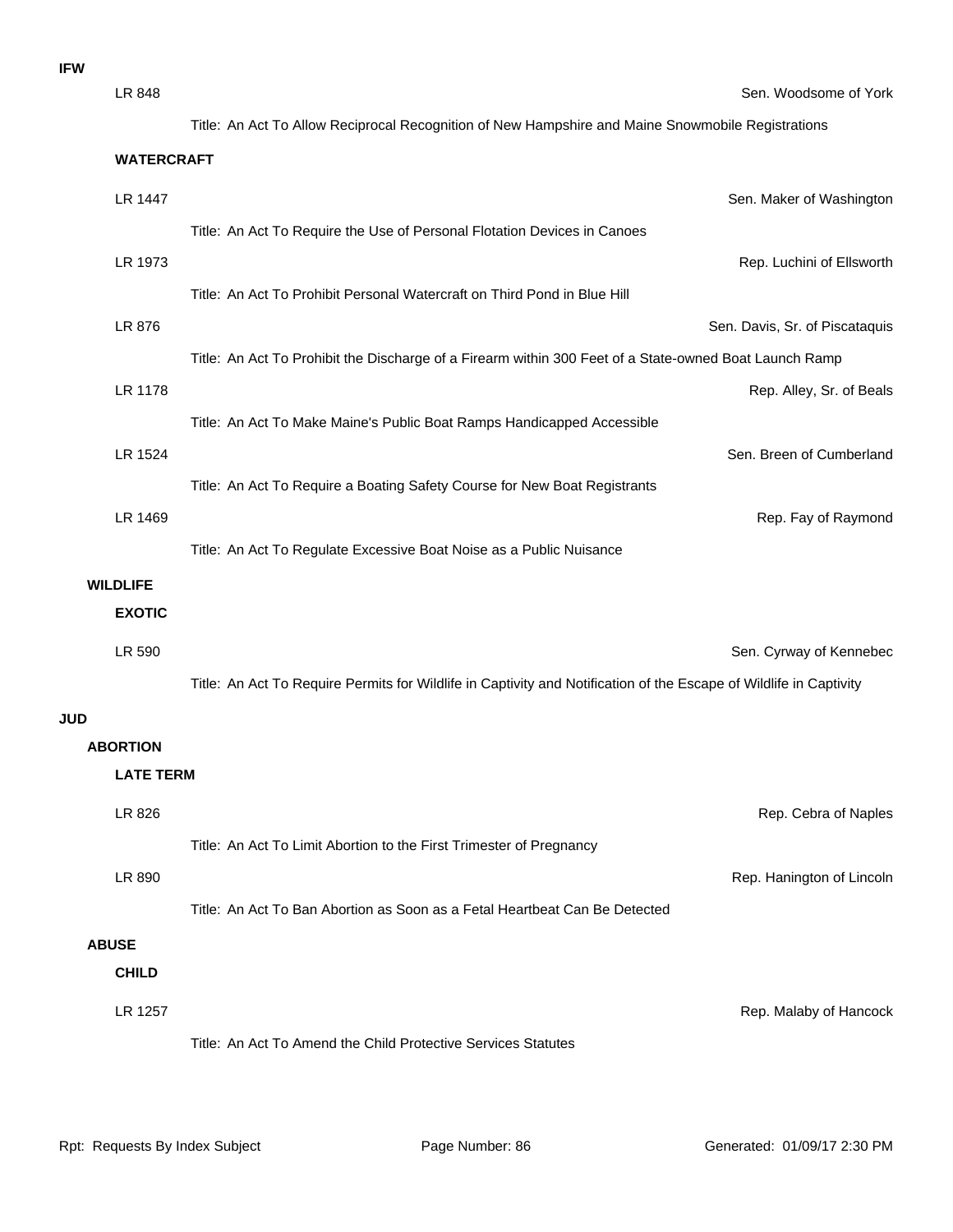**IFW**

LR 848 — Sen. Woodsome of York

Title: An Act To Allow Reciprocal Recognition of New Hampshire and Maine Snowmobile Registrations

**WATERCRAFT**

LR 1447 — Sen. Maker of Washington

Title: An Act To Require the Use of Personal Flotation Devices in Canoes

LR 1973 — Rep. Luchini of Ellsworth

Title: An Act To Prohibit Personal Watercraft on Third Pond in Blue Hill

LR 876 — Sen. Davis, Sr. of Piscataquis

Title: An Act To Prohibit the Discharge of a Firearm within 300 Feet of a State-owned Boat Launch Ramp

LR 1178 — Rep. Alley, Sr. of Beals

Title: An Act To Make Maine's Public Boat Ramps Handicapped Accessible

LR 1524 — Sen. Breen of Cumberland

Title: An Act To Require a Boating Safety Course for New Boat Registrants

LR 1469 — Rep. Fay of Raymond

Title: An Act To Regulate Excessive Boat Noise as a Public Nuisance

**WILDLIFE**

**EXOTIC**

LR 590 — Sen. Cyrway of Kennebec

Title: An Act To Require Permits for Wildlife in Captivity and Notification of the Escape of Wildlife in Captivity

**JUD**

**ABORTION**

**LATE TERM**

LR 826 — Rep. Cebra of Naples

Title: An Act To Limit Abortion to the First Trimester of Pregnancy

LR 890 — Rep. Hanington of Lincoln

Title: An Act To Ban Abortion as Soon as a Fetal Heartbeat Can Be Detected

**ABUSE**

**CHILD**

LR 1257 — Rep. Malaby of Hancock

Title: An Act To Amend the Child Protective Services Statutes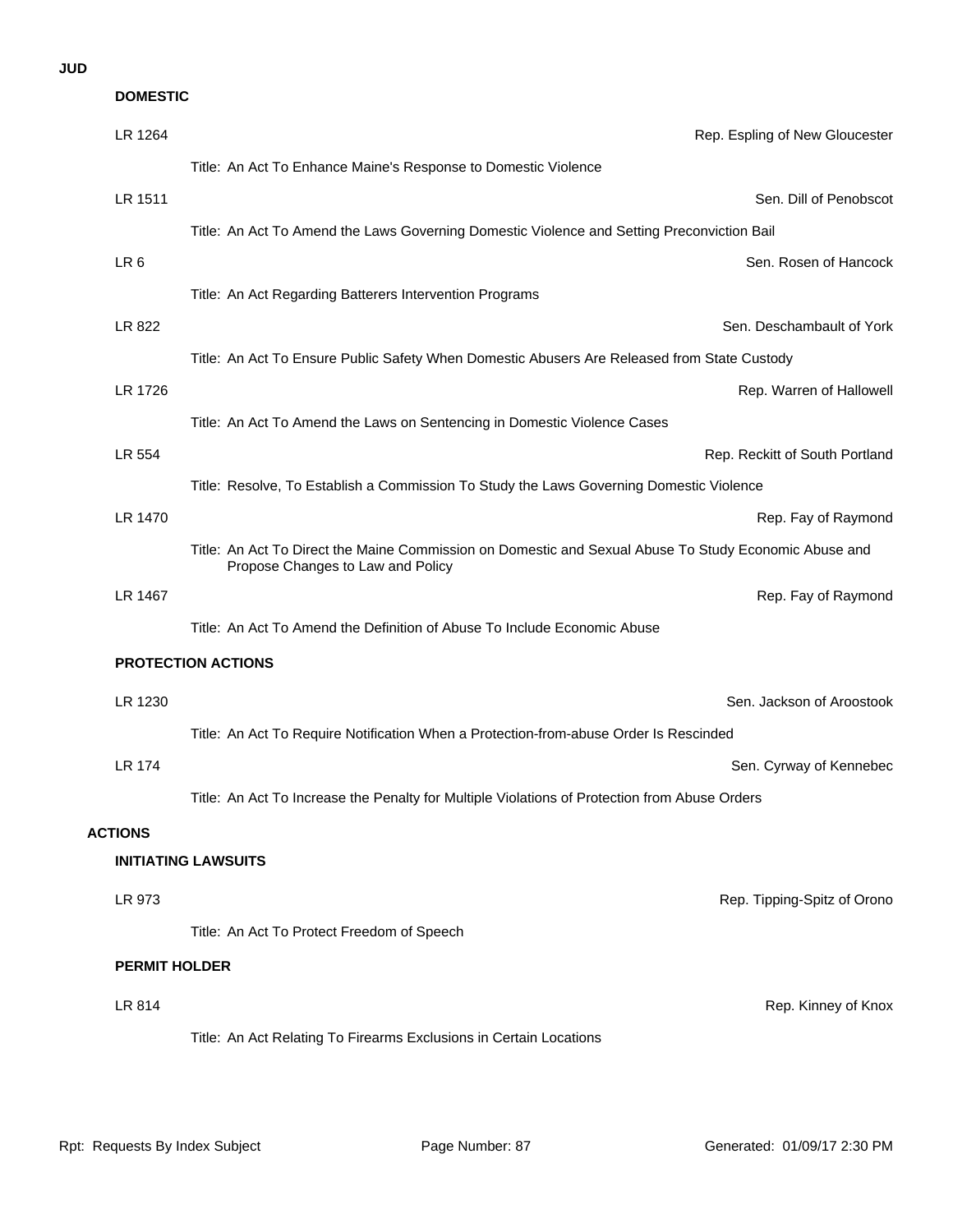**JUD**

**DOMESTIC**

LR 1264 — Rep. Espling of New Gloucester

Title: An Act To Enhance Maine's Response to Domestic Violence

LR 1511 — Sen. Dill of Penobscot

Title: An Act To Amend the Laws Governing Domestic Violence and Setting Preconviction Bail

LR 6 — Sen. Rosen of Hancock

Title: An Act Regarding Batterers Intervention Programs

LR 822 — Sen. Deschambault of York

Title: An Act To Ensure Public Safety When Domestic Abusers Are Released from State Custody

LR 1726 — Rep. Warren of Hallowell

Title: An Act To Amend the Laws on Sentencing in Domestic Violence Cases

LR 554 — Rep. Reckitt of South Portland

Title: Resolve, To Establish a Commission To Study the Laws Governing Domestic Violence

LR 1470 — Rep. Fay of Raymond

Title: An Act To Direct the Maine Commission on Domestic and Sexual Abuse To Study Economic Abuse and Propose Changes to Law and Policy

LR 1467 — Rep. Fay of Raymond

Title: An Act To Amend the Definition of Abuse To Include Economic Abuse

**PROTECTION ACTIONS**

LR 1230 — Sen. Jackson of Aroostook

Title: An Act To Require Notification When a Protection-from-abuse Order Is Rescinded

LR 174 — Sen. Cyrway of Kennebec

Title: An Act To Increase the Penalty for Multiple Violations of Protection from Abuse Orders

**ACTIONS**

**INITIATING LAWSUITS**

LR 973 — Rep. Tipping-Spitz of Orono

Title: An Act To Protect Freedom of Speech

**PERMIT HOLDER**

LR 814 — Rep. Kinney of Knox

Title: An Act Relating To Firearms Exclusions in Certain Locations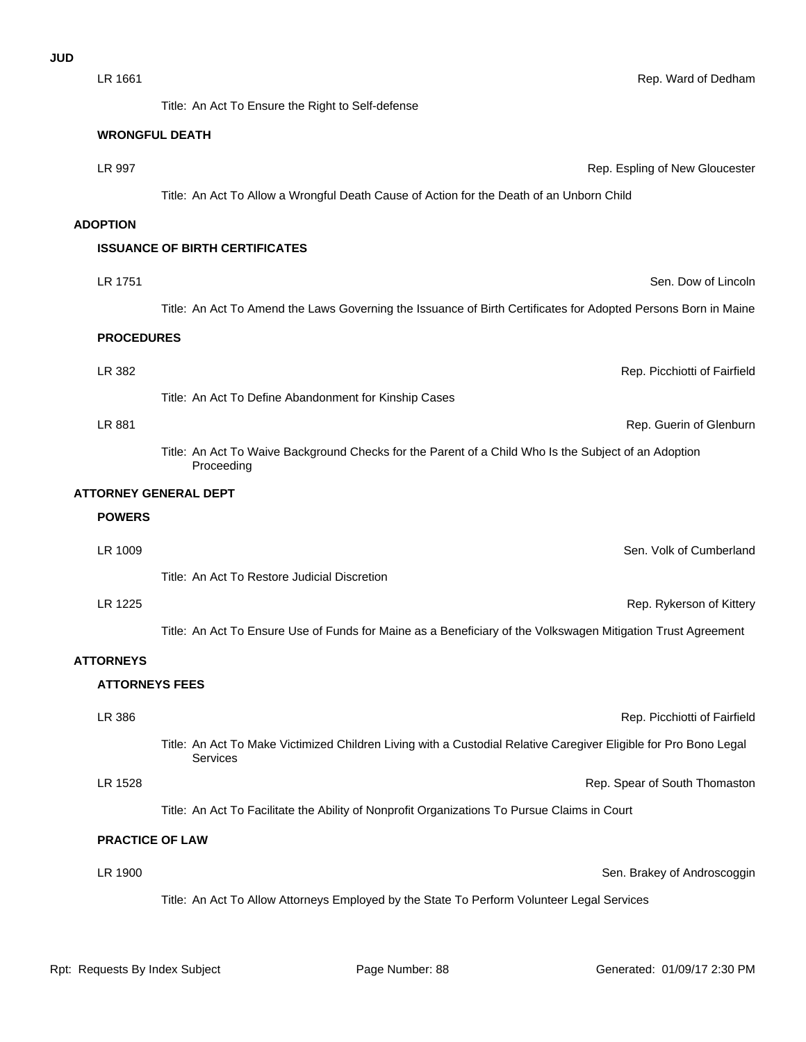**JUD**

LR 1661 — Rep. Ward of Dedham

Title: An Act To Ensure the Right to Self-defense

### WRONGFUL DEATH

LR 997 — Rep. Espling of New Gloucester

Title: An Act To Allow a Wrongful Death Cause of Action for the Death of an Unborn Child

## ADOPTION

### ISSUANCE OF BIRTH CERTIFICATES

LR 1751 — Sen. Dow of Lincoln

Title: An Act To Amend the Laws Governing the Issuance of Birth Certificates for Adopted Persons Born in Maine

### PROCEDURES

LR 382 — Rep. Picchiotti of Fairfield

Title: An Act To Define Abandonment for Kinship Cases

LR 881 — Rep. Guerin of Glenburn

Title: An Act To Waive Background Checks for the Parent of a Child Who Is the Subject of an Adoption Proceeding

## ATTORNEY GENERAL DEPT

### POWERS

LR 1009 — Sen. Volk of Cumberland

Title: An Act To Restore Judicial Discretion

LR 1225 — Rep. Rykerson of Kittery

Title: An Act To Ensure Use of Funds for Maine as a Beneficiary of the Volkswagen Mitigation Trust Agreement

## ATTORNEYS

### ATTORNEYS FEES

LR 386 — Rep. Picchiotti of Fairfield

Title: An Act To Make Victimized Children Living with a Custodial Relative Caregiver Eligible for Pro Bono Legal Services

LR 1528 — Rep. Spear of South Thomaston

Title: An Act To Facilitate the Ability of Nonprofit Organizations To Pursue Claims in Court

### PRACTICE OF LAW

LR 1900 — Sen. Brakey of Androscoggin

Title: An Act To Allow Attorneys Employed by the State To Perform Volunteer Legal Services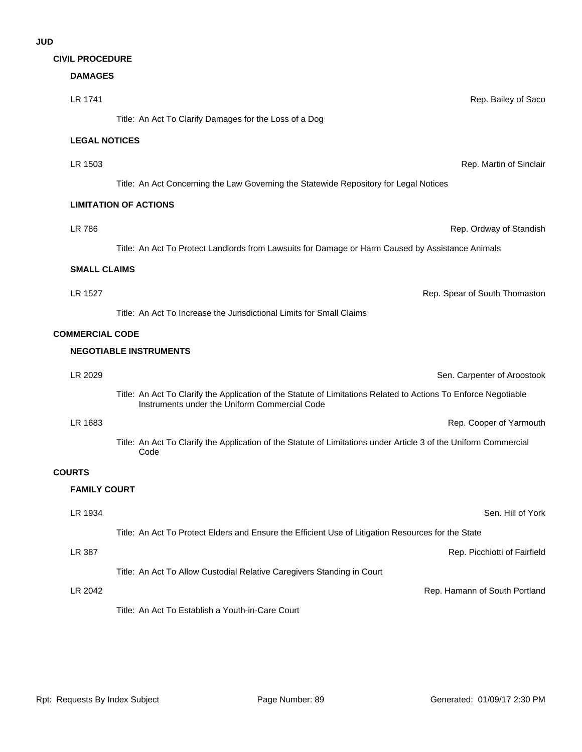# JUD

## CIVIL PROCEDURE

### DAMAGES

LR 1741 — Rep. Bailey of Saco

Title: An Act To Clarify Damages for the Loss of a Dog

### LEGAL NOTICES

LR 1503 — Rep. Martin of Sinclair

Title: An Act Concerning the Law Governing the Statewide Repository for Legal Notices

### LIMITATION OF ACTIONS

LR 786 — Rep. Ordway of Standish

Title: An Act To Protect Landlords from Lawsuits for Damage or Harm Caused by Assistance Animals

### SMALL CLAIMS

LR 1527 — Rep. Spear of South Thomaston

Title: An Act To Increase the Jurisdictional Limits for Small Claims

## COMMERCIAL CODE

### NEGOTIABLE INSTRUMENTS

LR 2029 — Sen. Carpenter of Aroostook

Title: An Act To Clarify the Application of the Statute of Limitations Related to Actions To Enforce Negotiable Instruments under the Uniform Commercial Code

LR 1683 — Rep. Cooper of Yarmouth

Title: An Act To Clarify the Application of the Statute of Limitations under Article 3 of the Uniform Commercial Code

## COURTS

### FAMILY COURT

LR 1934 — Sen. Hill of York

Title: An Act To Protect Elders and Ensure the Efficient Use of Litigation Resources for the State

LR 387 — Rep. Picchiotti of Fairfield

Title: An Act To Allow Custodial Relative Caregivers Standing in Court

LR 2042 — Rep. Hamann of South Portland

Title: An Act To Establish a Youth-in-Care Court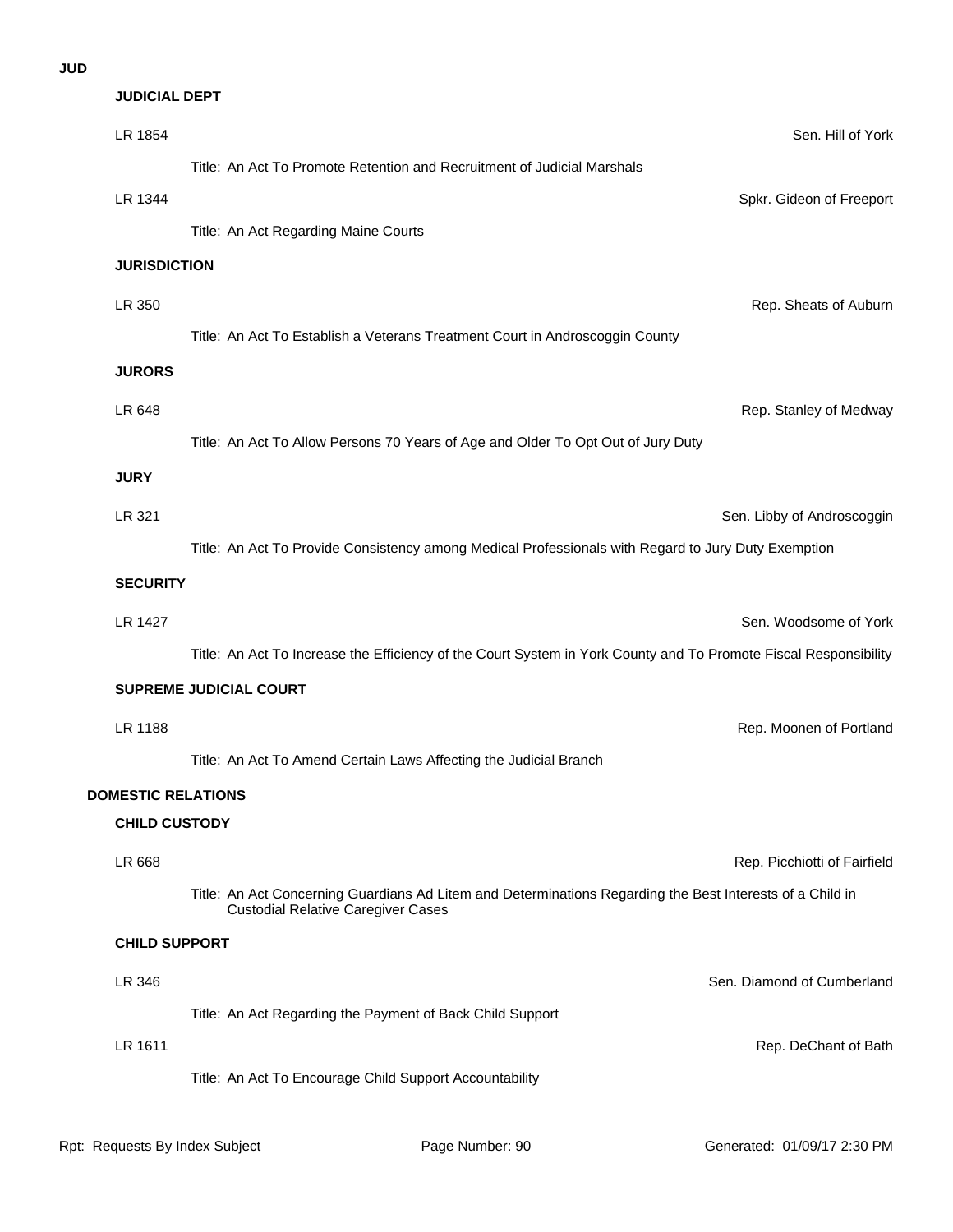**JUD**

### JUDICIAL DEPT

LR 1854 — Sen. Hill of York

Title: An Act To Promote Retention and Recruitment of Judicial Marshals

LR 1344 — Spkr. Gideon of Freeport

Title: An Act Regarding Maine Courts

### JURISDICTION

LR 350 — Rep. Sheats of Auburn

Title: An Act To Establish a Veterans Treatment Court in Androscoggin County

### JURORS

LR 648 — Rep. Stanley of Medway

Title: An Act To Allow Persons 70 Years of Age and Older To Opt Out of Jury Duty

### JURY

LR 321 — Sen. Libby of Androscoggin

Title: An Act To Provide Consistency among Medical Professionals with Regard to Jury Duty Exemption

### SECURITY

LR 1427 — Sen. Woodsome of York

Title: An Act To Increase the Efficiency of the Court System in York County and To Promote Fiscal Responsibility

### SUPREME JUDICIAL COURT

LR 1188 — Rep. Moonen of Portland

Title: An Act To Amend Certain Laws Affecting the Judicial Branch

## DOMESTIC RELATIONS

### CHILD CUSTODY

LR 668 — Rep. Picchiotti of Fairfield

Title: An Act Concerning Guardians Ad Litem and Determinations Regarding the Best Interests of a Child in Custodial Relative Caregiver Cases

### CHILD SUPPORT

LR 346 — Sen. Diamond of Cumberland

Title: An Act Regarding the Payment of Back Child Support

LR 1611 — Rep. DeChant of Bath

Title: An Act To Encourage Child Support Accountability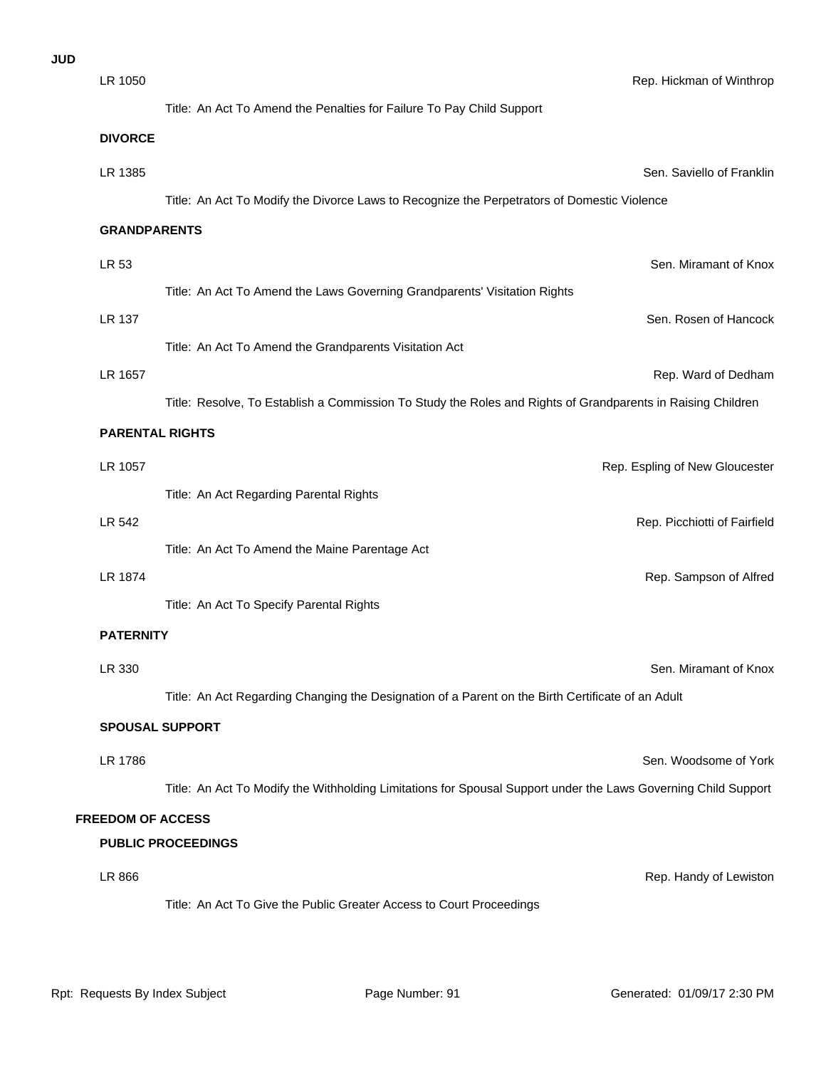**JUD**

LR 1050 — Rep. Hickman of Winthrop

Title: An Act To Amend the Penalties for Failure To Pay Child Support

### DIVORCE

LR 1385 — Sen. Saviello of Franklin

Title: An Act To Modify the Divorce Laws to Recognize the Perpetrators of Domestic Violence

### GRANDPARENTS

LR 53 — Sen. Miramant of Knox

Title: An Act To Amend the Laws Governing Grandparents' Visitation Rights

LR 137 — Sen. Rosen of Hancock

Title: An Act To Amend the Grandparents Visitation Act

LR 1657 — Rep. Ward of Dedham

Title: Resolve, To Establish a Commission To Study the Roles and Rights of Grandparents in Raising Children

### PARENTAL RIGHTS

LR 1057 — Rep. Espling of New Gloucester

Title: An Act Regarding Parental Rights

LR 542 — Rep. Picchiotti of Fairfield

Title: An Act To Amend the Maine Parentage Act

LR 1874 — Rep. Sampson of Alfred

Title: An Act To Specify Parental Rights

### PATERNITY

LR 330 — Sen. Miramant of Knox

Title: An Act Regarding Changing the Designation of a Parent on the Birth Certificate of an Adult

### SPOUSAL SUPPORT

LR 1786 — Sen. Woodsome of York

Title: An Act To Modify the Withholding Limitations for Spousal Support under the Laws Governing Child Support

## FREEDOM OF ACCESS

### PUBLIC PROCEEDINGS

LR 866 — Rep. Handy of Lewiston

Title: An Act To Give the Public Greater Access to Court Proceedings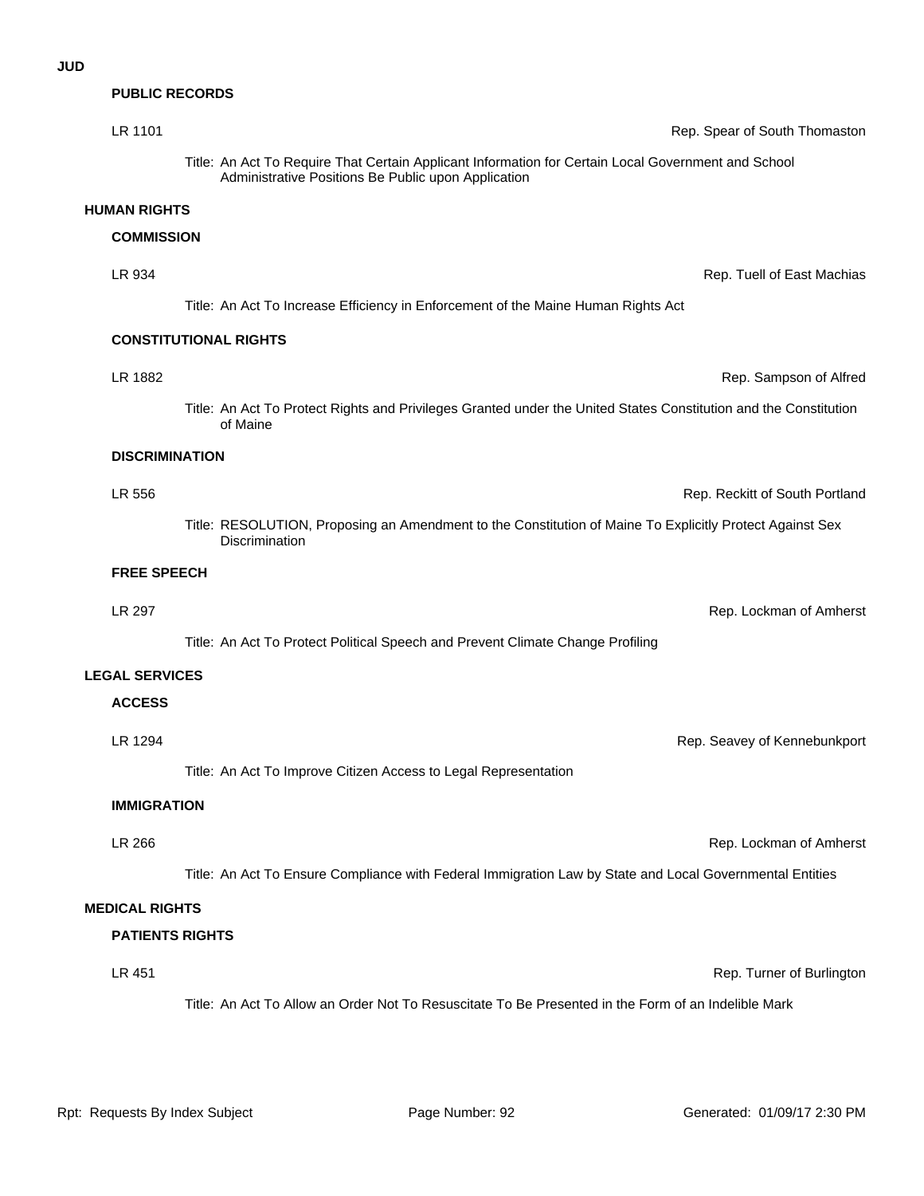**JUD**

### PUBLIC RECORDS

LR 1101 — Rep. Spear of South Thomaston

Title: An Act To Require That Certain Applicant Information for Certain Local Government and School Administrative Positions Be Public upon Application

## HUMAN RIGHTS

### COMMISSION

LR 934 — Rep. Tuell of East Machias

Title: An Act To Increase Efficiency in Enforcement of the Maine Human Rights Act

### CONSTITUTIONAL RIGHTS

LR 1882 — Rep. Sampson of Alfred

Title: An Act To Protect Rights and Privileges Granted under the United States Constitution and the Constitution of Maine

### DISCRIMINATION

LR 556 — Rep. Reckitt of South Portland

Title: RESOLUTION, Proposing an Amendment to the Constitution of Maine To Explicitly Protect Against Sex Discrimination

### FREE SPEECH

LR 297 — Rep. Lockman of Amherst

Title: An Act To Protect Political Speech and Prevent Climate Change Profiling

## LEGAL SERVICES

### ACCESS

LR 1294 — Rep. Seavey of Kennebunkport

Title: An Act To Improve Citizen Access to Legal Representation

### IMMIGRATION

LR 266 — Rep. Lockman of Amherst

Title: An Act To Ensure Compliance with Federal Immigration Law by State and Local Governmental Entities

## MEDICAL RIGHTS

### PATIENTS RIGHTS

LR 451 — Rep. Turner of Burlington

Title: An Act To Allow an Order Not To Resuscitate To Be Presented in the Form of an Indelible Mark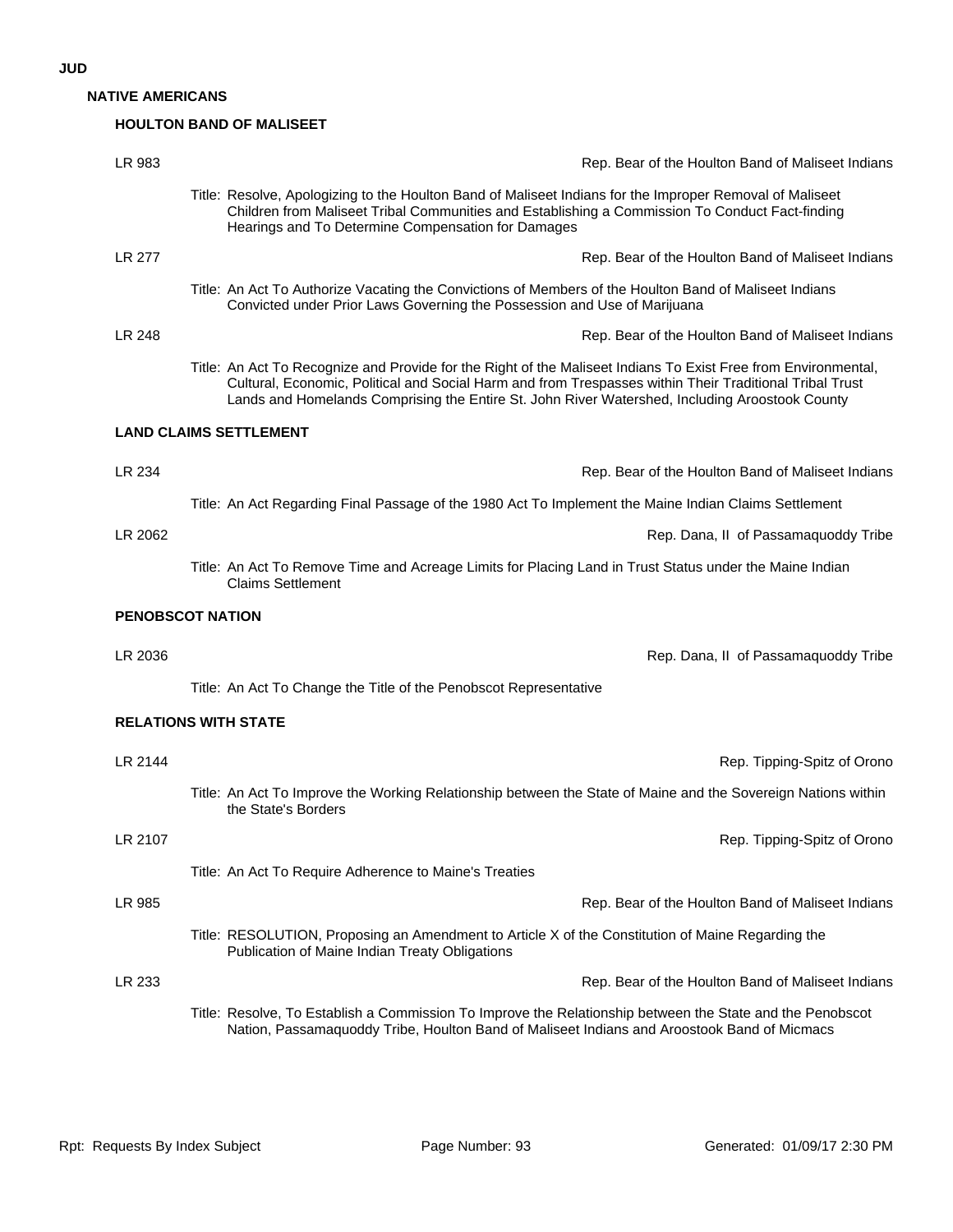**JUD**

## NATIVE AMERICANS

### HOULTON BAND OF MALISEET

LR 983 — Rep. Bear of the Houlton Band of Maliseet Indians

Title: Resolve, Apologizing to the Houlton Band of Maliseet Indians for the Improper Removal of Maliseet Children from Maliseet Tribal Communities and Establishing a Commission To Conduct Fact-finding Hearings and To Determine Compensation for Damages

LR 277 — Rep. Bear of the Houlton Band of Maliseet Indians

Title: An Act To Authorize Vacating the Convictions of Members of the Houlton Band of Maliseet Indians Convicted under Prior Laws Governing the Possession and Use of Marijuana

LR 248 — Rep. Bear of the Houlton Band of Maliseet Indians

Title: An Act To Recognize and Provide for the Right of the Maliseet Indians To Exist Free from Environmental, Cultural, Economic, Political and Social Harm and from Trespasses within Their Traditional Tribal Trust Lands and Homelands Comprising the Entire St. John River Watershed, Including Aroostook County

### LAND CLAIMS SETTLEMENT

LR 234 — Rep. Bear of the Houlton Band of Maliseet Indians

Title: An Act Regarding Final Passage of the 1980 Act To Implement the Maine Indian Claims Settlement

LR 2062 — Rep. Dana, II of Passamaquoddy Tribe

Title: An Act To Remove Time and Acreage Limits for Placing Land in Trust Status under the Maine Indian Claims Settlement

### PENOBSCOT NATION

LR 2036 — Rep. Dana, II of Passamaquoddy Tribe

Title: An Act To Change the Title of the Penobscot Representative

### RELATIONS WITH STATE

LR 2144 — Rep. Tipping-Spitz of Orono

Title: An Act To Improve the Working Relationship between the State of Maine and the Sovereign Nations within the State's Borders

LR 2107 — Rep. Tipping-Spitz of Orono

Title: An Act To Require Adherence to Maine's Treaties

LR 985 — Rep. Bear of the Houlton Band of Maliseet Indians

Title: RESOLUTION, Proposing an Amendment to Article X of the Constitution of Maine Regarding the Publication of Maine Indian Treaty Obligations

LR 233 — Rep. Bear of the Houlton Band of Maliseet Indians

Title: Resolve, To Establish a Commission To Improve the Relationship between the State and the Penobscot Nation, Passamaquoddy Tribe, Houlton Band of Maliseet Indians and Aroostook Band of Micmacs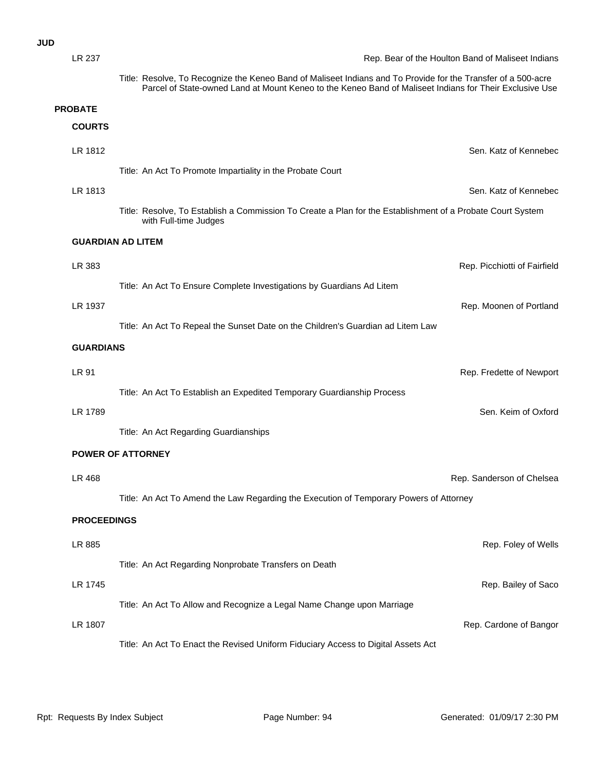**JUD**

LR 237 — Rep. Bear of the Houlton Band of Maliseet Indians

Title: Resolve, To Recognize the Keneo Band of Maliseet Indians and To Provide for the Transfer of a 500-acre Parcel of State-owned Land at Mount Keneo to the Keneo Band of Maliseet Indians for Their Exclusive Use

## PROBATE

### COURTS

LR 1812 — Sen. Katz of Kennebec

Title: An Act To Promote Impartiality in the Probate Court

LR 1813 — Sen. Katz of Kennebec

Title: Resolve, To Establish a Commission To Create a Plan for the Establishment of a Probate Court System with Full-time Judges

### GUARDIAN AD LITEM

LR 383 — Rep. Picchiotti of Fairfield

Title: An Act To Ensure Complete Investigations by Guardians Ad Litem

LR 1937 — Rep. Moonen of Portland

Title: An Act To Repeal the Sunset Date on the Children's Guardian ad Litem Law

### GUARDIANS

LR 91 — Rep. Fredette of Newport

Title: An Act To Establish an Expedited Temporary Guardianship Process

LR 1789 — Sen. Keim of Oxford

Title: An Act Regarding Guardianships

### POWER OF ATTORNEY

LR 468 — Rep. Sanderson of Chelsea

Title: An Act To Amend the Law Regarding the Execution of Temporary Powers of Attorney

### PROCEEDINGS

LR 885 — Rep. Foley of Wells

Title: An Act Regarding Nonprobate Transfers on Death

LR 1745 — Rep. Bailey of Saco

Title: An Act To Allow and Recognize a Legal Name Change upon Marriage

LR 1807 — Rep. Cardone of Bangor

Title: An Act To Enact the Revised Uniform Fiduciary Access to Digital Assets Act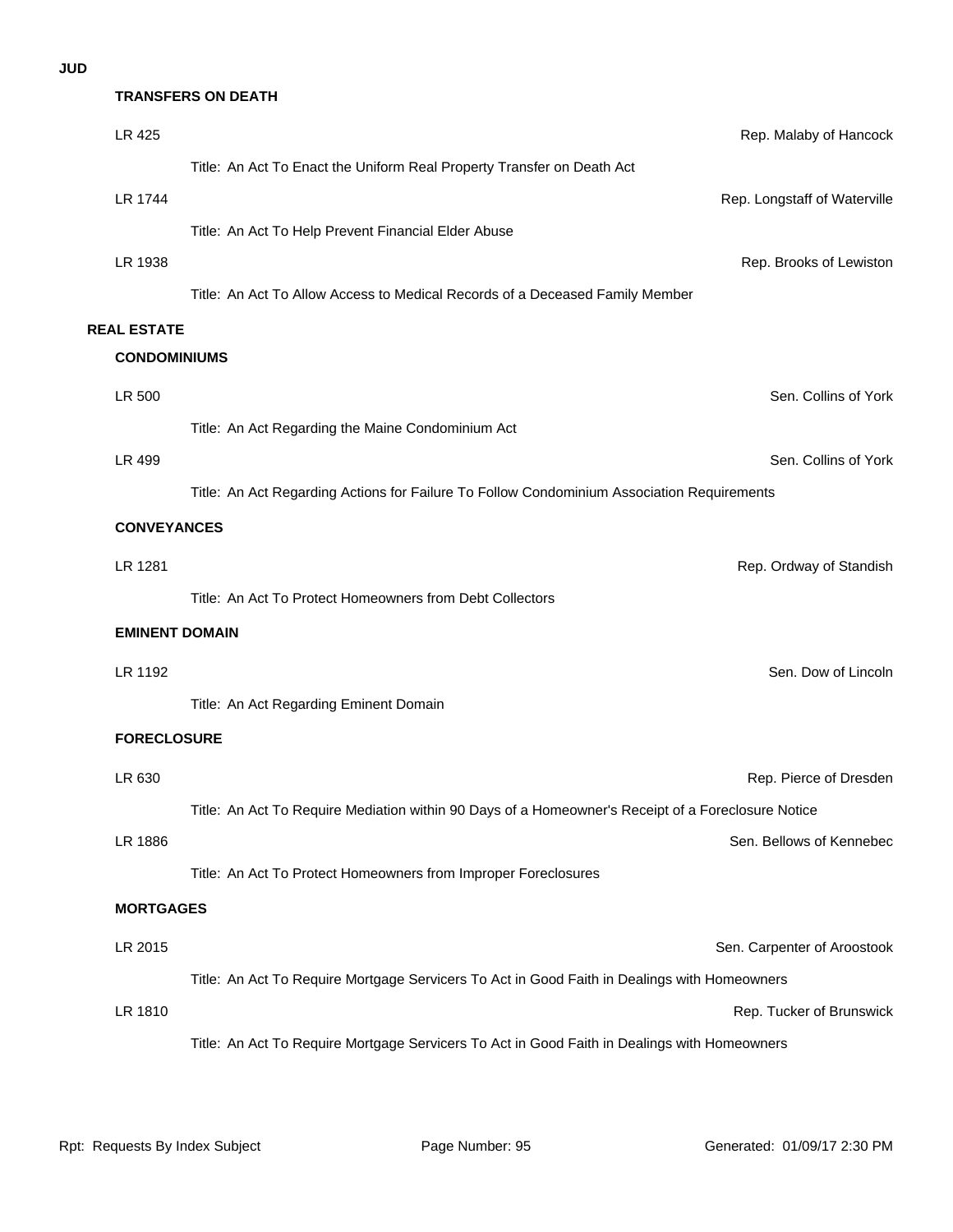**JUD**

### TRANSFERS ON DEATH

LR 425 — Rep. Malaby of Hancock

Title: An Act To Enact the Uniform Real Property Transfer on Death Act

LR 1744 — Rep. Longstaff of Waterville

Title: An Act To Help Prevent Financial Elder Abuse

LR 1938 — Rep. Brooks of Lewiston

Title: An Act To Allow Access to Medical Records of a Deceased Family Member

## REAL ESTATE

### CONDOMINIUMS

LR 500 — Sen. Collins of York

Title: An Act Regarding the Maine Condominium Act

LR 499 — Sen. Collins of York

Title: An Act Regarding Actions for Failure To Follow Condominium Association Requirements

### CONVEYANCES

LR 1281 — Rep. Ordway of Standish

Title: An Act To Protect Homeowners from Debt Collectors

### EMINENT DOMAIN

LR 1192 — Sen. Dow of Lincoln

Title: An Act Regarding Eminent Domain

### FORECLOSURE

LR 630 — Rep. Pierce of Dresden

Title: An Act To Require Mediation within 90 Days of a Homeowner's Receipt of a Foreclosure Notice

LR 1886 — Sen. Bellows of Kennebec

Title: An Act To Protect Homeowners from Improper Foreclosures

### MORTGAGES

LR 2015 — Sen. Carpenter of Aroostook

Title: An Act To Require Mortgage Servicers To Act in Good Faith in Dealings with Homeowners

LR 1810 — Rep. Tucker of Brunswick

Title: An Act To Require Mortgage Servicers To Act in Good Faith in Dealings with Homeowners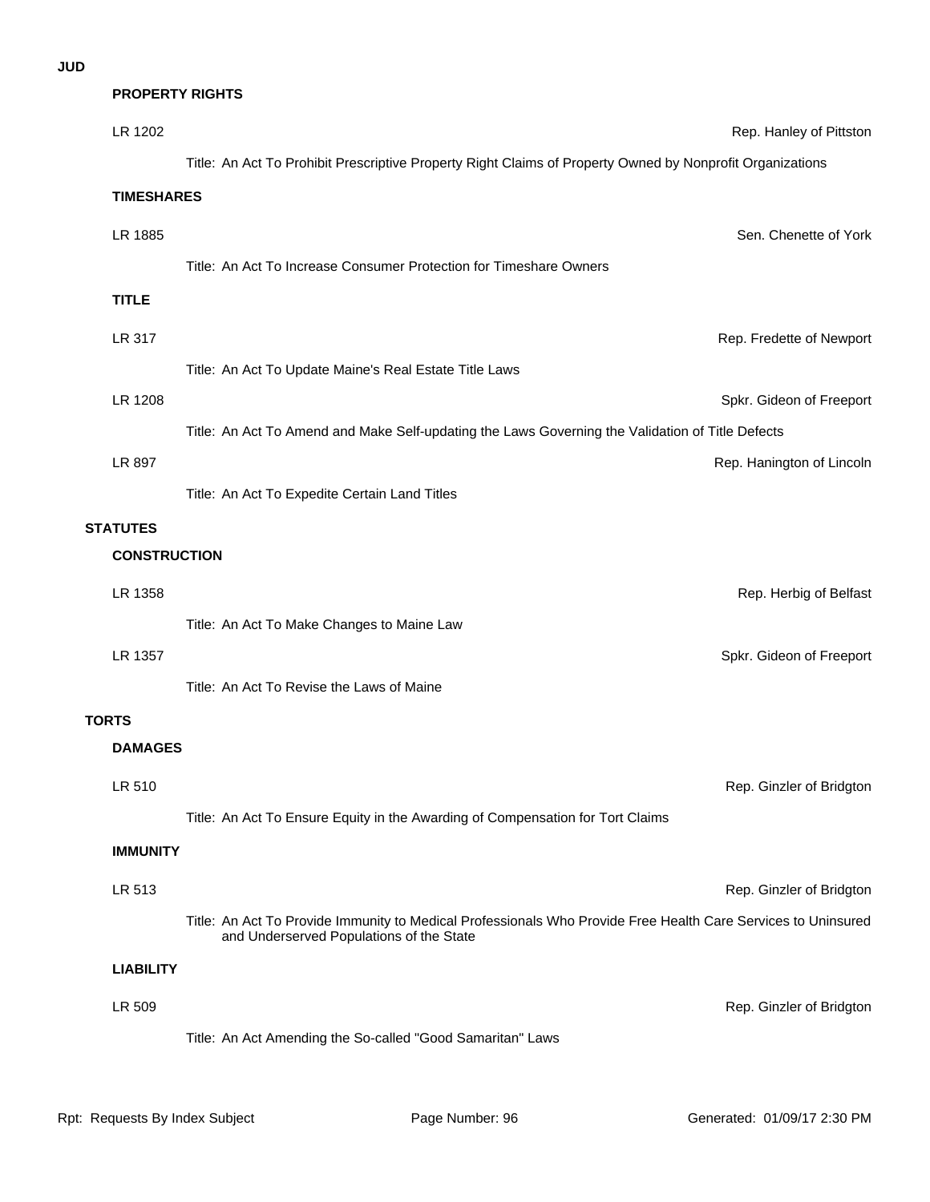**JUD**

## PROPERTY RIGHTS

LR 1202 — Rep. Hanley of Pittston

Title: An Act To Prohibit Prescriptive Property Right Claims of Property Owned by Nonprofit Organizations

## TIMESHARES

LR 1885 — Sen. Chenette of York

Title: An Act To Increase Consumer Protection for Timeshare Owners

## TITLE

LR 317 — Rep. Fredette of Newport

Title: An Act To Update Maine's Real Estate Title Laws

LR 1208 — Spkr. Gideon of Freeport

Title: An Act To Amend and Make Self-updating the Laws Governing the Validation of Title Defects

LR 897 — Rep. Hanington of Lincoln

Title: An Act To Expedite Certain Land Titles

# STATUTES

## CONSTRUCTION

LR 1358 — Rep. Herbig of Belfast

Title: An Act To Make Changes to Maine Law

LR 1357 — Spkr. Gideon of Freeport

Title: An Act To Revise the Laws of Maine

# TORTS

## DAMAGES

LR 510 — Rep. Ginzler of Bridgton

Title: An Act To Ensure Equity in the Awarding of Compensation for Tort Claims

## IMMUNITY

LR 513 — Rep. Ginzler of Bridgton

Title: An Act To Provide Immunity to Medical Professionals Who Provide Free Health Care Services to Uninsured and Underserved Populations of the State

## LIABILITY

LR 509 — Rep. Ginzler of Bridgton

Title: An Act Amending the So-called "Good Samaritan" Laws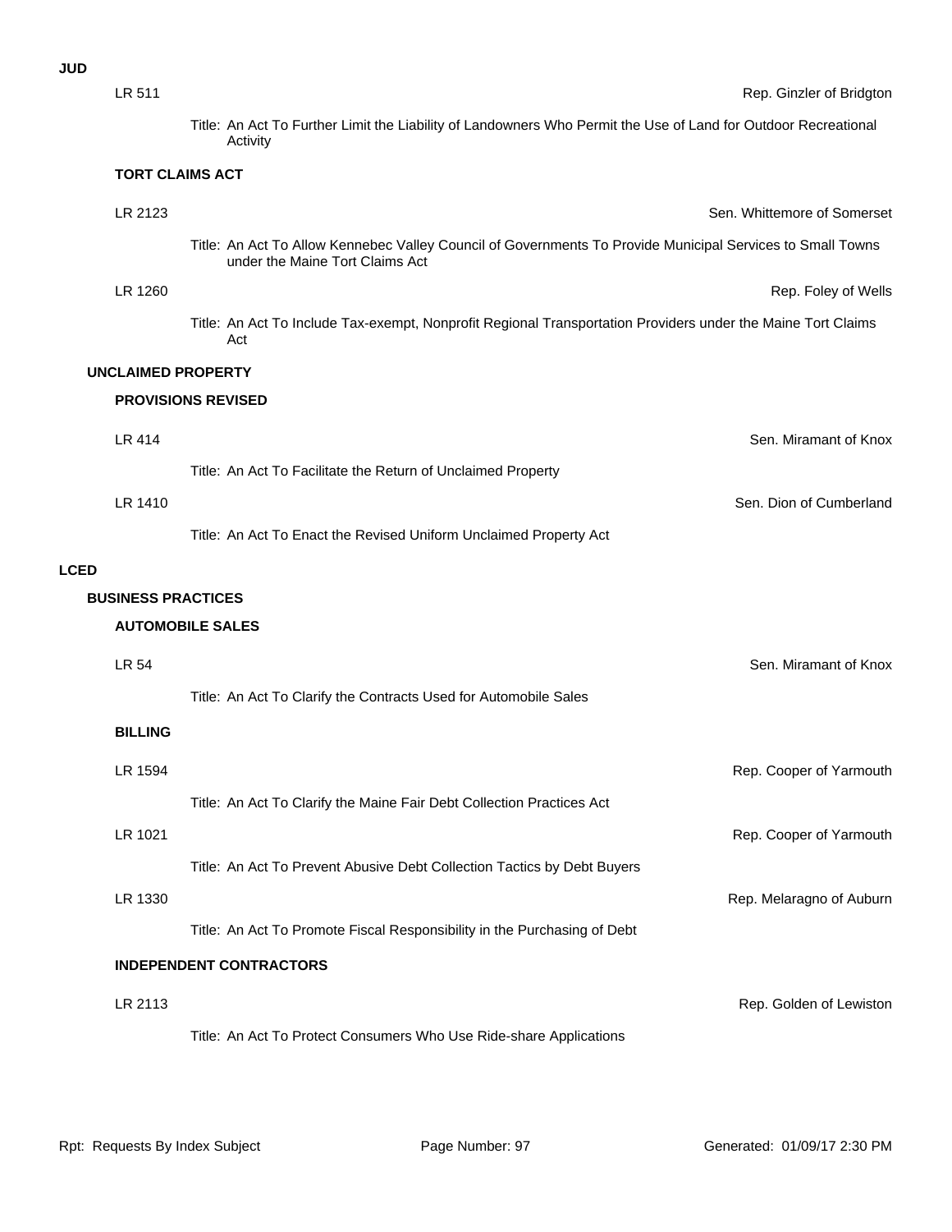## JUD

LR 511 — Rep. Ginzler of Bridgton

Title: An Act To Further Limit the Liability of Landowners Who Permit the Use of Land for Outdoor Recreational Activity

#### TORT CLAIMS ACT

LR 2123 — Sen. Whittemore of Somerset

Title: An Act To Allow Kennebec Valley Council of Governments To Provide Municipal Services to Small Towns under the Maine Tort Claims Act

LR 1260 — Rep. Foley of Wells

Title: An Act To Include Tax-exempt, Nonprofit Regional Transportation Providers under the Maine Tort Claims Act

### UNCLAIMED PROPERTY

#### PROVISIONS REVISED

LR 414 — Sen. Miramant of Knox

Title: An Act To Facilitate the Return of Unclaimed Property

LR 1410 — Sen. Dion of Cumberland

Title: An Act To Enact the Revised Uniform Unclaimed Property Act

## LCED

### BUSINESS PRACTICES

#### AUTOMOBILE SALES

LR 54 — Sen. Miramant of Knox

Title: An Act To Clarify the Contracts Used for Automobile Sales

#### BILLING

LR 1594 — Rep. Cooper of Yarmouth

Title: An Act To Clarify the Maine Fair Debt Collection Practices Act

LR 1021 — Rep. Cooper of Yarmouth

Title: An Act To Prevent Abusive Debt Collection Tactics by Debt Buyers

LR 1330 — Rep. Melaragno of Auburn

Title: An Act To Promote Fiscal Responsibility in the Purchasing of Debt

#### INDEPENDENT CONTRACTORS

LR 2113 — Rep. Golden of Lewiston

Title: An Act To Protect Consumers Who Use Ride-share Applications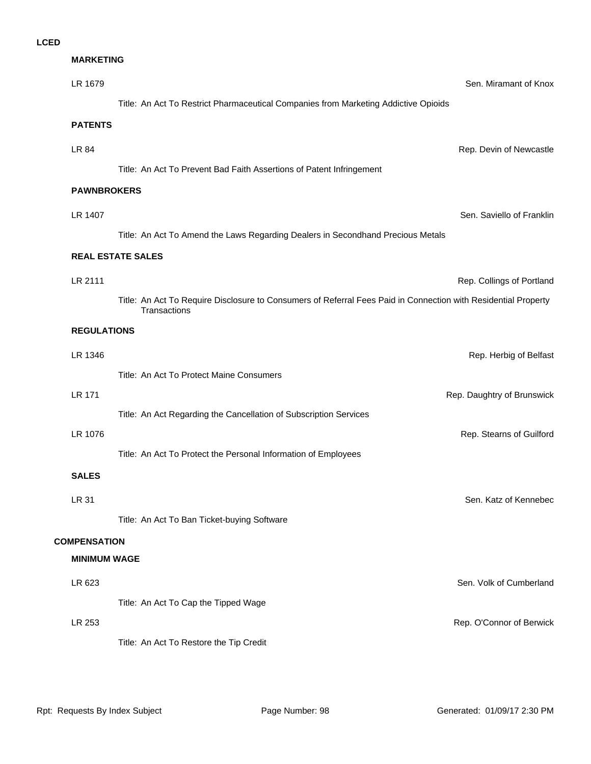**LCED**

**MARKETING**

LR 1679 — Sen. Miramant of Knox

Title: An Act To Restrict Pharmaceutical Companies from Marketing Addictive Opioids

**PATENTS**

LR 84 — Rep. Devin of Newcastle

Title: An Act To Prevent Bad Faith Assertions of Patent Infringement

**PAWNBROKERS**

LR 1407 — Sen. Saviello of Franklin

Title: An Act To Amend the Laws Regarding Dealers in Secondhand Precious Metals

**REAL ESTATE SALES**

LR 2111 — Rep. Collings of Portland

Title: An Act To Require Disclosure to Consumers of Referral Fees Paid in Connection with Residential Property Transactions

**REGULATIONS**

LR 1346 — Rep. Herbig of Belfast

Title: An Act To Protect Maine Consumers

LR 171 — Rep. Daughtry of Brunswick

Title: An Act Regarding the Cancellation of Subscription Services

LR 1076 — Rep. Stearns of Guilford

Title: An Act To Protect the Personal Information of Employees

**SALES**

LR 31 — Sen. Katz of Kennebec

Title: An Act To Ban Ticket-buying Software

**COMPENSATION**

**MINIMUM WAGE**

LR 623 — Sen. Volk of Cumberland

Title: An Act To Cap the Tipped Wage

LR 253 — Rep. O'Connor of Berwick

Title: An Act To Restore the Tip Credit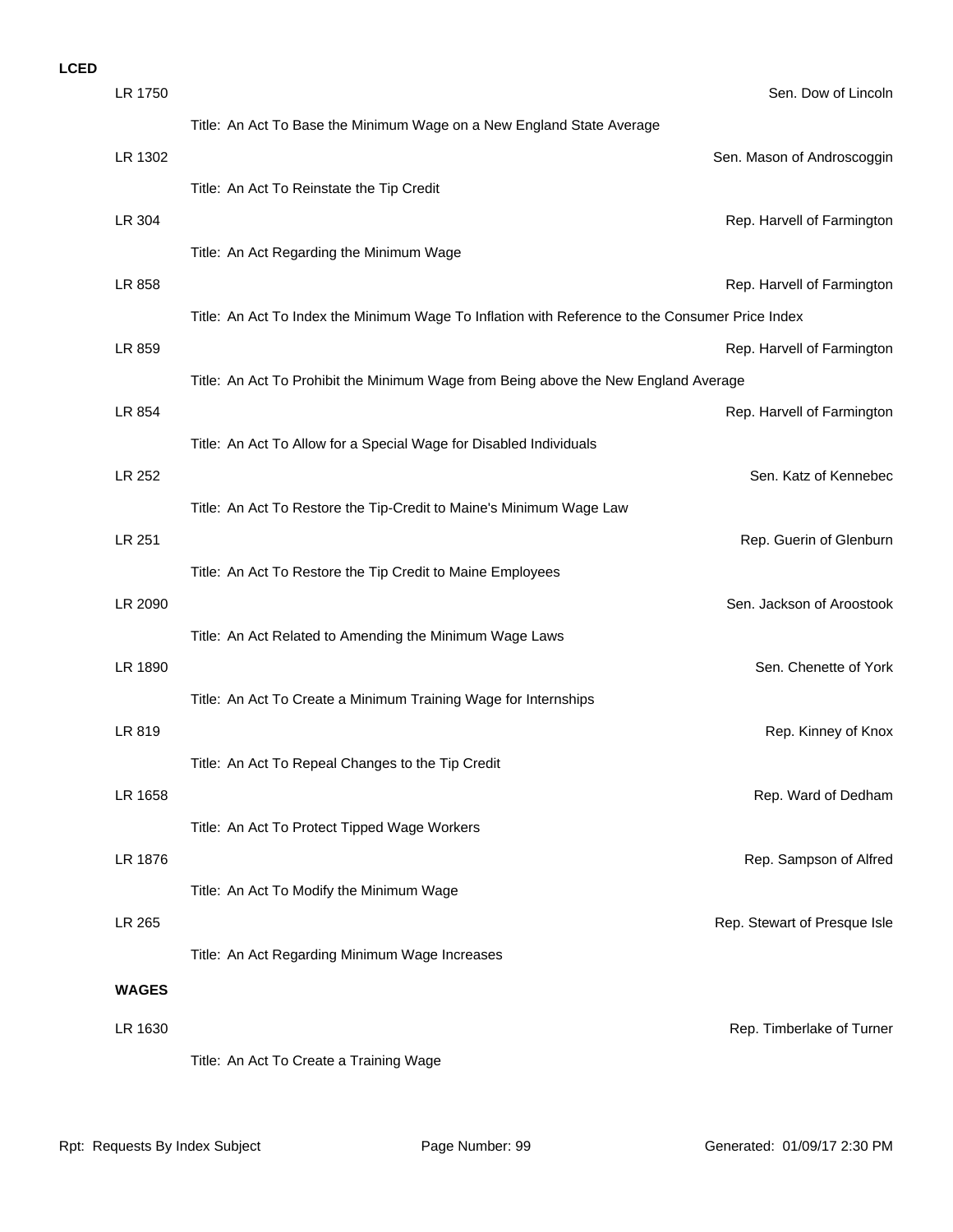**LCED**

LR 1750 — Sen. Dow of Lincoln

Title: An Act To Base the Minimum Wage on a New England State Average

LR 1302 — Sen. Mason of Androscoggin

Title: An Act To Reinstate the Tip Credit

LR 304 — Rep. Harvell of Farmington

Title: An Act Regarding the Minimum Wage

LR 858 — Rep. Harvell of Farmington

Title: An Act To Index the Minimum Wage To Inflation with Reference to the Consumer Price Index

LR 859 — Rep. Harvell of Farmington

Title: An Act To Prohibit the Minimum Wage from Being above the New England Average

LR 854 — Rep. Harvell of Farmington

Title: An Act To Allow for a Special Wage for Disabled Individuals

LR 252 — Sen. Katz of Kennebec

Title: An Act To Restore the Tip-Credit to Maine's Minimum Wage Law

LR 251 — Rep. Guerin of Glenburn

Title: An Act To Restore the Tip Credit to Maine Employees

LR 2090 — Sen. Jackson of Aroostook

Title: An Act Related to Amending the Minimum Wage Laws

LR 1890 — Sen. Chenette of York

Title: An Act To Create a Minimum Training Wage for Internships

LR 819 — Rep. Kinney of Knox

Title: An Act To Repeal Changes to the Tip Credit

LR 1658 — Rep. Ward of Dedham

Title: An Act To Protect Tipped Wage Workers

LR 1876 — Rep. Sampson of Alfred

Title: An Act To Modify the Minimum Wage

LR 265 — Rep. Stewart of Presque Isle

Title: An Act Regarding Minimum Wage Increases

**WAGES**

LR 1630 — Rep. Timberlake of Turner

Title: An Act To Create a Training Wage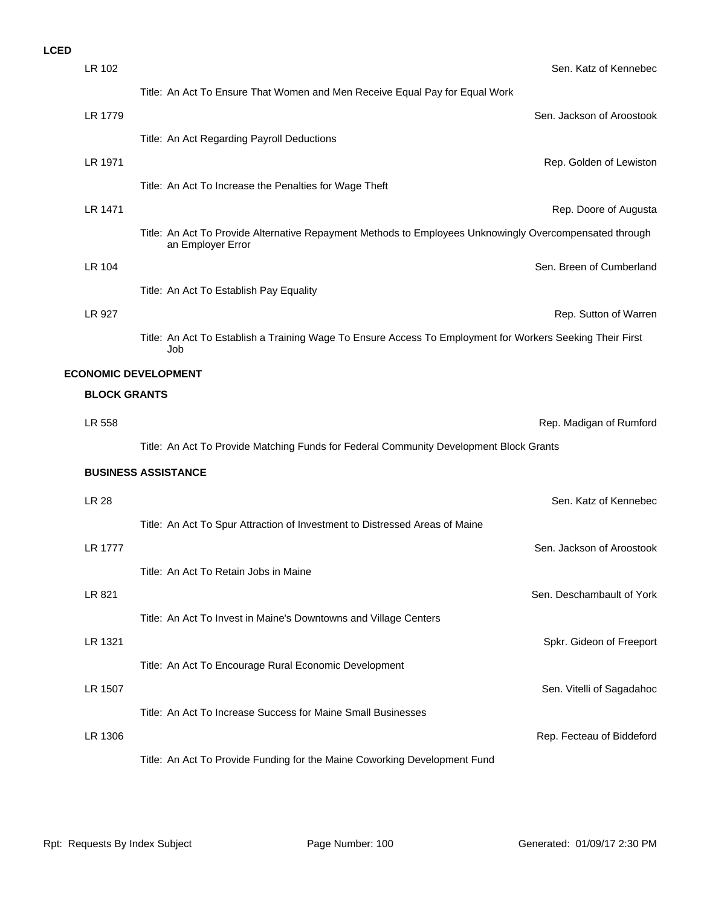**LCED**

LR 102 — Sen. Katz of Kennebec

Title: An Act To Ensure That Women and Men Receive Equal Pay for Equal Work

LR 1779 — Sen. Jackson of Aroostook

Title: An Act Regarding Payroll Deductions

LR 1971 — Rep. Golden of Lewiston

Title: An Act To Increase the Penalties for Wage Theft

LR 1471 — Rep. Doore of Augusta

Title: An Act To Provide Alternative Repayment Methods to Employees Unknowingly Overcompensated through an Employer Error

LR 104 — Sen. Breen of Cumberland

Title: An Act To Establish Pay Equality

LR 927 — Rep. Sutton of Warren

Title: An Act To Establish a Training Wage To Ensure Access To Employment for Workers Seeking Their First Job

## ECONOMIC DEVELOPMENT

### BLOCK GRANTS

LR 558 — Rep. Madigan of Rumford

Title: An Act To Provide Matching Funds for Federal Community Development Block Grants

### BUSINESS ASSISTANCE

LR 28 — Sen. Katz of Kennebec

Title: An Act To Spur Attraction of Investment to Distressed Areas of Maine

LR 1777 — Sen. Jackson of Aroostook

Title: An Act To Retain Jobs in Maine

LR 821 — Sen. Deschambault of York

Title: An Act To Invest in Maine's Downtowns and Village Centers

LR 1321 — Spkr. Gideon of Freeport

Title: An Act To Encourage Rural Economic Development

LR 1507 — Sen. Vitelli of Sagadahoc

Title: An Act To Increase Success for Maine Small Businesses

LR 1306 — Rep. Fecteau of Biddeford

Title: An Act To Provide Funding for the Maine Coworking Development Fund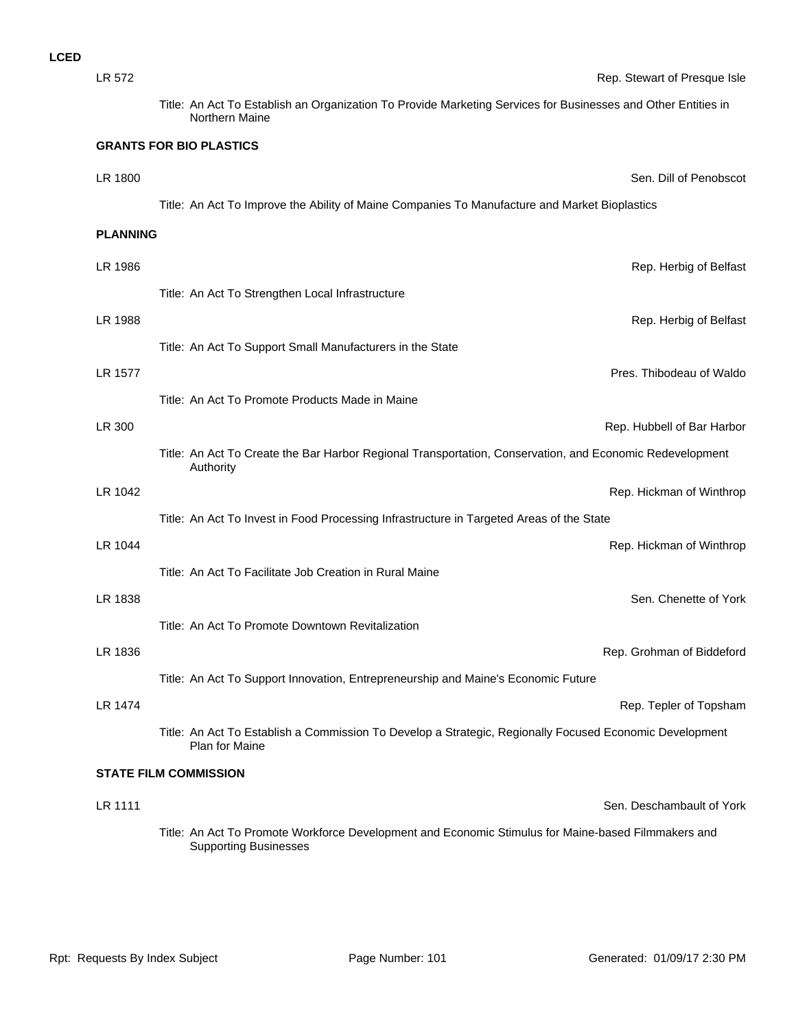**LCED**

LR 572 — Rep. Stewart of Presque Isle

Title: An Act To Establish an Organization To Provide Marketing Services for Businesses and Other Entities in Northern Maine

### GRANTS FOR BIO PLASTICS

LR 1800 — Sen. Dill of Penobscot

Title: An Act To Improve the Ability of Maine Companies To Manufacture and Market Bioplastics

### PLANNING

LR 1986 — Rep. Herbig of Belfast

Title: An Act To Strengthen Local Infrastructure

LR 1988 — Rep. Herbig of Belfast

Title: An Act To Support Small Manufacturers in the State

LR 1577 — Pres. Thibodeau of Waldo

Title: An Act To Promote Products Made in Maine

LR 300 — Rep. Hubbell of Bar Harbor

Title: An Act To Create the Bar Harbor Regional Transportation, Conservation, and Economic Redevelopment Authority

LR 1042 — Rep. Hickman of Winthrop

Title: An Act To Invest in Food Processing Infrastructure in Targeted Areas of the State

LR 1044 — Rep. Hickman of Winthrop

Title: An Act To Facilitate Job Creation in Rural Maine

LR 1838 — Sen. Chenette of York

Title: An Act To Promote Downtown Revitalization

LR 1836 — Rep. Grohman of Biddeford

Title: An Act To Support Innovation, Entrepreneurship and Maine's Economic Future

LR 1474 — Rep. Tepler of Topsham

Title: An Act To Establish a Commission To Develop a Strategic, Regionally Focused Economic Development Plan for Maine

### STATE FILM COMMISSION

LR 1111 — Sen. Deschambault of York

Title: An Act To Promote Workforce Development and Economic Stimulus for Maine-based Filmmakers and Supporting Businesses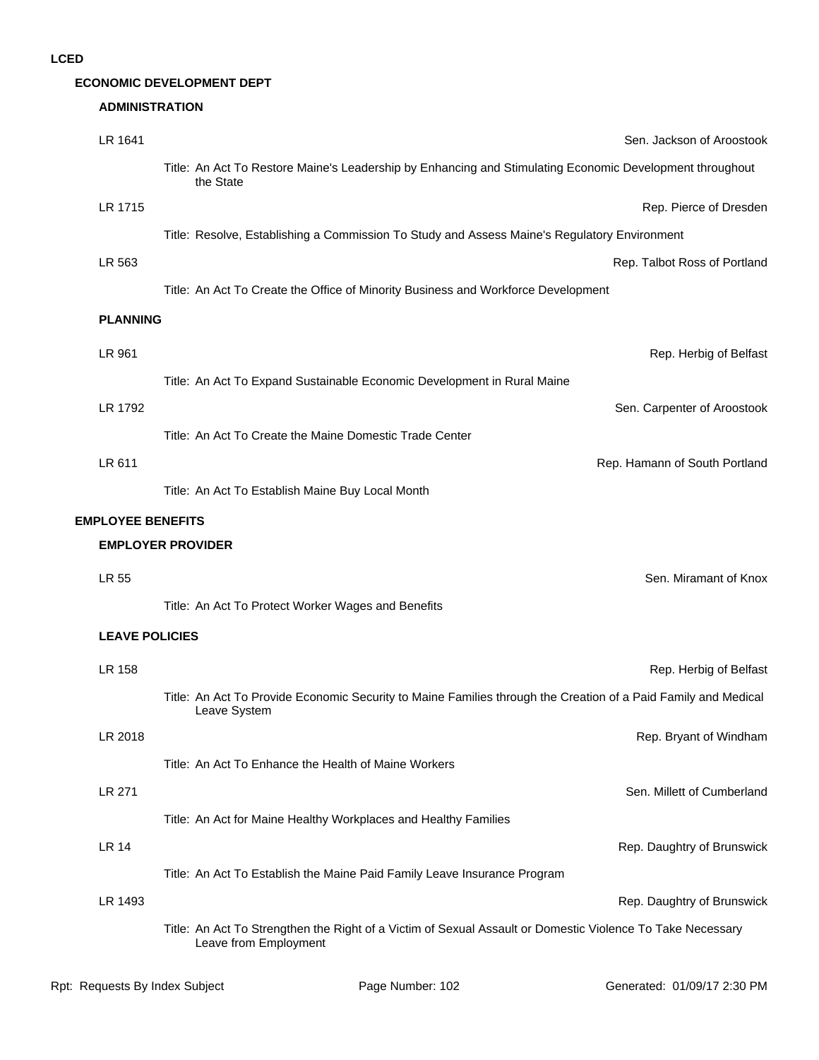# LCED

## ECONOMIC DEVELOPMENT DEPT

### ADMINISTRATION

LR 1641 — Sen. Jackson of Aroostook

Title: An Act To Restore Maine's Leadership by Enhancing and Stimulating Economic Development throughout the State

LR 1715 — Rep. Pierce of Dresden

Title: Resolve, Establishing a Commission To Study and Assess Maine's Regulatory Environment

LR 563 — Rep. Talbot Ross of Portland

Title: An Act To Create the Office of Minority Business and Workforce Development

### PLANNING

LR 961 — Rep. Herbig of Belfast

Title: An Act To Expand Sustainable Economic Development in Rural Maine

LR 1792 — Sen. Carpenter of Aroostook

Title: An Act To Create the Maine Domestic Trade Center

LR 611 — Rep. Hamann of South Portland

Title: An Act To Establish Maine Buy Local Month

## EMPLOYEE BENEFITS

### EMPLOYER PROVIDER

LR 55 — Sen. Miramant of Knox

Title: An Act To Protect Worker Wages and Benefits

### LEAVE POLICIES

LR 158 — Rep. Herbig of Belfast

Title: An Act To Provide Economic Security to Maine Families through the Creation of a Paid Family and Medical Leave System

LR 2018 — Rep. Bryant of Windham

Title: An Act To Enhance the Health of Maine Workers

LR 271 — Sen. Millett of Cumberland

Title: An Act for Maine Healthy Workplaces and Healthy Families

LR 14 — Rep. Daughtry of Brunswick

Title: An Act To Establish the Maine Paid Family Leave Insurance Program

LR 1493 — Rep. Daughtry of Brunswick

Title: An Act To Strengthen the Right of a Victim of Sexual Assault or Domestic Violence To Take Necessary Leave from Employment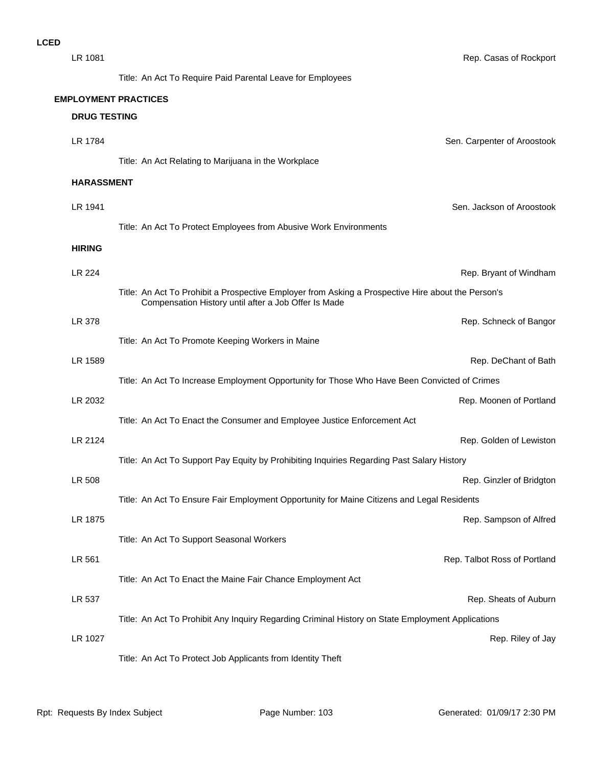**LCED**

LR 1081 — Rep. Casas of Rockport

Title: An Act To Require Paid Parental Leave for Employees

## EMPLOYMENT PRACTICES

### DRUG TESTING

LR 1784 — Sen. Carpenter of Aroostook

Title: An Act Relating to Marijuana in the Workplace

### HARASSMENT

LR 1941 — Sen. Jackson of Aroostook

Title: An Act To Protect Employees from Abusive Work Environments

### HIRING

LR 224 — Rep. Bryant of Windham

Title: An Act To Prohibit a Prospective Employer from Asking a Prospective Hire about the Person's Compensation History until after a Job Offer Is Made

LR 378 — Rep. Schneck of Bangor

Title: An Act To Promote Keeping Workers in Maine

LR 1589 — Rep. DeChant of Bath

Title: An Act To Increase Employment Opportunity for Those Who Have Been Convicted of Crimes

LR 2032 — Rep. Moonen of Portland

Title: An Act To Enact the Consumer and Employee Justice Enforcement Act

LR 2124 — Rep. Golden of Lewiston

Title: An Act To Support Pay Equity by Prohibiting Inquiries Regarding Past Salary History

LR 508 — Rep. Ginzler of Bridgton

Title: An Act To Ensure Fair Employment Opportunity for Maine Citizens and Legal Residents

LR 1875 — Rep. Sampson of Alfred

Title: An Act To Support Seasonal Workers

LR 561 — Rep. Talbot Ross of Portland

Title: An Act To Enact the Maine Fair Chance Employment Act

LR 537 — Rep. Sheats of Auburn

Title: An Act To Prohibit Any Inquiry Regarding Criminal History on State Employment Applications

LR 1027 — Rep. Riley of Jay

Title: An Act To Protect Job Applicants from Identity Theft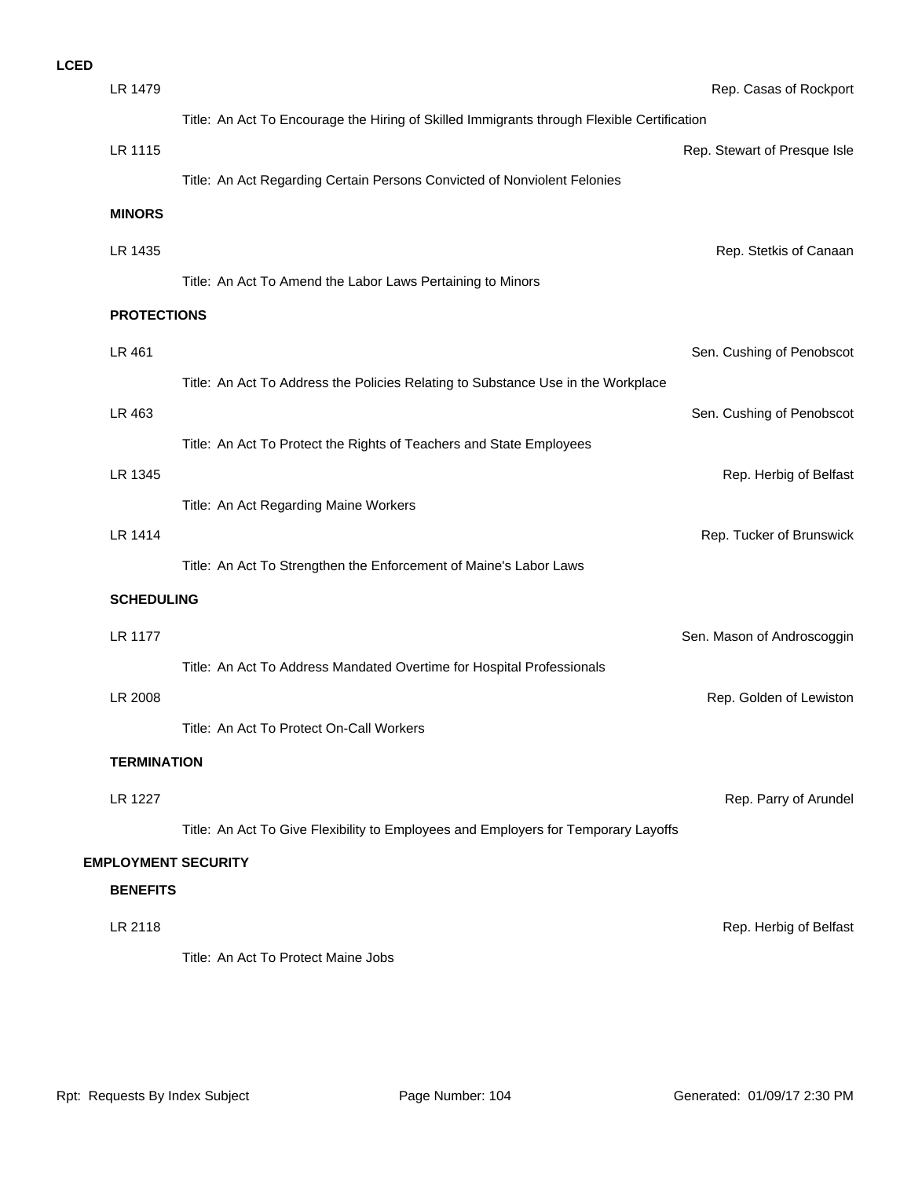**LCED**

LR 1479 — Rep. Casas of Rockport

Title: An Act To Encourage the Hiring of Skilled Immigrants through Flexible Certification

LR 1115 — Rep. Stewart of Presque Isle

Title: An Act Regarding Certain Persons Convicted of Nonviolent Felonies

**MINORS**

LR 1435 — Rep. Stetkis of Canaan

Title: An Act To Amend the Labor Laws Pertaining to Minors

**PROTECTIONS**

LR 461 — Sen. Cushing of Penobscot

Title: An Act To Address the Policies Relating to Substance Use in the Workplace

LR 463 — Sen. Cushing of Penobscot

Title: An Act To Protect the Rights of Teachers and State Employees

LR 1345 — Rep. Herbig of Belfast

Title: An Act Regarding Maine Workers

LR 1414 — Rep. Tucker of Brunswick

Title: An Act To Strengthen the Enforcement of Maine's Labor Laws

**SCHEDULING**

LR 1177 — Sen. Mason of Androscoggin

Title: An Act To Address Mandated Overtime for Hospital Professionals

LR 2008 — Rep. Golden of Lewiston

Title: An Act To Protect On-Call Workers

**TERMINATION**

LR 1227 — Rep. Parry of Arundel

Title: An Act To Give Flexibility to Employees and Employers for Temporary Layoffs

**EMPLOYMENT SECURITY**

**BENEFITS**

LR 2118 — Rep. Herbig of Belfast

Title: An Act To Protect Maine Jobs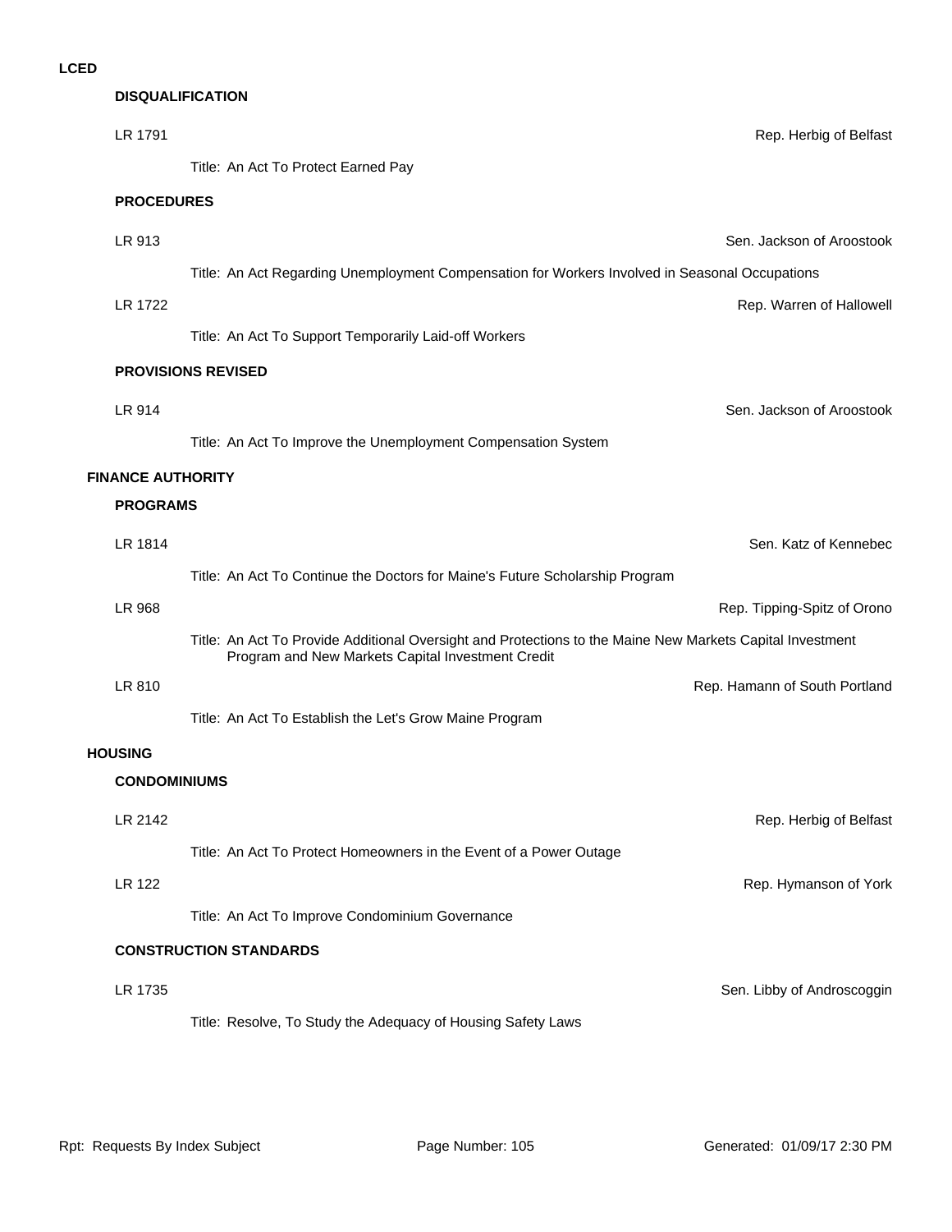**LCED**

**DISQUALIFICATION**

LR 1791 — Rep. Herbig of Belfast

Title: An Act To Protect Earned Pay

**PROCEDURES**

LR 913 — Sen. Jackson of Aroostook

Title: An Act Regarding Unemployment Compensation for Workers Involved in Seasonal Occupations

LR 1722 — Rep. Warren of Hallowell

Title: An Act To Support Temporarily Laid-off Workers

**PROVISIONS REVISED**

LR 914 — Sen. Jackson of Aroostook

Title: An Act To Improve the Unemployment Compensation System

**FINANCE AUTHORITY**

**PROGRAMS**

LR 1814 — Sen. Katz of Kennebec

Title: An Act To Continue the Doctors for Maine's Future Scholarship Program

LR 968 — Rep. Tipping-Spitz of Orono

Title: An Act To Provide Additional Oversight and Protections to the Maine New Markets Capital Investment Program and New Markets Capital Investment Credit

LR 810 — Rep. Hamann of South Portland

Title: An Act To Establish the Let's Grow Maine Program

**HOUSING**

**CONDOMINIUMS**

LR 2142 — Rep. Herbig of Belfast

Title: An Act To Protect Homeowners in the Event of a Power Outage

LR 122 — Rep. Hymanson of York

Title: An Act To Improve Condominium Governance

**CONSTRUCTION STANDARDS**

LR 1735 — Sen. Libby of Androscoggin

Title: Resolve, To Study the Adequacy of Housing Safety Laws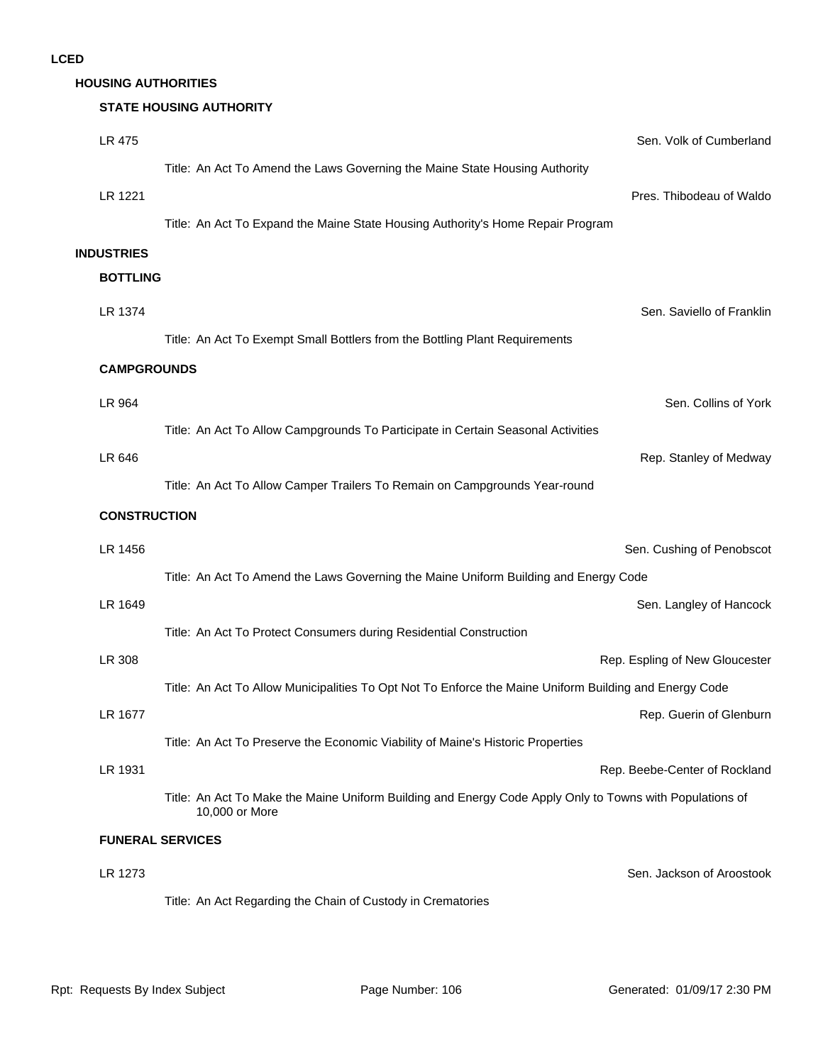# LCED

## HOUSING AUTHORITIES

### STATE HOUSING AUTHORITY

LR 475 — Sen. Volk of Cumberland

Title: An Act To Amend the Laws Governing the Maine State Housing Authority

LR 1221 — Pres. Thibodeau of Waldo

Title: An Act To Expand the Maine State Housing Authority's Home Repair Program

## INDUSTRIES

### BOTTLING

LR 1374 — Sen. Saviello of Franklin

Title: An Act To Exempt Small Bottlers from the Bottling Plant Requirements

### CAMPGROUNDS

LR 964 — Sen. Collins of York

Title: An Act To Allow Campgrounds To Participate in Certain Seasonal Activities

LR 646 — Rep. Stanley of Medway

Title: An Act To Allow Camper Trailers To Remain on Campgrounds Year-round

### CONSTRUCTION

LR 1456 — Sen. Cushing of Penobscot

Title: An Act To Amend the Laws Governing the Maine Uniform Building and Energy Code

LR 1649 — Sen. Langley of Hancock

Title: An Act To Protect Consumers during Residential Construction

LR 308 — Rep. Espling of New Gloucester

Title: An Act To Allow Municipalities To Opt Not To Enforce the Maine Uniform Building and Energy Code

LR 1677 — Rep. Guerin of Glenburn

Title: An Act To Preserve the Economic Viability of Maine's Historic Properties

LR 1931 — Rep. Beebe-Center of Rockland

Title: An Act To Make the Maine Uniform Building and Energy Code Apply Only to Towns with Populations of 10,000 or More

### FUNERAL SERVICES

LR 1273 — Sen. Jackson of Aroostook

Title: An Act Regarding the Chain of Custody in Crematories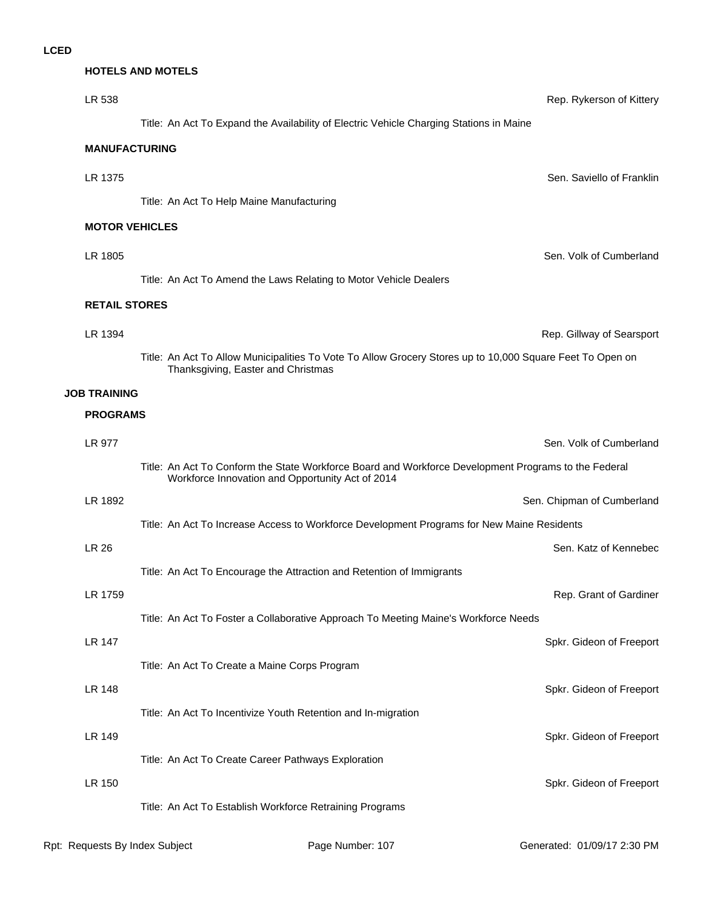**LCED**

### HOTELS AND MOTELS

LR 538 — Rep. Rykerson of Kittery

Title: An Act To Expand the Availability of Electric Vehicle Charging Stations in Maine

### MANUFACTURING

LR 1375 — Sen. Saviello of Franklin

Title: An Act To Help Maine Manufacturing

### MOTOR VEHICLES

LR 1805 — Sen. Volk of Cumberland

Title: An Act To Amend the Laws Relating to Motor Vehicle Dealers

### RETAIL STORES

LR 1394 — Rep. Gillway of Searsport

Title: An Act To Allow Municipalities To Vote To Allow Grocery Stores up to 10,000 Square Feet To Open on Thanksgiving, Easter and Christmas

## JOB TRAINING

### PROGRAMS

LR 977 — Sen. Volk of Cumberland

Title: An Act To Conform the State Workforce Board and Workforce Development Programs to the Federal Workforce Innovation and Opportunity Act of 2014

LR 1892 — Sen. Chipman of Cumberland

Title: An Act To Increase Access to Workforce Development Programs for New Maine Residents

LR 26 — Sen. Katz of Kennebec

Title: An Act To Encourage the Attraction and Retention of Immigrants

LR 1759 — Rep. Grant of Gardiner

Title: An Act To Foster a Collaborative Approach To Meeting Maine's Workforce Needs

LR 147 — Spkr. Gideon of Freeport

Title: An Act To Create a Maine Corps Program

LR 148 — Spkr. Gideon of Freeport

Title: An Act To Incentivize Youth Retention and In-migration

LR 149 — Spkr. Gideon of Freeport

Title: An Act To Create Career Pathways Exploration

LR 150 — Spkr. Gideon of Freeport

Title: An Act To Establish Workforce Retraining Programs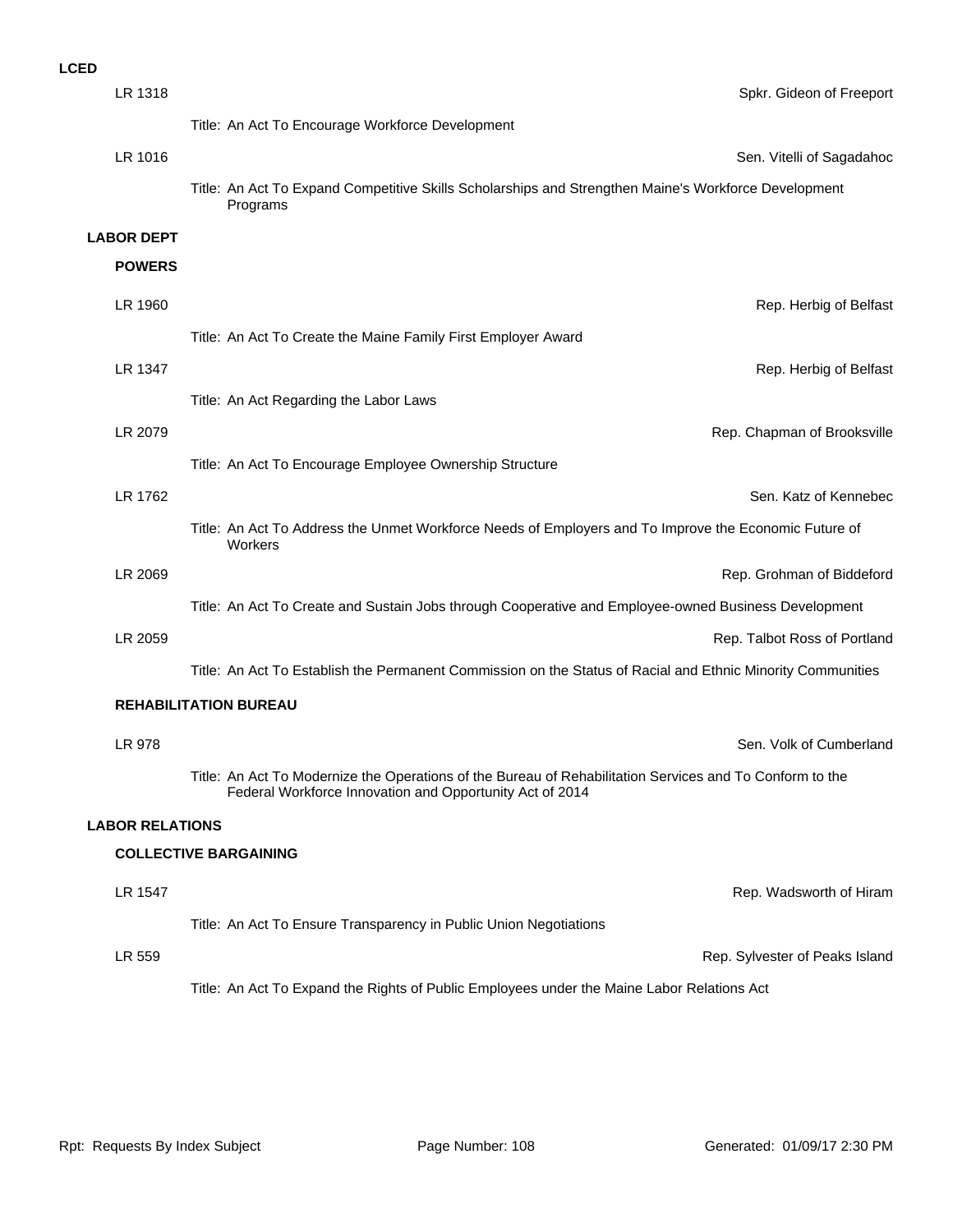**LCED**

LR 1318 — Spkr. Gideon of Freeport

Title: An Act To Encourage Workforce Development

LR 1016 — Sen. Vitelli of Sagadahoc

Title: An Act To Expand Competitive Skills Scholarships and Strengthen Maine's Workforce Development Programs

## LABOR DEPT

### POWERS

LR 1960 — Rep. Herbig of Belfast

Title: An Act To Create the Maine Family First Employer Award

LR 1347 — Rep. Herbig of Belfast

Title: An Act Regarding the Labor Laws

LR 2079 — Rep. Chapman of Brooksville

Title: An Act To Encourage Employee Ownership Structure

LR 1762 — Sen. Katz of Kennebec

Title: An Act To Address the Unmet Workforce Needs of Employers and To Improve the Economic Future of Workers

LR 2069 — Rep. Grohman of Biddeford

Title: An Act To Create and Sustain Jobs through Cooperative and Employee-owned Business Development

LR 2059 — Rep. Talbot Ross of Portland

Title: An Act To Establish the Permanent Commission on the Status of Racial and Ethnic Minority Communities

### REHABILITATION BUREAU

LR 978 — Sen. Volk of Cumberland

Title: An Act To Modernize the Operations of the Bureau of Rehabilitation Services and To Conform to the Federal Workforce Innovation and Opportunity Act of 2014

## LABOR RELATIONS

### COLLECTIVE BARGAINING

LR 1547 — Rep. Wadsworth of Hiram

Title: An Act To Ensure Transparency in Public Union Negotiations

LR 559 — Rep. Sylvester of Peaks Island

Title: An Act To Expand the Rights of Public Employees under the Maine Labor Relations Act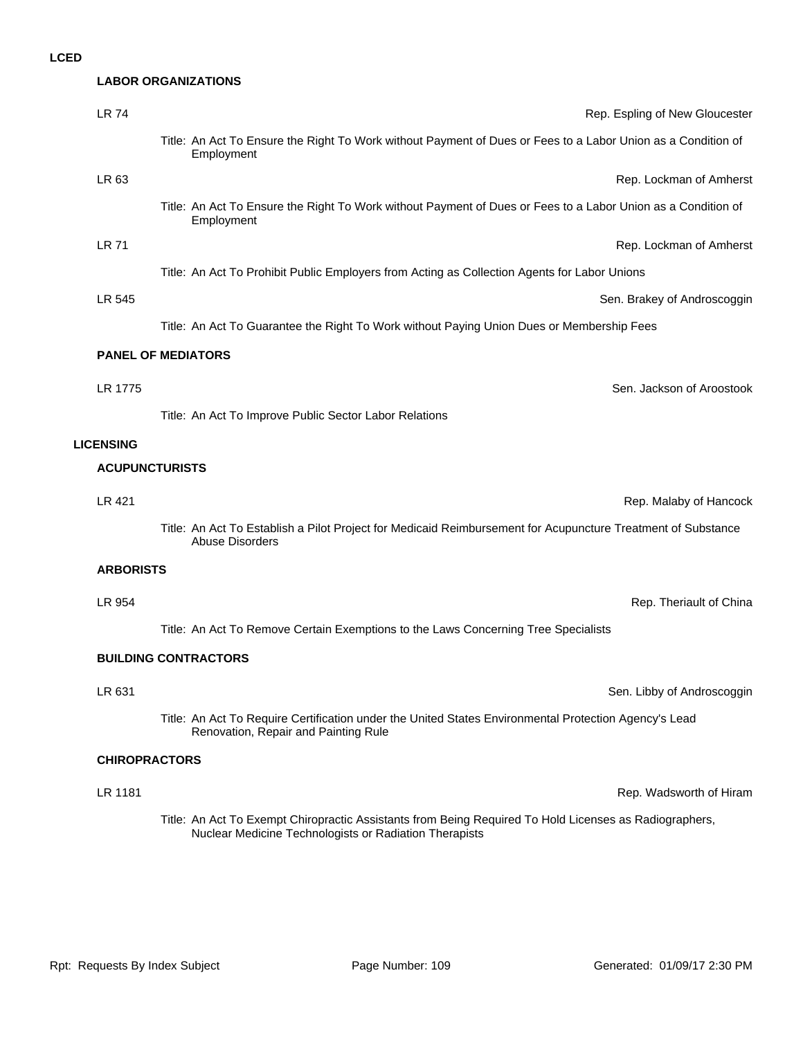# LCED

## LICENSING

### LABOR ORGANIZATIONS

**LR 74** — Rep. Espling of New Gloucester

Title: An Act To Ensure the Right To Work without Payment of Dues or Fees to a Labor Union as a Condition of Employment

**LR 63** — Rep. Lockman of Amherst

Title: An Act To Ensure the Right To Work without Payment of Dues or Fees to a Labor Union as a Condition of Employment

**LR 71** — Rep. Lockman of Amherst

Title: An Act To Prohibit Public Employers from Acting as Collection Agents for Labor Unions

**LR 545** — Sen. Brakey of Androscoggin

Title: An Act To Guarantee the Right To Work without Paying Union Dues or Membership Fees

### PANEL OF MEDIATORS

**LR 1775** — Sen. Jackson of Aroostook

Title: An Act To Improve Public Sector Labor Relations

## LICENSING

### ACUPUNCTURISTS

**LR 421** — Rep. Malaby of Hancock

Title: An Act To Establish a Pilot Project for Medicaid Reimbursement for Acupuncture Treatment of Substance Abuse Disorders

### ARBORISTS

**LR 954** — Rep. Theriault of China

Title: An Act To Remove Certain Exemptions to the Laws Concerning Tree Specialists

### BUILDING CONTRACTORS

**LR 631** — Sen. Libby of Androscoggin

Title: An Act To Require Certification under the United States Environmental Protection Agency's Lead Renovation, Repair and Painting Rule

### CHIROPRACTORS

**LR 1181** — Rep. Wadsworth of Hiram

Title: An Act To Exempt Chiropractic Assistants from Being Required To Hold Licenses as Radiographers, Nuclear Medicine Technologists or Radiation Therapists

# LCED

### LABOR ORGANIZATIONS

**LR 74** — Rep. Espling of New Gloucester

Title: An Act To Ensure the Right To Work without Payment of Dues or Fees to a Labor Union as a Condition of Employment

**LR 63** — Rep. Lockman of Amherst

Title: An Act To Ensure the Right To Work without Payment of Dues or Fees to a Labor Union as a Condition of Employment

**LR 71** — Rep. Lockman of Amherst

Title: An Act To Prohibit Public Employers from Acting as Collection Agents for Labor Unions

**LR 545** — Sen. Brakey of Androscoggin

Title: An Act To Guarantee the Right To Work without Paying Union Dues or Membership Fees

### PANEL OF MEDIATORS

**LR 1775** — Sen. Jackson of Aroostook

Title: An Act To Improve Public Sector Labor Relations

## LICENSING

### ACUPUNCTURISTS

**LR 421** — Rep. Malaby of Hancock

Title: An Act To Establish a Pilot Project for Medicaid Reimbursement for Acupuncture Treatment of Substance Abuse Disorders

### ARBORISTS

**LR 954** — Rep. Theriault of China

Title: An Act To Remove Certain Exemptions to the Laws Concerning Tree Specialists

### BUILDING CONTRACTORS

**LR 631** — Sen. Libby of Androscoggin

Title: An Act To Require Certification under the United States Environmental Protection Agency's Lead Renovation, Repair and Painting Rule

### CHIROPRACTORS

**LR 1181** — Rep. Wadsworth of Hiram

Title: An Act To Exempt Chiropractic Assistants from Being Required To Hold Licenses as Radiographers, Nuclear Medicine Technologists or Radiation Therapists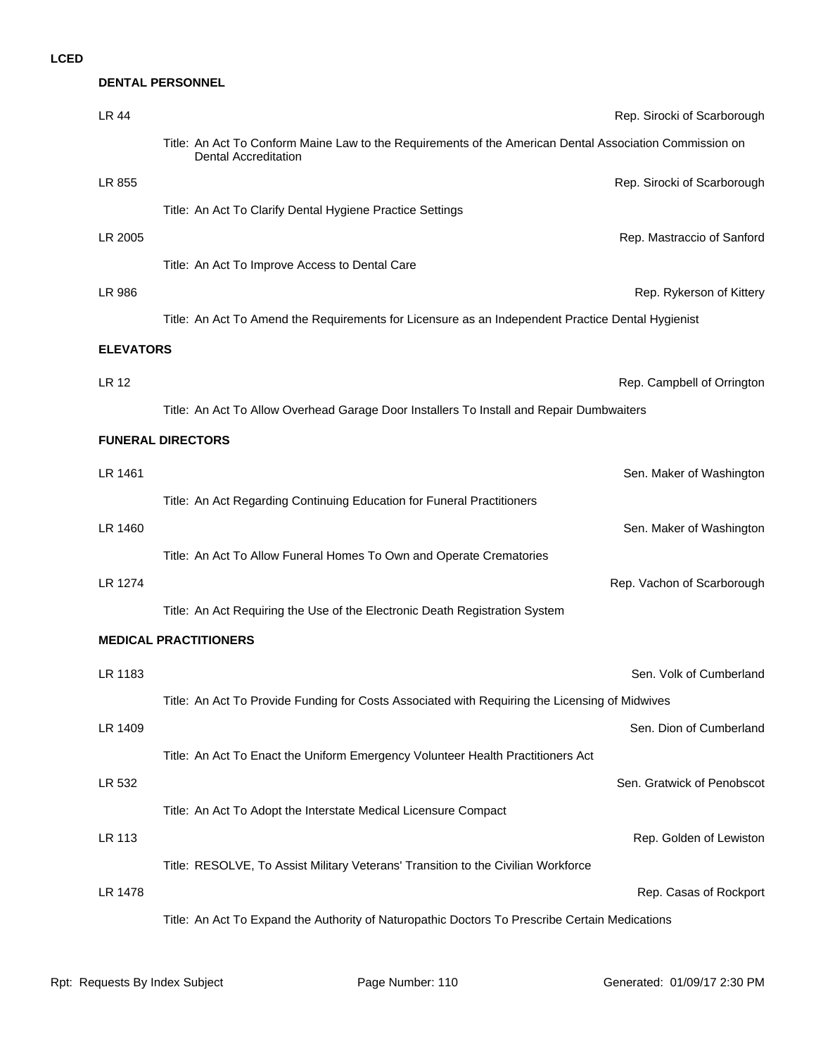**LCED**

### DENTAL PERSONNEL

**LR 44** — Rep. Sirocki of Scarborough

Title: An Act To Conform Maine Law to the Requirements of the American Dental Association Commission on Dental Accreditation

**LR 855** — Rep. Sirocki of Scarborough

Title: An Act To Clarify Dental Hygiene Practice Settings

**LR 2005** — Rep. Mastraccio of Sanford

Title: An Act To Improve Access to Dental Care

**LR 986** — Rep. Rykerson of Kittery

Title: An Act To Amend the Requirements for Licensure as an Independent Practice Dental Hygienist

### ELEVATORS

**LR 12** — Rep. Campbell of Orrington

Title: An Act To Allow Overhead Garage Door Installers To Install and Repair Dumbwaiters

### FUNERAL DIRECTORS

**LR 1461** — Sen. Maker of Washington

Title: An Act Regarding Continuing Education for Funeral Practitioners

**LR 1460** — Sen. Maker of Washington

Title: An Act To Allow Funeral Homes To Own and Operate Crematories

**LR 1274** — Rep. Vachon of Scarborough

Title: An Act Requiring the Use of the Electronic Death Registration System

### MEDICAL PRACTITIONERS

**LR 1183** — Sen. Volk of Cumberland

Title: An Act To Provide Funding for Costs Associated with Requiring the Licensing of Midwives

**LR 1409** — Sen. Dion of Cumberland

Title: An Act To Enact the Uniform Emergency Volunteer Health Practitioners Act

**LR 532** — Sen. Gratwick of Penobscot

Title: An Act To Adopt the Interstate Medical Licensure Compact

**LR 113** — Rep. Golden of Lewiston

Title: RESOLVE, To Assist Military Veterans' Transition to the Civilian Workforce

**LR 1478** — Rep. Casas of Rockport

Title: An Act To Expand the Authority of Naturopathic Doctors To Prescribe Certain Medications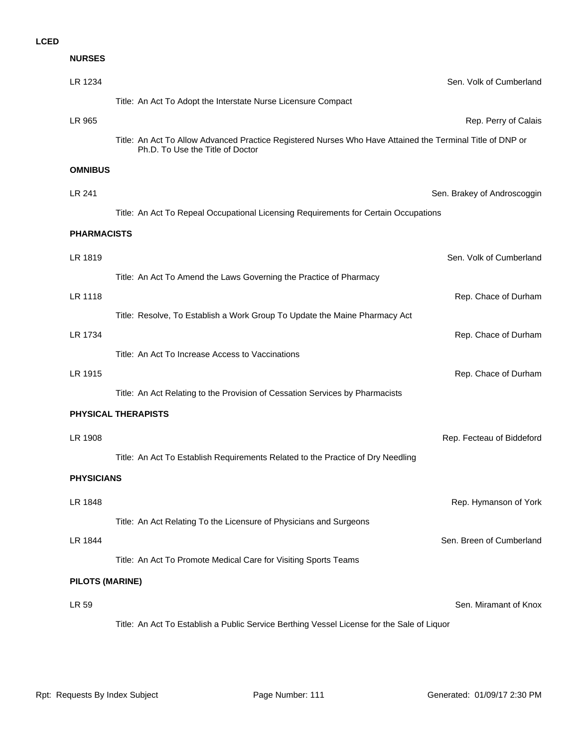**LCED**

### NURSES

LR 1234 — Sen. Volk of Cumberland

Title: An Act To Adopt the Interstate Nurse Licensure Compact

LR 965 — Rep. Perry of Calais

Title: An Act To Allow Advanced Practice Registered Nurses Who Have Attained the Terminal Title of DNP or Ph.D. To Use the Title of Doctor

### OMNIBUS

LR 241 — Sen. Brakey of Androscoggin

Title: An Act To Repeal Occupational Licensing Requirements for Certain Occupations

### PHARMACISTS

LR 1819 — Sen. Volk of Cumberland

Title: An Act To Amend the Laws Governing the Practice of Pharmacy

LR 1118 — Rep. Chace of Durham

Title: Resolve, To Establish a Work Group To Update the Maine Pharmacy Act

LR 1734 — Rep. Chace of Durham

Title: An Act To Increase Access to Vaccinations

LR 1915 — Rep. Chace of Durham

Title: An Act Relating to the Provision of Cessation Services by Pharmacists

### PHYSICAL THERAPISTS

LR 1908 — Rep. Fecteau of Biddeford

Title: An Act To Establish Requirements Related to the Practice of Dry Needling

### PHYSICIANS

LR 1848 — Rep. Hymanson of York

Title: An Act Relating To the Licensure of Physicians and Surgeons

LR 1844 — Sen. Breen of Cumberland

Title: An Act To Promote Medical Care for Visiting Sports Teams

### PILOTS (MARINE)

LR 59 — Sen. Miramant of Knox

Title: An Act To Establish a Public Service Berthing Vessel License for the Sale of Liquor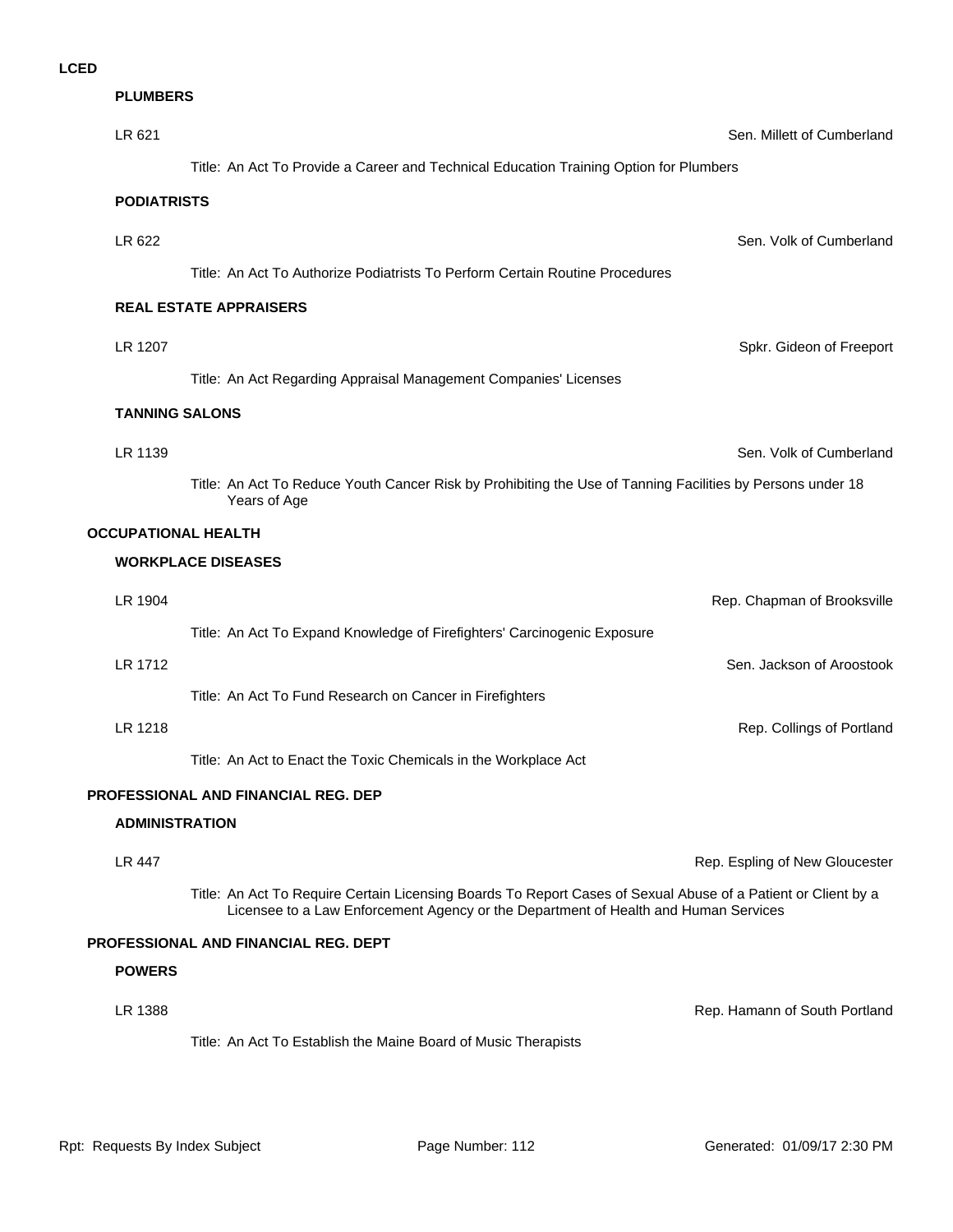## LCED

### PLUMBERS

LR 621 — Sen. Millett of Cumberland

Title: An Act To Provide a Career and Technical Education Training Option for Plumbers

### PODIATRISTS

LR 622 — Sen. Volk of Cumberland

Title: An Act To Authorize Podiatrists To Perform Certain Routine Procedures

### REAL ESTATE APPRAISERS

LR 1207 — Spkr. Gideon of Freeport

Title: An Act Regarding Appraisal Management Companies' Licenses

### TANNING SALONS

LR 1139 — Sen. Volk of Cumberland

Title: An Act To Reduce Youth Cancer Risk by Prohibiting the Use of Tanning Facilities by Persons under 18 Years of Age

## OCCUPATIONAL HEALTH

### WORKPLACE DISEASES

LR 1904 — Rep. Chapman of Brooksville

Title: An Act To Expand Knowledge of Firefighters' Carcinogenic Exposure

LR 1712 — Sen. Jackson of Aroostook

Title: An Act To Fund Research on Cancer in Firefighters

LR 1218 — Rep. Collings of Portland

Title: An Act to Enact the Toxic Chemicals in the Workplace Act

## PROFESSIONAL AND FINANCIAL REG. DEP

### ADMINISTRATION

LR 447 — Rep. Espling of New Gloucester

Title: An Act To Require Certain Licensing Boards To Report Cases of Sexual Abuse of a Patient or Client by a Licensee to a Law Enforcement Agency or the Department of Health and Human Services

## PROFESSIONAL AND FINANCIAL REG. DEPT

### POWERS

LR 1388 — Rep. Hamann of South Portland

Title: An Act To Establish the Maine Board of Music Therapists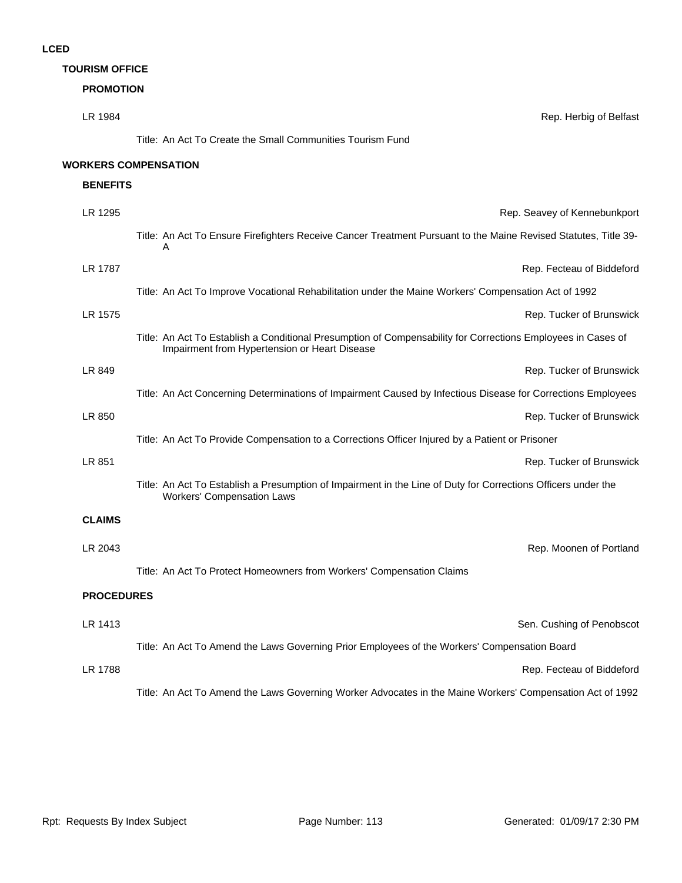# LCED

## TOURISM OFFICE

### PROMOTION

LR 1984 — Rep. Herbig of Belfast

Title: An Act To Create the Small Communities Tourism Fund

## WORKERS COMPENSATION

### BENEFITS

LR 1295 — Rep. Seavey of Kennebunkport

Title: An Act To Ensure Firefighters Receive Cancer Treatment Pursuant to the Maine Revised Statutes, Title 39-A

LR 1787 — Rep. Fecteau of Biddeford

Title: An Act To Improve Vocational Rehabilitation under the Maine Workers' Compensation Act of 1992

LR 1575 — Rep. Tucker of Brunswick

Title: An Act To Establish a Conditional Presumption of Compensability for Corrections Employees in Cases of Impairment from Hypertension or Heart Disease

LR 849 — Rep. Tucker of Brunswick

Title: An Act Concerning Determinations of Impairment Caused by Infectious Disease for Corrections Employees

LR 850 — Rep. Tucker of Brunswick

Title: An Act To Provide Compensation to a Corrections Officer Injured by a Patient or Prisoner

LR 851 — Rep. Tucker of Brunswick

Title: An Act To Establish a Presumption of Impairment in the Line of Duty for Corrections Officers under the Workers' Compensation Laws

### CLAIMS

LR 2043 — Rep. Moonen of Portland

Title: An Act To Protect Homeowners from Workers' Compensation Claims

### PROCEDURES

LR 1413 — Sen. Cushing of Penobscot

Title: An Act To Amend the Laws Governing Prior Employees of the Workers' Compensation Board

LR 1788 — Rep. Fecteau of Biddeford

Title: An Act To Amend the Laws Governing Worker Advocates in the Maine Workers' Compensation Act of 1992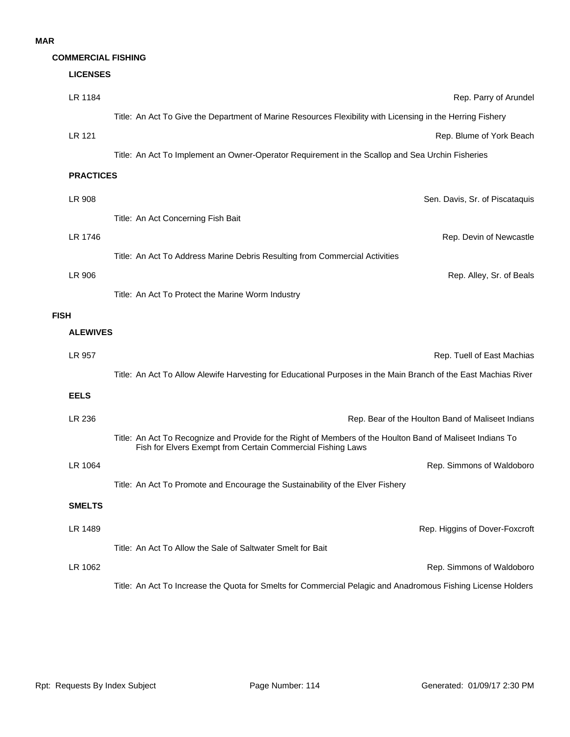# MAR

## COMMERCIAL FISHING

### LICENSES

LR 1184 — Rep. Parry of Arundel

Title: An Act To Give the Department of Marine Resources Flexibility with Licensing in the Herring Fishery

LR 121 — Rep. Blume of York Beach

Title: An Act To Implement an Owner-Operator Requirement in the Scallop and Sea Urchin Fisheries

### PRACTICES

LR 908 — Sen. Davis, Sr. of Piscataquis

Title: An Act Concerning Fish Bait

LR 1746 — Rep. Devin of Newcastle

Title: An Act To Address Marine Debris Resulting from Commercial Activities

LR 906 — Rep. Alley, Sr. of Beals

Title: An Act To Protect the Marine Worm Industry

## FISH

### ALEWIVES

LR 957 — Rep. Tuell of East Machias

Title: An Act To Allow Alewife Harvesting for Educational Purposes in the Main Branch of the East Machias River

### EELS

LR 236 — Rep. Bear of the Houlton Band of Maliseet Indians

Title: An Act To Recognize and Provide for the Right of Members of the Houlton Band of Maliseet Indians To Fish for Elvers Exempt from Certain Commercial Fishing Laws

LR 1064 — Rep. Simmons of Waldoboro

Title: An Act To Promote and Encourage the Sustainability of the Elver Fishery

### SMELTS

LR 1489 — Rep. Higgins of Dover-Foxcroft

Title: An Act To Allow the Sale of Saltwater Smelt for Bait

LR 1062 — Rep. Simmons of Waldoboro

Title: An Act To Increase the Quota for Smelts for Commercial Pelagic and Anadromous Fishing License Holders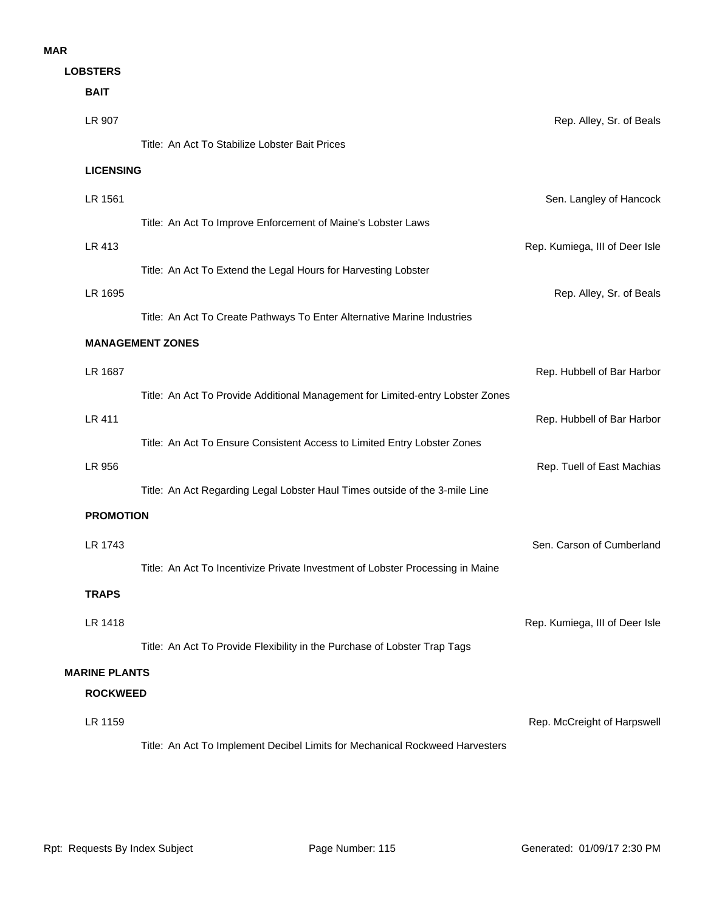# MAR

## LOBSTERS

### BAIT

LR 907 — Rep. Alley, Sr. of Beals

Title: An Act To Stabilize Lobster Bait Prices

### LICENSING

LR 1561 — Sen. Langley of Hancock

Title: An Act To Improve Enforcement of Maine's Lobster Laws

LR 413 — Rep. Kumiega, III of Deer Isle

Title: An Act To Extend the Legal Hours for Harvesting Lobster

LR 1695 — Rep. Alley, Sr. of Beals

Title: An Act To Create Pathways To Enter Alternative Marine Industries

### MANAGEMENT ZONES

LR 1687 — Rep. Hubbell of Bar Harbor

Title: An Act To Provide Additional Management for Limited-entry Lobster Zones

LR 411 — Rep. Hubbell of Bar Harbor

Title: An Act To Ensure Consistent Access to Limited Entry Lobster Zones

LR 956 — Rep. Tuell of East Machias

Title: An Act Regarding Legal Lobster Haul Times outside of the 3-mile Line

### PROMOTION

LR 1743 — Sen. Carson of Cumberland

Title: An Act To Incentivize Private Investment of Lobster Processing in Maine

### TRAPS

LR 1418 — Rep. Kumiega, III of Deer Isle

Title: An Act To Provide Flexibility in the Purchase of Lobster Trap Tags

## MARINE PLANTS

### ROCKWEED

LR 1159 — Rep. McCreight of Harpswell

Title: An Act To Implement Decibel Limits for Mechanical Rockweed Harvesters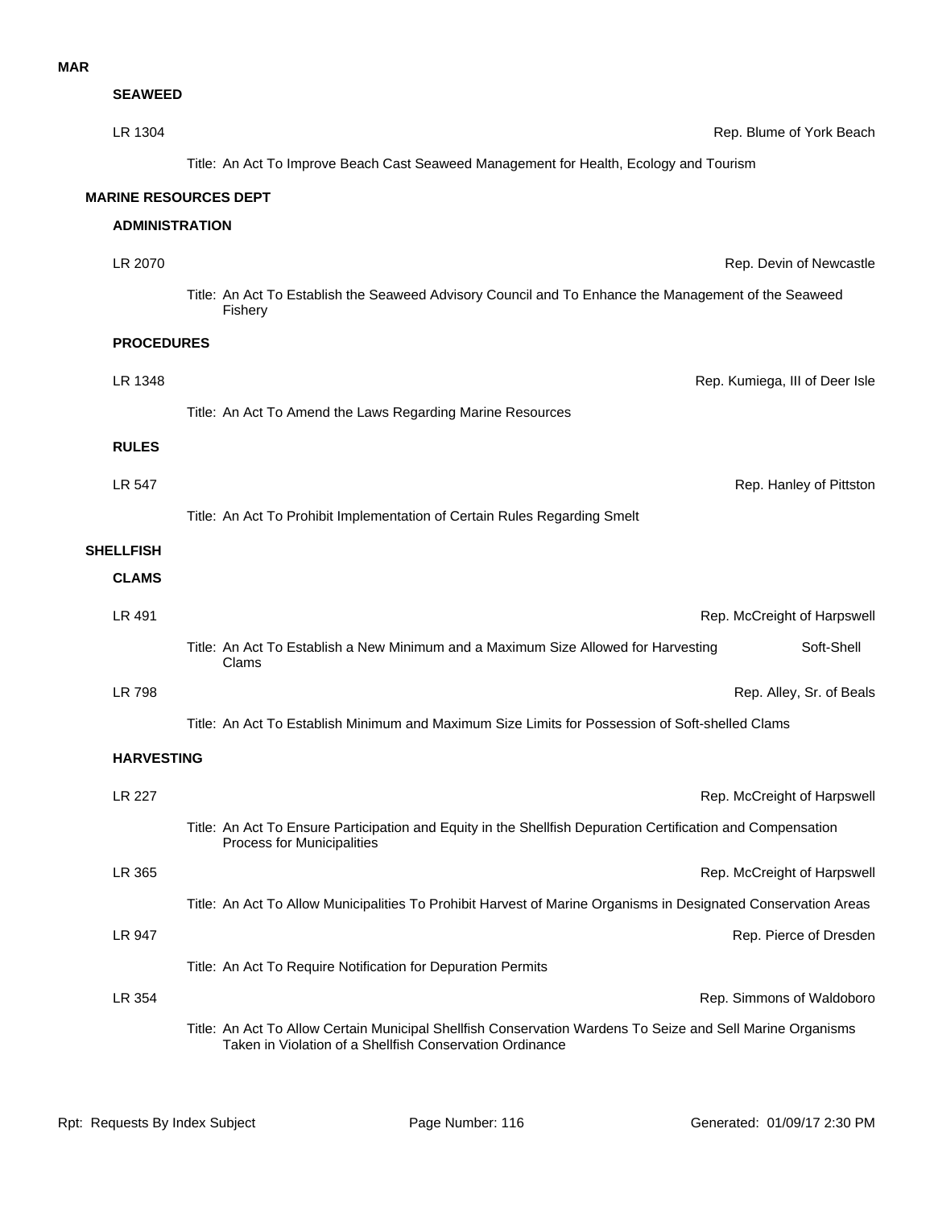**MAR**

### SEAWEED

LR 1304 — Rep. Blume of York Beach

Title: An Act To Improve Beach Cast Seaweed Management for Health, Ecology and Tourism

## MARINE RESOURCES DEPT

### ADMINISTRATION

LR 2070 — Rep. Devin of Newcastle

Title: An Act To Establish the Seaweed Advisory Council and To Enhance the Management of the Seaweed Fishery

### PROCEDURES

LR 1348 — Rep. Kumiega, III of Deer Isle

Title: An Act To Amend the Laws Regarding Marine Resources

### RULES

LR 547 — Rep. Hanley of Pittston

Title: An Act To Prohibit Implementation of Certain Rules Regarding Smelt

## SHELLFISH

### CLAMS

LR 491 — Rep. McCreight of Harpswell

Title: An Act To Establish a New Minimum and a Maximum Size Allowed for Harvesting Soft-Shell Clams

LR 798 — Rep. Alley, Sr. of Beals

Title: An Act To Establish Minimum and Maximum Size Limits for Possession of Soft-shelled Clams

### HARVESTING

LR 227 — Rep. McCreight of Harpswell

Title: An Act To Ensure Participation and Equity in the Shellfish Depuration Certification and Compensation Process for Municipalities

LR 365 — Rep. McCreight of Harpswell

Title: An Act To Allow Municipalities To Prohibit Harvest of Marine Organisms in Designated Conservation Areas

LR 947 — Rep. Pierce of Dresden

Title: An Act To Require Notification for Depuration Permits

LR 354 — Rep. Simmons of Waldoboro

Title: An Act To Allow Certain Municipal Shellfish Conservation Wardens To Seize and Sell Marine Organisms Taken in Violation of a Shellfish Conservation Ordinance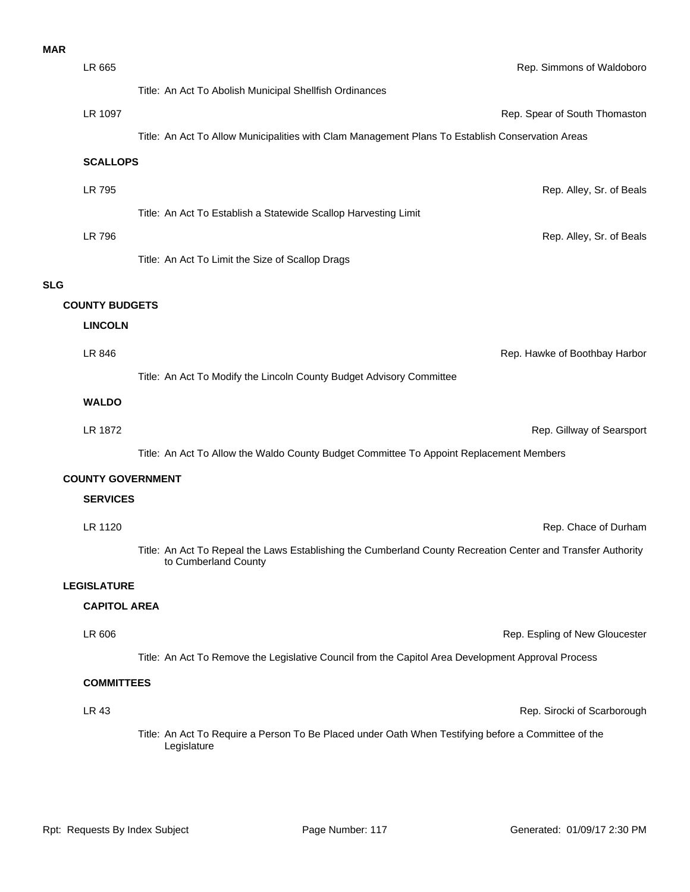**MAR**

LR 665 — Rep. Simmons of Waldoboro

Title: An Act To Abolish Municipal Shellfish Ordinances

LR 1097 — Rep. Spear of South Thomaston

Title: An Act To Allow Municipalities with Clam Management Plans To Establish Conservation Areas

### SCALLOPS

LR 795 — Rep. Alley, Sr. of Beals

Title: An Act To Establish a Statewide Scallop Harvesting Limit

LR 796 — Rep. Alley, Sr. of Beals

Title: An Act To Limit the Size of Scallop Drags

# SLG

## COUNTY BUDGETS

### LINCOLN

LR 846 — Rep. Hawke of Boothbay Harbor

Title: An Act To Modify the Lincoln County Budget Advisory Committee

### WALDO

LR 1872 — Rep. Gillway of Searsport

Title: An Act To Allow the Waldo County Budget Committee To Appoint Replacement Members

## COUNTY GOVERNMENT

### SERVICES

LR 1120 — Rep. Chace of Durham

Title: An Act To Repeal the Laws Establishing the Cumberland County Recreation Center and Transfer Authority to Cumberland County

## LEGISLATURE

### CAPITOL AREA

LR 606 — Rep. Espling of New Gloucester

Title: An Act To Remove the Legislative Council from the Capitol Area Development Approval Process

### COMMITTEES

LR 43 — Rep. Sirocki of Scarborough

Title: An Act To Require a Person To Be Placed under Oath When Testifying before a Committee of the Legislature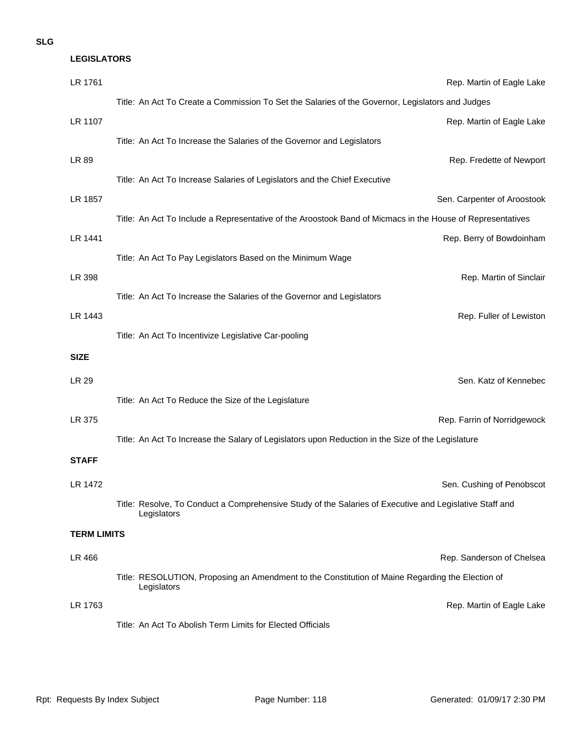**SLG**

### LEGISLATORS

LR 1761 — Rep. Martin of Eagle Lake

Title: An Act To Create a Commission To Set the Salaries of the Governor, Legislators and Judges

LR 1107 — Rep. Martin of Eagle Lake

Title: An Act To Increase the Salaries of the Governor and Legislators

LR 89 — Rep. Fredette of Newport

Title: An Act To Increase Salaries of Legislators and the Chief Executive

LR 1857 — Sen. Carpenter of Aroostook

Title: An Act To Include a Representative of the Aroostook Band of Micmacs in the House of Representatives

LR 1441 — Rep. Berry of Bowdoinham

Title: An Act To Pay Legislators Based on the Minimum Wage

LR 398 — Rep. Martin of Sinclair

Title: An Act To Increase the Salaries of the Governor and Legislators

LR 1443 — Rep. Fuller of Lewiston

Title: An Act To Incentivize Legislative Car-pooling

### SIZE

LR 29 — Sen. Katz of Kennebec

Title: An Act To Reduce the Size of the Legislature

LR 375 — Rep. Farrin of Norridgewock

Title: An Act To Increase the Salary of Legislators upon Reduction in the Size of the Legislature

### STAFF

LR 1472 — Sen. Cushing of Penobscot

Title: Resolve, To Conduct a Comprehensive Study of the Salaries of Executive and Legislative Staff and Legislators

### TERM LIMITS

LR 466 — Rep. Sanderson of Chelsea

Title: RESOLUTION, Proposing an Amendment to the Constitution of Maine Regarding the Election of Legislators

LR 1763 — Rep. Martin of Eagle Lake

Title: An Act To Abolish Term Limits for Elected Officials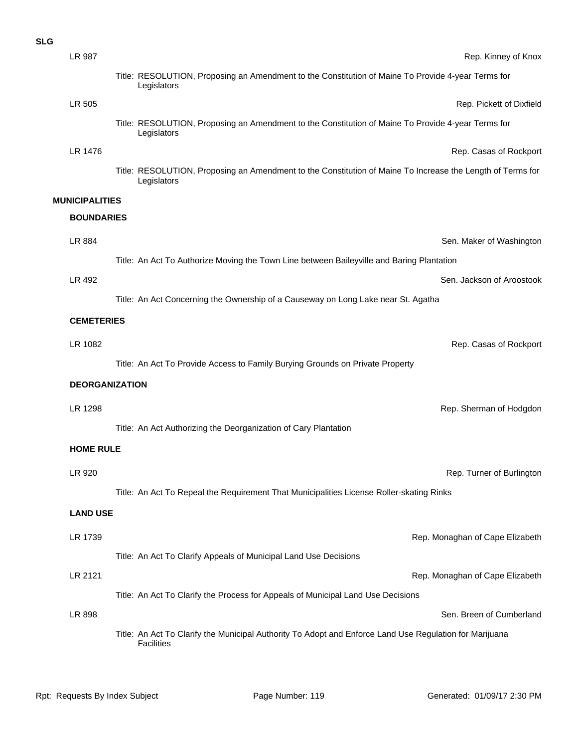**SLG**

LR 987 — Rep. Kinney of Knox

Title: RESOLUTION, Proposing an Amendment to the Constitution of Maine To Provide 4-year Terms for Legislators

LR 505 — Rep. Pickett of Dixfield

Title: RESOLUTION, Proposing an Amendment to the Constitution of Maine To Provide 4-year Terms for Legislators

LR 1476 — Rep. Casas of Rockport

Title: RESOLUTION, Proposing an Amendment to the Constitution of Maine To Increase the Length of Terms for Legislators

## MUNICIPALITIES

### BOUNDARIES

LR 884 — Sen. Maker of Washington

Title: An Act To Authorize Moving the Town Line between Baileyville and Baring Plantation

LR 492 — Sen. Jackson of Aroostook

Title: An Act Concerning the Ownership of a Causeway on Long Lake near St. Agatha

### CEMETERIES

LR 1082 — Rep. Casas of Rockport

Title: An Act To Provide Access to Family Burying Grounds on Private Property

### DEORGANIZATION

LR 1298 — Rep. Sherman of Hodgdon

Title: An Act Authorizing the Deorganization of Cary Plantation

### HOME RULE

LR 920 — Rep. Turner of Burlington

Title: An Act To Repeal the Requirement That Municipalities License Roller-skating Rinks

### LAND USE

LR 1739 — Rep. Monaghan of Cape Elizabeth

Title: An Act To Clarify Appeals of Municipal Land Use Decisions

LR 2121 — Rep. Monaghan of Cape Elizabeth

Title: An Act To Clarify the Process for Appeals of Municipal Land Use Decisions

LR 898 — Sen. Breen of Cumberland

Title: An Act To Clarify the Municipal Authority To Adopt and Enforce Land Use Regulation for Marijuana Facilities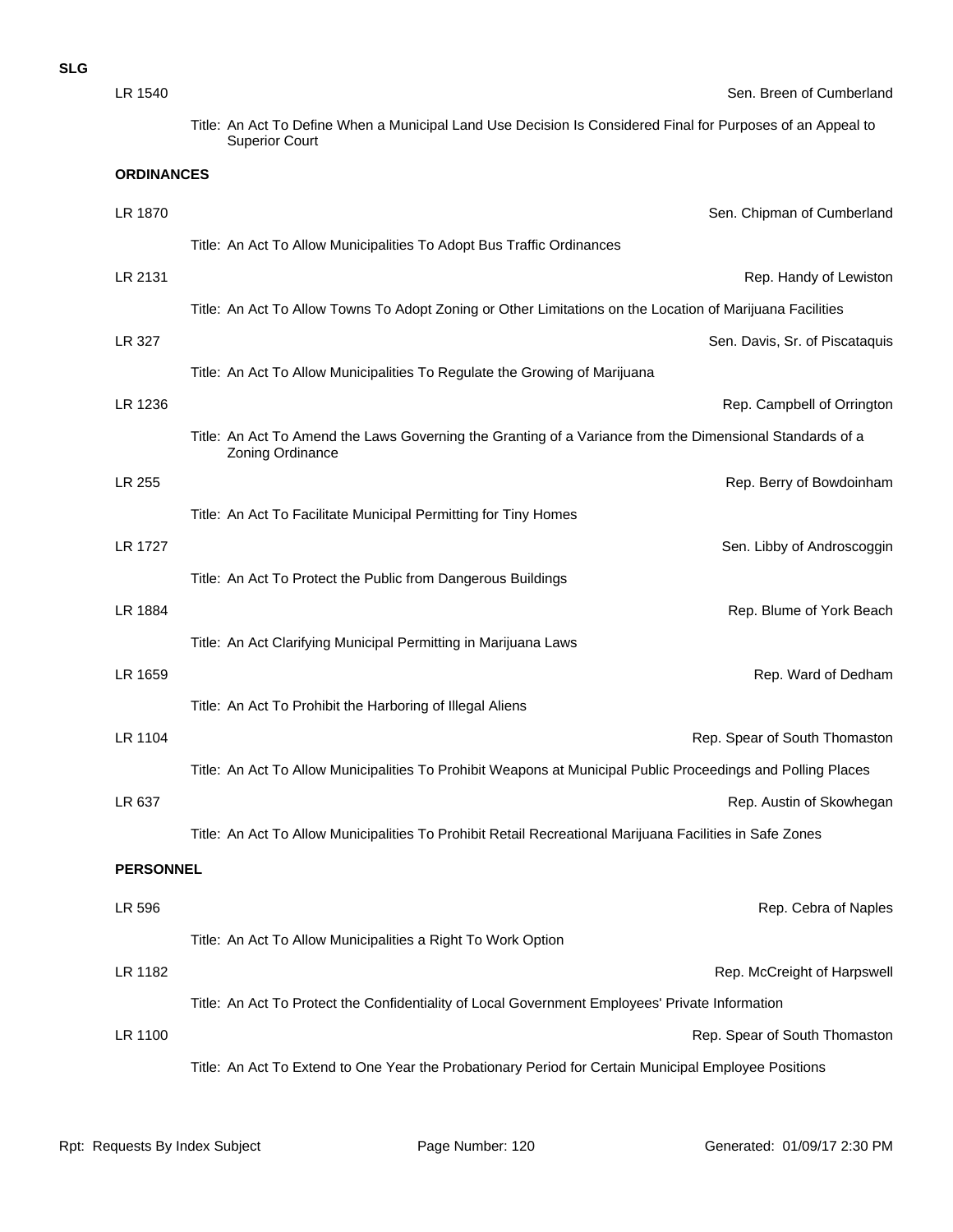**SLG**

LR 1540 — Sen. Breen of Cumberland

Title: An Act To Define When a Municipal Land Use Decision Is Considered Final for Purposes of an Appeal to Superior Court

**ORDINANCES**

LR 1870 — Sen. Chipman of Cumberland

Title: An Act To Allow Municipalities To Adopt Bus Traffic Ordinances

LR 2131 — Rep. Handy of Lewiston

Title: An Act To Allow Towns To Adopt Zoning or Other Limitations on the Location of Marijuana Facilities

LR 327 — Sen. Davis, Sr. of Piscataquis

Title: An Act To Allow Municipalities To Regulate the Growing of Marijuana

LR 1236 — Rep. Campbell of Orrington

Title: An Act To Amend the Laws Governing the Granting of a Variance from the Dimensional Standards of a Zoning Ordinance

LR 255 — Rep. Berry of Bowdoinham

Title: An Act To Facilitate Municipal Permitting for Tiny Homes

LR 1727 — Sen. Libby of Androscoggin

Title: An Act To Protect the Public from Dangerous Buildings

LR 1884 — Rep. Blume of York Beach

Title: An Act Clarifying Municipal Permitting in Marijuana Laws

LR 1659 — Rep. Ward of Dedham

Title: An Act To Prohibit the Harboring of Illegal Aliens

LR 1104 — Rep. Spear of South Thomaston

Title: An Act To Allow Municipalities To Prohibit Weapons at Municipal Public Proceedings and Polling Places

LR 637 — Rep. Austin of Skowhegan

Title: An Act To Allow Municipalities To Prohibit Retail Recreational Marijuana Facilities in Safe Zones

**PERSONNEL**

LR 596 — Rep. Cebra of Naples

Title: An Act To Allow Municipalities a Right To Work Option

LR 1182 — Rep. McCreight of Harpswell

Title: An Act To Protect the Confidentiality of Local Government Employees' Private Information

LR 1100 — Rep. Spear of South Thomaston

Title: An Act To Extend to One Year the Probationary Period for Certain Municipal Employee Positions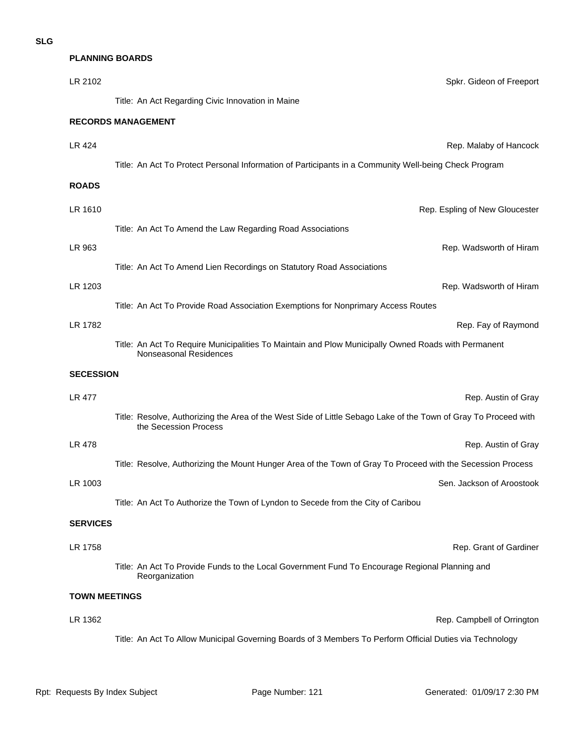**SLG**

### PLANNING BOARDS

LR 2102 — Spkr. Gideon of Freeport

Title: An Act Regarding Civic Innovation in Maine

### RECORDS MANAGEMENT

LR 424 — Rep. Malaby of Hancock

Title: An Act To Protect Personal Information of Participants in a Community Well-being Check Program

### ROADS

LR 1610 — Rep. Espling of New Gloucester

Title: An Act To Amend the Law Regarding Road Associations

LR 963 — Rep. Wadsworth of Hiram

Title: An Act To Amend Lien Recordings on Statutory Road Associations

LR 1203 — Rep. Wadsworth of Hiram

Title: An Act To Provide Road Association Exemptions for Nonprimary Access Routes

LR 1782 — Rep. Fay of Raymond

Title: An Act To Require Municipalities To Maintain and Plow Municipally Owned Roads with Permanent Nonseasonal Residences

### SECESSION

LR 477 — Rep. Austin of Gray

Title: Resolve, Authorizing the Area of the West Side of Little Sebago Lake of the Town of Gray To Proceed with the Secession Process

LR 478 — Rep. Austin of Gray

Title: Resolve, Authorizing the Mount Hunger Area of the Town of Gray To Proceed with the Secession Process

LR 1003 — Sen. Jackson of Aroostook

Title: An Act To Authorize the Town of Lyndon to Secede from the City of Caribou

### SERVICES

LR 1758 — Rep. Grant of Gardiner

Title: An Act To Provide Funds to the Local Government Fund To Encourage Regional Planning and Reorganization

### TOWN MEETINGS

LR 1362 — Rep. Campbell of Orrington

Title: An Act To Allow Municipal Governing Boards of 3 Members To Perform Official Duties via Technology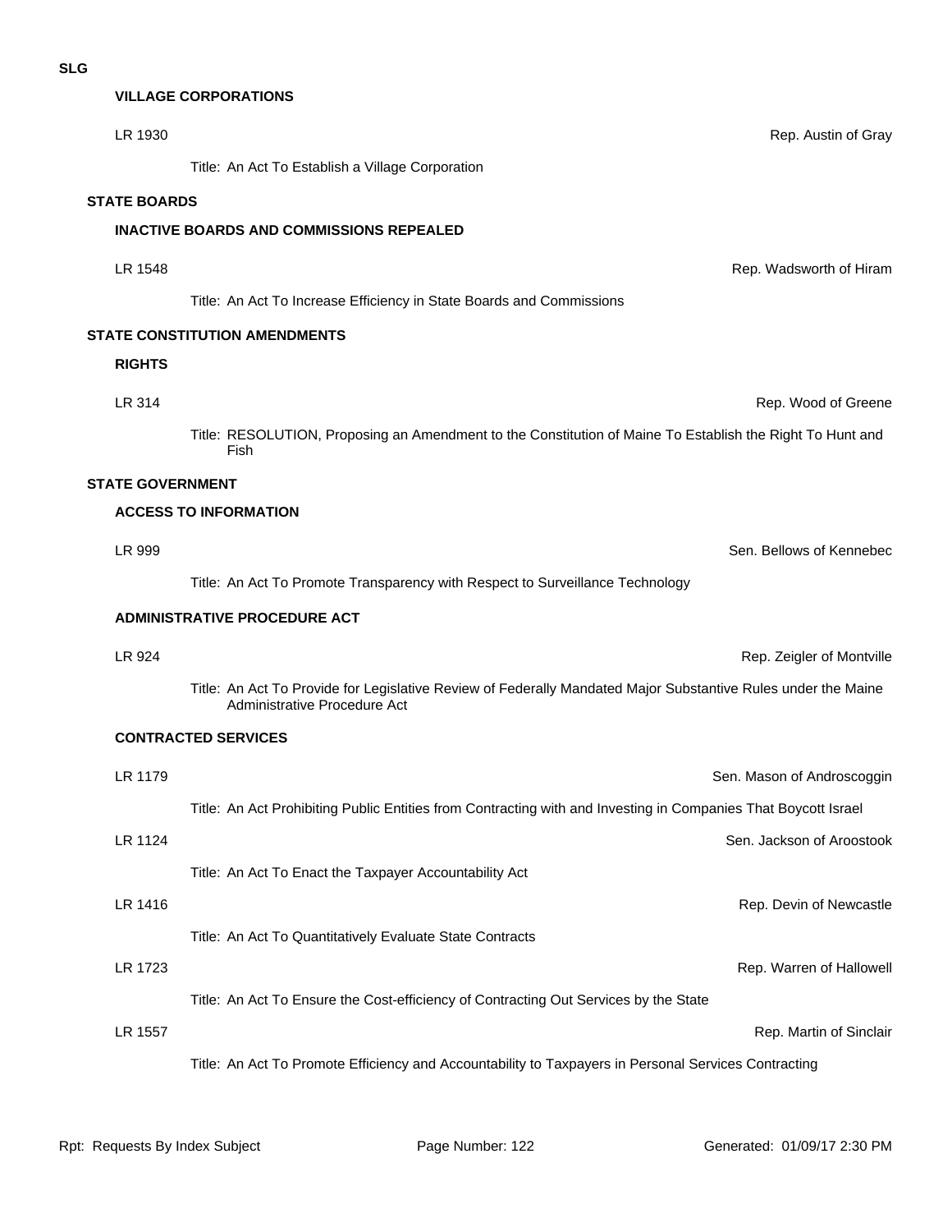**SLG**

### VILLAGE CORPORATIONS

LR 1930 — Rep. Austin of Gray

Title: An Act To Establish a Village Corporation

## STATE BOARDS

### INACTIVE BOARDS AND COMMISSIONS REPEALED

LR 1548 — Rep. Wadsworth of Hiram

Title: An Act To Increase Efficiency in State Boards and Commissions

## STATE CONSTITUTION AMENDMENTS

### RIGHTS

LR 314 — Rep. Wood of Greene

Title: RESOLUTION, Proposing an Amendment to the Constitution of Maine To Establish the Right To Hunt and Fish

## STATE GOVERNMENT

### ACCESS TO INFORMATION

LR 999 — Sen. Bellows of Kennebec

Title: An Act To Promote Transparency with Respect to Surveillance Technology

### ADMINISTRATIVE PROCEDURE ACT

LR 924 — Rep. Zeigler of Montville

Title: An Act To Provide for Legislative Review of Federally Mandated Major Substantive Rules under the Maine Administrative Procedure Act

### CONTRACTED SERVICES

LR 1179 — Sen. Mason of Androscoggin

Title: An Act Prohibiting Public Entities from Contracting with and Investing in Companies That Boycott Israel

LR 1124 — Sen. Jackson of Aroostook

Title: An Act To Enact the Taxpayer Accountability Act

LR 1416 — Rep. Devin of Newcastle

Title: An Act To Quantitatively Evaluate State Contracts

LR 1723 — Rep. Warren of Hallowell

Title: An Act To Ensure the Cost-efficiency of Contracting Out Services by the State

LR 1557 — Rep. Martin of Sinclair

Title: An Act To Promote Efficiency and Accountability to Taxpayers in Personal Services Contracting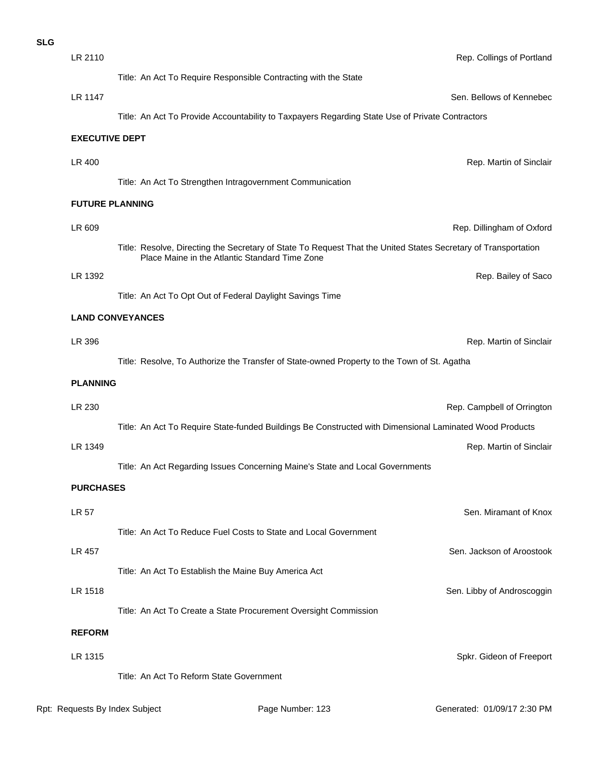**SLG**

LR 2110 — Rep. Collings of Portland

Title: An Act To Require Responsible Contracting with the State

LR 1147 — Sen. Bellows of Kennebec

Title: An Act To Provide Accountability to Taxpayers Regarding State Use of Private Contractors

### EXECUTIVE DEPT

LR 400 — Rep. Martin of Sinclair

Title: An Act To Strengthen Intragovernment Communication

### FUTURE PLANNING

LR 609 — Rep. Dillingham of Oxford

Title: Resolve, Directing the Secretary of State To Request That the United States Secretary of Transportation Place Maine in the Atlantic Standard Time Zone

LR 1392 — Rep. Bailey of Saco

Title: An Act To Opt Out of Federal Daylight Savings Time

### LAND CONVEYANCES

LR 396 — Rep. Martin of Sinclair

Title: Resolve, To Authorize the Transfer of State-owned Property to the Town of St. Agatha

### PLANNING

LR 230 — Rep. Campbell of Orrington

Title: An Act To Require State-funded Buildings Be Constructed with Dimensional Laminated Wood Products

LR 1349 — Rep. Martin of Sinclair

Title: An Act Regarding Issues Concerning Maine's State and Local Governments

### PURCHASES

LR 57 — Sen. Miramant of Knox

Title: An Act To Reduce Fuel Costs to State and Local Government

LR 457 — Sen. Jackson of Aroostook

Title: An Act To Establish the Maine Buy America Act

LR 1518 — Sen. Libby of Androscoggin

Title: An Act To Create a State Procurement Oversight Commission

### REFORM

LR 1315 — Spkr. Gideon of Freeport

Title: An Act To Reform State Government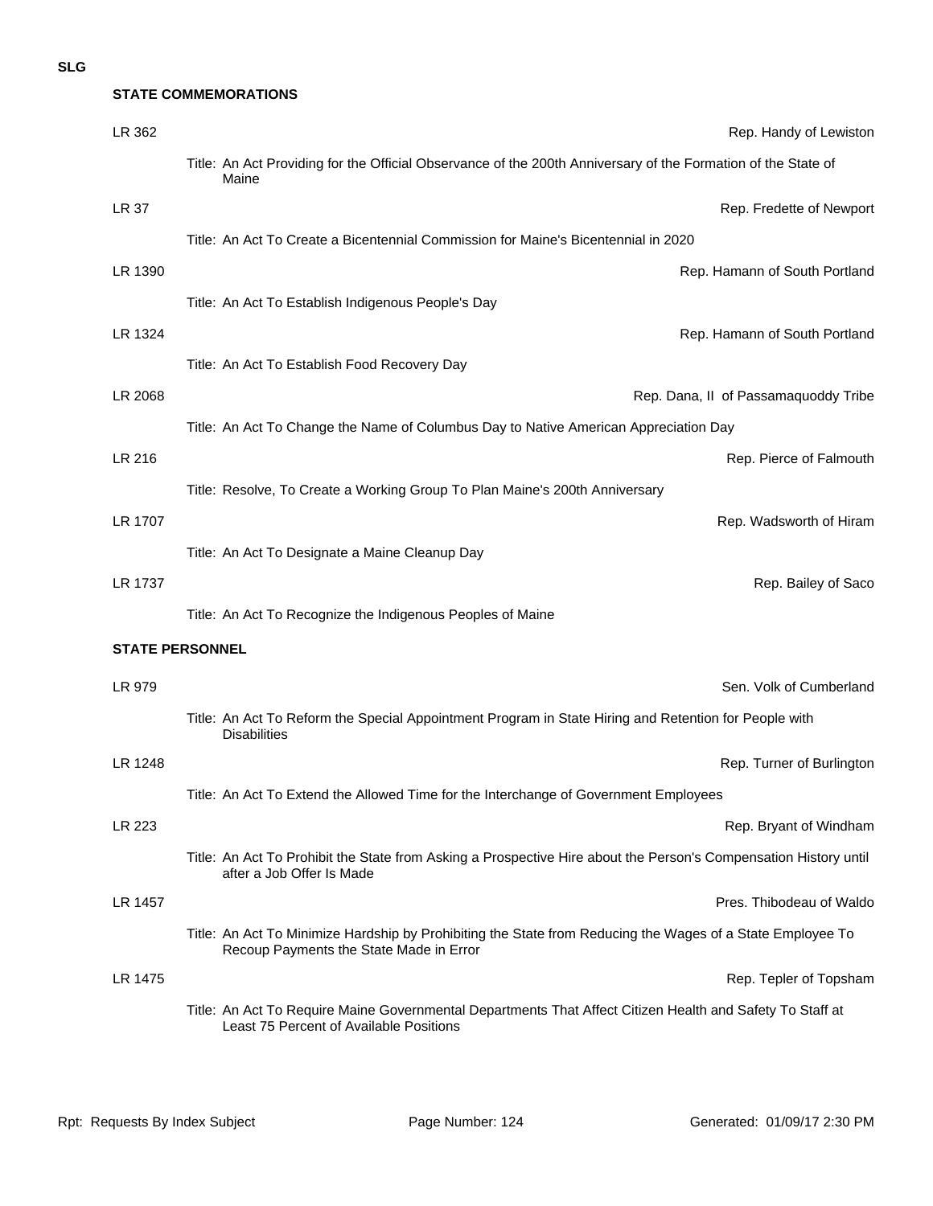**SLG**

### STATE COMMEMORATIONS

LR 362 — Rep. Handy of Lewiston

Title: An Act Providing for the Official Observance of the 200th Anniversary of the Formation of the State of Maine

LR 37 — Rep. Fredette of Newport

Title: An Act To Create a Bicentennial Commission for Maine's Bicentennial in 2020

LR 1390 — Rep. Hamann of South Portland

Title: An Act To Establish Indigenous People's Day

LR 1324 — Rep. Hamann of South Portland

Title: An Act To Establish Food Recovery Day

LR 2068 — Rep. Dana, II of Passamaquoddy Tribe

Title: An Act To Change the Name of Columbus Day to Native American Appreciation Day

LR 216 — Rep. Pierce of Falmouth

Title: Resolve, To Create a Working Group To Plan Maine's 200th Anniversary

LR 1707 — Rep. Wadsworth of Hiram

Title: An Act To Designate a Maine Cleanup Day

LR 1737 — Rep. Bailey of Saco

Title: An Act To Recognize the Indigenous Peoples of Maine

### STATE PERSONNEL

LR 979 — Sen. Volk of Cumberland

Title: An Act To Reform the Special Appointment Program in State Hiring and Retention for People with Disabilities

LR 1248 — Rep. Turner of Burlington

Title: An Act To Extend the Allowed Time for the Interchange of Government Employees

LR 223 — Rep. Bryant of Windham

Title: An Act To Prohibit the State from Asking a Prospective Hire about the Person's Compensation History until after a Job Offer Is Made

LR 1457 — Pres. Thibodeau of Waldo

Title: An Act To Minimize Hardship by Prohibiting the State from Reducing the Wages of a State Employee To Recoup Payments the State Made in Error

LR 1475 — Rep. Tepler of Topsham

Title: An Act To Require Maine Governmental Departments That Affect Citizen Health and Safety To Staff at Least 75 Percent of Available Positions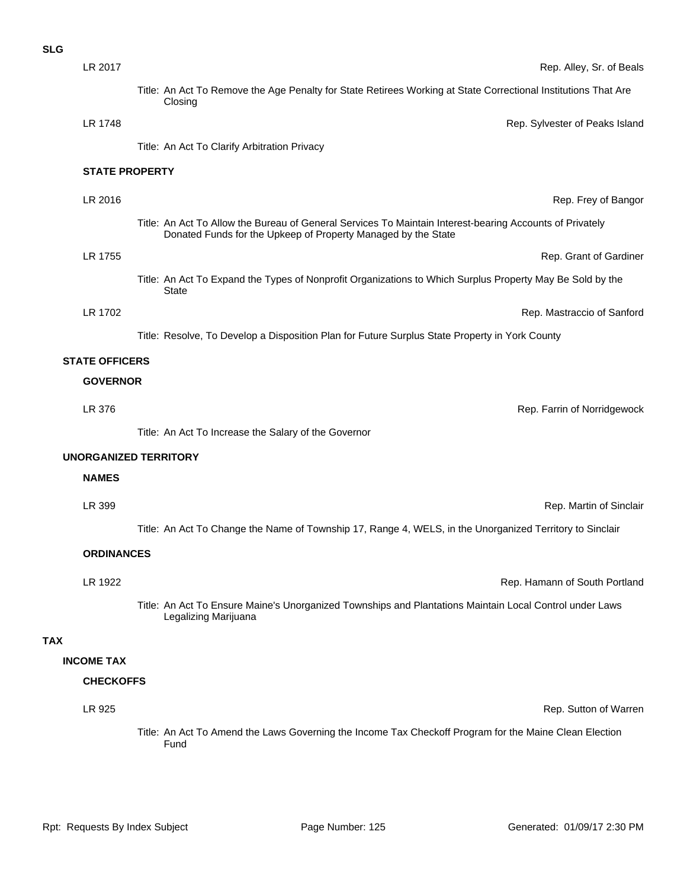**SLG**

LR 2017 — Rep. Alley, Sr. of Beals

Title: An Act To Remove the Age Penalty for State Retirees Working at State Correctional Institutions That Are Closing

LR 1748 — Rep. Sylvester of Peaks Island

Title: An Act To Clarify Arbitration Privacy

**STATE PROPERTY**

LR 2016 — Rep. Frey of Bangor

Title: An Act To Allow the Bureau of General Services To Maintain Interest-bearing Accounts of Privately Donated Funds for the Upkeep of Property Managed by the State

LR 1755 — Rep. Grant of Gardiner

Title: An Act To Expand the Types of Nonprofit Organizations to Which Surplus Property May Be Sold by the State

LR 1702 — Rep. Mastraccio of Sanford

Title: Resolve, To Develop a Disposition Plan for Future Surplus State Property in York County

**STATE OFFICERS**

**GOVERNOR**

LR 376 — Rep. Farrin of Norridgewock

Title: An Act To Increase the Salary of the Governor

**UNORGANIZED TERRITORY**

**NAMES**

LR 399 — Rep. Martin of Sinclair

Title: An Act To Change the Name of Township 17, Range 4, WELS, in the Unorganized Territory to Sinclair

**ORDINANCES**

LR 1922 — Rep. Hamann of South Portland

Title: An Act To Ensure Maine's Unorganized Townships and Plantations Maintain Local Control under Laws Legalizing Marijuana

**TAX**

**INCOME TAX**

**CHECKOFFS**

LR 925 — Rep. Sutton of Warren

Title: An Act To Amend the Laws Governing the Income Tax Checkoff Program for the Maine Clean Election Fund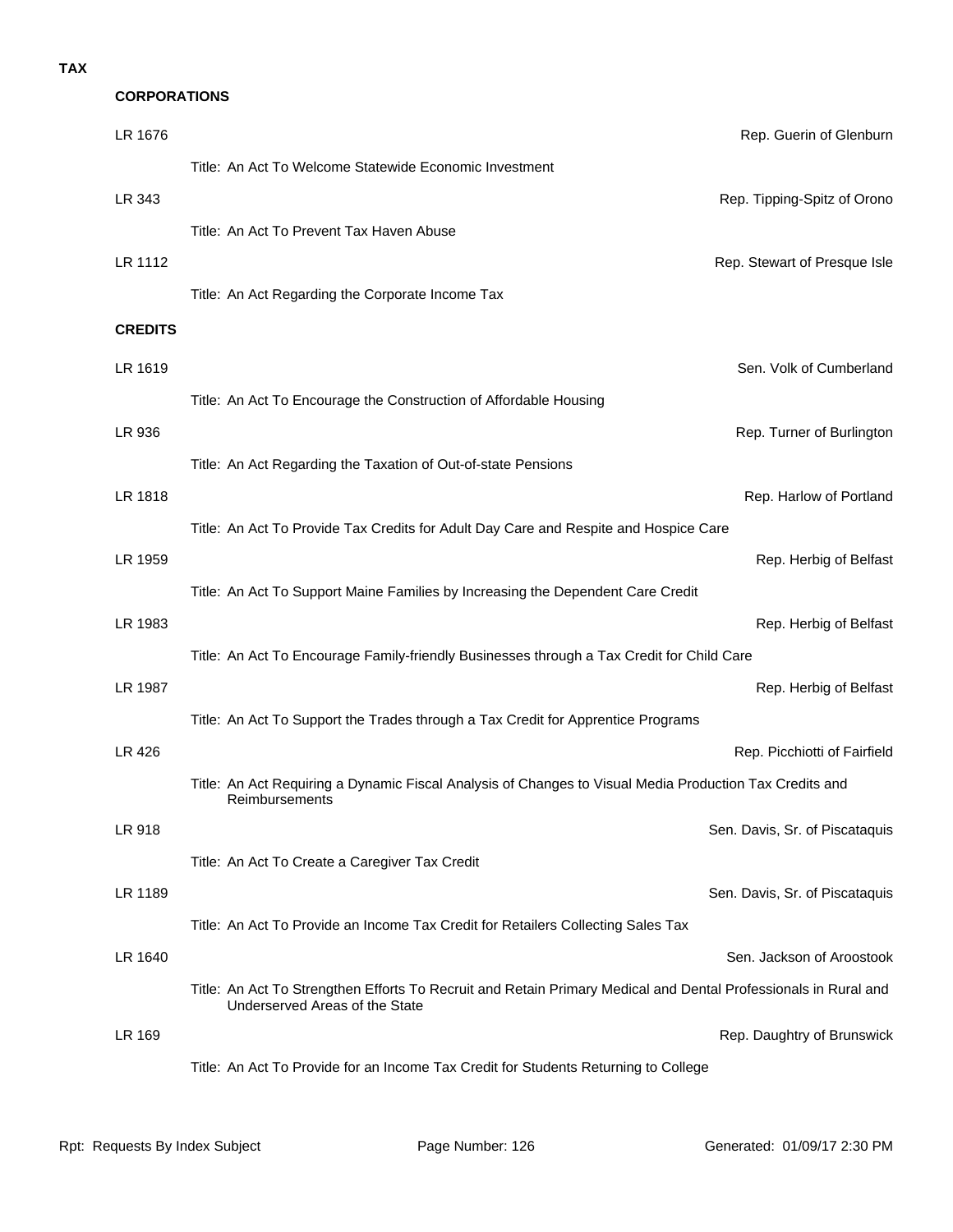# TAX

## CORPORATIONS

LR 1676 — Rep. Guerin of Glenburn

Title: An Act To Welcome Statewide Economic Investment

LR 343 — Rep. Tipping-Spitz of Orono

Title: An Act To Prevent Tax Haven Abuse

LR 1112 — Rep. Stewart of Presque Isle

Title: An Act Regarding the Corporate Income Tax

## CREDITS

LR 1619 — Sen. Volk of Cumberland

Title: An Act To Encourage the Construction of Affordable Housing

LR 936 — Rep. Turner of Burlington

Title: An Act Regarding the Taxation of Out-of-state Pensions

LR 1818 — Rep. Harlow of Portland

Title: An Act To Provide Tax Credits for Adult Day Care and Respite and Hospice Care

LR 1959 — Rep. Herbig of Belfast

Title: An Act To Support Maine Families by Increasing the Dependent Care Credit

LR 1983 — Rep. Herbig of Belfast

Title: An Act To Encourage Family-friendly Businesses through a Tax Credit for Child Care

LR 1987 — Rep. Herbig of Belfast

Title: An Act To Support the Trades through a Tax Credit for Apprentice Programs

LR 426 — Rep. Picchiotti of Fairfield

Title: An Act Requiring a Dynamic Fiscal Analysis of Changes to Visual Media Production Tax Credits and Reimbursements

LR 918 — Sen. Davis, Sr. of Piscataquis

Title: An Act To Create a Caregiver Tax Credit

LR 1189 — Sen. Davis, Sr. of Piscataquis

Title: An Act To Provide an Income Tax Credit for Retailers Collecting Sales Tax

LR 1640 — Sen. Jackson of Aroostook

Title: An Act To Strengthen Efforts To Recruit and Retain Primary Medical and Dental Professionals in Rural and Underserved Areas of the State

LR 169 — Rep. Daughtry of Brunswick

Title: An Act To Provide for an Income Tax Credit for Students Returning to College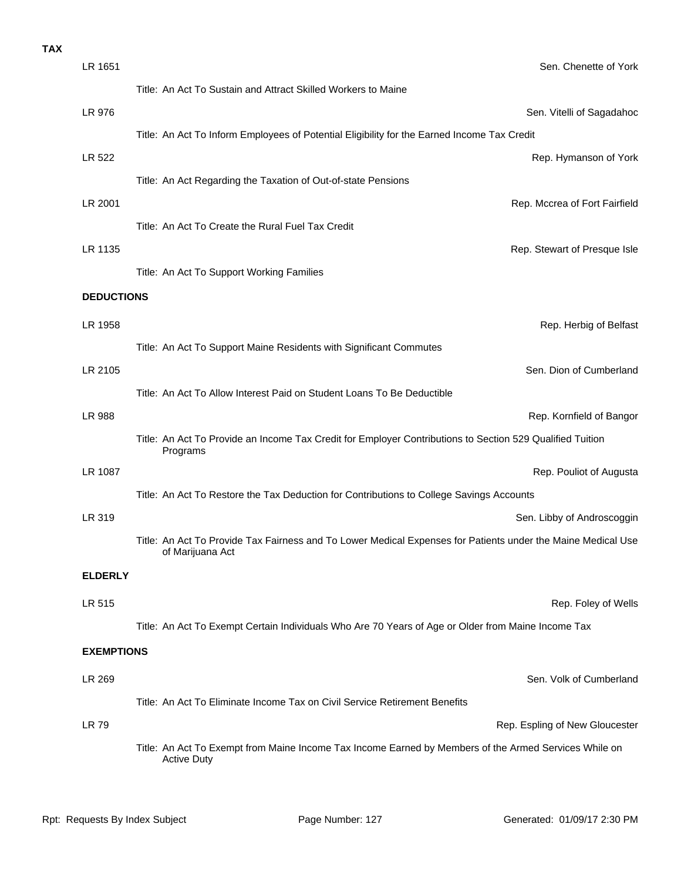**TAX**

LR 1651 — Sen. Chenette of York

Title: An Act To Sustain and Attract Skilled Workers to Maine

LR 976 — Sen. Vitelli of Sagadahoc

Title: An Act To Inform Employees of Potential Eligibility for the Earned Income Tax Credit

LR 522 — Rep. Hymanson of York

Title: An Act Regarding the Taxation of Out-of-state Pensions

LR 2001 — Rep. Mccrea of Fort Fairfield

Title: An Act To Create the Rural Fuel Tax Credit

LR 1135 — Rep. Stewart of Presque Isle

Title: An Act To Support Working Families

**DEDUCTIONS**

LR 1958 — Rep. Herbig of Belfast

Title: An Act To Support Maine Residents with Significant Commutes

LR 2105 — Sen. Dion of Cumberland

Title: An Act To Allow Interest Paid on Student Loans To Be Deductible

LR 988 — Rep. Kornfield of Bangor

Title: An Act To Provide an Income Tax Credit for Employer Contributions to Section 529 Qualified Tuition Programs

LR 1087 — Rep. Pouliot of Augusta

Title: An Act To Restore the Tax Deduction for Contributions to College Savings Accounts

LR 319 — Sen. Libby of Androscoggin

Title: An Act To Provide Tax Fairness and To Lower Medical Expenses for Patients under the Maine Medical Use of Marijuana Act

**ELDERLY**

LR 515 — Rep. Foley of Wells

Title: An Act To Exempt Certain Individuals Who Are 70 Years of Age or Older from Maine Income Tax

**EXEMPTIONS**

LR 269 — Sen. Volk of Cumberland

Title: An Act To Eliminate Income Tax on Civil Service Retirement Benefits

LR 79 — Rep. Espling of New Gloucester

Title: An Act To Exempt from Maine Income Tax Income Earned by Members of the Armed Services While on Active Duty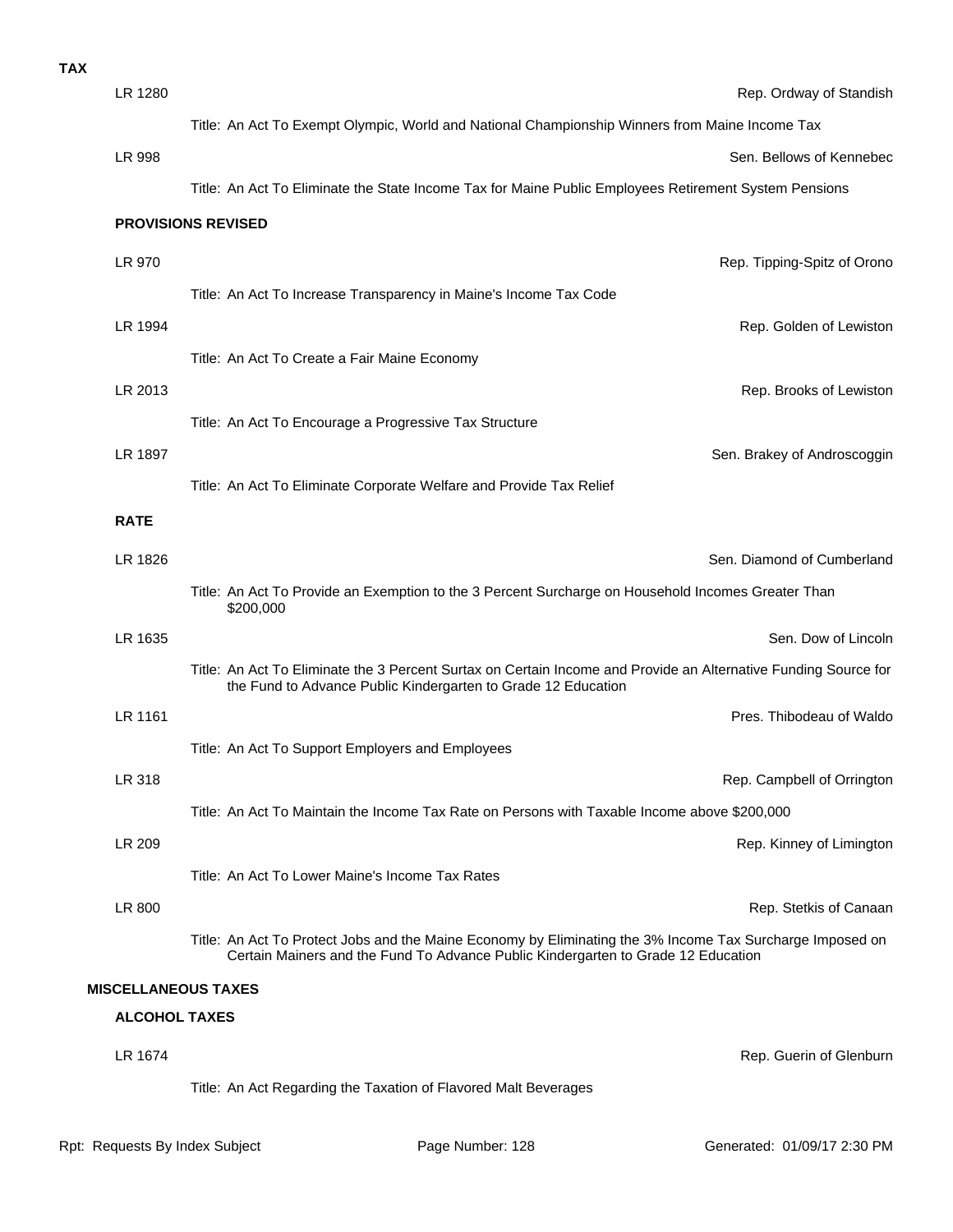**TAX**

LR 1280 — Rep. Ordway of Standish

Title: An Act To Exempt Olympic, World and National Championship Winners from Maine Income Tax

LR 998 — Sen. Bellows of Kennebec

Title: An Act To Eliminate the State Income Tax for Maine Public Employees Retirement System Pensions

**PROVISIONS REVISED**

LR 970 — Rep. Tipping-Spitz of Orono

Title: An Act To Increase Transparency in Maine's Income Tax Code

LR 1994 — Rep. Golden of Lewiston

Title: An Act To Create a Fair Maine Economy

LR 2013 — Rep. Brooks of Lewiston

Title: An Act To Encourage a Progressive Tax Structure

LR 1897 — Sen. Brakey of Androscoggin

Title: An Act To Eliminate Corporate Welfare and Provide Tax Relief

**RATE**

LR 1826 — Sen. Diamond of Cumberland

Title: An Act To Provide an Exemption to the 3 Percent Surcharge on Household Incomes Greater Than $200,000

LR 1635 — Sen. Dow of Lincoln

Title: An Act To Eliminate the 3 Percent Surtax on Certain Income and Provide an Alternative Funding Source for the Fund to Advance Public Kindergarten to Grade 12 Education

LR 1161 — Pres. Thibodeau of Waldo

Title: An Act To Support Employers and Employees

LR 318 — Rep. Campbell of Orrington

Title: An Act To Maintain the Income Tax Rate on Persons with Taxable Income above $200,000

LR 209 — Rep. Kinney of Limington

Title: An Act To Lower Maine's Income Tax Rates

LR 800 — Rep. Stetkis of Canaan

Title: An Act To Protect Jobs and the Maine Economy by Eliminating the 3% Income Tax Surcharge Imposed on Certain Mainers and the Fund To Advance Public Kindergarten to Grade 12 Education

**MISCELLANEOUS TAXES**

**ALCOHOL TAXES**

LR 1674 — Rep. Guerin of Glenburn

Title: An Act Regarding the Taxation of Flavored Malt Beverages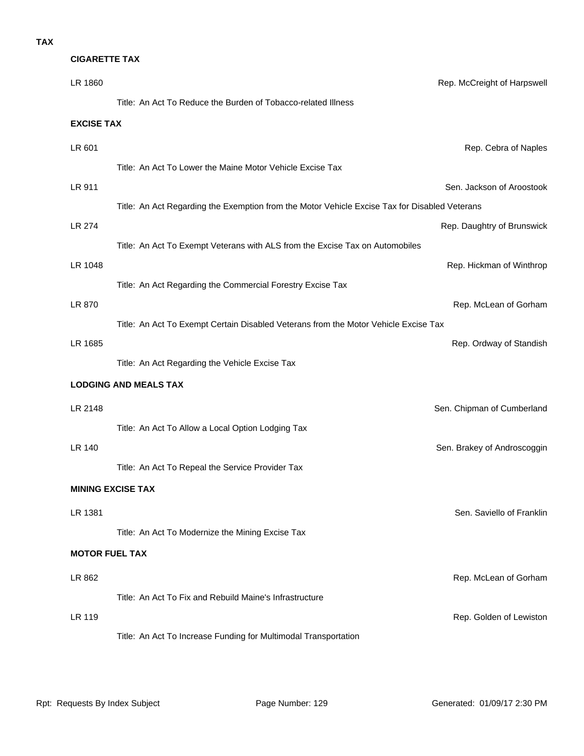# TAX

## CIGARETTE TAX

LR 1860 — Rep. McCreight of Harpswell

Title: An Act To Reduce the Burden of Tobacco-related Illness

## EXCISE TAX

LR 601 — Rep. Cebra of Naples

Title: An Act To Lower the Maine Motor Vehicle Excise Tax

LR 911 — Sen. Jackson of Aroostook

Title: An Act Regarding the Exemption from the Motor Vehicle Excise Tax for Disabled Veterans

LR 274 — Rep. Daughtry of Brunswick

Title: An Act To Exempt Veterans with ALS from the Excise Tax on Automobiles

LR 1048 — Rep. Hickman of Winthrop

Title: An Act Regarding the Commercial Forestry Excise Tax

LR 870 — Rep. McLean of Gorham

Title: An Act To Exempt Certain Disabled Veterans from the Motor Vehicle Excise Tax

LR 1685 — Rep. Ordway of Standish

Title: An Act Regarding the Vehicle Excise Tax

## LODGING AND MEALS TAX

LR 2148 — Sen. Chipman of Cumberland

Title: An Act To Allow a Local Option Lodging Tax

LR 140 — Sen. Brakey of Androscoggin

Title: An Act To Repeal the Service Provider Tax

## MINING EXCISE TAX

LR 1381 — Sen. Saviello of Franklin

Title: An Act To Modernize the Mining Excise Tax

## MOTOR FUEL TAX

LR 862 — Rep. McLean of Gorham

Title: An Act To Fix and Rebuild Maine's Infrastructure

LR 119 — Rep. Golden of Lewiston

Title: An Act To Increase Funding for Multimodal Transportation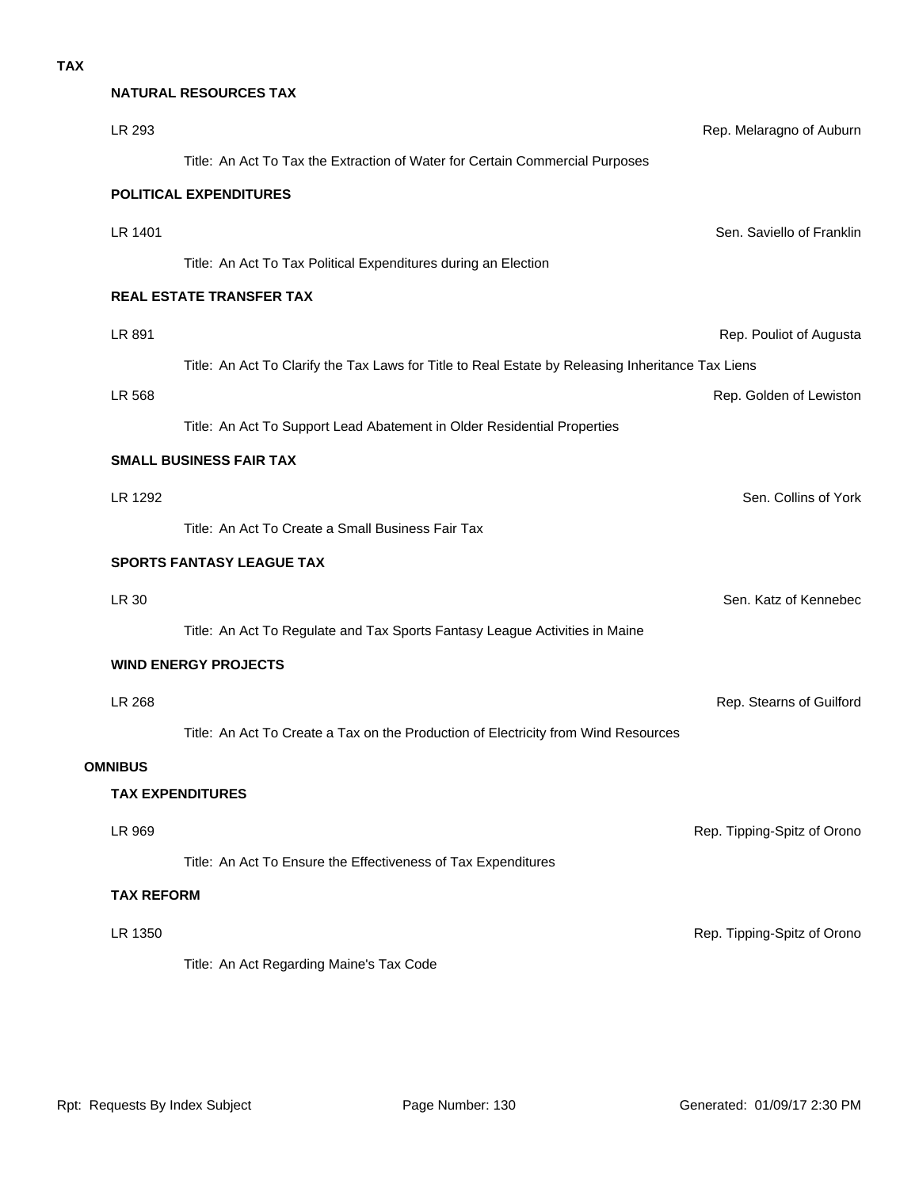**TAX**

### NATURAL RESOURCES TAX

LR 293 — Rep. Melaragno of Auburn

Title: An Act To Tax the Extraction of Water for Certain Commercial Purposes

### POLITICAL EXPENDITURES

LR 1401 — Sen. Saviello of Franklin

Title: An Act To Tax Political Expenditures during an Election

### REAL ESTATE TRANSFER TAX

LR 891 — Rep. Pouliot of Augusta

Title: An Act To Clarify the Tax Laws for Title to Real Estate by Releasing Inheritance Tax Liens

LR 568 — Rep. Golden of Lewiston

Title: An Act To Support Lead Abatement in Older Residential Properties

### SMALL BUSINESS FAIR TAX

LR 1292 — Sen. Collins of York

Title: An Act To Create a Small Business Fair Tax

### SPORTS FANTASY LEAGUE TAX

LR 30 — Sen. Katz of Kennebec

Title: An Act To Regulate and Tax Sports Fantasy League Activities in Maine

### WIND ENERGY PROJECTS

LR 268 — Rep. Stearns of Guilford

Title: An Act To Create a Tax on the Production of Electricity from Wind Resources

## OMNIBUS

### TAX EXPENDITURES

LR 969 — Rep. Tipping-Spitz of Orono

Title: An Act To Ensure the Effectiveness of Tax Expenditures

### TAX REFORM

LR 1350 — Rep. Tipping-Spitz of Orono

Title: An Act Regarding Maine's Tax Code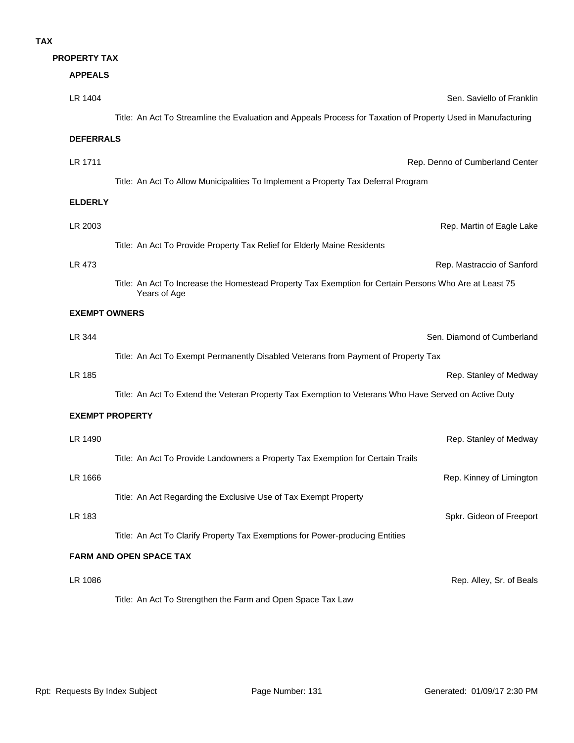# TAX

## PROPERTY TAX

### APPEALS

LR 1404 — Sen. Saviello of Franklin

Title: An Act To Streamline the Evaluation and Appeals Process for Taxation of Property Used in Manufacturing

### DEFERRALS

LR 1711 — Rep. Denno of Cumberland Center

Title: An Act To Allow Municipalities To Implement a Property Tax Deferral Program

### ELDERLY

LR 2003 — Rep. Martin of Eagle Lake

Title: An Act To Provide Property Tax Relief for Elderly Maine Residents

LR 473 — Rep. Mastraccio of Sanford

Title: An Act To Increase the Homestead Property Tax Exemption for Certain Persons Who Are at Least 75 Years of Age

### EXEMPT OWNERS

LR 344 — Sen. Diamond of Cumberland

Title: An Act To Exempt Permanently Disabled Veterans from Payment of Property Tax

LR 185 — Rep. Stanley of Medway

Title: An Act To Extend the Veteran Property Tax Exemption to Veterans Who Have Served on Active Duty

### EXEMPT PROPERTY

LR 1490 — Rep. Stanley of Medway

Title: An Act To Provide Landowners a Property Tax Exemption for Certain Trails

LR 1666 — Rep. Kinney of Limington

Title: An Act Regarding the Exclusive Use of Tax Exempt Property

LR 183 — Spkr. Gideon of Freeport

Title: An Act To Clarify Property Tax Exemptions for Power-producing Entities

### FARM AND OPEN SPACE TAX

LR 1086 — Rep. Alley, Sr. of Beals

Title: An Act To Strengthen the Farm and Open Space Tax Law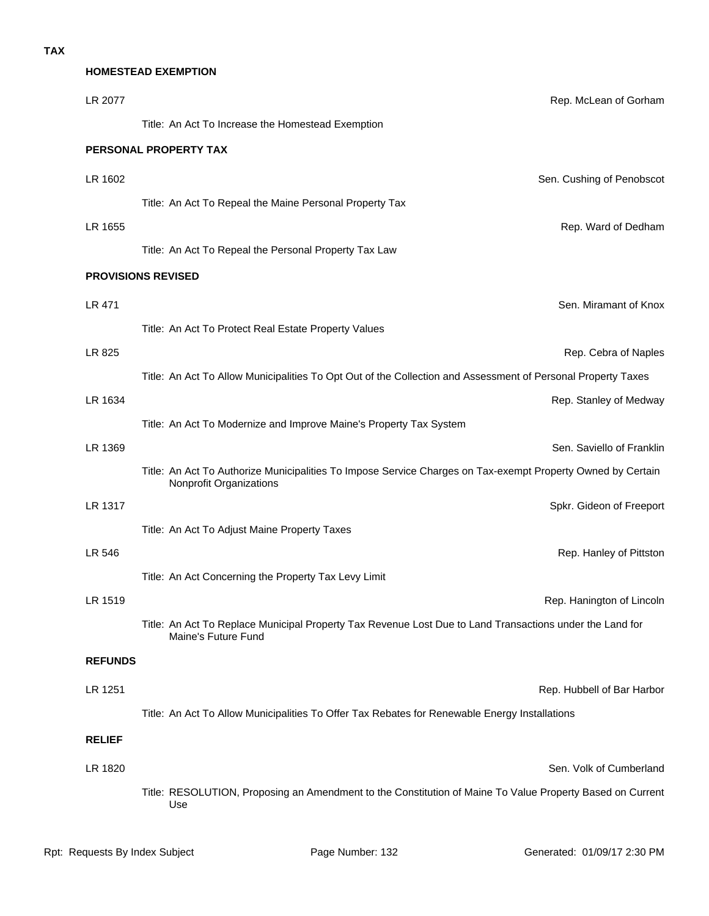**TAX**

### HOMESTEAD EXEMPTION

LR 2077 — Rep. McLean of Gorham

Title: An Act To Increase the Homestead Exemption

### PERSONAL PROPERTY TAX

LR 1602 — Sen. Cushing of Penobscot

Title: An Act To Repeal the Maine Personal Property Tax

LR 1655 — Rep. Ward of Dedham

Title: An Act To Repeal the Personal Property Tax Law

### PROVISIONS REVISED

LR 471 — Sen. Miramant of Knox

Title: An Act To Protect Real Estate Property Values

LR 825 — Rep. Cebra of Naples

Title: An Act To Allow Municipalities To Opt Out of the Collection and Assessment of Personal Property Taxes

LR 1634 — Rep. Stanley of Medway

Title: An Act To Modernize and Improve Maine's Property Tax System

LR 1369 — Sen. Saviello of Franklin

Title: An Act To Authorize Municipalities To Impose Service Charges on Tax-exempt Property Owned by Certain Nonprofit Organizations

LR 1317 — Spkr. Gideon of Freeport

Title: An Act To Adjust Maine Property Taxes

LR 546 — Rep. Hanley of Pittston

Title: An Act Concerning the Property Tax Levy Limit

LR 1519 — Rep. Hanington of Lincoln

Title: An Act To Replace Municipal Property Tax Revenue Lost Due to Land Transactions under the Land for Maine's Future Fund

### REFUNDS

LR 1251 — Rep. Hubbell of Bar Harbor

Title: An Act To Allow Municipalities To Offer Tax Rebates for Renewable Energy Installations

### RELIEF

LR 1820 — Sen. Volk of Cumberland

Title: RESOLUTION, Proposing an Amendment to the Constitution of Maine To Value Property Based on Current Use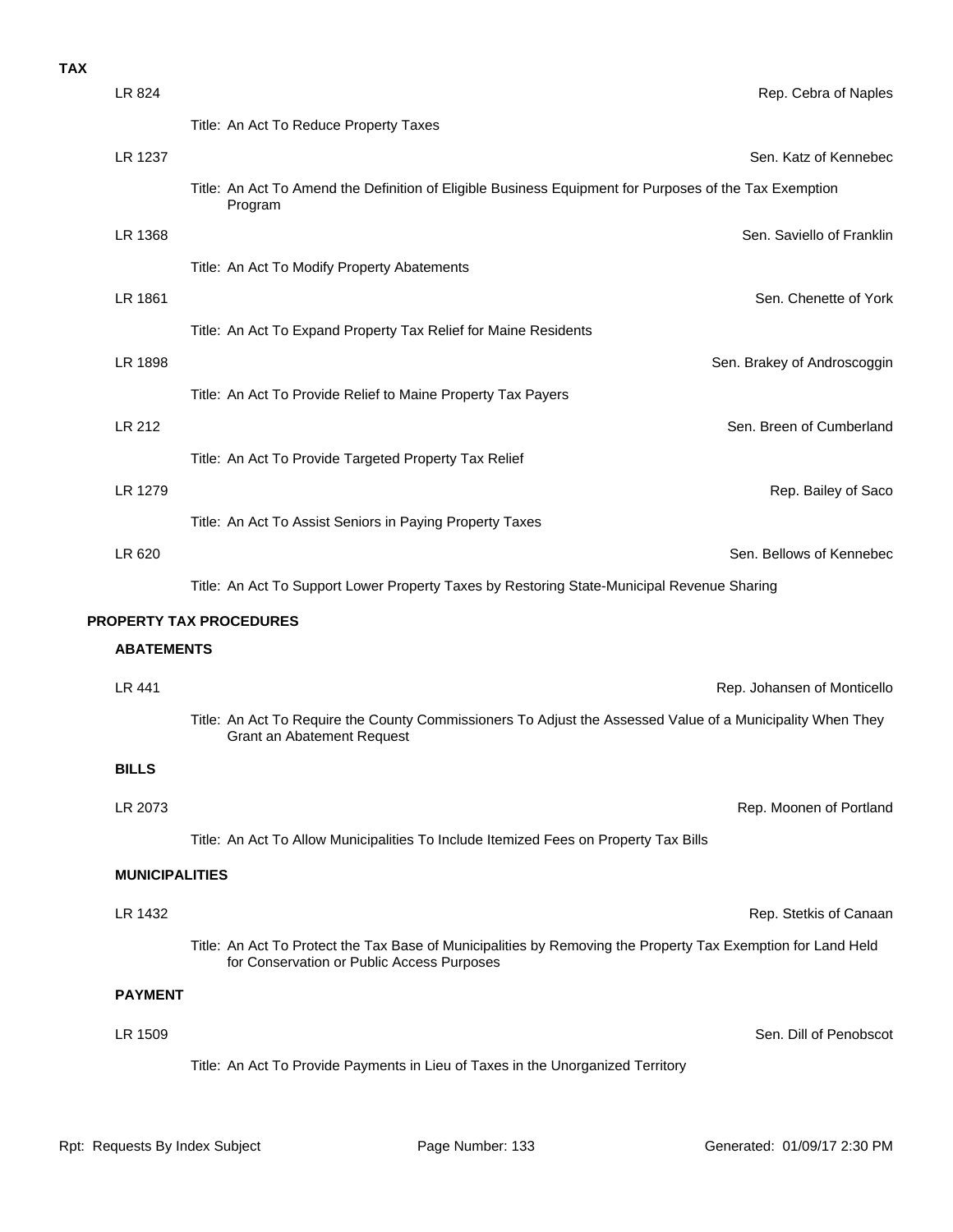**TAX**

LR 824 — Rep. Cebra of Naples

Title: An Act To Reduce Property Taxes

LR 1237 — Sen. Katz of Kennebec

Title: An Act To Amend the Definition of Eligible Business Equipment for Purposes of the Tax Exemption Program

LR 1368 — Sen. Saviello of Franklin

Title: An Act To Modify Property Abatements

LR 1861 — Sen. Chenette of York

Title: An Act To Expand Property Tax Relief for Maine Residents

LR 1898 — Sen. Brakey of Androscoggin

Title: An Act To Provide Relief to Maine Property Tax Payers

LR 212 — Sen. Breen of Cumberland

Title: An Act To Provide Targeted Property Tax Relief

LR 1279 — Rep. Bailey of Saco

Title: An Act To Assist Seniors in Paying Property Taxes

LR 620 — Sen. Bellows of Kennebec

Title: An Act To Support Lower Property Taxes by Restoring State-Municipal Revenue Sharing

## PROPERTY TAX PROCEDURES

### ABATEMENTS

LR 441 — Rep. Johansen of Monticello

Title: An Act To Require the County Commissioners To Adjust the Assessed Value of a Municipality When They Grant an Abatement Request

### BILLS

LR 2073 — Rep. Moonen of Portland

Title: An Act To Allow Municipalities To Include Itemized Fees on Property Tax Bills

### MUNICIPALITIES

LR 1432 — Rep. Stetkis of Canaan

Title: An Act To Protect the Tax Base of Municipalities by Removing the Property Tax Exemption for Land Held for Conservation or Public Access Purposes

### PAYMENT

LR 1509 — Sen. Dill of Penobscot

Title: An Act To Provide Payments in Lieu of Taxes in the Unorganized Territory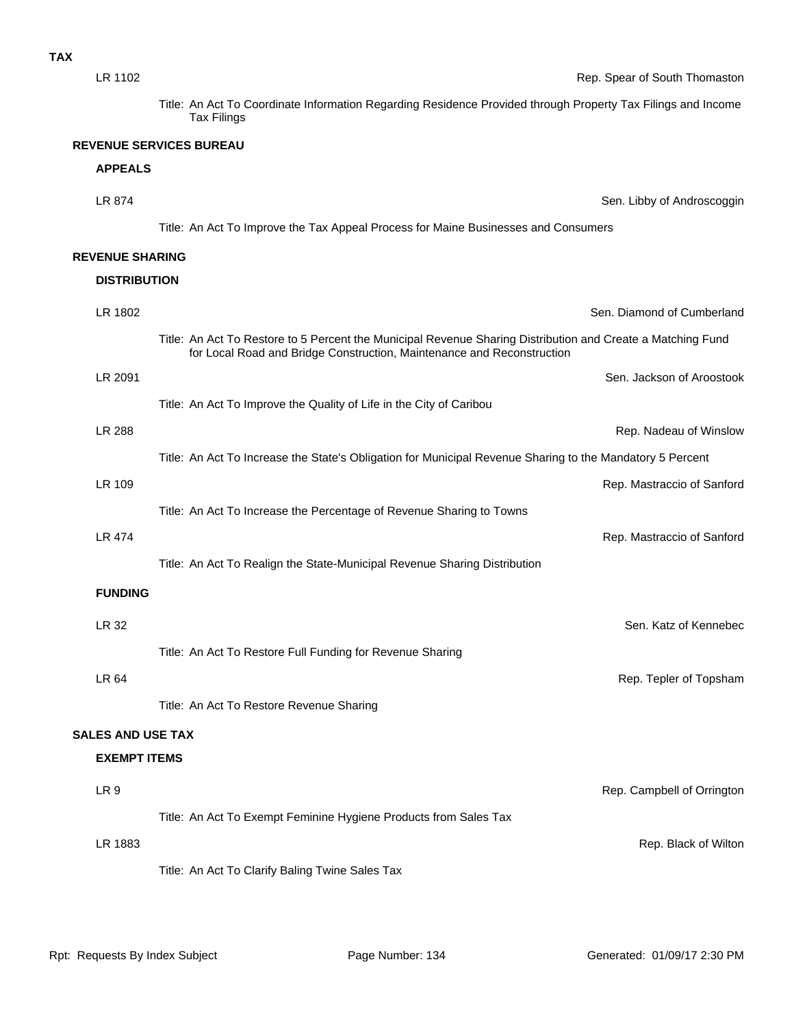**TAX**

LR 1102 — Rep. Spear of South Thomaston

Title: An Act To Coordinate Information Regarding Residence Provided through Property Tax Filings and Income Tax Filings

## REVENUE SERVICES BUREAU

### APPEALS

LR 874 — Sen. Libby of Androscoggin

Title: An Act To Improve the Tax Appeal Process for Maine Businesses and Consumers

## REVENUE SHARING

### DISTRIBUTION

LR 1802 — Sen. Diamond of Cumberland

Title: An Act To Restore to 5 Percent the Municipal Revenue Sharing Distribution and Create a Matching Fund for Local Road and Bridge Construction, Maintenance and Reconstruction

LR 2091 — Sen. Jackson of Aroostook

Title: An Act To Improve the Quality of Life in the City of Caribou

LR 288 — Rep. Nadeau of Winslow

Title: An Act To Increase the State's Obligation for Municipal Revenue Sharing to the Mandatory 5 Percent

LR 109 — Rep. Mastraccio of Sanford

Title: An Act To Increase the Percentage of Revenue Sharing to Towns

LR 474 — Rep. Mastraccio of Sanford

Title: An Act To Realign the State-Municipal Revenue Sharing Distribution

### FUNDING

LR 32 — Sen. Katz of Kennebec

Title: An Act To Restore Full Funding for Revenue Sharing

LR 64 — Rep. Tepler of Topsham

Title: An Act To Restore Revenue Sharing

## SALES AND USE TAX

### EXEMPT ITEMS

LR 9 — Rep. Campbell of Orrington

Title: An Act To Exempt Feminine Hygiene Products from Sales Tax

LR 1883 — Rep. Black of Wilton

Title: An Act To Clarify Baling Twine Sales Tax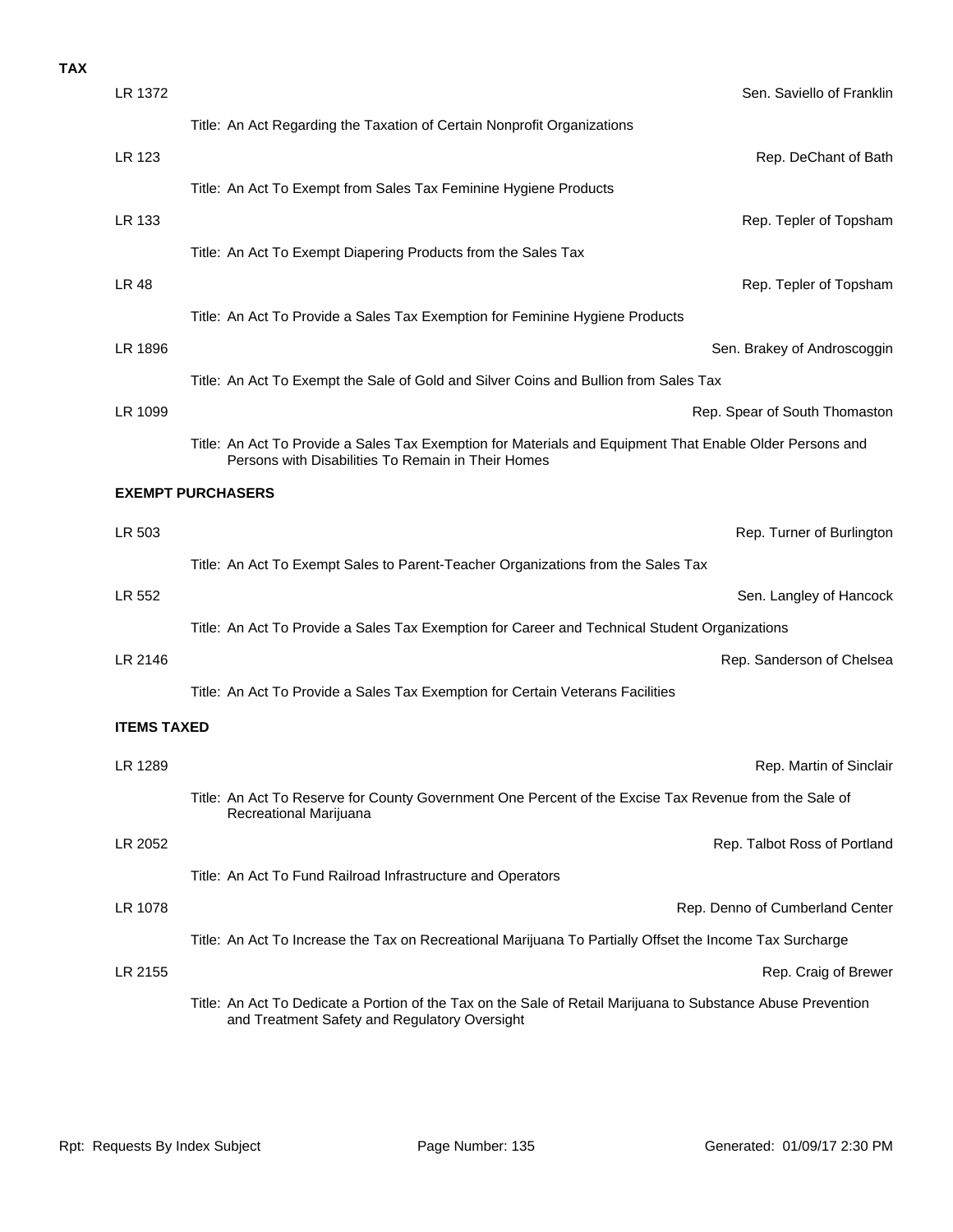**TAX**

LR 1372 — Sen. Saviello of Franklin

Title: An Act Regarding the Taxation of Certain Nonprofit Organizations

LR 123 — Rep. DeChant of Bath

Title: An Act To Exempt from Sales Tax Feminine Hygiene Products

LR 133 — Rep. Tepler of Topsham

Title: An Act To Exempt Diapering Products from the Sales Tax

LR 48 — Rep. Tepler of Topsham

Title: An Act To Provide a Sales Tax Exemption for Feminine Hygiene Products

LR 1896 — Sen. Brakey of Androscoggin

Title: An Act To Exempt the Sale of Gold and Silver Coins and Bullion from Sales Tax

LR 1099 — Rep. Spear of South Thomaston

Title: An Act To Provide a Sales Tax Exemption for Materials and Equipment That Enable Older Persons and Persons with Disabilities To Remain in Their Homes

**EXEMPT PURCHASERS**

LR 503 — Rep. Turner of Burlington

Title: An Act To Exempt Sales to Parent-Teacher Organizations from the Sales Tax

LR 552 — Sen. Langley of Hancock

Title: An Act To Provide a Sales Tax Exemption for Career and Technical Student Organizations

LR 2146 — Rep. Sanderson of Chelsea

Title: An Act To Provide a Sales Tax Exemption for Certain Veterans Facilities

**ITEMS TAXED**

LR 1289 — Rep. Martin of Sinclair

Title: An Act To Reserve for County Government One Percent of the Excise Tax Revenue from the Sale of Recreational Marijuana

LR 2052 — Rep. Talbot Ross of Portland

Title: An Act To Fund Railroad Infrastructure and Operators

LR 1078 — Rep. Denno of Cumberland Center

Title: An Act To Increase the Tax on Recreational Marijuana To Partially Offset the Income Tax Surcharge

LR 2155 — Rep. Craig of Brewer

Title: An Act To Dedicate a Portion of the Tax on the Sale of Retail Marijuana to Substance Abuse Prevention and Treatment Safety and Regulatory Oversight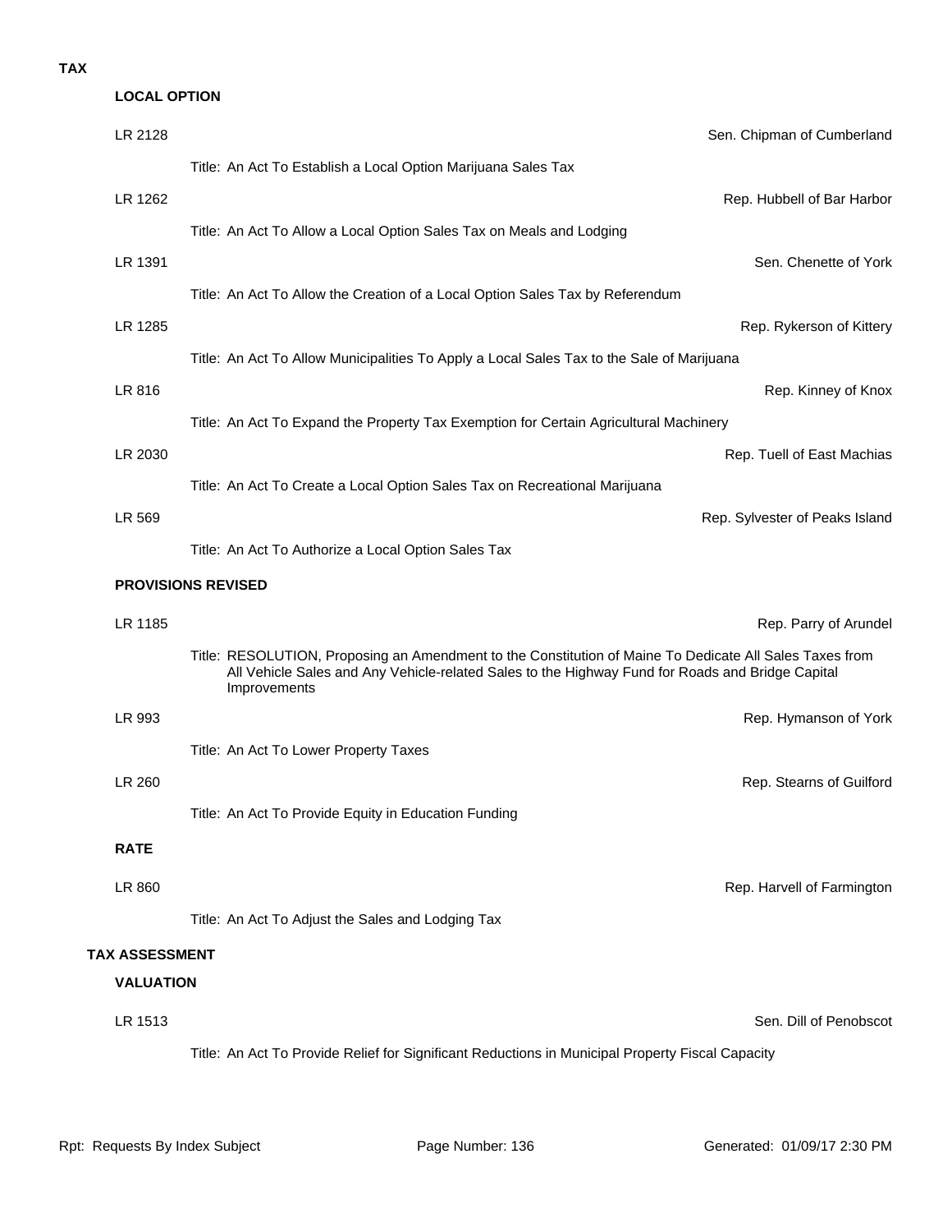# TAX

## LOCAL OPTION

LR 2128 — Sen. Chipman of Cumberland

Title: An Act To Establish a Local Option Marijuana Sales Tax

LR 1262 — Rep. Hubbell of Bar Harbor

Title: An Act To Allow a Local Option Sales Tax on Meals and Lodging

LR 1391 — Sen. Chenette of York

Title: An Act To Allow the Creation of a Local Option Sales Tax by Referendum

LR 1285 — Rep. Rykerson of Kittery

Title: An Act To Allow Municipalities To Apply a Local Sales Tax to the Sale of Marijuana

LR 816 — Rep. Kinney of Knox

Title: An Act To Expand the Property Tax Exemption for Certain Agricultural Machinery

LR 2030 — Rep. Tuell of East Machias

Title: An Act To Create a Local Option Sales Tax on Recreational Marijuana

LR 569 — Rep. Sylvester of Peaks Island

Title: An Act To Authorize a Local Option Sales Tax

## PROVISIONS REVISED

LR 1185 — Rep. Parry of Arundel

Title: RESOLUTION, Proposing an Amendment to the Constitution of Maine To Dedicate All Sales Taxes from All Vehicle Sales and Any Vehicle-related Sales to the Highway Fund for Roads and Bridge Capital Improvements

LR 993 — Rep. Hymanson of York

Title: An Act To Lower Property Taxes

LR 260 — Rep. Stearns of Guilford

Title: An Act To Provide Equity in Education Funding

## RATE

LR 860 — Rep. Harvell of Farmington

Title: An Act To Adjust the Sales and Lodging Tax

# TAX ASSESSMENT

## VALUATION

LR 1513 — Sen. Dill of Penobscot

Title: An Act To Provide Relief for Significant Reductions in Municipal Property Fiscal Capacity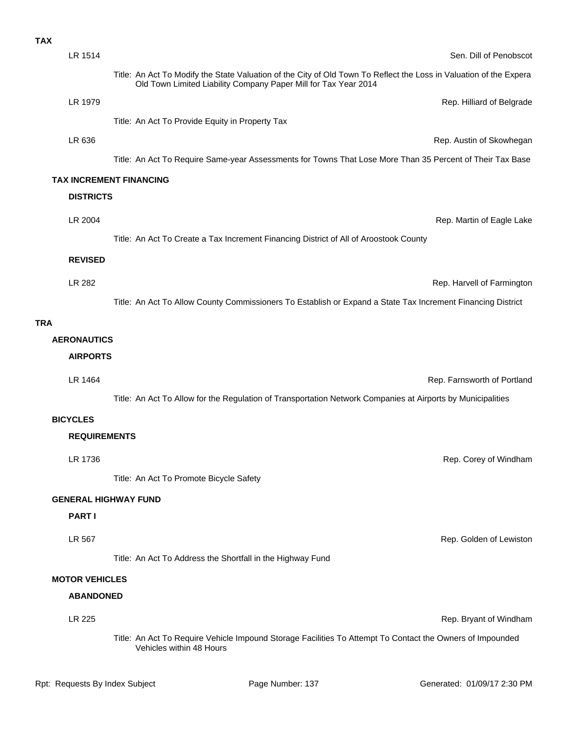**TAX**

LR 1514 — Sen. Dill of Penobscot

Title: An Act To Modify the State Valuation of the City of Old Town To Reflect the Loss in Valuation of the Expera Old Town Limited Liability Company Paper Mill for Tax Year 2014

LR 1979 — Rep. Hilliard of Belgrade

Title: An Act To Provide Equity in Property Tax

LR 636 — Rep. Austin of Skowhegan

Title: An Act To Require Same-year Assessments for Towns That Lose More Than 35 Percent of Their Tax Base

**TAX INCREMENT FINANCING**

**DISTRICTS**

LR 2004 — Rep. Martin of Eagle Lake

Title: An Act To Create a Tax Increment Financing District of All of Aroostook County

**REVISED**

LR 282 — Rep. Harvell of Farmington

Title: An Act To Allow County Commissioners To Establish or Expand a State Tax Increment Financing District

**TRA**

**AERONAUTICS**

**AIRPORTS**

LR 1464 — Rep. Farnsworth of Portland

Title: An Act To Allow for the Regulation of Transportation Network Companies at Airports by Municipalities

**BICYCLES**

**REQUIREMENTS**

LR 1736 — Rep. Corey of Windham

Title: An Act To Promote Bicycle Safety

**GENERAL HIGHWAY FUND**

**PART I**

LR 567 — Rep. Golden of Lewiston

Title: An Act To Address the Shortfall in the Highway Fund

**MOTOR VEHICLES**

**ABANDONED**

LR 225 — Rep. Bryant of Windham

Title: An Act To Require Vehicle Impound Storage Facilities To Attempt To Contact the Owners of Impounded Vehicles within 48 Hours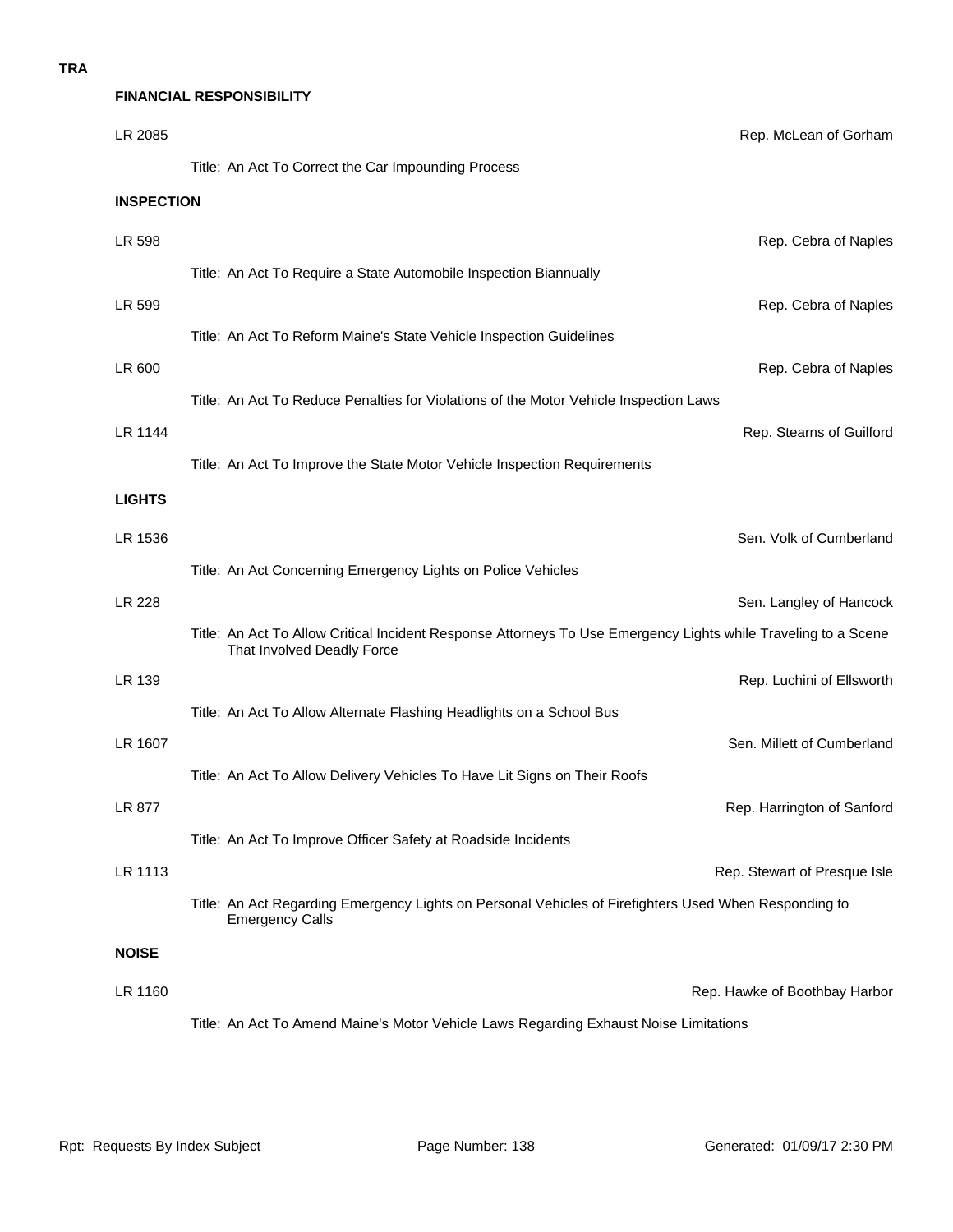**TRA**

### FINANCIAL RESPONSIBILITY

LR 2085 — Rep. McLean of Gorham

Title: An Act To Correct the Car Impounding Process

### INSPECTION

LR 598 — Rep. Cebra of Naples

Title: An Act To Require a State Automobile Inspection Biannually

LR 599 — Rep. Cebra of Naples

Title: An Act To Reform Maine's State Vehicle Inspection Guidelines

LR 600 — Rep. Cebra of Naples

Title: An Act To Reduce Penalties for Violations of the Motor Vehicle Inspection Laws

LR 1144 — Rep. Stearns of Guilford

Title: An Act To Improve the State Motor Vehicle Inspection Requirements

### LIGHTS

LR 1536 — Sen. Volk of Cumberland

Title: An Act Concerning Emergency Lights on Police Vehicles

LR 228 — Sen. Langley of Hancock

Title: An Act To Allow Critical Incident Response Attorneys To Use Emergency Lights while Traveling to a Scene That Involved Deadly Force

LR 139 — Rep. Luchini of Ellsworth

Title: An Act To Allow Alternate Flashing Headlights on a School Bus

LR 1607 — Sen. Millett of Cumberland

Title: An Act To Allow Delivery Vehicles To Have Lit Signs on Their Roofs

LR 877 — Rep. Harrington of Sanford

Title: An Act To Improve Officer Safety at Roadside Incidents

LR 1113 — Rep. Stewart of Presque Isle

Title: An Act Regarding Emergency Lights on Personal Vehicles of Firefighters Used When Responding to Emergency Calls

### NOISE

LR 1160 — Rep. Hawke of Boothbay Harbor

Title: An Act To Amend Maine's Motor Vehicle Laws Regarding Exhaust Noise Limitations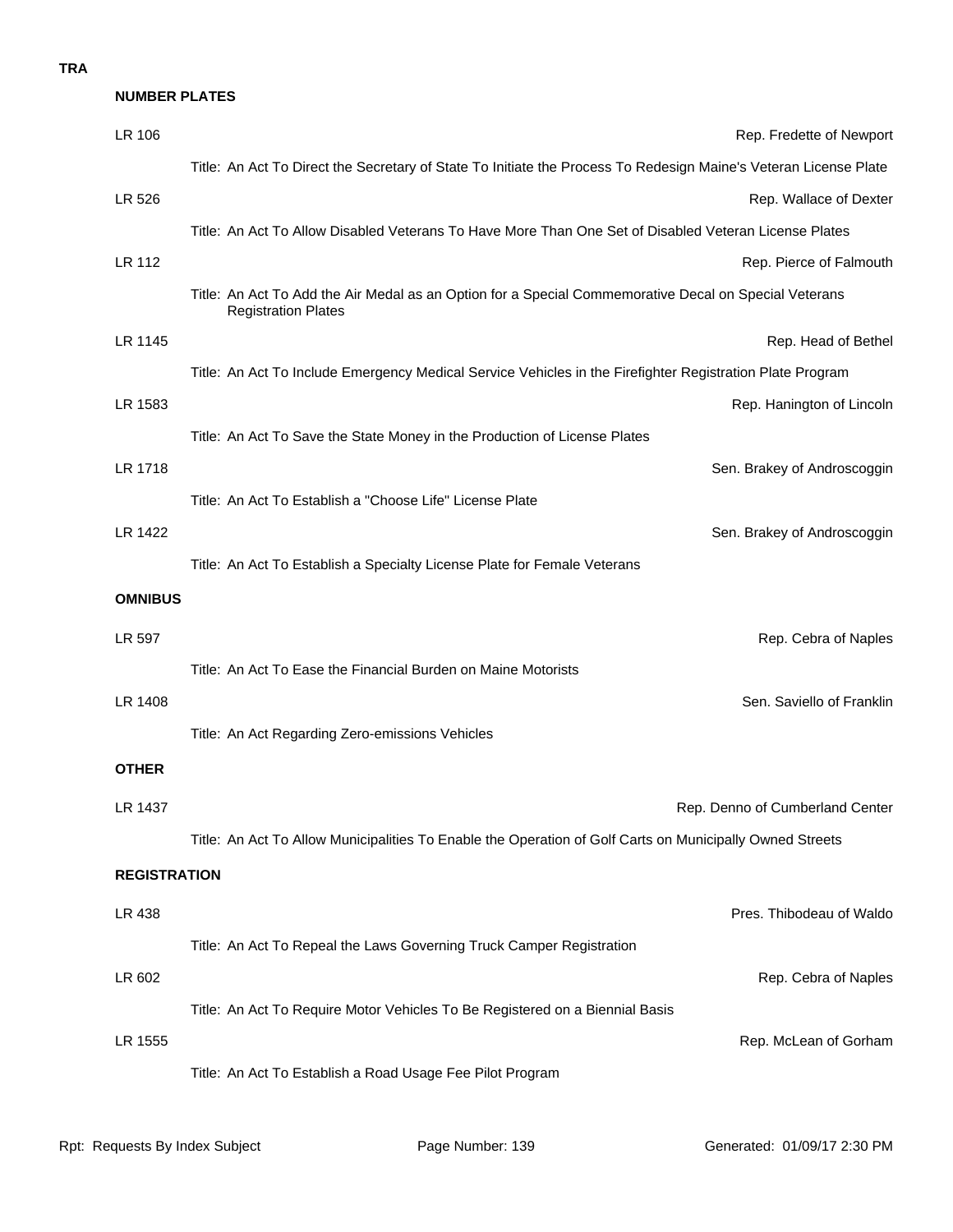**TRA**

### NUMBER PLATES

**LR 106** — Rep. Fredette of Newport

Title: An Act To Direct the Secretary of State To Initiate the Process To Redesign Maine's Veteran License Plate

**LR 526** — Rep. Wallace of Dexter

Title: An Act To Allow Disabled Veterans To Have More Than One Set of Disabled Veteran License Plates

**LR 112** — Rep. Pierce of Falmouth

Title: An Act To Add the Air Medal as an Option for a Special Commemorative Decal on Special Veterans Registration Plates

**LR 1145** — Rep. Head of Bethel

Title: An Act To Include Emergency Medical Service Vehicles in the Firefighter Registration Plate Program

**LR 1583** — Rep. Hanington of Lincoln

Title: An Act To Save the State Money in the Production of License Plates

**LR 1718** — Sen. Brakey of Androscoggin

Title: An Act To Establish a "Choose Life" License Plate

**LR 1422** — Sen. Brakey of Androscoggin

Title: An Act To Establish a Specialty License Plate for Female Veterans

### OMNIBUS

**LR 597** — Rep. Cebra of Naples

Title: An Act To Ease the Financial Burden on Maine Motorists

**LR 1408** — Sen. Saviello of Franklin

Title: An Act Regarding Zero-emissions Vehicles

### OTHER

**LR 1437** — Rep. Denno of Cumberland Center

Title: An Act To Allow Municipalities To Enable the Operation of Golf Carts on Municipally Owned Streets

### REGISTRATION

**LR 438** — Pres. Thibodeau of Waldo

Title: An Act To Repeal the Laws Governing Truck Camper Registration

**LR 602** — Rep. Cebra of Naples

Title: An Act To Require Motor Vehicles To Be Registered on a Biennial Basis

**LR 1555** — Rep. McLean of Gorham

Title: An Act To Establish a Road Usage Fee Pilot Program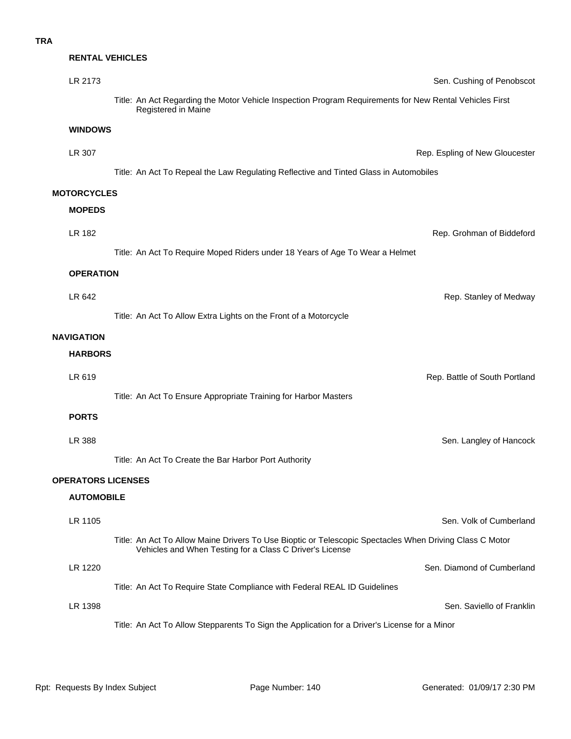**TRA**

### RENTAL VEHICLES

LR 2173 — Sen. Cushing of Penobscot

Title: An Act Regarding the Motor Vehicle Inspection Program Requirements for New Rental Vehicles First Registered in Maine

### WINDOWS

LR 307 — Rep. Espling of New Gloucester

Title: An Act To Repeal the Law Regulating Reflective and Tinted Glass in Automobiles

## MOTORCYCLES

### MOPEDS

LR 182 — Rep. Grohman of Biddeford

Title: An Act To Require Moped Riders under 18 Years of Age To Wear a Helmet

### OPERATION

LR 642 — Rep. Stanley of Medway

Title: An Act To Allow Extra Lights on the Front of a Motorcycle

## NAVIGATION

### HARBORS

LR 619 — Rep. Battle of South Portland

Title: An Act To Ensure Appropriate Training for Harbor Masters

### PORTS

LR 388 — Sen. Langley of Hancock

Title: An Act To Create the Bar Harbor Port Authority

## OPERATORS LICENSES

### AUTOMOBILE

LR 1105 — Sen. Volk of Cumberland

Title: An Act To Allow Maine Drivers To Use Bioptic or Telescopic Spectacles When Driving Class C Motor Vehicles and When Testing for a Class C Driver's License

LR 1220 — Sen. Diamond of Cumberland

Title: An Act To Require State Compliance with Federal REAL ID Guidelines

LR 1398 — Sen. Saviello of Franklin

Title: An Act To Allow Stepparents To Sign the Application for a Driver's License for a Minor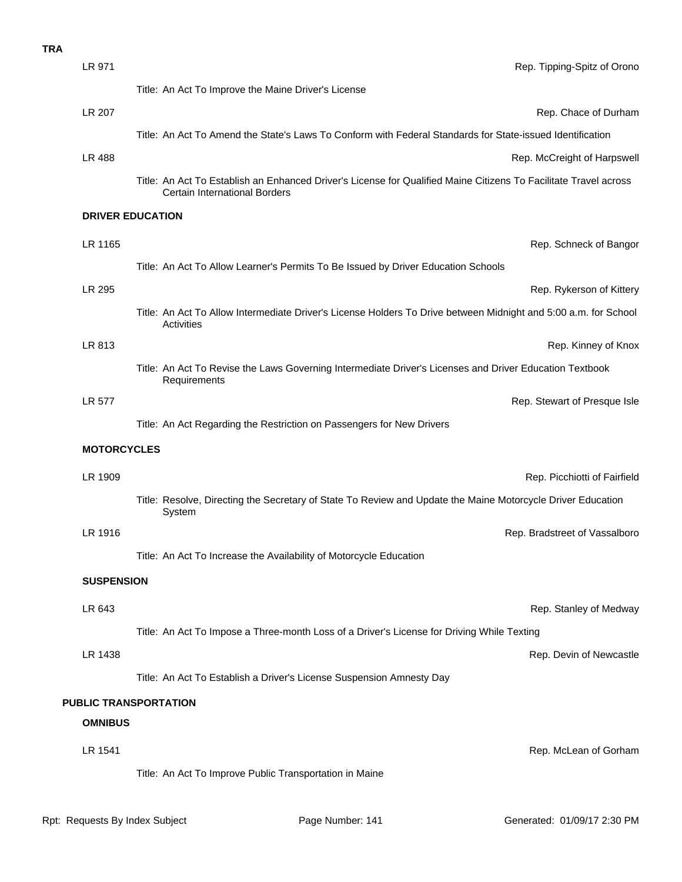**TRA**

LR 971 — Rep. Tipping-Spitz of Orono

Title: An Act To Improve the Maine Driver's License

LR 207 — Rep. Chace of Durham

Title: An Act To Amend the State's Laws To Conform with Federal Standards for State-issued Identification

LR 488 — Rep. McCreight of Harpswell

Title: An Act To Establish an Enhanced Driver's License for Qualified Maine Citizens To Facilitate Travel across Certain International Borders

### DRIVER EDUCATION

LR 1165 — Rep. Schneck of Bangor

Title: An Act To Allow Learner's Permits To Be Issued by Driver Education Schools

LR 295 — Rep. Rykerson of Kittery

Title: An Act To Allow Intermediate Driver's License Holders To Drive between Midnight and 5:00 a.m. for School Activities

LR 813 — Rep. Kinney of Knox

Title: An Act To Revise the Laws Governing Intermediate Driver's Licenses and Driver Education Textbook Requirements

LR 577 — Rep. Stewart of Presque Isle

Title: An Act Regarding the Restriction on Passengers for New Drivers

### MOTORCYCLES

LR 1909 — Rep. Picchiotti of Fairfield

Title: Resolve, Directing the Secretary of State To Review and Update the Maine Motorcycle Driver Education System

LR 1916 — Rep. Bradstreet of Vassalboro

Title: An Act To Increase the Availability of Motorcycle Education

### SUSPENSION

LR 643 — Rep. Stanley of Medway

Title: An Act To Impose a Three-month Loss of a Driver's License for Driving While Texting

LR 1438 — Rep. Devin of Newcastle

Title: An Act To Establish a Driver's License Suspension Amnesty Day

## PUBLIC TRANSPORTATION

### OMNIBUS

LR 1541 — Rep. McLean of Gorham

Title: An Act To Improve Public Transportation in Maine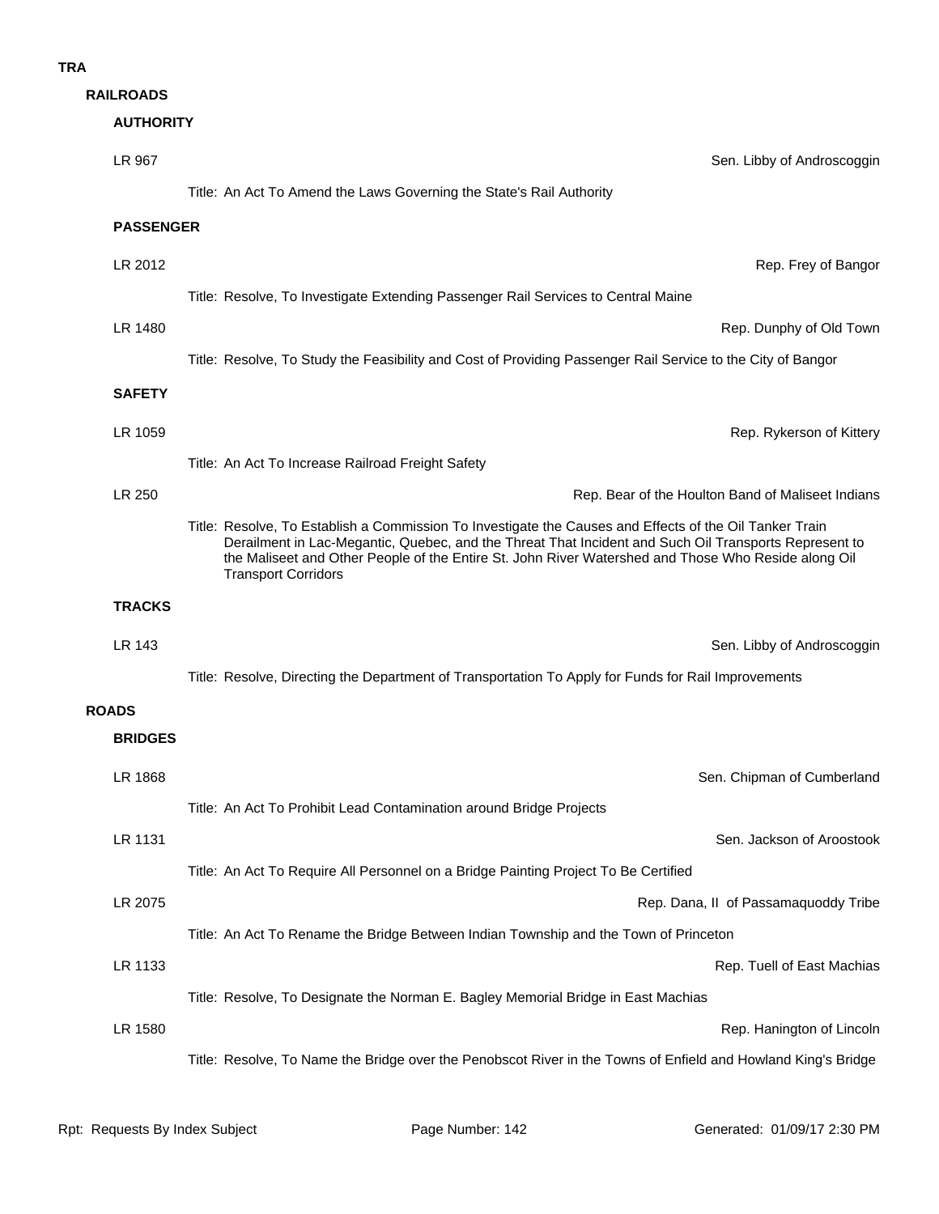# TRA

## RAILROADS

### AUTHORITY

**LR 967** — Sen. Libby of Androscoggin

Title: An Act To Amend the Laws Governing the State's Rail Authority

### PASSENGER

**LR 2012** — Rep. Frey of Bangor

Title: Resolve, To Investigate Extending Passenger Rail Services to Central Maine

**LR 1480** — Rep. Dunphy of Old Town

Title: Resolve, To Study the Feasibility and Cost of Providing Passenger Rail Service to the City of Bangor

### SAFETY

**LR 1059** — Rep. Rykerson of Kittery

Title: An Act To Increase Railroad Freight Safety

**LR 250** — Rep. Bear of the Houlton Band of Maliseet Indians

Title: Resolve, To Establish a Commission To Investigate the Causes and Effects of the Oil Tanker Train Derailment in Lac-Megantic, Quebec, and the Threat That Incident and Such Oil Transports Represent to the Maliseet and Other People of the Entire St. John River Watershed and Those Who Reside along Oil Transport Corridors

### TRACKS

**LR 143** — Sen. Libby of Androscoggin

Title: Resolve, Directing the Department of Transportation To Apply for Funds for Rail Improvements

## ROADS

### BRIDGES

**LR 1868** — Sen. Chipman of Cumberland

Title: An Act To Prohibit Lead Contamination around Bridge Projects

**LR 1131** — Sen. Jackson of Aroostook

Title: An Act To Require All Personnel on a Bridge Painting Project To Be Certified

**LR 2075** — Rep. Dana, II of Passamaquoddy Tribe

Title: An Act To Rename the Bridge Between Indian Township and the Town of Princeton

**LR 1133** — Rep. Tuell of East Machias

Title: Resolve, To Designate the Norman E. Bagley Memorial Bridge in East Machias

**LR 1580** — Rep. Hanington of Lincoln

Title: Resolve, To Name the Bridge over the Penobscot River in the Towns of Enfield and Howland King's Bridge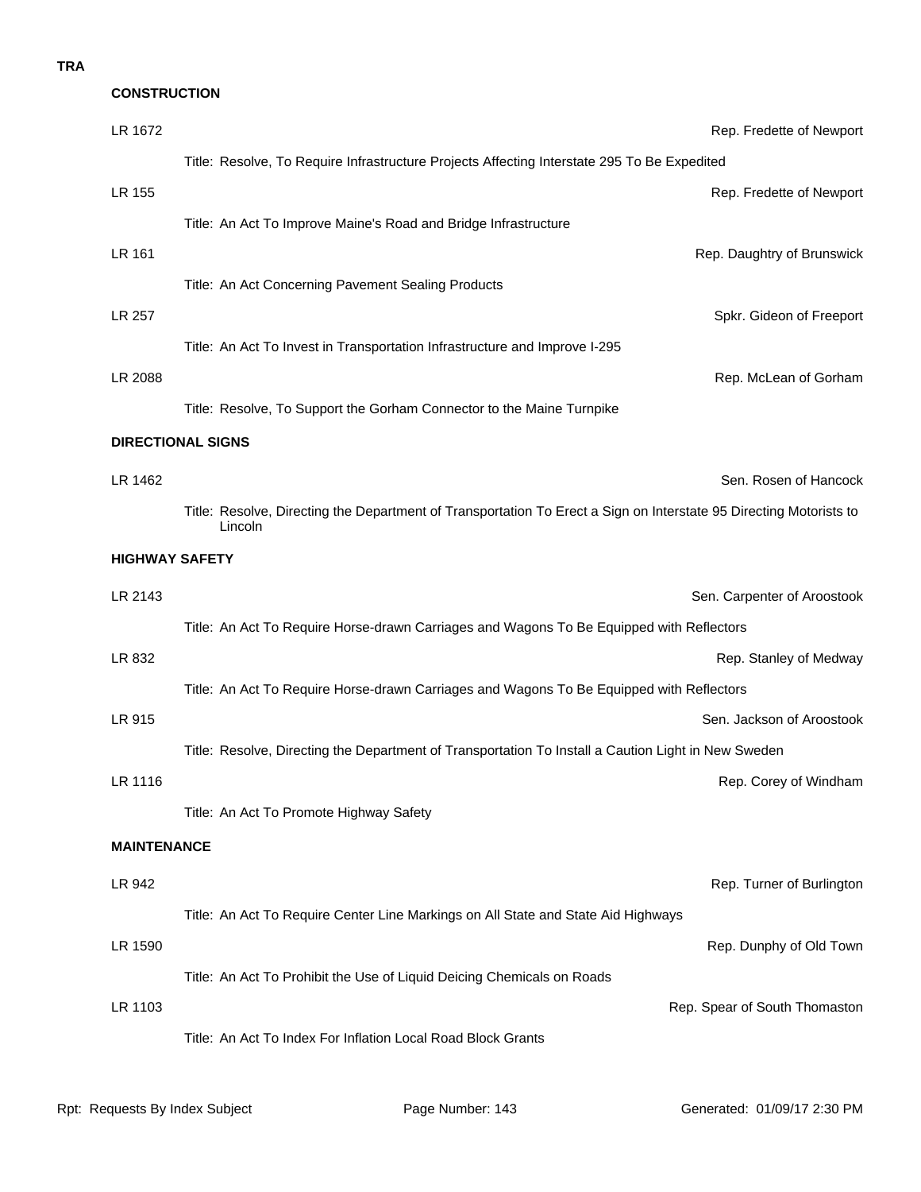**TRA**

### CONSTRUCTION

LR 1672 — Rep. Fredette of Newport

Title: Resolve, To Require Infrastructure Projects Affecting Interstate 295 To Be Expedited

LR 155 — Rep. Fredette of Newport

Title: An Act To Improve Maine's Road and Bridge Infrastructure

LR 161 — Rep. Daughtry of Brunswick

Title: An Act Concerning Pavement Sealing Products

LR 257 — Spkr. Gideon of Freeport

Title: An Act To Invest in Transportation Infrastructure and Improve I-295

LR 2088 — Rep. McLean of Gorham

Title: Resolve, To Support the Gorham Connector to the Maine Turnpike

### DIRECTIONAL SIGNS

LR 1462 — Sen. Rosen of Hancock

Title: Resolve, Directing the Department of Transportation To Erect a Sign on Interstate 95 Directing Motorists to Lincoln

### HIGHWAY SAFETY

LR 2143 — Sen. Carpenter of Aroostook

Title: An Act To Require Horse-drawn Carriages and Wagons To Be Equipped with Reflectors

LR 832 — Rep. Stanley of Medway

Title: An Act To Require Horse-drawn Carriages and Wagons To Be Equipped with Reflectors

LR 915 — Sen. Jackson of Aroostook

Title: Resolve, Directing the Department of Transportation To Install a Caution Light in New Sweden

LR 1116 — Rep. Corey of Windham

Title: An Act To Promote Highway Safety

### MAINTENANCE

LR 942 — Rep. Turner of Burlington

Title: An Act To Require Center Line Markings on All State and State Aid Highways

LR 1590 — Rep. Dunphy of Old Town

Title: An Act To Prohibit the Use of Liquid Deicing Chemicals on Roads

LR 1103 — Rep. Spear of South Thomaston

Title: An Act To Index For Inflation Local Road Block Grants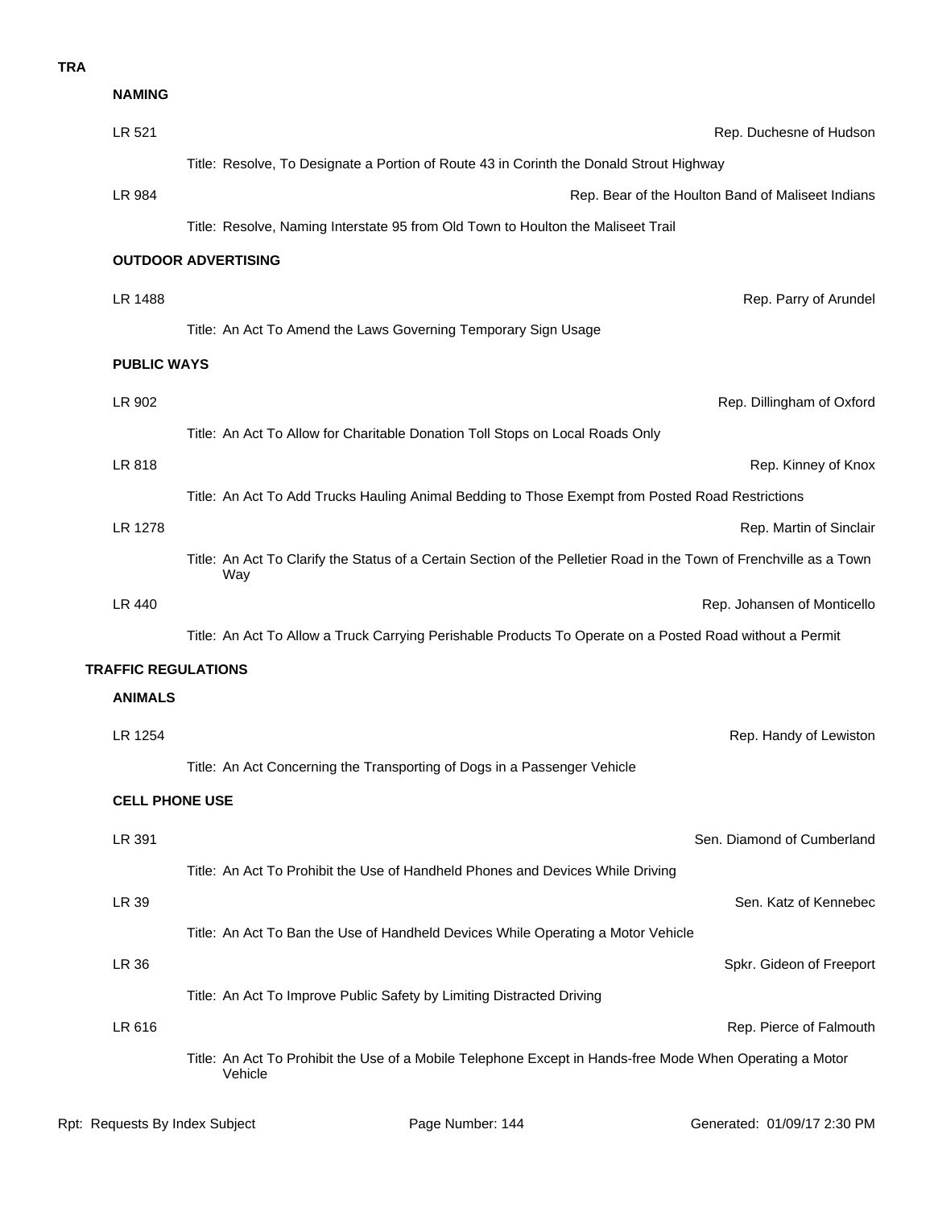**TRA**

**NAMING**

LR 521 — Rep. Duchesne of Hudson

Title: Resolve, To Designate a Portion of Route 43 in Corinth the Donald Strout Highway

LR 984 — Rep. Bear of the Houlton Band of Maliseet Indians

Title: Resolve, Naming Interstate 95 from Old Town to Houlton the Maliseet Trail

**OUTDOOR ADVERTISING**

LR 1488 — Rep. Parry of Arundel

Title: An Act To Amend the Laws Governing Temporary Sign Usage

**PUBLIC WAYS**

LR 902 — Rep. Dillingham of Oxford

Title: An Act To Allow for Charitable Donation Toll Stops on Local Roads Only

LR 818 — Rep. Kinney of Knox

Title: An Act To Add Trucks Hauling Animal Bedding to Those Exempt from Posted Road Restrictions

LR 1278 — Rep. Martin of Sinclair

Title: An Act To Clarify the Status of a Certain Section of the Pelletier Road in the Town of Frenchville as a Town Way

LR 440 — Rep. Johansen of Monticello

Title: An Act To Allow a Truck Carrying Perishable Products To Operate on a Posted Road without a Permit

**TRAFFIC REGULATIONS**

**ANIMALS**

LR 1254 — Rep. Handy of Lewiston

Title: An Act Concerning the Transporting of Dogs in a Passenger Vehicle

**CELL PHONE USE**

LR 391 — Sen. Diamond of Cumberland

Title: An Act To Prohibit the Use of Handheld Phones and Devices While Driving

LR 39 — Sen. Katz of Kennebec

Title: An Act To Ban the Use of Handheld Devices While Operating a Motor Vehicle

LR 36 — Spkr. Gideon of Freeport

Title: An Act To Improve Public Safety by Limiting Distracted Driving

LR 616 — Rep. Pierce of Falmouth

Title: An Act To Prohibit the Use of a Mobile Telephone Except in Hands-free Mode When Operating a Motor Vehicle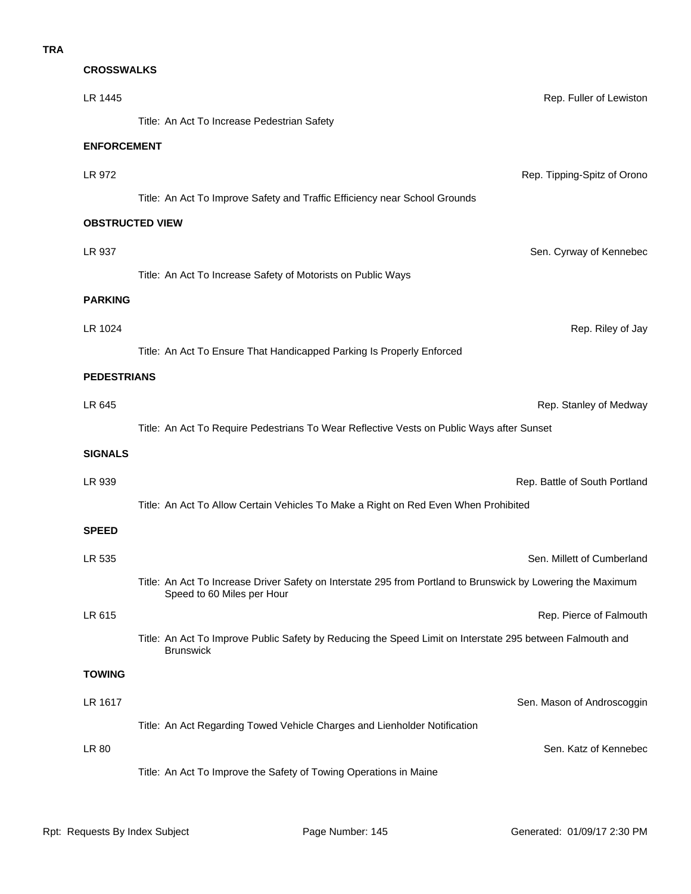**TRA**

### CROSSWALKS

LR 1445 — Rep. Fuller of Lewiston

Title: An Act To Increase Pedestrian Safety

### ENFORCEMENT

LR 972 — Rep. Tipping-Spitz of Orono

Title: An Act To Improve Safety and Traffic Efficiency near School Grounds

### OBSTRUCTED VIEW

LR 937 — Sen. Cyrway of Kennebec

Title: An Act To Increase Safety of Motorists on Public Ways

### PARKING

LR 1024 — Rep. Riley of Jay

Title: An Act To Ensure That Handicapped Parking Is Properly Enforced

### PEDESTRIANS

LR 645 — Rep. Stanley of Medway

Title: An Act To Require Pedestrians To Wear Reflective Vests on Public Ways after Sunset

### SIGNALS

LR 939 — Rep. Battle of South Portland

Title: An Act To Allow Certain Vehicles To Make a Right on Red Even When Prohibited

### SPEED

LR 535 — Sen. Millett of Cumberland

Title: An Act To Increase Driver Safety on Interstate 295 from Portland to Brunswick by Lowering the Maximum Speed to 60 Miles per Hour

LR 615 — Rep. Pierce of Falmouth

Title: An Act To Improve Public Safety by Reducing the Speed Limit on Interstate 295 between Falmouth and Brunswick

### TOWING

LR 1617 — Sen. Mason of Androscoggin

Title: An Act Regarding Towed Vehicle Charges and Lienholder Notification

LR 80 — Sen. Katz of Kennebec

Title: An Act To Improve the Safety of Towing Operations in Maine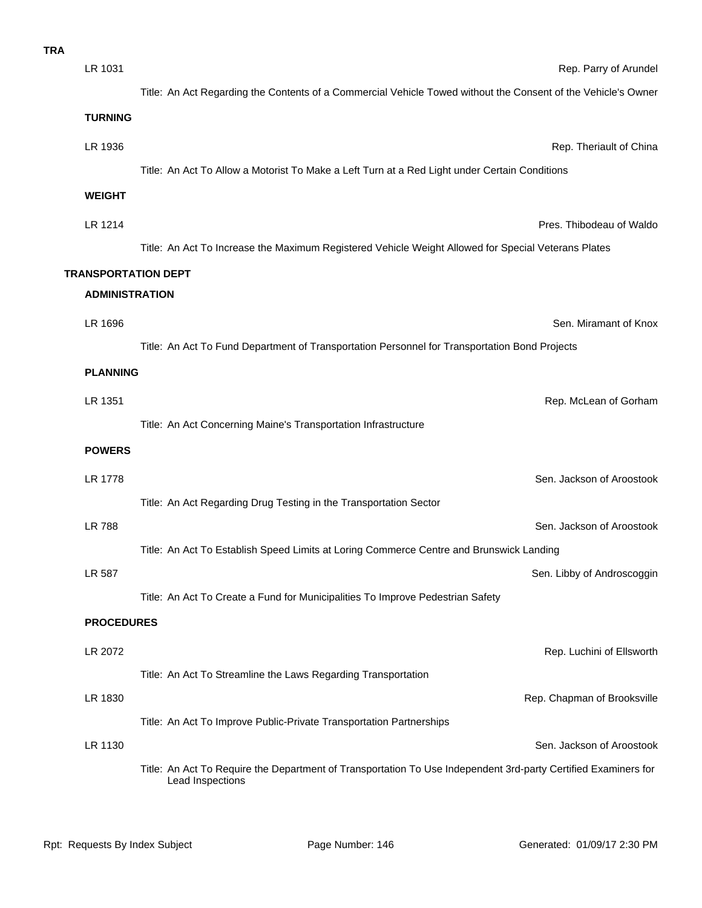**TRA**

LR 1031 — Rep. Parry of Arundel

Title: An Act Regarding the Contents of a Commercial Vehicle Towed without the Consent of the Vehicle's Owner

### TURNING

LR 1936 — Rep. Theriault of China

Title: An Act To Allow a Motorist To Make a Left Turn at a Red Light under Certain Conditions

### WEIGHT

LR 1214 — Pres. Thibodeau of Waldo

Title: An Act To Increase the Maximum Registered Vehicle Weight Allowed for Special Veterans Plates

## TRANSPORTATION DEPT

### ADMINISTRATION

LR 1696 — Sen. Miramant of Knox

Title: An Act To Fund Department of Transportation Personnel for Transportation Bond Projects

### PLANNING

LR 1351 — Rep. McLean of Gorham

Title: An Act Concerning Maine's Transportation Infrastructure

### POWERS

LR 1778 — Sen. Jackson of Aroostook

Title: An Act Regarding Drug Testing in the Transportation Sector

LR 788 — Sen. Jackson of Aroostook

Title: An Act To Establish Speed Limits at Loring Commerce Centre and Brunswick Landing

LR 587 — Sen. Libby of Androscoggin

Title: An Act To Create a Fund for Municipalities To Improve Pedestrian Safety

### PROCEDURES

LR 2072 — Rep. Luchini of Ellsworth

Title: An Act To Streamline the Laws Regarding Transportation

LR 1830 — Rep. Chapman of Brooksville

Title: An Act To Improve Public-Private Transportation Partnerships

LR 1130 — Sen. Jackson of Aroostook

Title: An Act To Require the Department of Transportation To Use Independent 3rd-party Certified Examiners for Lead Inspections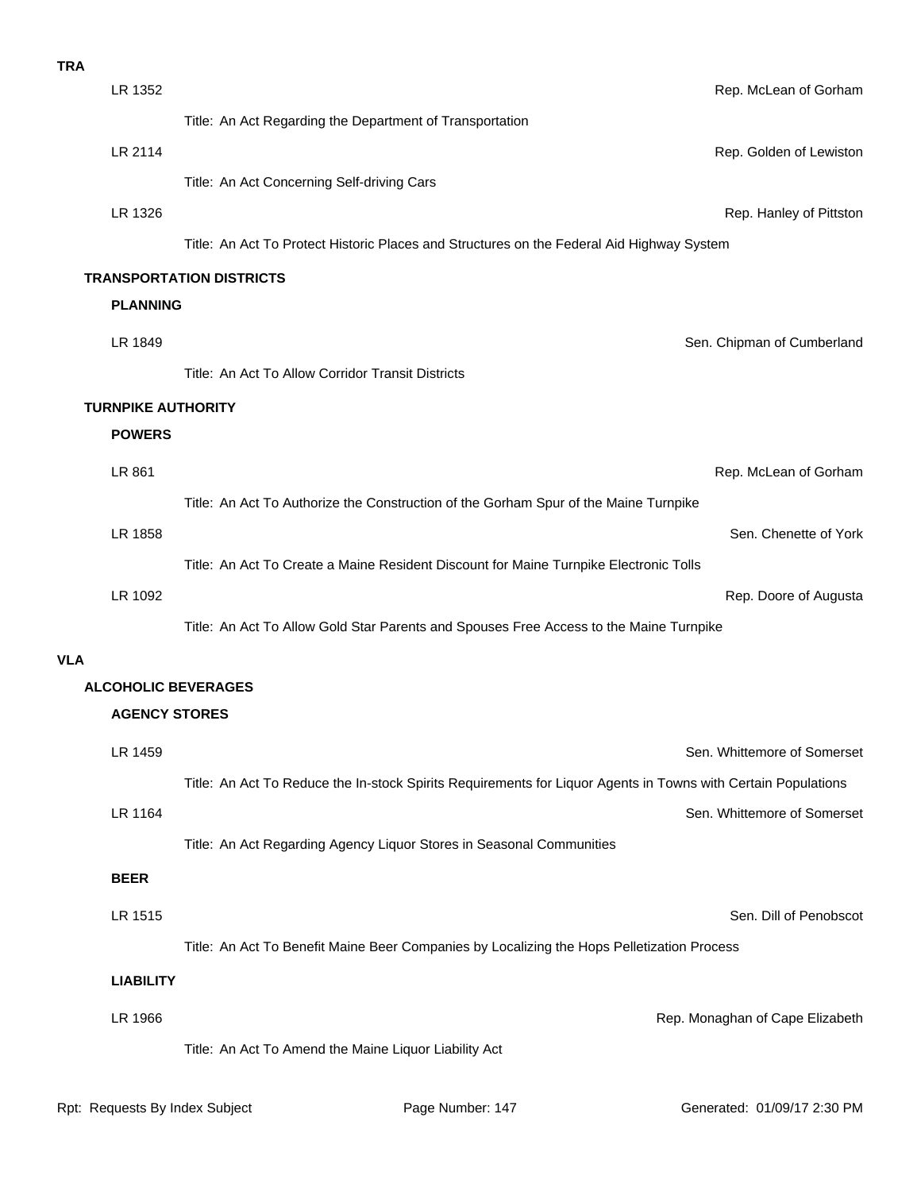**TRA**

LR 1352 — Rep. McLean of Gorham

Title: An Act Regarding the Department of Transportation

LR 2114 — Rep. Golden of Lewiston

Title: An Act Concerning Self-driving Cars

LR 1326 — Rep. Hanley of Pittston

Title: An Act To Protect Historic Places and Structures on the Federal Aid Highway System

**TRANSPORTATION DISTRICTS**

**PLANNING**

LR 1849 — Sen. Chipman of Cumberland

Title: An Act To Allow Corridor Transit Districts

**TURNPIKE AUTHORITY**

**POWERS**

LR 861 — Rep. McLean of Gorham

Title: An Act To Authorize the Construction of the Gorham Spur of the Maine Turnpike

LR 1858 — Sen. Chenette of York

Title: An Act To Create a Maine Resident Discount for Maine Turnpike Electronic Tolls

LR 1092 — Rep. Doore of Augusta

Title: An Act To Allow Gold Star Parents and Spouses Free Access to the Maine Turnpike

**VLA**

**ALCOHOLIC BEVERAGES**

**AGENCY STORES**

LR 1459 — Sen. Whittemore of Somerset

Title: An Act To Reduce the In-stock Spirits Requirements for Liquor Agents in Towns with Certain Populations

LR 1164 — Sen. Whittemore of Somerset

Title: An Act Regarding Agency Liquor Stores in Seasonal Communities

**BEER**

LR 1515 — Sen. Dill of Penobscot

Title: An Act To Benefit Maine Beer Companies by Localizing the Hops Pelletization Process

**LIABILITY**

LR 1966 — Rep. Monaghan of Cape Elizabeth

Title: An Act To Amend the Maine Liquor Liability Act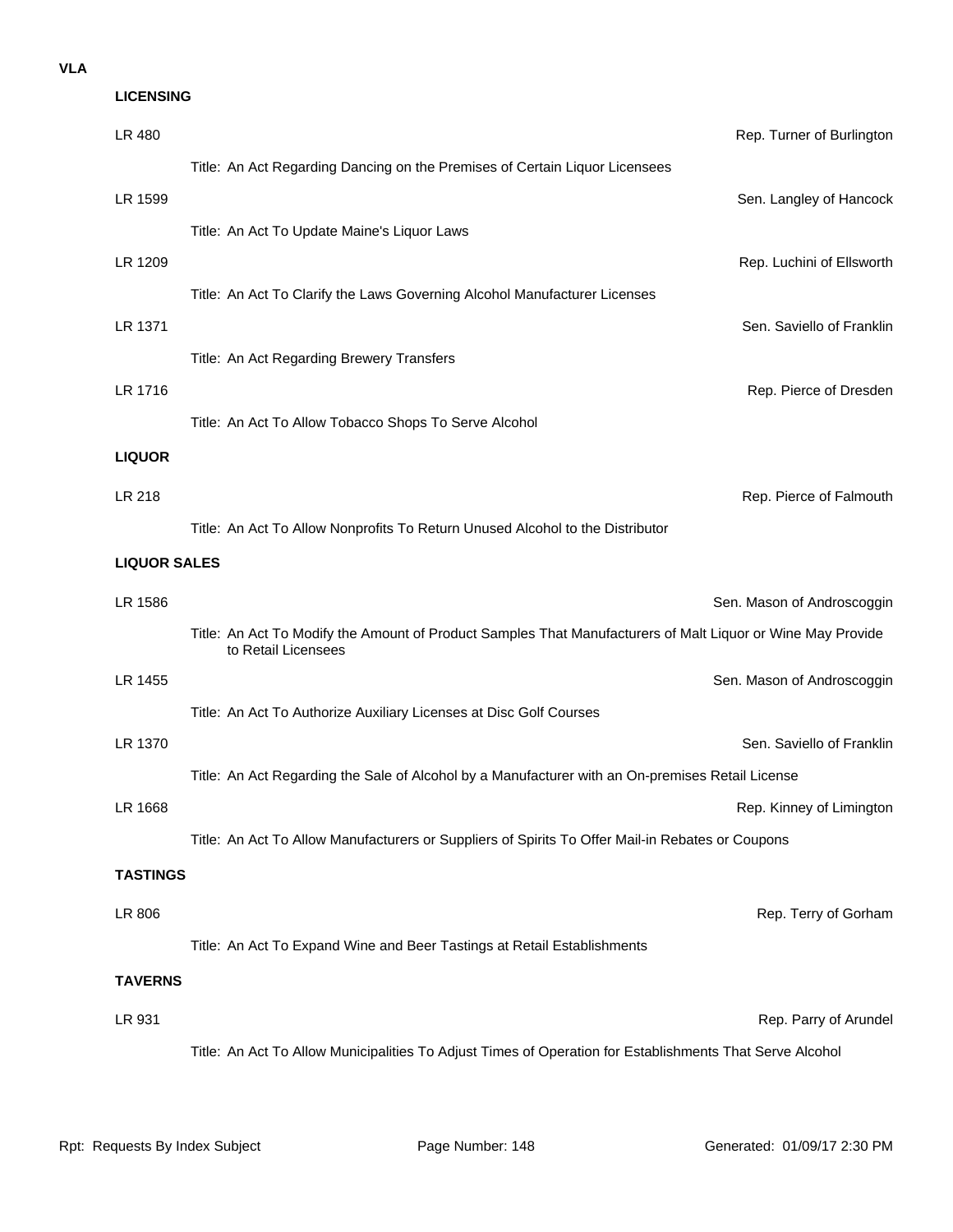**VLA**

## LICENSING

LR 480 — Rep. Turner of Burlington

Title: An Act Regarding Dancing on the Premises of Certain Liquor Licensees

LR 1599 — Sen. Langley of Hancock

Title: An Act To Update Maine's Liquor Laws

LR 1209 — Rep. Luchini of Ellsworth

Title: An Act To Clarify the Laws Governing Alcohol Manufacturer Licenses

LR 1371 — Sen. Saviello of Franklin

Title: An Act Regarding Brewery Transfers

LR 1716 — Rep. Pierce of Dresden

Title: An Act To Allow Tobacco Shops To Serve Alcohol

## LIQUOR

LR 218 — Rep. Pierce of Falmouth

Title: An Act To Allow Nonprofits To Return Unused Alcohol to the Distributor

## LIQUOR SALES

LR 1586 — Sen. Mason of Androscoggin

Title: An Act To Modify the Amount of Product Samples That Manufacturers of Malt Liquor or Wine May Provide to Retail Licensees

LR 1455 — Sen. Mason of Androscoggin

Title: An Act To Authorize Auxiliary Licenses at Disc Golf Courses

LR 1370 — Sen. Saviello of Franklin

Title: An Act Regarding the Sale of Alcohol by a Manufacturer with an On-premises Retail License

LR 1668 — Rep. Kinney of Limington

Title: An Act To Allow Manufacturers or Suppliers of Spirits To Offer Mail-in Rebates or Coupons

## TASTINGS

LR 806 — Rep. Terry of Gorham

Title: An Act To Expand Wine and Beer Tastings at Retail Establishments

## TAVERNS

LR 931 — Rep. Parry of Arundel

Title: An Act To Allow Municipalities To Adjust Times of Operation for Establishments That Serve Alcohol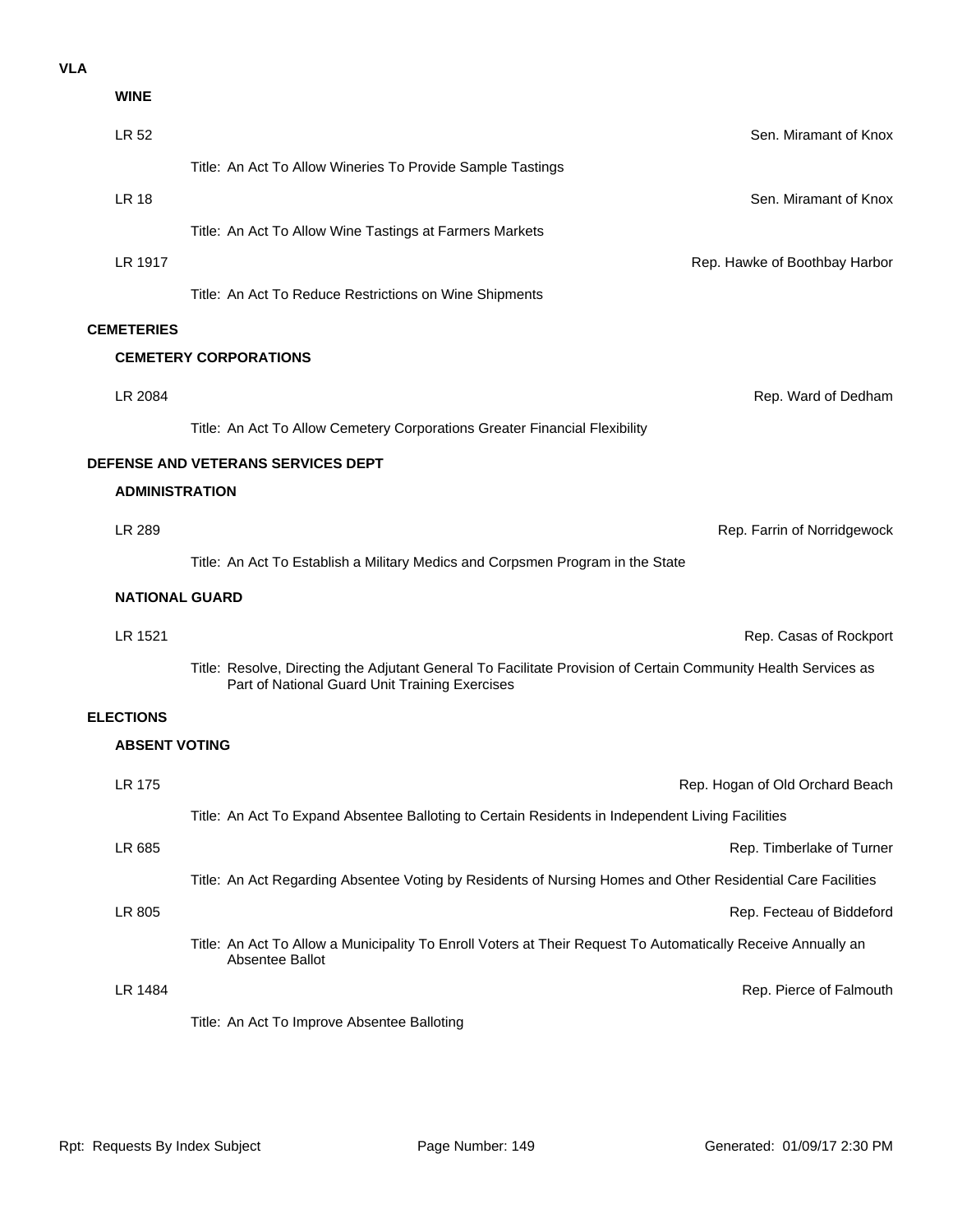**VLA**

**WINE**

LR 52 — Sen. Miramant of Knox

Title: An Act To Allow Wineries To Provide Sample Tastings

LR 18 — Sen. Miramant of Knox

Title: An Act To Allow Wine Tastings at Farmers Markets

LR 1917 — Rep. Hawke of Boothbay Harbor

Title: An Act To Reduce Restrictions on Wine Shipments

## CEMETERIES

### CEMETERY CORPORATIONS

LR 2084 — Rep. Ward of Dedham

Title: An Act To Allow Cemetery Corporations Greater Financial Flexibility

## DEFENSE AND VETERANS SERVICES DEPT

### ADMINISTRATION

LR 289 — Rep. Farrin of Norridgewock

Title: An Act To Establish a Military Medics and Corpsmen Program in the State

### NATIONAL GUARD

LR 1521 — Rep. Casas of Rockport

Title: Resolve, Directing the Adjutant General To Facilitate Provision of Certain Community Health Services as Part of National Guard Unit Training Exercises

## ELECTIONS

### ABSENT VOTING

LR 175 — Rep. Hogan of Old Orchard Beach

Title: An Act To Expand Absentee Balloting to Certain Residents in Independent Living Facilities

LR 685 — Rep. Timberlake of Turner

Title: An Act Regarding Absentee Voting by Residents of Nursing Homes and Other Residential Care Facilities

LR 805 — Rep. Fecteau of Biddeford

Title: An Act To Allow a Municipality To Enroll Voters at Their Request To Automatically Receive Annually an Absentee Ballot

LR 1484 — Rep. Pierce of Falmouth

Title: An Act To Improve Absentee Balloting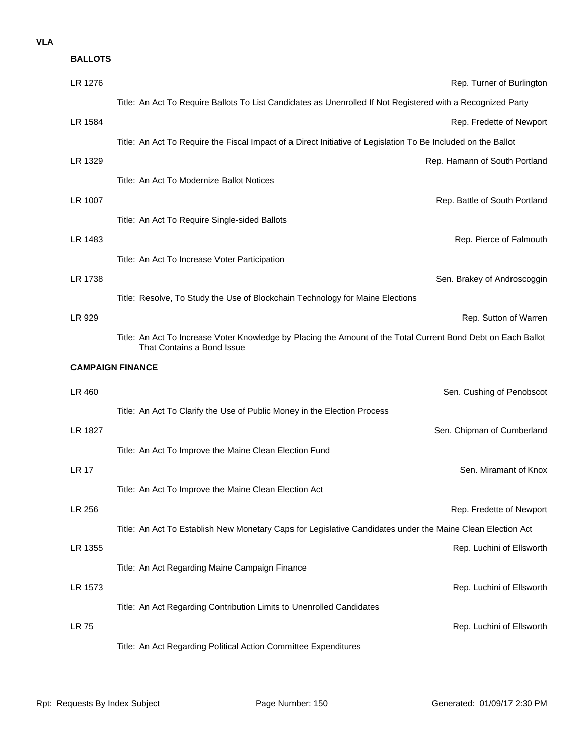**VLA**

### BALLOTS

LR 1276 — Rep. Turner of Burlington

Title: An Act To Require Ballots To List Candidates as Unenrolled If Not Registered with a Recognized Party

LR 1584 — Rep. Fredette of Newport

Title: An Act To Require the Fiscal Impact of a Direct Initiative of Legislation To Be Included on the Ballot

LR 1329 — Rep. Hamann of South Portland

Title: An Act To Modernize Ballot Notices

LR 1007 — Rep. Battle of South Portland

Title: An Act To Require Single-sided Ballots

LR 1483 — Rep. Pierce of Falmouth

Title: An Act To Increase Voter Participation

LR 1738 — Sen. Brakey of Androscoggin

Title: Resolve, To Study the Use of Blockchain Technology for Maine Elections

LR 929 — Rep. Sutton of Warren

Title: An Act To Increase Voter Knowledge by Placing the Amount of the Total Current Bond Debt on Each Ballot That Contains a Bond Issue

### CAMPAIGN FINANCE

LR 460 — Sen. Cushing of Penobscot

Title: An Act To Clarify the Use of Public Money in the Election Process

LR 1827 — Sen. Chipman of Cumberland

Title: An Act To Improve the Maine Clean Election Fund

LR 17 — Sen. Miramant of Knox

Title: An Act To Improve the Maine Clean Election Act

LR 256 — Rep. Fredette of Newport

Title: An Act To Establish New Monetary Caps for Legislative Candidates under the Maine Clean Election Act

LR 1355 — Rep. Luchini of Ellsworth

Title: An Act Regarding Maine Campaign Finance

LR 1573 — Rep. Luchini of Ellsworth

Title: An Act Regarding Contribution Limits to Unenrolled Candidates

LR 75 — Rep. Luchini of Ellsworth

Title: An Act Regarding Political Action Committee Expenditures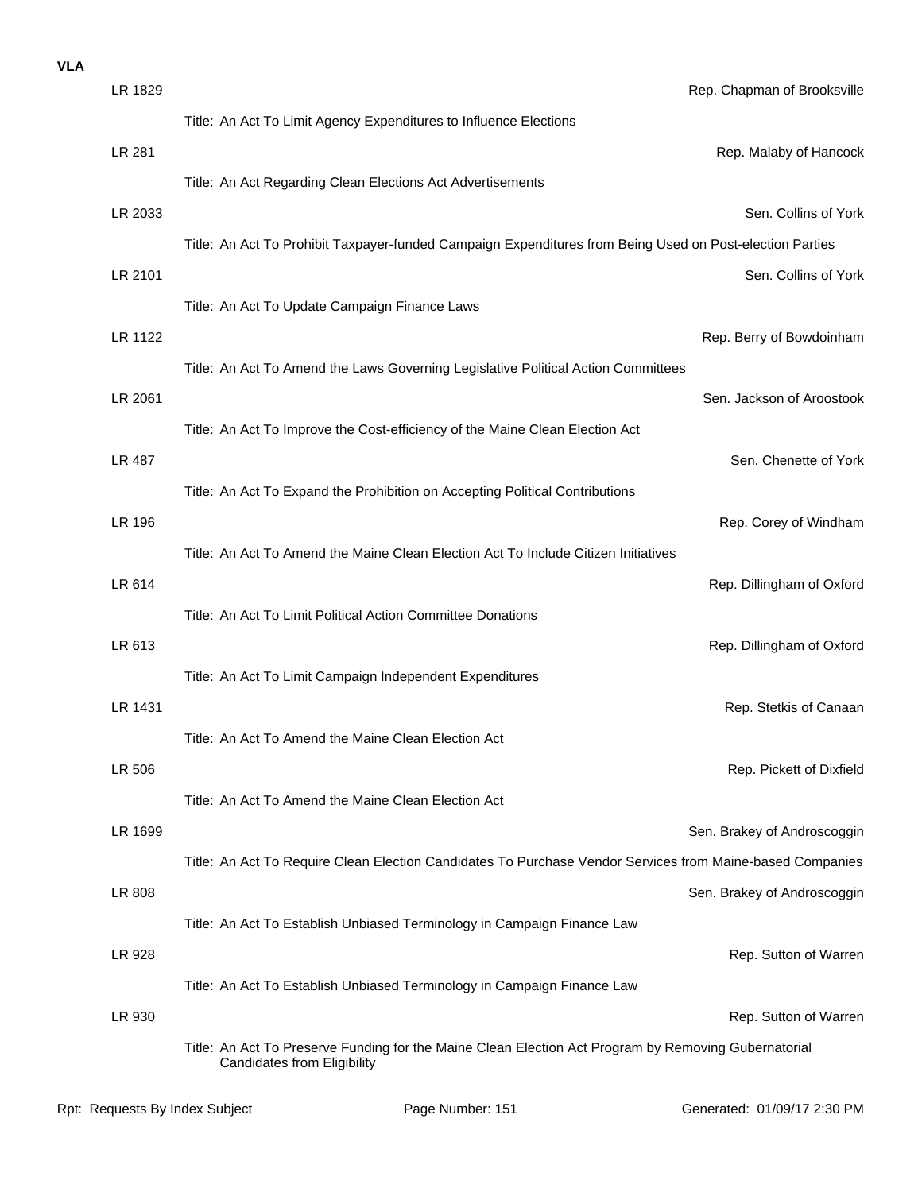**VLA**

LR 1829 — Rep. Chapman of Brooksville

Title: An Act To Limit Agency Expenditures to Influence Elections

LR 281 — Rep. Malaby of Hancock

Title: An Act Regarding Clean Elections Act Advertisements

LR 2033 — Sen. Collins of York

Title: An Act To Prohibit Taxpayer-funded Campaign Expenditures from Being Used on Post-election Parties

LR 2101 — Sen. Collins of York

Title: An Act To Update Campaign Finance Laws

LR 1122 — Rep. Berry of Bowdoinham

Title: An Act To Amend the Laws Governing Legislative Political Action Committees

LR 2061 — Sen. Jackson of Aroostook

Title: An Act To Improve the Cost-efficiency of the Maine Clean Election Act

LR 487 — Sen. Chenette of York

Title: An Act To Expand the Prohibition on Accepting Political Contributions

LR 196 — Rep. Corey of Windham

Title: An Act To Amend the Maine Clean Election Act To Include Citizen Initiatives

LR 614 — Rep. Dillingham of Oxford

Title: An Act To Limit Political Action Committee Donations

LR 613 — Rep. Dillingham of Oxford

Title: An Act To Limit Campaign Independent Expenditures

LR 1431 — Rep. Stetkis of Canaan

Title: An Act To Amend the Maine Clean Election Act

LR 506 — Rep. Pickett of Dixfield

Title: An Act To Amend the Maine Clean Election Act

LR 1699 — Sen. Brakey of Androscoggin

Title: An Act To Require Clean Election Candidates To Purchase Vendor Services from Maine-based Companies

LR 808 — Sen. Brakey of Androscoggin

Title: An Act To Establish Unbiased Terminology in Campaign Finance Law

LR 928 — Rep. Sutton of Warren

Title: An Act To Establish Unbiased Terminology in Campaign Finance Law

LR 930 — Rep. Sutton of Warren

Title: An Act To Preserve Funding for the Maine Clean Election Act Program by Removing Gubernatorial Candidates from Eligibility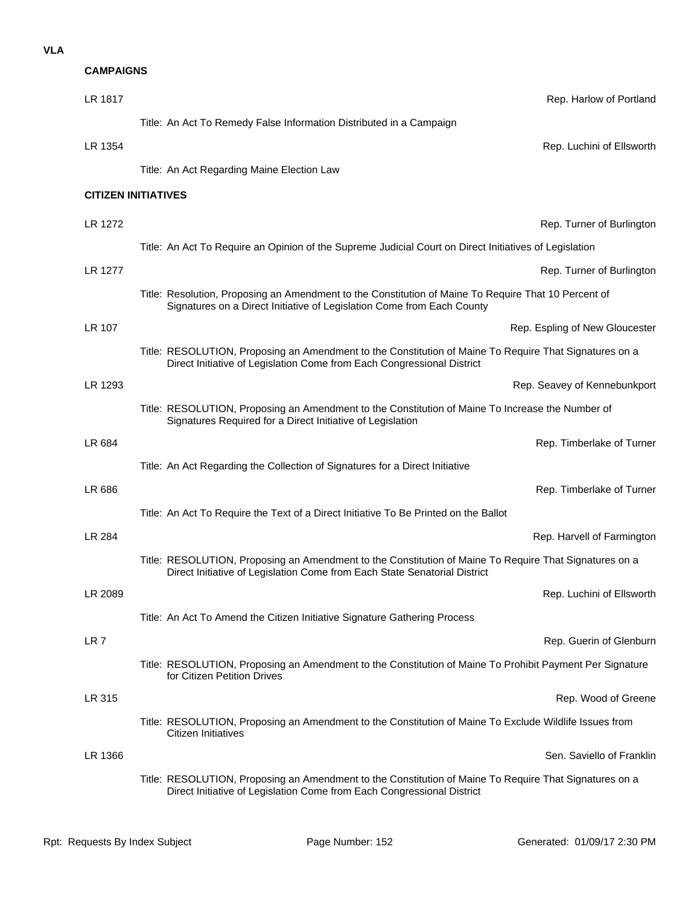**VLA**

## CAMPAIGNS

**LR 1817** — Rep. Harlow of Portland

Title: An Act To Remedy False Information Distributed in a Campaign

**LR 1354** — Rep. Luchini of Ellsworth

Title: An Act Regarding Maine Election Law

## CITIZEN INITIATIVES

**LR 1272** — Rep. Turner of Burlington

Title: An Act To Require an Opinion of the Supreme Judicial Court on Direct Initiatives of Legislation

**LR 1277** — Rep. Turner of Burlington

Title: Resolution, Proposing an Amendment to the Constitution of Maine To Require That 10 Percent of Signatures on a Direct Initiative of Legislation Come from Each County

**LR 107** — Rep. Espling of New Gloucester

Title: RESOLUTION, Proposing an Amendment to the Constitution of Maine To Require That Signatures on a Direct Initiative of Legislation Come from Each Congressional District

**LR 1293** — Rep. Seavey of Kennebunkport

Title: RESOLUTION, Proposing an Amendment to the Constitution of Maine To Increase the Number of Signatures Required for a Direct Initiative of Legislation

**LR 684** — Rep. Timberlake of Turner

Title: An Act Regarding the Collection of Signatures for a Direct Initiative

**LR 686** — Rep. Timberlake of Turner

Title: An Act To Require the Text of a Direct Initiative To Be Printed on the Ballot

**LR 284** — Rep. Harvell of Farmington

Title: RESOLUTION, Proposing an Amendment to the Constitution of Maine To Require That Signatures on a Direct Initiative of Legislation Come from Each State Senatorial District

**LR 2089** — Rep. Luchini of Ellsworth

Title: An Act To Amend the Citizen Initiative Signature Gathering Process

**LR 7** — Rep. Guerin of Glenburn

Title: RESOLUTION, Proposing an Amendment to the Constitution of Maine To Prohibit Payment Per Signature for Citizen Petition Drives

**LR 315** — Rep. Wood of Greene

Title: RESOLUTION, Proposing an Amendment to the Constitution of Maine To Exclude Wildlife Issues from Citizen Initiatives

**LR 1366** — Sen. Saviello of Franklin

Title: RESOLUTION, Proposing an Amendment to the Constitution of Maine To Require That Signatures on a Direct Initiative of Legislation Come from Each Congressional District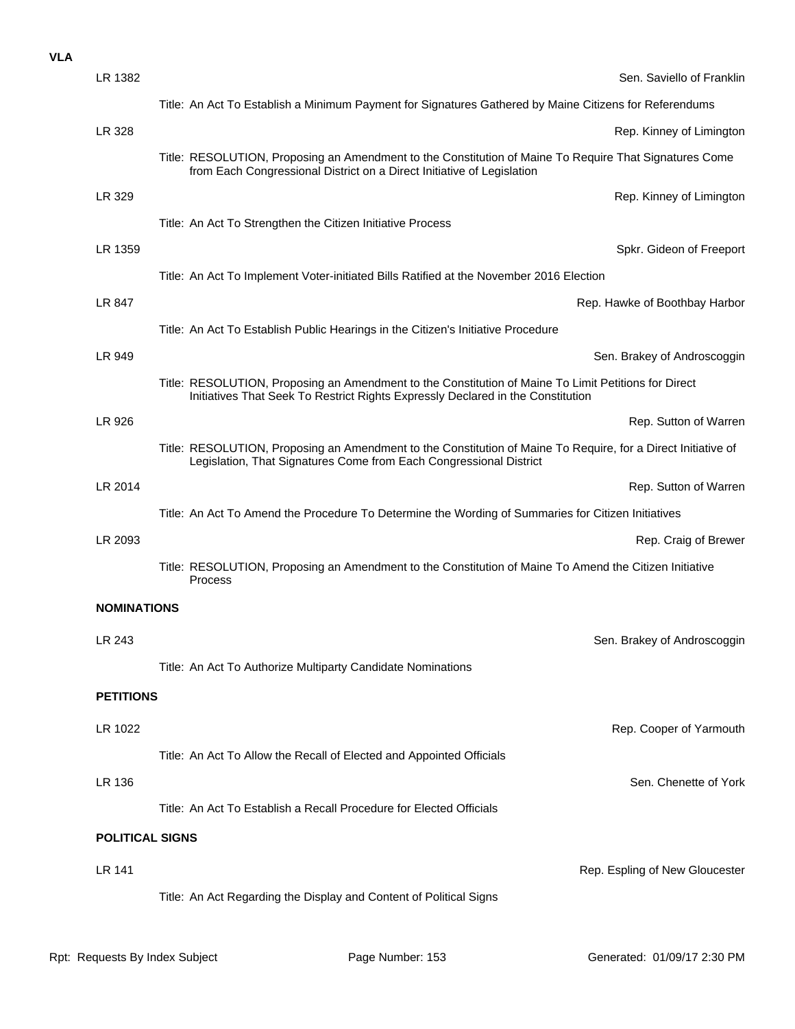**VLA**

LR 1382 — Sen. Saviello of Franklin

Title: An Act To Establish a Minimum Payment for Signatures Gathered by Maine Citizens for Referendums

LR 328 — Rep. Kinney of Limington

Title: RESOLUTION, Proposing an Amendment to the Constitution of Maine To Require That Signatures Come from Each Congressional District on a Direct Initiative of Legislation

LR 329 — Rep. Kinney of Limington

Title: An Act To Strengthen the Citizen Initiative Process

LR 1359 — Spkr. Gideon of Freeport

Title: An Act To Implement Voter-initiated Bills Ratified at the November 2016 Election

LR 847 — Rep. Hawke of Boothbay Harbor

Title: An Act To Establish Public Hearings in the Citizen's Initiative Procedure

LR 949 — Sen. Brakey of Androscoggin

Title: RESOLUTION, Proposing an Amendment to the Constitution of Maine To Limit Petitions for Direct Initiatives That Seek To Restrict Rights Expressly Declared in the Constitution

LR 926 — Rep. Sutton of Warren

Title: RESOLUTION, Proposing an Amendment to the Constitution of Maine To Require, for a Direct Initiative of Legislation, That Signatures Come from Each Congressional District

LR 2014 — Rep. Sutton of Warren

Title: An Act To Amend the Procedure To Determine the Wording of Summaries for Citizen Initiatives

LR 2093 — Rep. Craig of Brewer

Title: RESOLUTION, Proposing an Amendment to the Constitution of Maine To Amend the Citizen Initiative Process

### NOMINATIONS

LR 243 — Sen. Brakey of Androscoggin

Title: An Act To Authorize Multiparty Candidate Nominations

### PETITIONS

LR 1022 — Rep. Cooper of Yarmouth

Title: An Act To Allow the Recall of Elected and Appointed Officials

LR 136 — Sen. Chenette of York

Title: An Act To Establish a Recall Procedure for Elected Officials

### POLITICAL SIGNS

LR 141 — Rep. Espling of New Gloucester

Title: An Act Regarding the Display and Content of Political Signs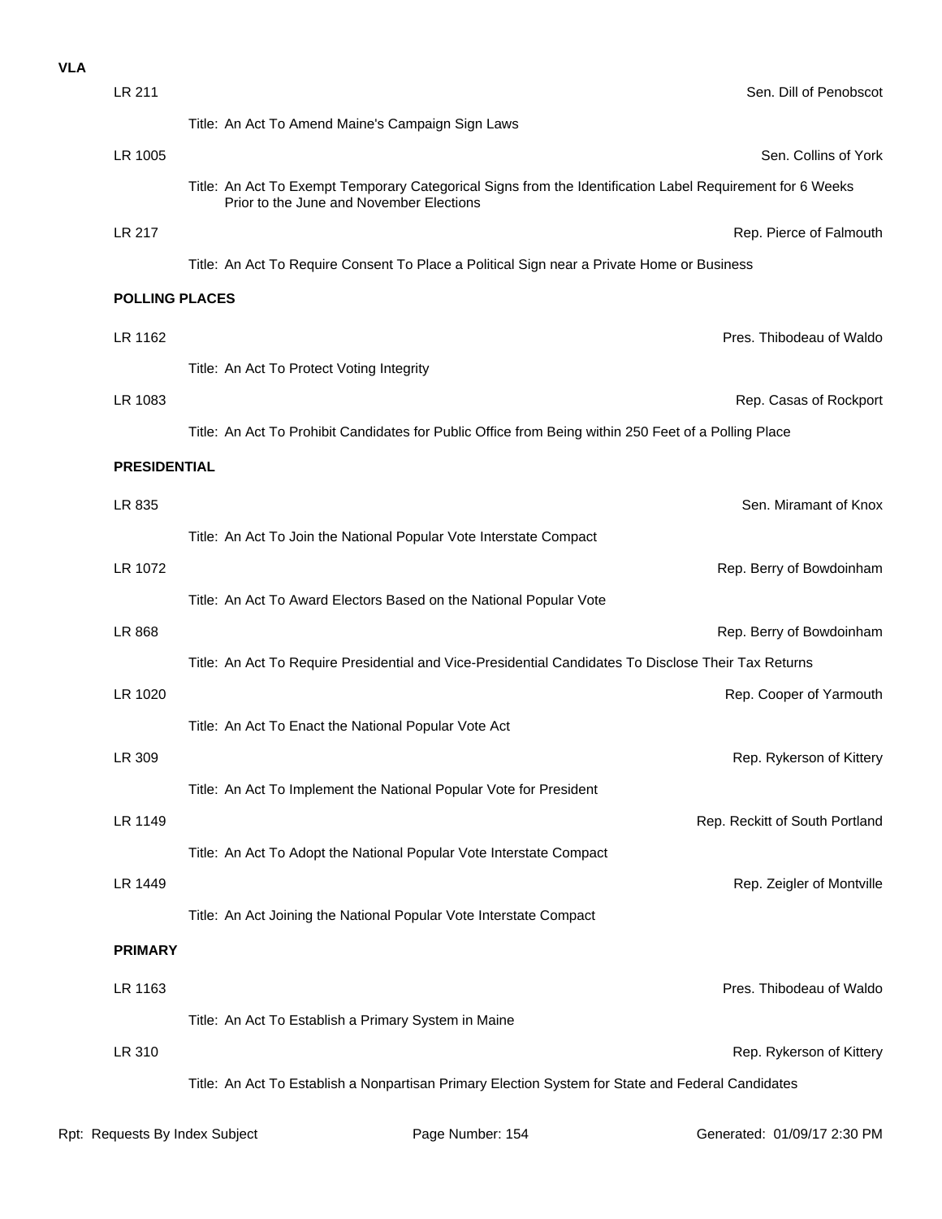**VLA**

LR 211 — Sen. Dill of Penobscot

Title: An Act To Amend Maine's Campaign Sign Laws

LR 1005 — Sen. Collins of York

Title: An Act To Exempt Temporary Categorical Signs from the Identification Label Requirement for 6 Weeks Prior to the June and November Elections

LR 217 — Rep. Pierce of Falmouth

Title: An Act To Require Consent To Place a Political Sign near a Private Home or Business

**POLLING PLACES**

LR 1162 — Pres. Thibodeau of Waldo

Title: An Act To Protect Voting Integrity

LR 1083 — Rep. Casas of Rockport

Title: An Act To Prohibit Candidates for Public Office from Being within 250 Feet of a Polling Place

**PRESIDENTIAL**

LR 835 — Sen. Miramant of Knox

Title: An Act To Join the National Popular Vote Interstate Compact

LR 1072 — Rep. Berry of Bowdoinham

Title: An Act To Award Electors Based on the National Popular Vote

LR 868 — Rep. Berry of Bowdoinham

Title: An Act To Require Presidential and Vice-Presidential Candidates To Disclose Their Tax Returns

LR 1020 — Rep. Cooper of Yarmouth

Title: An Act To Enact the National Popular Vote Act

LR 309 — Rep. Rykerson of Kittery

Title: An Act To Implement the National Popular Vote for President

LR 1149 — Rep. Reckitt of South Portland

Title: An Act To Adopt the National Popular Vote Interstate Compact

LR 1449 — Rep. Zeigler of Montville

Title: An Act Joining the National Popular Vote Interstate Compact

**PRIMARY**

LR 1163 — Pres. Thibodeau of Waldo

Title: An Act To Establish a Primary System in Maine

LR 310 — Rep. Rykerson of Kittery

Title: An Act To Establish a Nonpartisan Primary Election System for State and Federal Candidates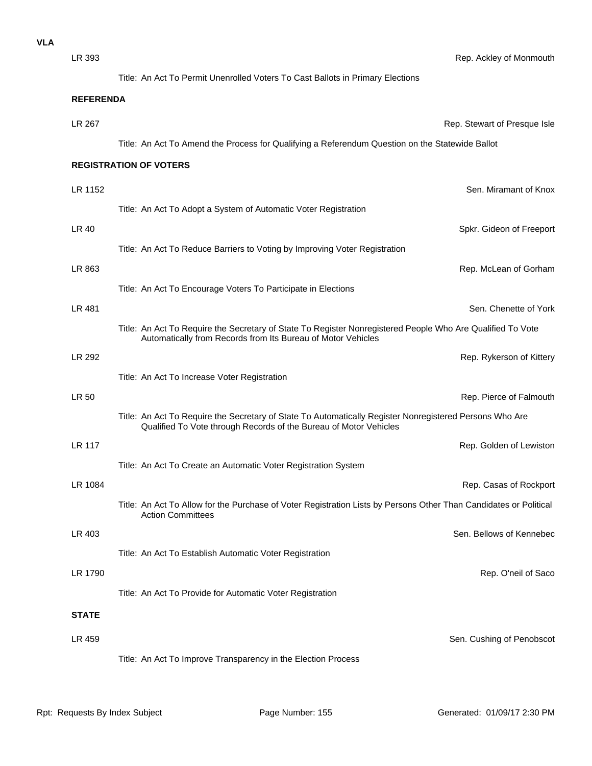**VLA**

LR 393 — Rep. Ackley of Monmouth

Title: An Act To Permit Unenrolled Voters To Cast Ballots in Primary Elections

### REFERENDA

LR 267 — Rep. Stewart of Presque Isle

Title: An Act To Amend the Process for Qualifying a Referendum Question on the Statewide Ballot

### REGISTRATION OF VOTERS

LR 1152 — Sen. Miramant of Knox

Title: An Act To Adopt a System of Automatic Voter Registration

LR 40 — Spkr. Gideon of Freeport

Title: An Act To Reduce Barriers to Voting by Improving Voter Registration

LR 863 — Rep. McLean of Gorham

Title: An Act To Encourage Voters To Participate in Elections

LR 481 — Sen. Chenette of York

Title: An Act To Require the Secretary of State To Register Nonregistered People Who Are Qualified To Vote Automatically from Records from Its Bureau of Motor Vehicles

LR 292 — Rep. Rykerson of Kittery

Title: An Act To Increase Voter Registration

LR 50 — Rep. Pierce of Falmouth

Title: An Act To Require the Secretary of State To Automatically Register Nonregistered Persons Who Are Qualified To Vote through Records of the Bureau of Motor Vehicles

LR 117 — Rep. Golden of Lewiston

Title: An Act To Create an Automatic Voter Registration System

LR 1084 — Rep. Casas of Rockport

Title: An Act To Allow for the Purchase of Voter Registration Lists by Persons Other Than Candidates or Political Action Committees

LR 403 — Sen. Bellows of Kennebec

Title: An Act To Establish Automatic Voter Registration

LR 1790 — Rep. O'neil of Saco

Title: An Act To Provide for Automatic Voter Registration

### STATE

LR 459 — Sen. Cushing of Penobscot

Title: An Act To Improve Transparency in the Election Process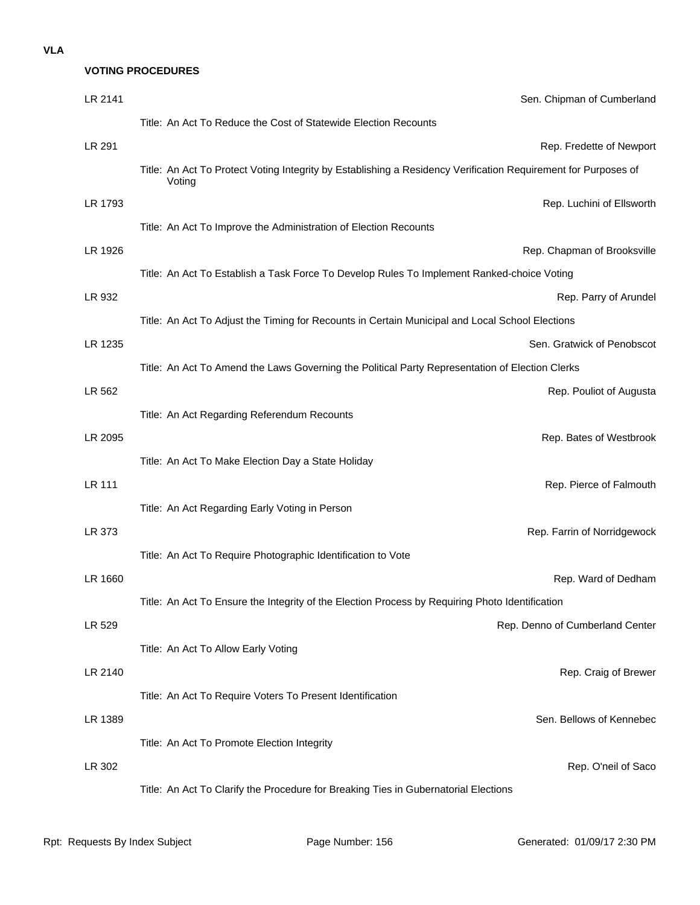**VLA**

**VOTING PROCEDURES**

LR 2141 — Sen. Chipman of Cumberland

Title: An Act To Reduce the Cost of Statewide Election Recounts

LR 291 — Rep. Fredette of Newport

Title: An Act To Protect Voting Integrity by Establishing a Residency Verification Requirement for Purposes of Voting

LR 1793 — Rep. Luchini of Ellsworth

Title: An Act To Improve the Administration of Election Recounts

LR 1926 — Rep. Chapman of Brooksville

Title: An Act To Establish a Task Force To Develop Rules To Implement Ranked-choice Voting

LR 932 — Rep. Parry of Arundel

Title: An Act To Adjust the Timing for Recounts in Certain Municipal and Local School Elections

LR 1235 — Sen. Gratwick of Penobscot

Title: An Act To Amend the Laws Governing the Political Party Representation of Election Clerks

LR 562 — Rep. Pouliot of Augusta

Title: An Act Regarding Referendum Recounts

LR 2095 — Rep. Bates of Westbrook

Title: An Act To Make Election Day a State Holiday

LR 111 — Rep. Pierce of Falmouth

Title: An Act Regarding Early Voting in Person

LR 373 — Rep. Farrin of Norridgewock

Title: An Act To Require Photographic Identification to Vote

LR 1660 — Rep. Ward of Dedham

Title: An Act To Ensure the Integrity of the Election Process by Requiring Photo Identification

LR 529 — Rep. Denno of Cumberland Center

Title: An Act To Allow Early Voting

LR 2140 — Rep. Craig of Brewer

Title: An Act To Require Voters To Present Identification

LR 1389 — Sen. Bellows of Kennebec

Title: An Act To Promote Election Integrity

LR 302 — Rep. O'neil of Saco

Title: An Act To Clarify the Procedure for Breaking Ties in Gubernatorial Elections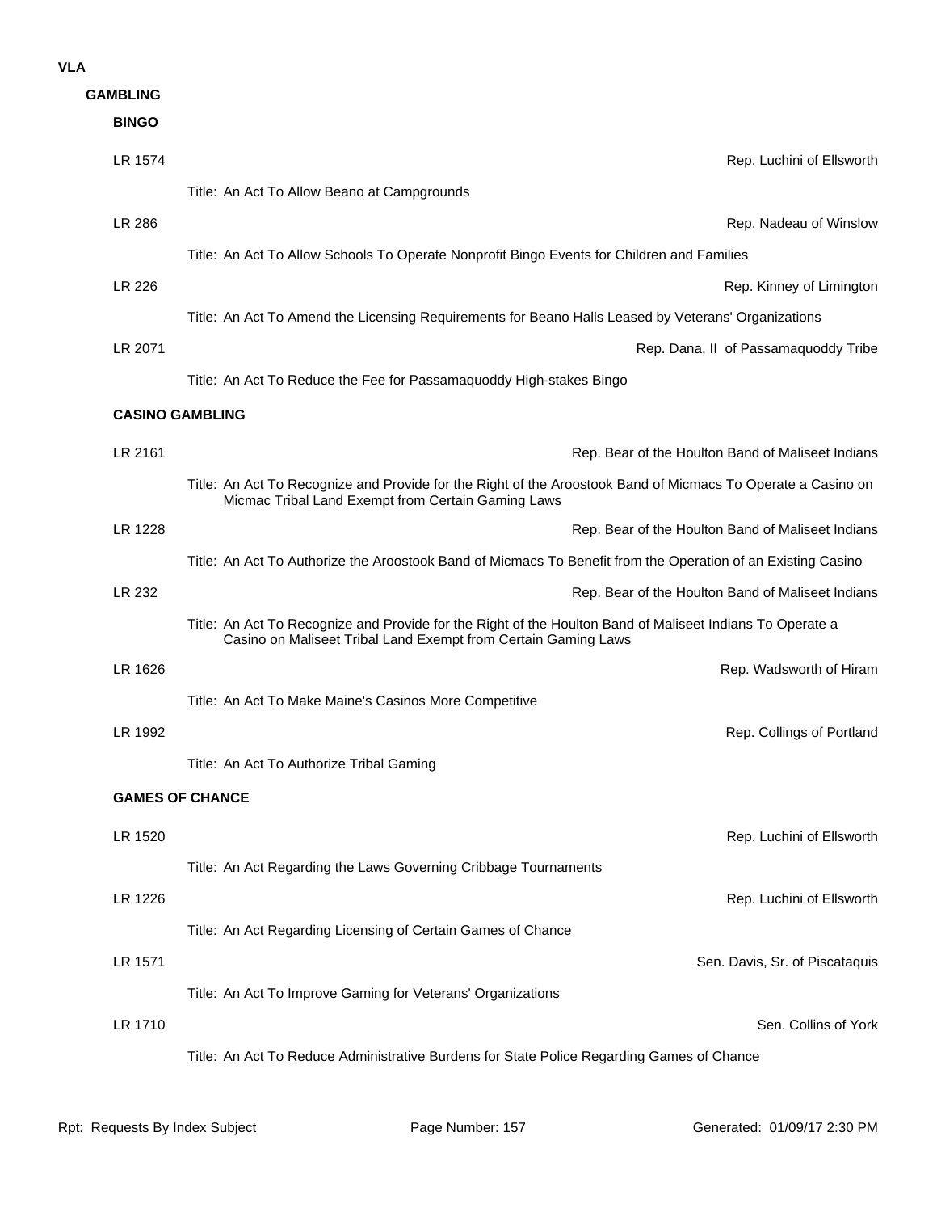# VLA

## GAMBLING

### BINGO

LR 1574 — Rep. Luchini of Ellsworth

Title: An Act To Allow Beano at Campgrounds

LR 286 — Rep. Nadeau of Winslow

Title: An Act To Allow Schools To Operate Nonprofit Bingo Events for Children and Families

LR 226 — Rep. Kinney of Limington

Title: An Act To Amend the Licensing Requirements for Beano Halls Leased by Veterans' Organizations

LR 2071 — Rep. Dana, II of Passamaquoddy Tribe

Title: An Act To Reduce the Fee for Passamaquoddy High-stakes Bingo

### CASINO GAMBLING

LR 2161 — Rep. Bear of the Houlton Band of Maliseet Indians

Title: An Act To Recognize and Provide for the Right of the Aroostook Band of Micmacs To Operate a Casino on Micmac Tribal Land Exempt from Certain Gaming Laws

LR 1228 — Rep. Bear of the Houlton Band of Maliseet Indians

Title: An Act To Authorize the Aroostook Band of Micmacs To Benefit from the Operation of an Existing Casino

LR 232 — Rep. Bear of the Houlton Band of Maliseet Indians

Title: An Act To Recognize and Provide for the Right of the Houlton Band of Maliseet Indians To Operate a Casino on Maliseet Tribal Land Exempt from Certain Gaming Laws

LR 1626 — Rep. Wadsworth of Hiram

Title: An Act To Make Maine's Casinos More Competitive

LR 1992 — Rep. Collings of Portland

Title: An Act To Authorize Tribal Gaming

### GAMES OF CHANCE

LR 1520 — Rep. Luchini of Ellsworth

Title: An Act Regarding the Laws Governing Cribbage Tournaments

LR 1226 — Rep. Luchini of Ellsworth

Title: An Act Regarding Licensing of Certain Games of Chance

LR 1571 — Sen. Davis, Sr. of Piscataquis

Title: An Act To Improve Gaming for Veterans' Organizations

LR 1710 — Sen. Collins of York

Title: An Act To Reduce Administrative Burdens for State Police Regarding Games of Chance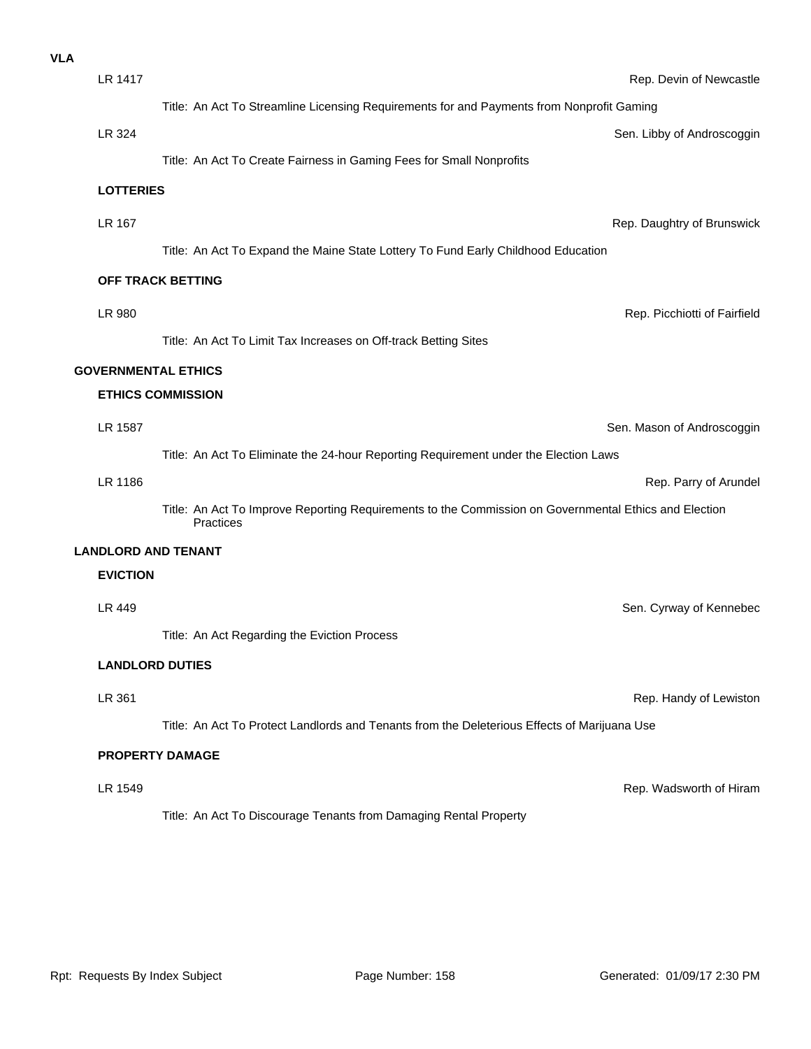**VLA**

LR 1417 — Rep. Devin of Newcastle

Title: An Act To Streamline Licensing Requirements for and Payments from Nonprofit Gaming

LR 324 — Sen. Libby of Androscoggin

Title: An Act To Create Fairness in Gaming Fees for Small Nonprofits

### LOTTERIES

LR 167 — Rep. Daughtry of Brunswick

Title: An Act To Expand the Maine State Lottery To Fund Early Childhood Education

### OFF TRACK BETTING

LR 980 — Rep. Picchiotti of Fairfield

Title: An Act To Limit Tax Increases on Off-track Betting Sites

## GOVERNMENTAL ETHICS

### ETHICS COMMISSION

LR 1587 — Sen. Mason of Androscoggin

Title: An Act To Eliminate the 24-hour Reporting Requirement under the Election Laws

LR 1186 — Rep. Parry of Arundel

Title: An Act To Improve Reporting Requirements to the Commission on Governmental Ethics and Election Practices

## LANDLORD AND TENANT

### EVICTION

LR 449 — Sen. Cyrway of Kennebec

Title: An Act Regarding the Eviction Process

### LANDLORD DUTIES

LR 361 — Rep. Handy of Lewiston

Title: An Act To Protect Landlords and Tenants from the Deleterious Effects of Marijuana Use

### PROPERTY DAMAGE

LR 1549 — Rep. Wadsworth of Hiram

Title: An Act To Discourage Tenants from Damaging Rental Property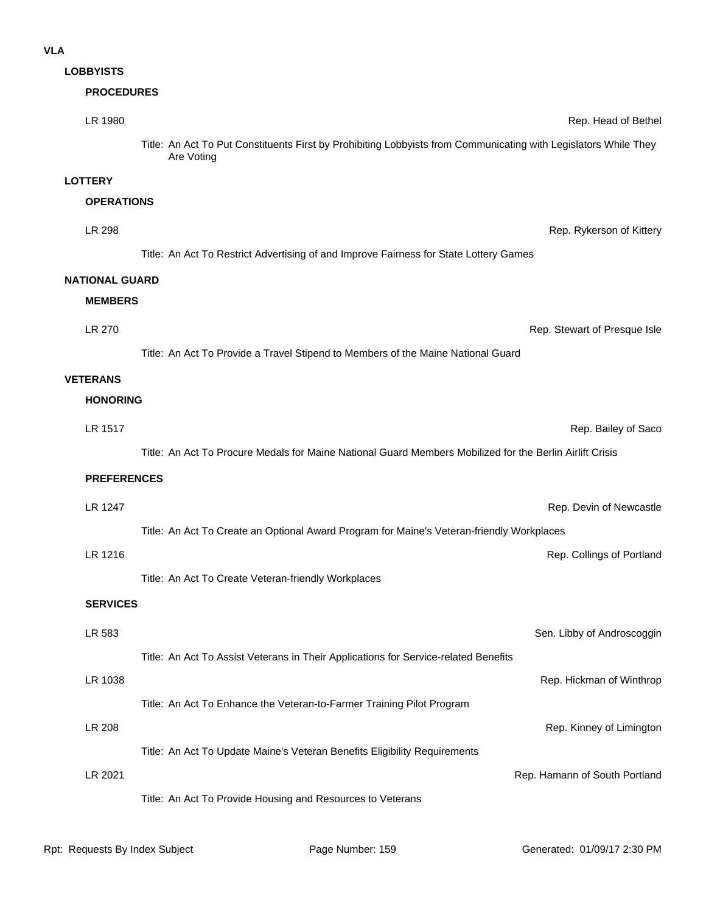# VLA

## LOBBYISTS

### PROCEDURES

LR 1980 — Rep. Head of Bethel

Title: An Act To Put Constituents First by Prohibiting Lobbyists from Communicating with Legislators While They Are Voting

## LOTTERY

### OPERATIONS

LR 298 — Rep. Rykerson of Kittery

Title: An Act To Restrict Advertising of and Improve Fairness for State Lottery Games

## NATIONAL GUARD

### MEMBERS

LR 270 — Rep. Stewart of Presque Isle

Title: An Act To Provide a Travel Stipend to Members of the Maine National Guard

## VETERANS

### HONORING

LR 1517 — Rep. Bailey of Saco

Title: An Act To Procure Medals for Maine National Guard Members Mobilized for the Berlin Airlift Crisis

### PREFERENCES

LR 1247 — Rep. Devin of Newcastle

Title: An Act To Create an Optional Award Program for Maine's Veteran-friendly Workplaces

LR 1216 — Rep. Collings of Portland

Title: An Act To Create Veteran-friendly Workplaces

### SERVICES

LR 583 — Sen. Libby of Androscoggin

Title: An Act To Assist Veterans in Their Applications for Service-related Benefits

LR 1038 — Rep. Hickman of Winthrop

Title: An Act To Enhance the Veteran-to-Farmer Training Pilot Program

LR 208 — Rep. Kinney of Limington

Title: An Act To Update Maine's Veteran Benefits Eligibility Requirements

LR 2021 — Rep. Hamann of South Portland

Title: An Act To Provide Housing and Resources to Veterans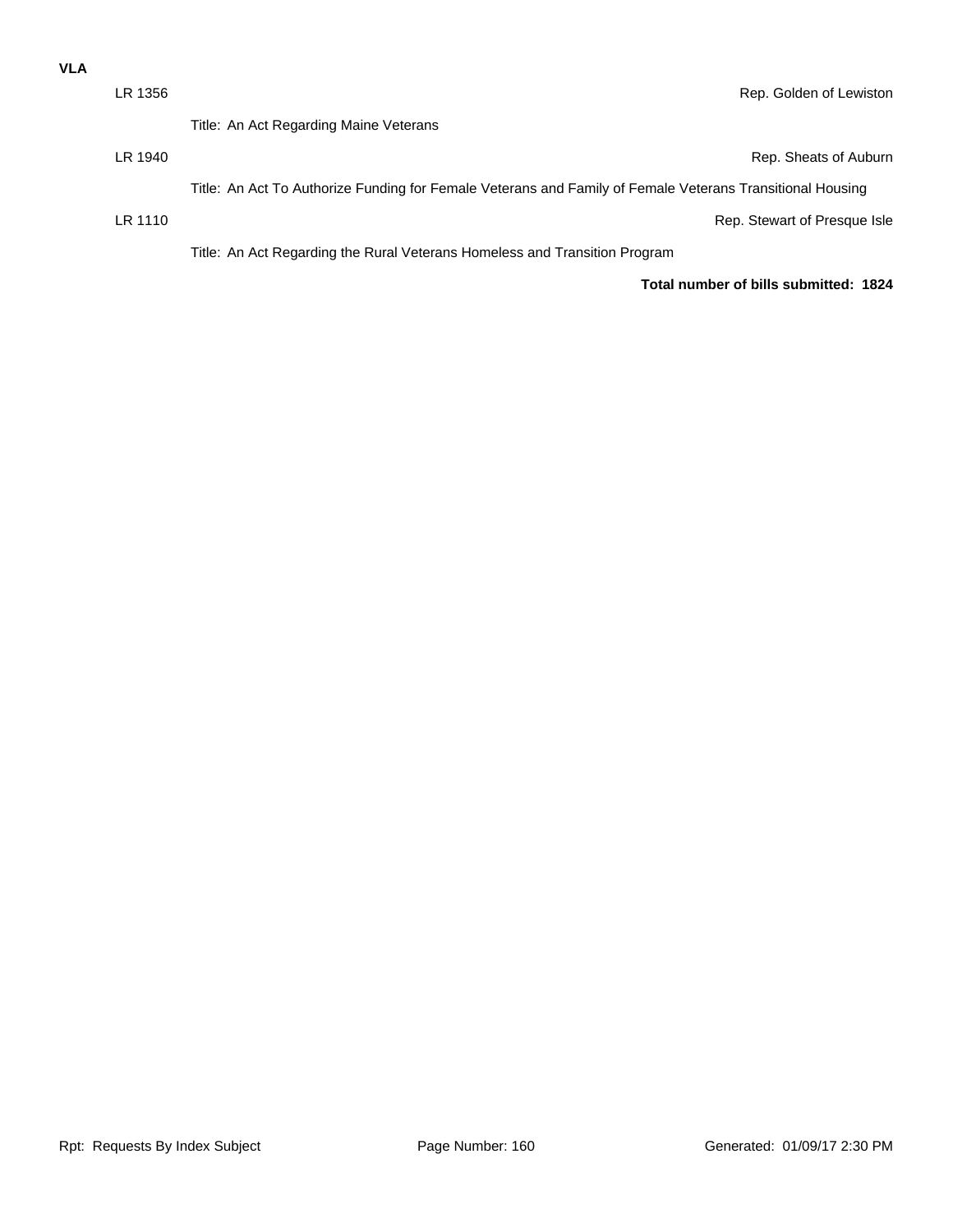**VLA**

LR 1356 — Rep. Golden of Lewiston

Title: An Act Regarding Maine Veterans

LR 1940 — Rep. Sheats of Auburn

Title: An Act To Authorize Funding for Female Veterans and Family of Female Veterans Transitional Housing

LR 1110 — Rep. Stewart of Presque Isle

Title: An Act Regarding the Rural Veterans Homeless and Transition Program

**Total number of bills submitted: 1824**